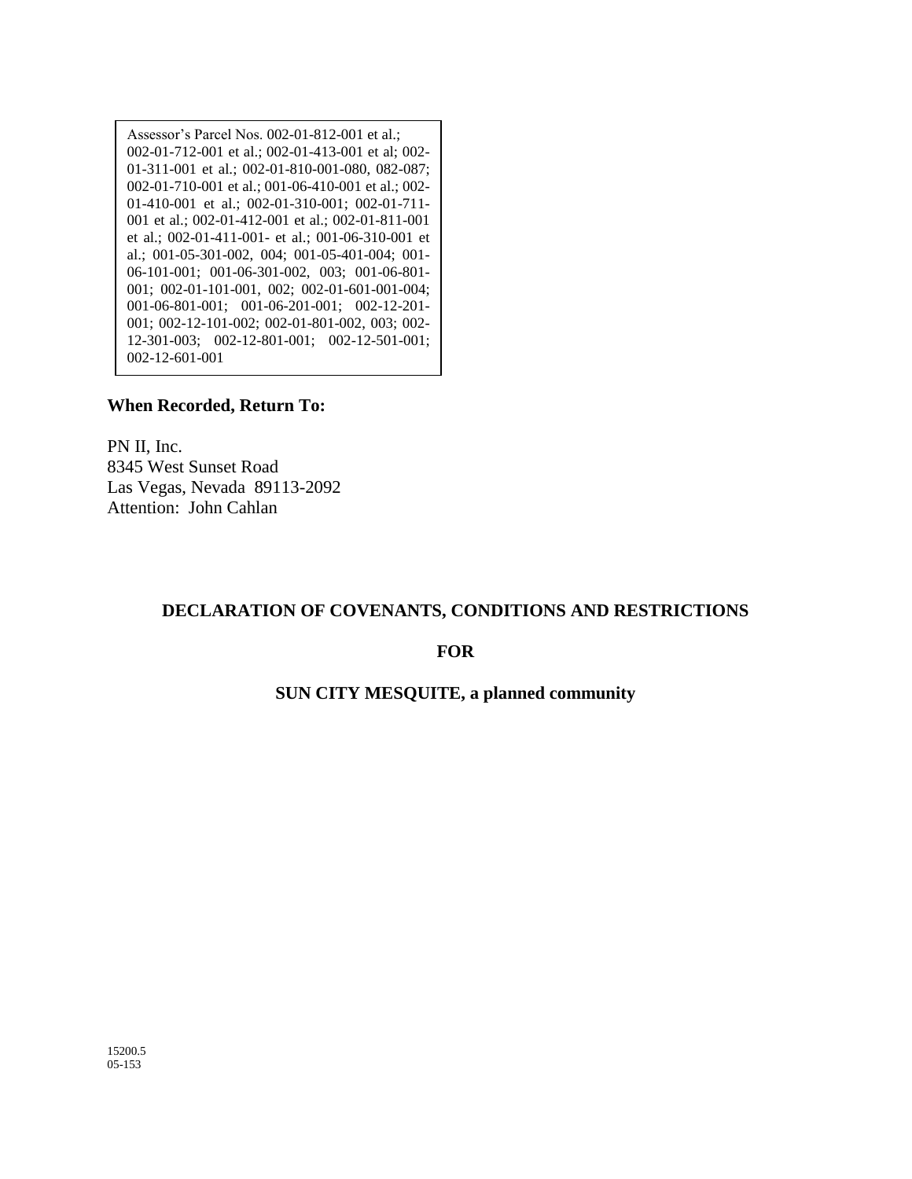Assessor's Parcel Nos. 002-01-812-001 et al.; 002-01-712-001 et al.; 002-01-413-001 et al; 002-01-311-001 et al.; 002-01-810-001-080, 082-087; 002-01-710-001 et al.; 001-06-410-001 et al.; 002-01-410-001 et al.; 002-01-310-001; 002-01-711-001 et al.; 002-01-412-001 et al.; 002-01-811-001 et al.; 002-01-411-001- et al.; 001-06-310-001 et al.; 001-05-301-002, 004; 001-05-401-004; 001-06-101-001; 001-06-301-002, 003; 001-06-801-001; 002-01-101-001, 002; 002-01-601-001-004; 001-06-801-001; 001-06-201-001; 002-12-201-001; 002-12-101-002; 002-01-801-002, 003; 002-12-301-003; 002-12-801-001; 002-12-501-001; 002-12-601-001

**When Recorded, Return To:**

PN II, Inc.
8345 West Sunset Road
Las Vegas, Nevada 89113-2092
Attention: John Cahlan

# DECLARATION OF COVENANTS, CONDITIONS AND RESTRICTIONS

## FOR

## SUN CITY MESQUITE, a planned community

15200.5
05-153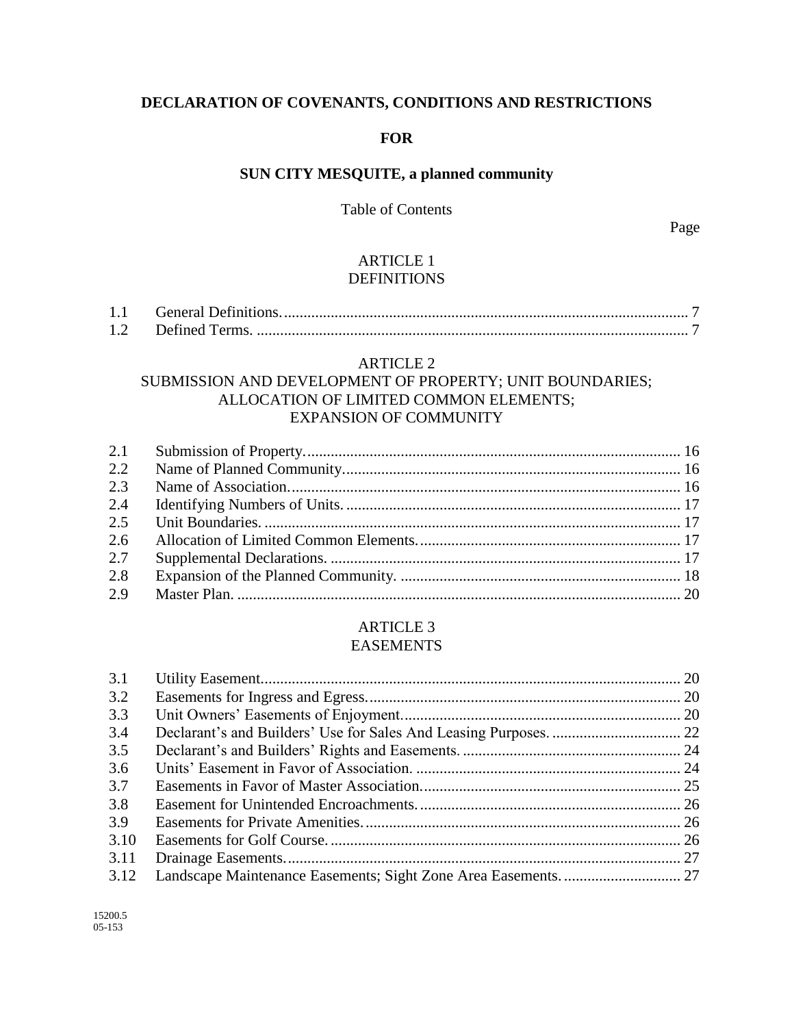**DECLARATION OF COVENANTS, CONDITIONS AND RESTRICTIONS**

**FOR**

**SUN CITY MESQUITE, a planned community**

Table of Contents

Page

ARTICLE 1
DEFINITIONS

| | | |
|---|---|---|
| 1.1 | General Definitions. | 7 |
| 1.2 | Defined Terms. | 7 |

ARTICLE 2
SUBMISSION AND DEVELOPMENT OF PROPERTY; UNIT BOUNDARIES; ALLOCATION OF LIMITED COMMON ELEMENTS; EXPANSION OF COMMUNITY

| | | |
|---|---|---|
| 2.1 | Submission of Property. | 16 |
| 2.2 | Name of Planned Community. | 16 |
| 2.3 | Name of Association. | 16 |
| 2.4 | Identifying Numbers of Units. | 17 |
| 2.5 | Unit Boundaries. | 17 |
| 2.6 | Allocation of Limited Common Elements. | 17 |
| 2.7 | Supplemental Declarations. | 17 |
| 2.8 | Expansion of the Planned Community. | 18 |
| 2.9 | Master Plan. | 20 |

ARTICLE 3
EASEMENTS

| | | |
|---|---|---|
| 3.1 | Utility Easement. | 20 |
| 3.2 | Easements for Ingress and Egress. | 20 |
| 3.3 | Unit Owners' Easements of Enjoyment. | 20 |
| 3.4 | Declarant's and Builders' Use for Sales And Leasing Purposes. | 22 |
| 3.5 | Declarant's and Builders' Rights and Easements. | 24 |
| 3.6 | Units' Easement in Favor of Association. | 24 |
| 3.7 | Easements in Favor of Master Association. | 25 |
| 3.8 | Easement for Unintended Encroachments. | 26 |
| 3.9 | Easements for Private Amenities. | 26 |
| 3.10 | Easements for Golf Course. | 26 |
| 3.11 | Drainage Easements. | 27 |
| 3.12 | Landscape Maintenance Easements; Sight Zone Area Easements. | 27 |

15200.5
05-153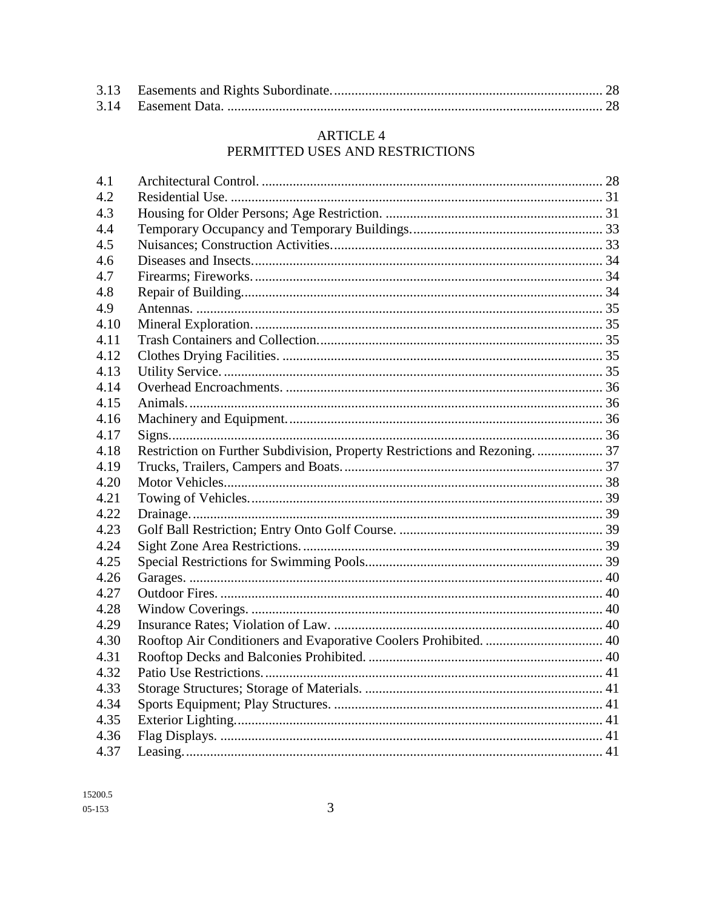| | | |
|---|---|---|
| 3.13 | Easements and Rights Subordinate. | 28 |
| 3.14 | Easement Data. | 28 |

## ARTICLE 4
## PERMITTED USES AND RESTRICTIONS

| | | |
|---|---|---|
| 4.1 | Architectural Control. | 28 |
| 4.2 | Residential Use. | 31 |
| 4.3 | Housing for Older Persons; Age Restriction. | 31 |
| 4.4 | Temporary Occupancy and Temporary Buildings. | 33 |
| 4.5 | Nuisances; Construction Activities. | 33 |
| 4.6 | Diseases and Insects. | 34 |
| 4.7 | Firearms; Fireworks. | 34 |
| 4.8 | Repair of Building. | 34 |
| 4.9 | Antennas. | 35 |
| 4.10 | Mineral Exploration. | 35 |
| 4.11 | Trash Containers and Collection. | 35 |
| 4.12 | Clothes Drying Facilities. | 35 |
| 4.13 | Utility Service. | 35 |
| 4.14 | Overhead Encroachments. | 36 |
| 4.15 | Animals. | 36 |
| 4.16 | Machinery and Equipment. | 36 |
| 4.17 | Signs. | 36 |
| 4.18 | Restriction on Further Subdivision, Property Restrictions and Rezoning. | 37 |
| 4.19 | Trucks, Trailers, Campers and Boats. | 37 |
| 4.20 | Motor Vehicles. | 38 |
| 4.21 | Towing of Vehicles. | 39 |
| 4.22 | Drainage. | 39 |
| 4.23 | Golf Ball Restriction; Entry Onto Golf Course. | 39 |
| 4.24 | Sight Zone Area Restrictions. | 39 |
| 4.25 | Special Restrictions for Swimming Pools. | 39 |
| 4.26 | Garages. | 40 |
| 4.27 | Outdoor Fires. | 40 |
| 4.28 | Window Coverings. | 40 |
| 4.29 | Insurance Rates; Violation of Law. | 40 |
| 4.30 | Rooftop Air Conditioners and Evaporative Coolers Prohibited. | 40 |
| 4.31 | Rooftop Decks and Balconies Prohibited. | 40 |
| 4.32 | Patio Use Restrictions. | 41 |
| 4.33 | Storage Structures; Storage of Materials. | 41 |
| 4.34 | Sports Equipment; Play Structures. | 41 |
| 4.35 | Exterior Lighting. | 41 |
| 4.36 | Flag Displays. | 41 |
| 4.37 | Leasing. | 41 |

15200.5
05-153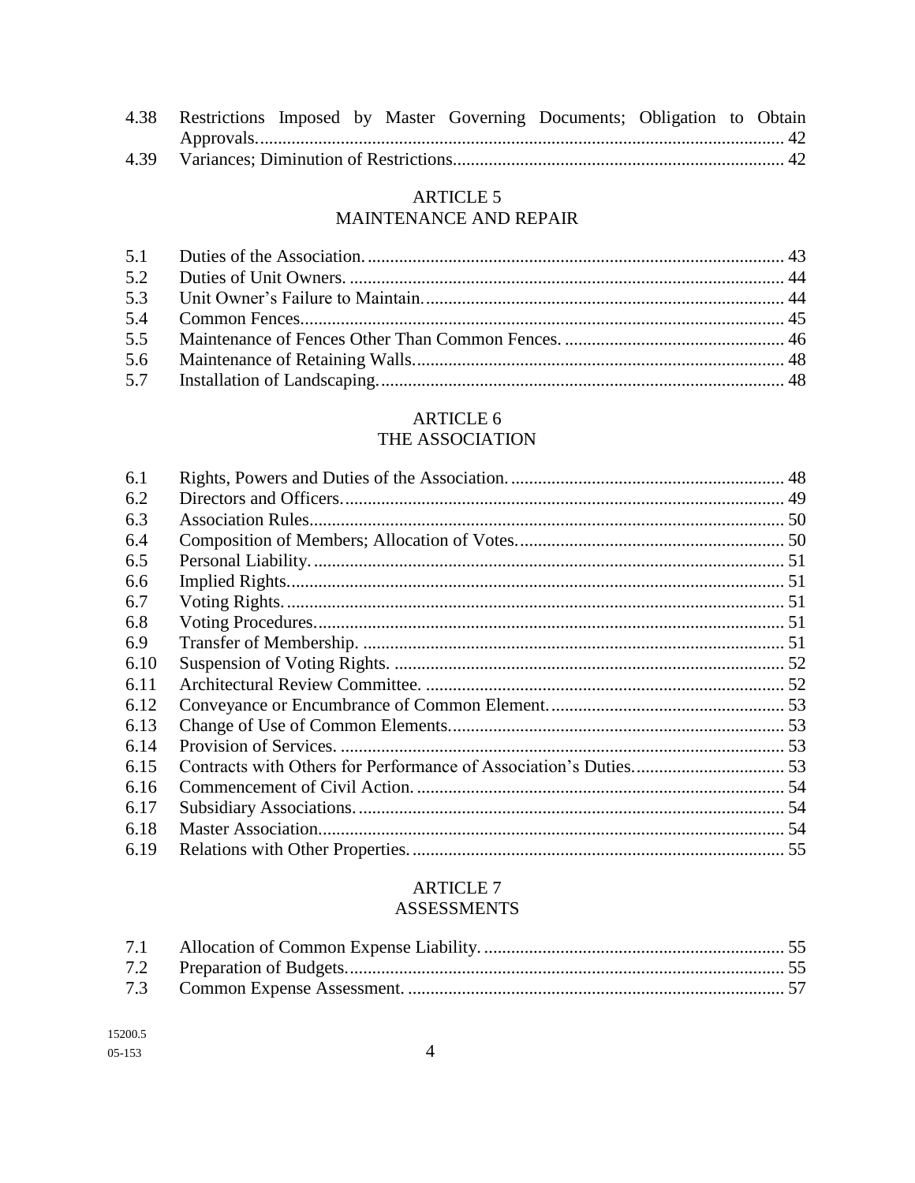| | | |
|---|---|---|
| 4.38 | Restrictions Imposed by Master Governing Documents; Obligation to Obtain Approvals. | 42 |
| 4.39 | Variances; Diminution of Restrictions | 42 |

## ARTICLE 5
## MAINTENANCE AND REPAIR

| | | |
|---|---|---|
| 5.1 | Duties of the Association. | 43 |
| 5.2 | Duties of Unit Owners. | 44 |
| 5.3 | Unit Owner's Failure to Maintain. | 44 |
| 5.4 | Common Fences | 45 |
| 5.5 | Maintenance of Fences Other Than Common Fences. | 46 |
| 5.6 | Maintenance of Retaining Walls. | 48 |
| 5.7 | Installation of Landscaping. | 48 |

## ARTICLE 6
## THE ASSOCIATION

| | | |
|---|---|---|
| 6.1 | Rights, Powers and Duties of the Association. | 48 |
| 6.2 | Directors and Officers. | 49 |
| 6.3 | Association Rules | 50 |
| 6.4 | Composition of Members; Allocation of Votes. | 50 |
| 6.5 | Personal Liability. | 51 |
| 6.6 | Implied Rights. | 51 |
| 6.7 | Voting Rights. | 51 |
| 6.8 | Voting Procedures. | 51 |
| 6.9 | Transfer of Membership. | 51 |
| 6.10 | Suspension of Voting Rights. | 52 |
| 6.11 | Architectural Review Committee. | 52 |
| 6.12 | Conveyance or Encumbrance of Common Element. | 53 |
| 6.13 | Change of Use of Common Elements. | 53 |
| 6.14 | Provision of Services. | 53 |
| 6.15 | Contracts with Others for Performance of Association's Duties. | 53 |
| 6.16 | Commencement of Civil Action. | 54 |
| 6.17 | Subsidiary Associations. | 54 |
| 6.18 | Master Association. | 54 |
| 6.19 | Relations with Other Properties. | 55 |

## ARTICLE 7
## ASSESSMENTS

| | | |
|---|---|---|
| 7.1 | Allocation of Common Expense Liability. | 55 |
| 7.2 | Preparation of Budgets. | 55 |
| 7.3 | Common Expense Assessment. | 57 |

15200.5
05-153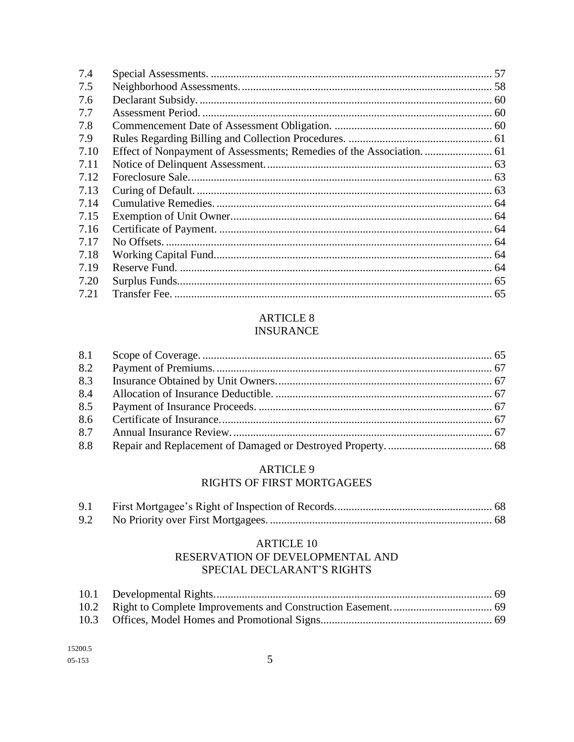| | | |
|---|---|---|
| 7.4 | Special Assessments. | 57 |
| 7.5 | Neighborhood Assessments. | 58 |
| 7.6 | Declarant Subsidy. | 60 |
| 7.7 | Assessment Period. | 60 |
| 7.8 | Commencement Date of Assessment Obligation. | 60 |
| 7.9 | Rules Regarding Billing and Collection Procedures. | 61 |
| 7.10 | Effect of Nonpayment of Assessments; Remedies of the Association. | 61 |
| 7.11 | Notice of Delinquent Assessment. | 63 |
| 7.12 | Foreclosure Sale. | 63 |
| 7.13 | Curing of Default. | 63 |
| 7.14 | Cumulative Remedies. | 64 |
| 7.15 | Exemption of Unit Owner. | 64 |
| 7.16 | Certificate of Payment. | 64 |
| 7.17 | No Offsets. | 64 |
| 7.18 | Working Capital Fund. | 64 |
| 7.19 | Reserve Fund. | 64 |
| 7.20 | Surplus Funds. | 65 |
| 7.21 | Transfer Fee. | 65 |

## ARTICLE 8
## INSURANCE

| | | |
|---|---|---|
| 8.1 | Scope of Coverage. | 65 |
| 8.2 | Payment of Premiums. | 67 |
| 8.3 | Insurance Obtained by Unit Owners. | 67 |
| 8.4 | Allocation of Insurance Deductible. | 67 |
| 8.5 | Payment of Insurance Proceeds. | 67 |
| 8.6 | Certificate of Insurance. | 67 |
| 8.7 | Annual Insurance Review. | 67 |
| 8.8 | Repair and Replacement of Damaged or Destroyed Property. | 68 |

## ARTICLE 9
## RIGHTS OF FIRST MORTGAGEES

| | | |
|---|---|---|
| 9.1 | First Mortgagee's Right of Inspection of Records. | 68 |
| 9.2 | No Priority over First Mortgagees. | 68 |

## ARTICLE 10
## RESERVATION OF DEVELOPMENTAL AND SPECIAL DECLARANT'S RIGHTS

| | | |
|---|---|---|
| 10.1 | Developmental Rights. | 69 |
| 10.2 | Right to Complete Improvements and Construction Easement. | 69 |
| 10.3 | Offices, Model Homes and Promotional Signs. | 69 |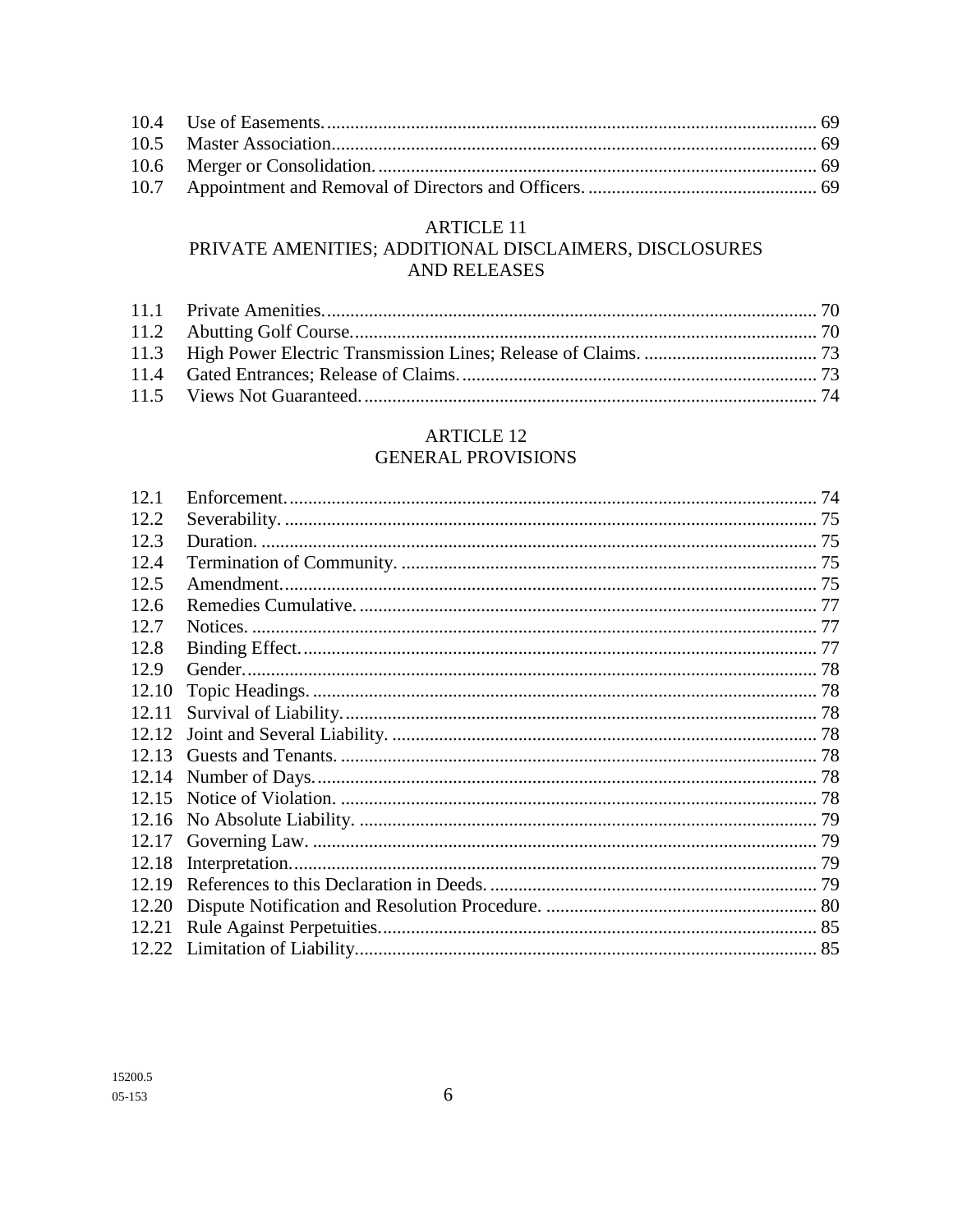| | | |
|---|---|---|
| 10.4 | Use of Easements. | 69 |
| 10.5 | Master Association. | 69 |
| 10.6 | Merger or Consolidation. | 69 |
| 10.7 | Appointment and Removal of Directors and Officers. | 69 |

## ARTICLE 11
## PRIVATE AMENITIES; ADDITIONAL DISCLAIMERS, DISCLOSURES AND RELEASES

| | | |
|---|---|---|
| 11.1 | Private Amenities. | 70 |
| 11.2 | Abutting Golf Course. | 70 |
| 11.3 | High Power Electric Transmission Lines; Release of Claims. | 73 |
| 11.4 | Gated Entrances; Release of Claims. | 73 |
| 11.5 | Views Not Guaranteed. | 74 |

## ARTICLE 12
## GENERAL PROVISIONS

| | | |
|---|---|---|
| 12.1 | Enforcement. | 74 |
| 12.2 | Severability. | 75 |
| 12.3 | Duration. | 75 |
| 12.4 | Termination of Community. | 75 |
| 12.5 | Amendment. | 75 |
| 12.6 | Remedies Cumulative. | 77 |
| 12.7 | Notices. | 77 |
| 12.8 | Binding Effect. | 77 |
| 12.9 | Gender. | 78 |
| 12.10 | Topic Headings. | 78 |
| 12.11 | Survival of Liability. | 78 |
| 12.12 | Joint and Several Liability. | 78 |
| 12.13 | Guests and Tenants. | 78 |
| 12.14 | Number of Days. | 78 |
| 12.15 | Notice of Violation. | 78 |
| 12.16 | No Absolute Liability. | 79 |
| 12.17 | Governing Law. | 79 |
| 12.18 | Interpretation. | 79 |
| 12.19 | References to this Declaration in Deeds. | 79 |
| 12.20 | Dispute Notification and Resolution Procedure. | 80 |
| 12.21 | Rule Against Perpetuities. | 85 |
| 12.22 | Limitation of Liability. | 85 |

15200.5
05-153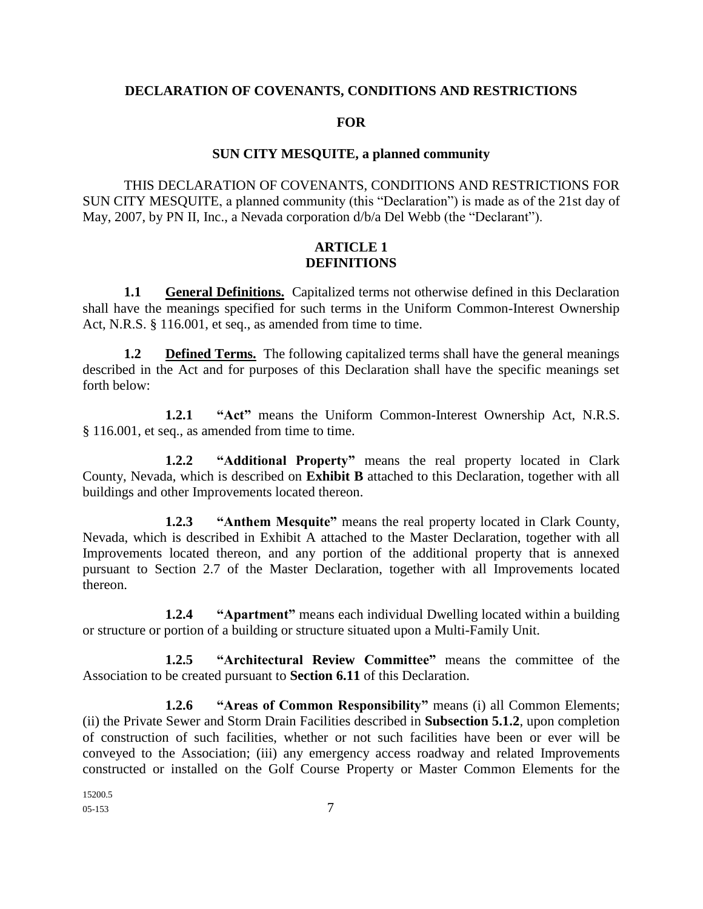# DECLARATION OF COVENANTS, CONDITIONS AND RESTRICTIONS

# FOR

# SUN CITY MESQUITE, a planned community

THIS DECLARATION OF COVENANTS, CONDITIONS AND RESTRICTIONS FOR SUN CITY MESQUITE, a planned community (this "Declaration") is made as of the 21st day of May, 2007, by PN II, Inc., a Nevada corporation d/b/a Del Webb (the "Declarant").

## ARTICLE 1
## DEFINITIONS

**1.1 General Definitions.** Capitalized terms not otherwise defined in this Declaration shall have the meanings specified for such terms in the Uniform Common-Interest Ownership Act, N.R.S. § 116.001, et seq., as amended from time to time.

**1.2 Defined Terms.** The following capitalized terms shall have the general meanings described in the Act and for purposes of this Declaration shall have the specific meanings set forth below:

**1.2.1 "Act"** means the Uniform Common-Interest Ownership Act, N.R.S. § 116.001, et seq., as amended from time to time.

**1.2.2 "Additional Property"** means the real property located in Clark County, Nevada, which is described on **Exhibit B** attached to this Declaration, together with all buildings and other Improvements located thereon.

**1.2.3 "Anthem Mesquite"** means the real property located in Clark County, Nevada, which is described in Exhibit A attached to the Master Declaration, together with all Improvements located thereon, and any portion of the additional property that is annexed pursuant to Section 2.7 of the Master Declaration, together with all Improvements located thereon.

**1.2.4 "Apartment"** means each individual Dwelling located within a building or structure or portion of a building or structure situated upon a Multi-Family Unit.

**1.2.5 "Architectural Review Committee"** means the committee of the Association to be created pursuant to **Section 6.11** of this Declaration.

**1.2.6 "Areas of Common Responsibility"** means (i) all Common Elements; (ii) the Private Sewer and Storm Drain Facilities described in **Subsection 5.1.2**, upon completion of construction of such facilities, whether or not such facilities have been or ever will be conveyed to the Association; (iii) any emergency access roadway and related Improvements constructed or installed on the Golf Course Property or Master Common Elements for the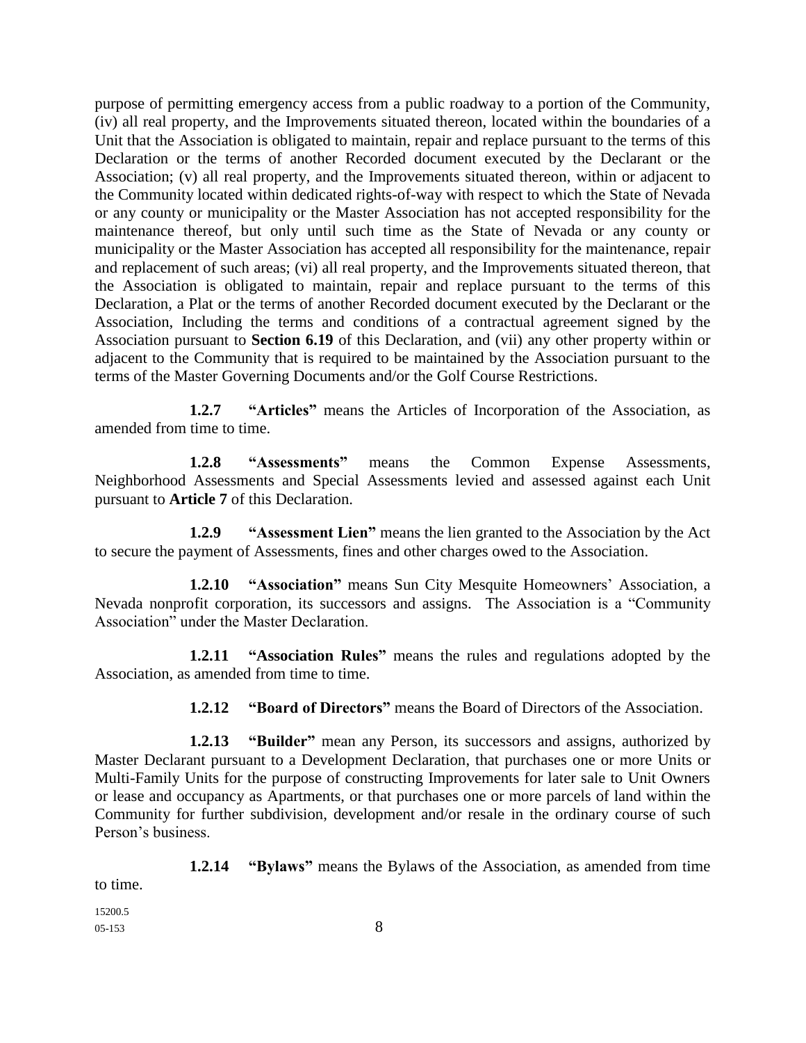purpose of permitting emergency access from a public roadway to a portion of the Community, (iv) all real property, and the Improvements situated thereon, located within the boundaries of a Unit that the Association is obligated to maintain, repair and replace pursuant to the terms of this Declaration or the terms of another Recorded document executed by the Declarant or the Association; (v) all real property, and the Improvements situated thereon, within or adjacent to the Community located within dedicated rights-of-way with respect to which the State of Nevada or any county or municipality or the Master Association has not accepted responsibility for the maintenance thereof, but only until such time as the State of Nevada or any county or municipality or the Master Association has accepted all responsibility for the maintenance, repair and replacement of such areas; (vi) all real property, and the Improvements situated thereon, that the Association is obligated to maintain, repair and replace pursuant to the terms of this Declaration, a Plat or the terms of another Recorded document executed by the Declarant or the Association, Including the terms and conditions of a contractual agreement signed by the Association pursuant to **Section 6.19** of this Declaration, and (vii) any other property within or adjacent to the Community that is required to be maintained by the Association pursuant to the terms of the Master Governing Documents and/or the Golf Course Restrictions.

**1.2.7 "Articles"** means the Articles of Incorporation of the Association, as amended from time to time.

**1.2.8 "Assessments"** means the Common Expense Assessments, Neighborhood Assessments and Special Assessments levied and assessed against each Unit pursuant to **Article 7** of this Declaration.

**1.2.9 "Assessment Lien"** means the lien granted to the Association by the Act to secure the payment of Assessments, fines and other charges owed to the Association.

**1.2.10 "Association"** means Sun City Mesquite Homeowners' Association, a Nevada nonprofit corporation, its successors and assigns. The Association is a "Community Association" under the Master Declaration.

**1.2.11 "Association Rules"** means the rules and regulations adopted by the Association, as amended from time to time.

**1.2.12 "Board of Directors"** means the Board of Directors of the Association.

**1.2.13 "Builder"** mean any Person, its successors and assigns, authorized by Master Declarant pursuant to a Development Declaration, that purchases one or more Units or Multi-Family Units for the purpose of constructing Improvements for later sale to Unit Owners or lease and occupancy as Apartments, or that purchases one or more parcels of land within the Community for further subdivision, development and/or resale in the ordinary course of such Person's business.

**1.2.14 "Bylaws"** means the Bylaws of the Association, as amended from time to time.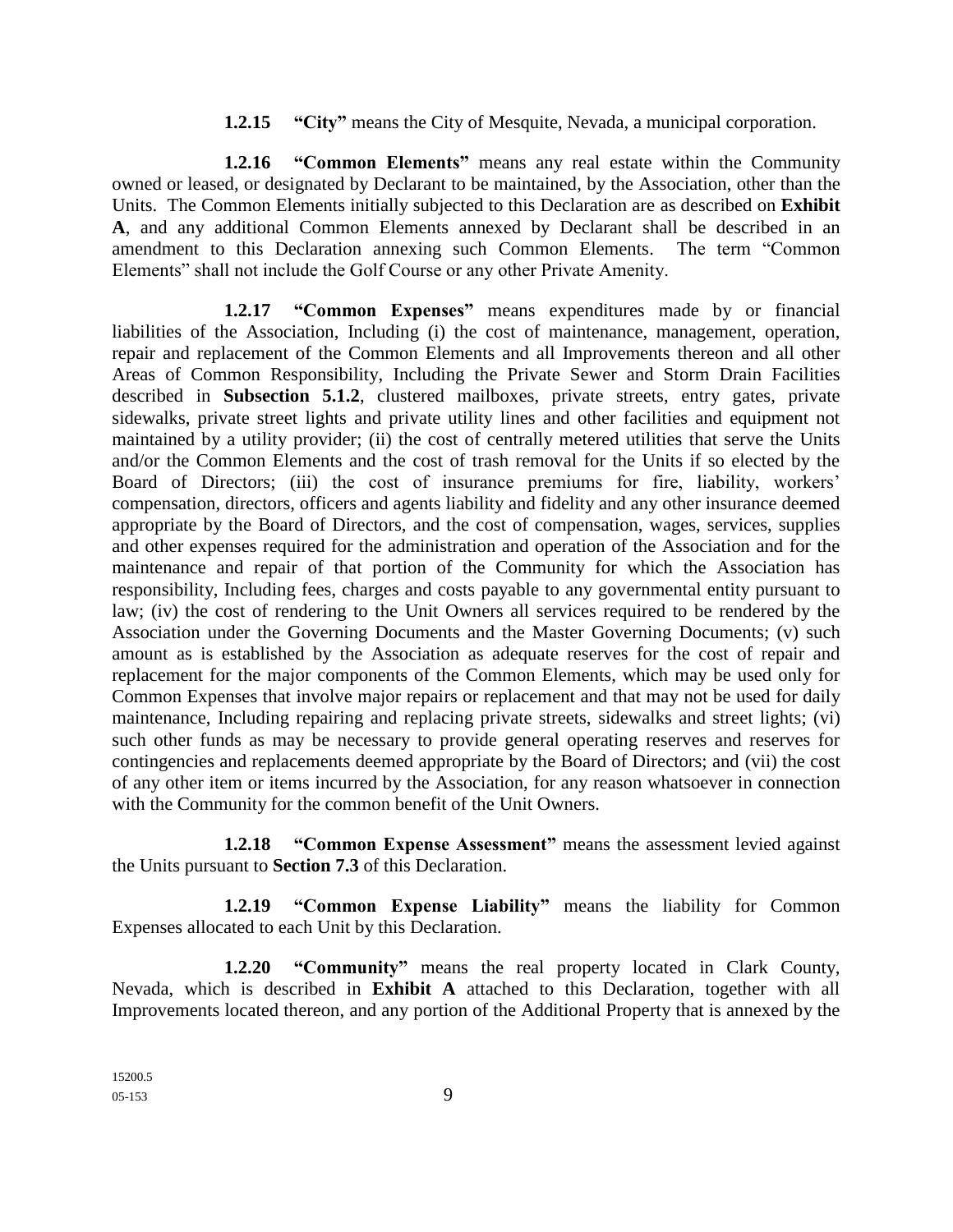**1.2.15 "City"** means the City of Mesquite, Nevada, a municipal corporation.

**1.2.16 "Common Elements"** means any real estate within the Community owned or leased, or designated by Declarant to be maintained, by the Association, other than the Units. The Common Elements initially subjected to this Declaration are as described on **Exhibit A**, and any additional Common Elements annexed by Declarant shall be described in an amendment to this Declaration annexing such Common Elements. The term "Common Elements" shall not include the Golf Course or any other Private Amenity.

**1.2.17 "Common Expenses"** means expenditures made by or financial liabilities of the Association, Including (i) the cost of maintenance, management, operation, repair and replacement of the Common Elements and all Improvements thereon and all other Areas of Common Responsibility, Including the Private Sewer and Storm Drain Facilities described in **Subsection 5.1.2**, clustered mailboxes, private streets, entry gates, private sidewalks, private street lights and private utility lines and other facilities and equipment not maintained by a utility provider; (ii) the cost of centrally metered utilities that serve the Units and/or the Common Elements and the cost of trash removal for the Units if so elected by the Board of Directors; (iii) the cost of insurance premiums for fire, liability, workers' compensation, directors, officers and agents liability and fidelity and any other insurance deemed appropriate by the Board of Directors, and the cost of compensation, wages, services, supplies and other expenses required for the administration and operation of the Association and for the maintenance and repair of that portion of the Community for which the Association has responsibility, Including fees, charges and costs payable to any governmental entity pursuant to law; (iv) the cost of rendering to the Unit Owners all services required to be rendered by the Association under the Governing Documents and the Master Governing Documents; (v) such amount as is established by the Association as adequate reserves for the cost of repair and replacement for the major components of the Common Elements, which may be used only for Common Expenses that involve major repairs or replacement and that may not be used for daily maintenance, Including repairing and replacing private streets, sidewalks and street lights; (vi) such other funds as may be necessary to provide general operating reserves and reserves for contingencies and replacements deemed appropriate by the Board of Directors; and (vii) the cost of any other item or items incurred by the Association, for any reason whatsoever in connection with the Community for the common benefit of the Unit Owners.

**1.2.18 "Common Expense Assessment"** means the assessment levied against the Units pursuant to **Section 7.3** of this Declaration.

**1.2.19 "Common Expense Liability"** means the liability for Common Expenses allocated to each Unit by this Declaration.

**1.2.20 "Community"** means the real property located in Clark County, Nevada, which is described in **Exhibit A** attached to this Declaration, together with all Improvements located thereon, and any portion of the Additional Property that is annexed by the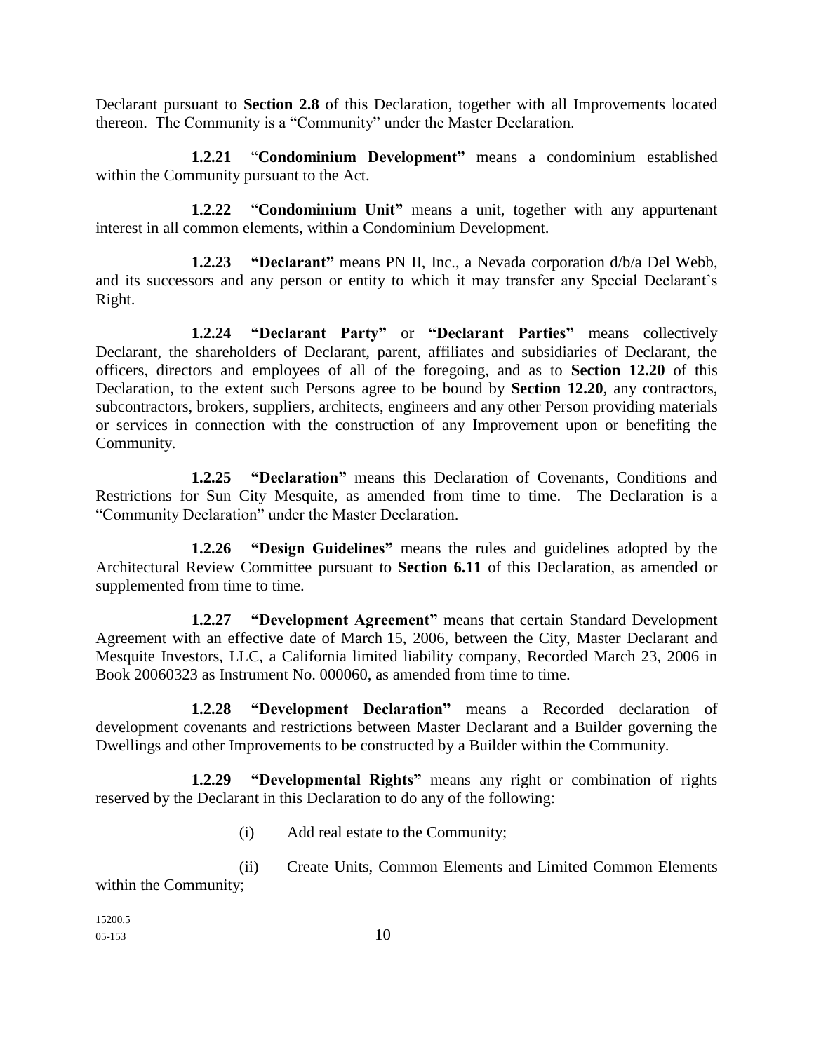Declarant pursuant to **Section 2.8** of this Declaration, together with all Improvements located thereon. The Community is a "Community" under the Master Declaration.

**1.2.21** "**Condominium Development"** means a condominium established within the Community pursuant to the Act.

**1.2.22** "**Condominium Unit"** means a unit, together with any appurtenant interest in all common elements, within a Condominium Development.

**1.2.23** **"Declarant"** means PN II, Inc., a Nevada corporation d/b/a Del Webb, and its successors and any person or entity to which it may transfer any Special Declarant's Right.

**1.2.24** **"Declarant Party"** or **"Declarant Parties"** means collectively Declarant, the shareholders of Declarant, parent, affiliates and subsidiaries of Declarant, the officers, directors and employees of all of the foregoing, and as to **Section 12.20** of this Declaration, to the extent such Persons agree to be bound by **Section 12.20**, any contractors, subcontractors, brokers, suppliers, architects, engineers and any other Person providing materials or services in connection with the construction of any Improvement upon or benefiting the Community.

**1.2.25** **"Declaration"** means this Declaration of Covenants, Conditions and Restrictions for Sun City Mesquite, as amended from time to time. The Declaration is a "Community Declaration" under the Master Declaration.

**1.2.26** **"Design Guidelines"** means the rules and guidelines adopted by the Architectural Review Committee pursuant to **Section 6.11** of this Declaration, as amended or supplemented from time to time.

**1.2.27** **"Development Agreement"** means that certain Standard Development Agreement with an effective date of March 15, 2006, between the City, Master Declarant and Mesquite Investors, LLC, a California limited liability company, Recorded March 23, 2006 in Book 20060323 as Instrument No. 000060, as amended from time to time.

**1.2.28** **"Development Declaration"** means a Recorded declaration of development covenants and restrictions between Master Declarant and a Builder governing the Dwellings and other Improvements to be constructed by a Builder within the Community.

**1.2.29** **"Developmental Rights"** means any right or combination of rights reserved by the Declarant in this Declaration to do any of the following:

(i) Add real estate to the Community;

(ii) Create Units, Common Elements and Limited Common Elements within the Community;

15200.5
05-153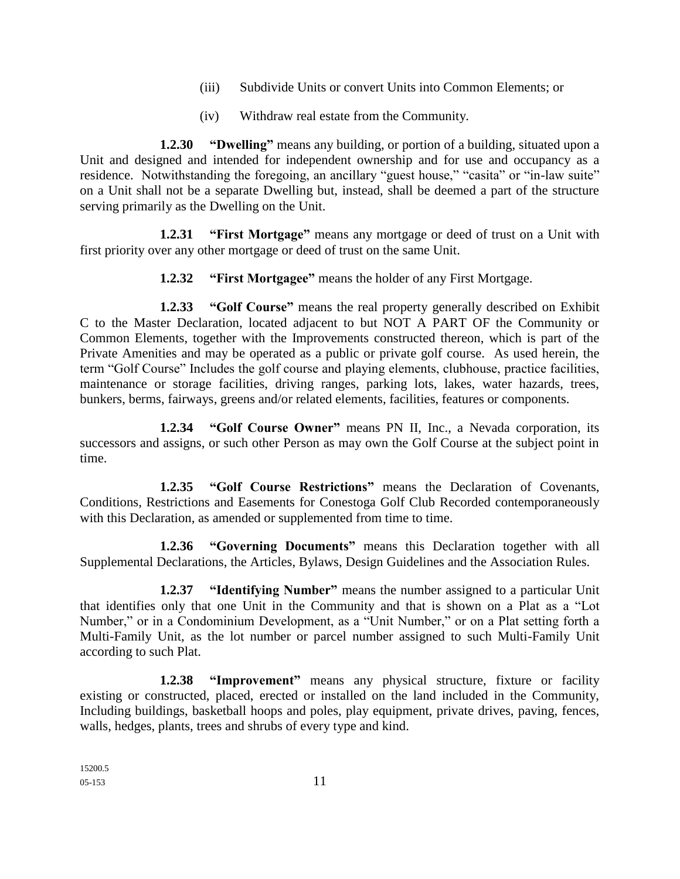(iii) Subdivide Units or convert Units into Common Elements; or

(iv) Withdraw real estate from the Community.

**1.2.30 "Dwelling"** means any building, or portion of a building, situated upon a Unit and designed and intended for independent ownership and for use and occupancy as a residence. Notwithstanding the foregoing, an ancillary "guest house," "casita" or "in-law suite" on a Unit shall not be a separate Dwelling but, instead, shall be deemed a part of the structure serving primarily as the Dwelling on the Unit.

**1.2.31 "First Mortgage"** means any mortgage or deed of trust on a Unit with first priority over any other mortgage or deed of trust on the same Unit.

**1.2.32 "First Mortgagee"** means the holder of any First Mortgage.

**1.2.33 "Golf Course"** means the real property generally described on Exhibit C to the Master Declaration, located adjacent to but NOT A PART OF the Community or Common Elements, together with the Improvements constructed thereon, which is part of the Private Amenities and may be operated as a public or private golf course. As used herein, the term "Golf Course" Includes the golf course and playing elements, clubhouse, practice facilities, maintenance or storage facilities, driving ranges, parking lots, lakes, water hazards, trees, bunkers, berms, fairways, greens and/or related elements, facilities, features or components.

**1.2.34 "Golf Course Owner"** means PN II, Inc., a Nevada corporation, its successors and assigns, or such other Person as may own the Golf Course at the subject point in time.

**1.2.35 "Golf Course Restrictions"** means the Declaration of Covenants, Conditions, Restrictions and Easements for Conestoga Golf Club Recorded contemporaneously with this Declaration, as amended or supplemented from time to time.

**1.2.36 "Governing Documents"** means this Declaration together with all Supplemental Declarations, the Articles, Bylaws, Design Guidelines and the Association Rules.

**1.2.37 "Identifying Number"** means the number assigned to a particular Unit that identifies only that one Unit in the Community and that is shown on a Plat as a "Lot Number," or in a Condominium Development, as a "Unit Number," or on a Plat setting forth a Multi-Family Unit, as the lot number or parcel number assigned to such Multi-Family Unit according to such Plat.

**1.2.38 "Improvement"** means any physical structure, fixture or facility existing or constructed, placed, erected or installed on the land included in the Community, Including buildings, basketball hoops and poles, play equipment, private drives, paving, fences, walls, hedges, plants, trees and shrubs of every type and kind.

15200.5
05-153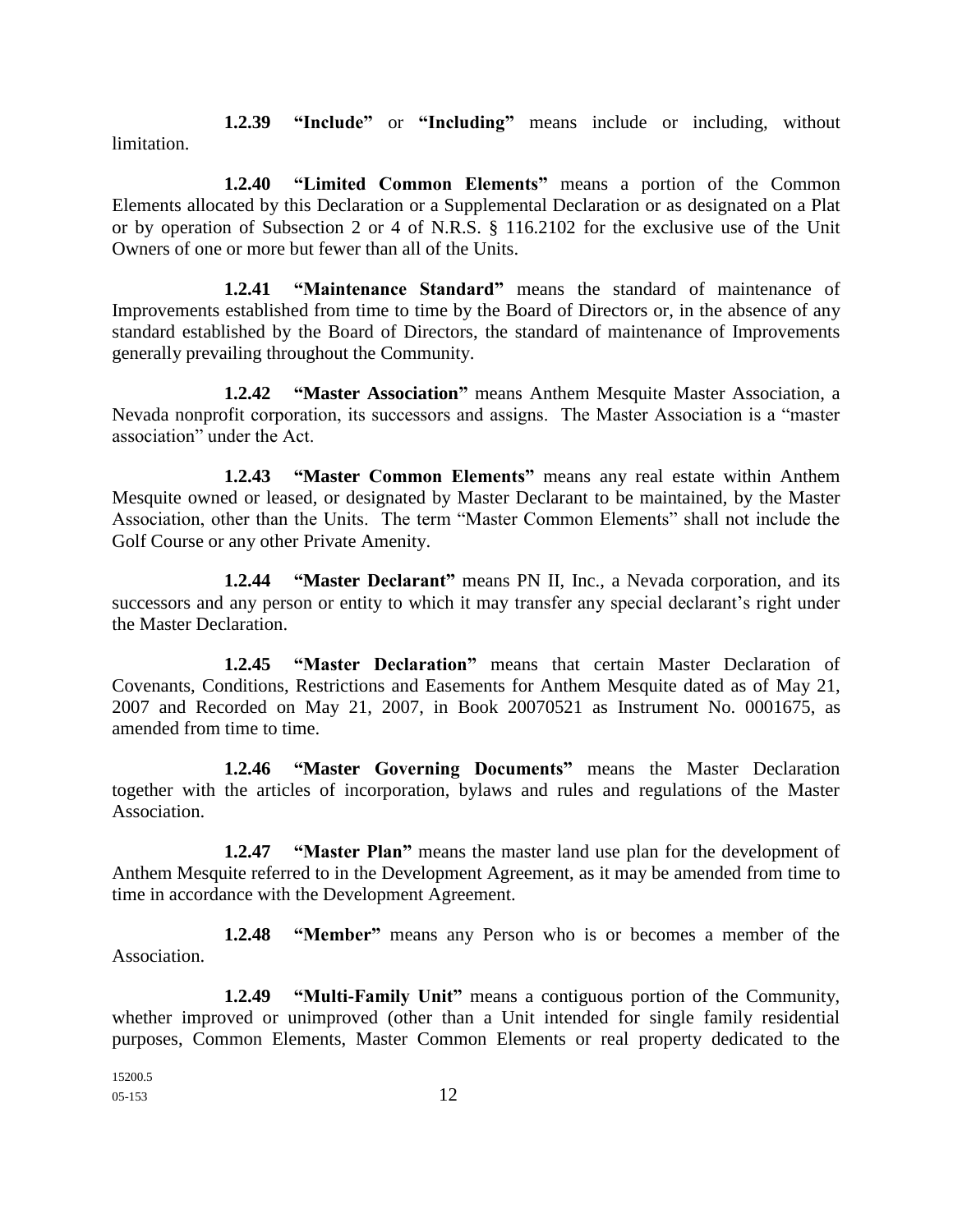**1.2.39 "Include"** or **"Including"** means include or including, without limitation.

**1.2.40 "Limited Common Elements"** means a portion of the Common Elements allocated by this Declaration or a Supplemental Declaration or as designated on a Plat or by operation of Subsection 2 or 4 of N.R.S. § 116.2102 for the exclusive use of the Unit Owners of one or more but fewer than all of the Units.

**1.2.41 "Maintenance Standard"** means the standard of maintenance of Improvements established from time to time by the Board of Directors or, in the absence of any standard established by the Board of Directors, the standard of maintenance of Improvements generally prevailing throughout the Community.

**1.2.42 "Master Association"** means Anthem Mesquite Master Association, a Nevada nonprofit corporation, its successors and assigns. The Master Association is a "master association" under the Act.

**1.2.43 "Master Common Elements"** means any real estate within Anthem Mesquite owned or leased, or designated by Master Declarant to be maintained, by the Master Association, other than the Units. The term "Master Common Elements" shall not include the Golf Course or any other Private Amenity.

**1.2.44 "Master Declarant"** means PN II, Inc., a Nevada corporation, and its successors and any person or entity to which it may transfer any special declarant's right under the Master Declaration.

**1.2.45 "Master Declaration"** means that certain Master Declaration of Covenants, Conditions, Restrictions and Easements for Anthem Mesquite dated as of May 21, 2007 and Recorded on May 21, 2007, in Book 20070521 as Instrument No. 0001675, as amended from time to time.

**1.2.46 "Master Governing Documents"** means the Master Declaration together with the articles of incorporation, bylaws and rules and regulations of the Master Association.

**1.2.47 "Master Plan"** means the master land use plan for the development of Anthem Mesquite referred to in the Development Agreement, as it may be amended from time to time in accordance with the Development Agreement.

**1.2.48 "Member"** means any Person who is or becomes a member of the Association.

**1.2.49 "Multi-Family Unit"** means a contiguous portion of the Community, whether improved or unimproved (other than a Unit intended for single family residential purposes, Common Elements, Master Common Elements or real property dedicated to the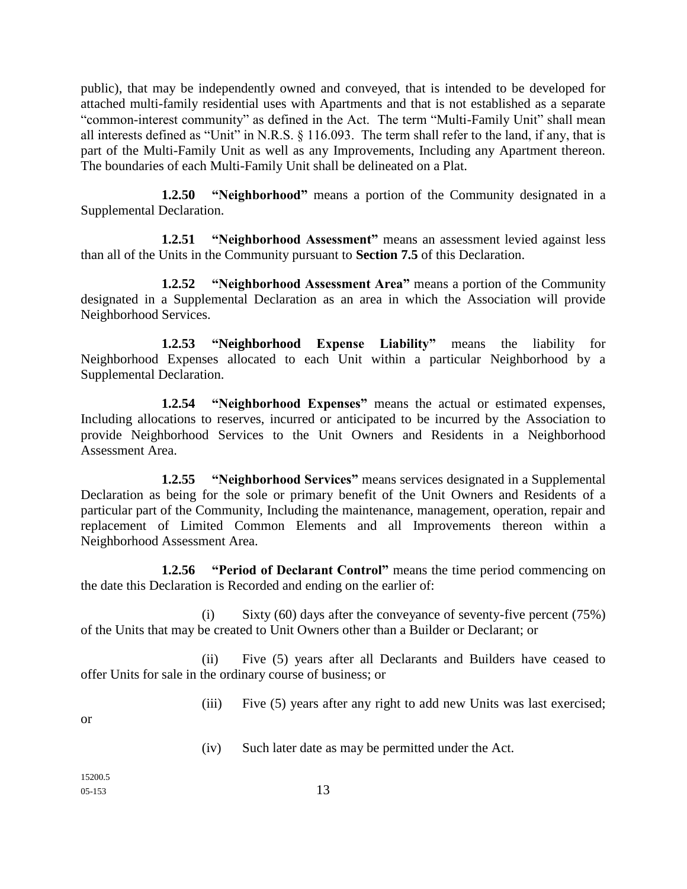public), that may be independently owned and conveyed, that is intended to be developed for attached multi-family residential uses with Apartments and that is not established as a separate "common-interest community" as defined in the Act. The term "Multi-Family Unit" shall mean all interests defined as "Unit" in N.R.S. § 116.093. The term shall refer to the land, if any, that is part of the Multi-Family Unit as well as any Improvements, Including any Apartment thereon. The boundaries of each Multi-Family Unit shall be delineated on a Plat.

**1.2.50 "Neighborhood"** means a portion of the Community designated in a Supplemental Declaration.

**1.2.51 "Neighborhood Assessment"** means an assessment levied against less than all of the Units in the Community pursuant to **Section 7.5** of this Declaration.

**1.2.52 "Neighborhood Assessment Area"** means a portion of the Community designated in a Supplemental Declaration as an area in which the Association will provide Neighborhood Services.

**1.2.53 "Neighborhood Expense Liability"** means the liability for Neighborhood Expenses allocated to each Unit within a particular Neighborhood by a Supplemental Declaration.

**1.2.54 "Neighborhood Expenses"** means the actual or estimated expenses, Including allocations to reserves, incurred or anticipated to be incurred by the Association to provide Neighborhood Services to the Unit Owners and Residents in a Neighborhood Assessment Area.

**1.2.55 "Neighborhood Services"** means services designated in a Supplemental Declaration as being for the sole or primary benefit of the Unit Owners and Residents of a particular part of the Community, Including the maintenance, management, operation, repair and replacement of Limited Common Elements and all Improvements thereon within a Neighborhood Assessment Area.

**1.2.56 "Period of Declarant Control"** means the time period commencing on the date this Declaration is Recorded and ending on the earlier of:

(i) Sixty (60) days after the conveyance of seventy-five percent (75%) of the Units that may be created to Unit Owners other than a Builder or Declarant; or

(ii) Five (5) years after all Declarants and Builders have ceased to offer Units for sale in the ordinary course of business; or

(iii) Five (5) years after any right to add new Units was last exercised; or

(iv) Such later date as may be permitted under the Act.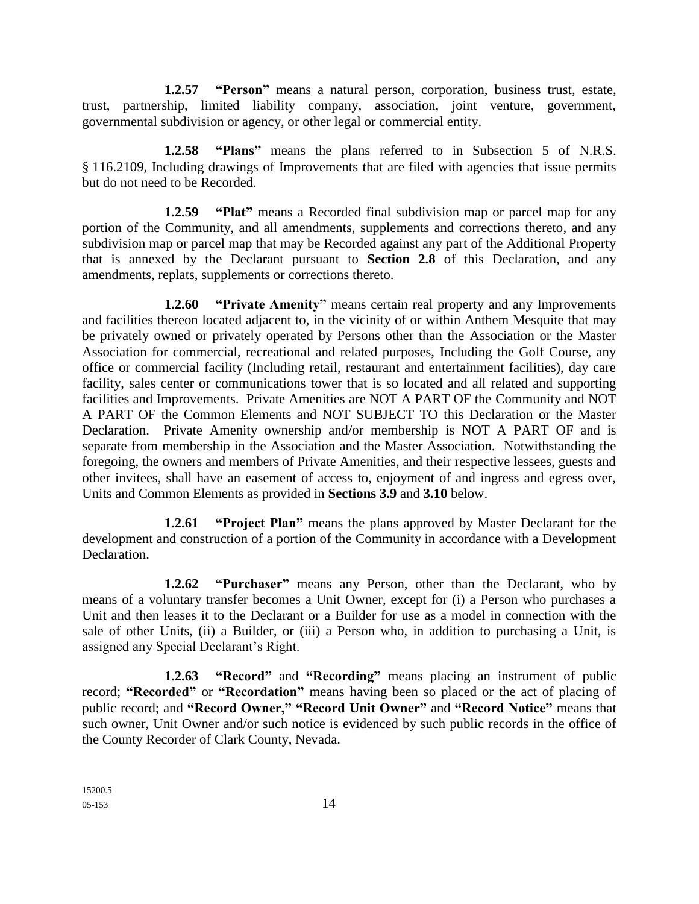**1.2.57 "Person"** means a natural person, corporation, business trust, estate, trust, partnership, limited liability company, association, joint venture, government, governmental subdivision or agency, or other legal or commercial entity.

**1.2.58 "Plans"** means the plans referred to in Subsection 5 of N.R.S. § 116.2109, Including drawings of Improvements that are filed with agencies that issue permits but do not need to be Recorded.

**1.2.59 "Plat"** means a Recorded final subdivision map or parcel map for any portion of the Community, and all amendments, supplements and corrections thereto, and any subdivision map or parcel map that may be Recorded against any part of the Additional Property that is annexed by the Declarant pursuant to **Section 2.8** of this Declaration, and any amendments, replats, supplements or corrections thereto.

**1.2.60 "Private Amenity"** means certain real property and any Improvements and facilities thereon located adjacent to, in the vicinity of or within Anthem Mesquite that may be privately owned or privately operated by Persons other than the Association or the Master Association for commercial, recreational and related purposes, Including the Golf Course, any office or commercial facility (Including retail, restaurant and entertainment facilities), day care facility, sales center or communications tower that is so located and all related and supporting facilities and Improvements. Private Amenities are NOT A PART OF the Community and NOT A PART OF the Common Elements and NOT SUBJECT TO this Declaration or the Master Declaration. Private Amenity ownership and/or membership is NOT A PART OF and is separate from membership in the Association and the Master Association. Notwithstanding the foregoing, the owners and members of Private Amenities, and their respective lessees, guests and other invitees, shall have an easement of access to, enjoyment of and ingress and egress over, Units and Common Elements as provided in **Sections 3.9** and **3.10** below.

**1.2.61 "Project Plan"** means the plans approved by Master Declarant for the development and construction of a portion of the Community in accordance with a Development Declaration.

**1.2.62 "Purchaser"** means any Person, other than the Declarant, who by means of a voluntary transfer becomes a Unit Owner, except for (i) a Person who purchases a Unit and then leases it to the Declarant or a Builder for use as a model in connection with the sale of other Units, (ii) a Builder, or (iii) a Person who, in addition to purchasing a Unit, is assigned any Special Declarant's Right.

**1.2.63 "Record"** and **"Recording"** means placing an instrument of public record; **"Recorded"** or **"Recordation"** means having been so placed or the act of placing of public record; and **"Record Owner," "Record Unit Owner"** and **"Record Notice"** means that such owner, Unit Owner and/or such notice is evidenced by such public records in the office of the County Recorder of Clark County, Nevada.

15200.5
05-153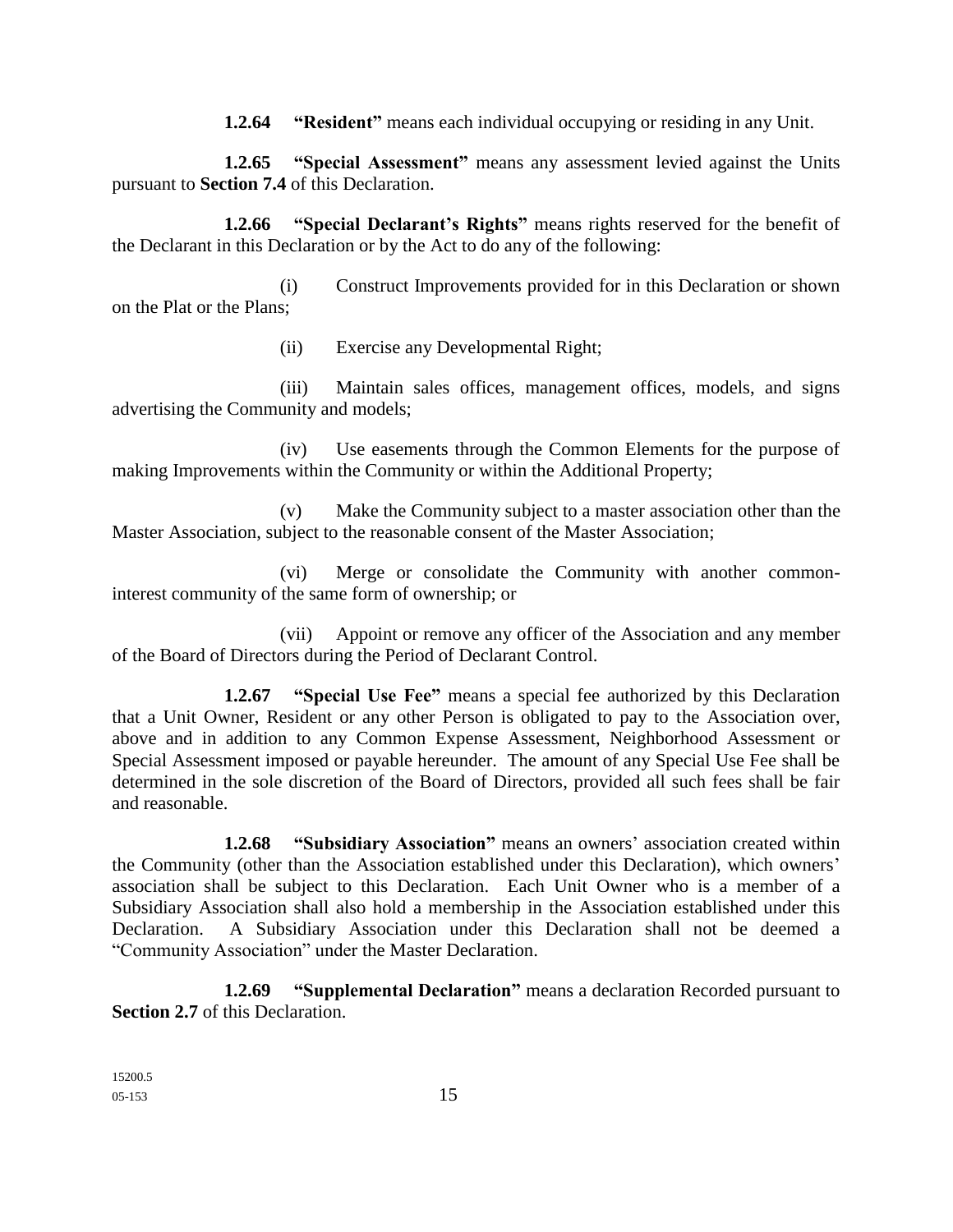**1.2.64 "Resident"** means each individual occupying or residing in any Unit.

**1.2.65 "Special Assessment"** means any assessment levied against the Units pursuant to **Section 7.4** of this Declaration.

**1.2.66 "Special Declarant's Rights"** means rights reserved for the benefit of the Declarant in this Declaration or by the Act to do any of the following:

(i) Construct Improvements provided for in this Declaration or shown on the Plat or the Plans;

(ii) Exercise any Developmental Right;

(iii) Maintain sales offices, management offices, models, and signs advertising the Community and models;

(iv) Use easements through the Common Elements for the purpose of making Improvements within the Community or within the Additional Property;

(v) Make the Community subject to a master association other than the Master Association, subject to the reasonable consent of the Master Association;

(vi) Merge or consolidate the Community with another common-interest community of the same form of ownership; or

(vii) Appoint or remove any officer of the Association and any member of the Board of Directors during the Period of Declarant Control.

**1.2.67 "Special Use Fee"** means a special fee authorized by this Declaration that a Unit Owner, Resident or any other Person is obligated to pay to the Association over, above and in addition to any Common Expense Assessment, Neighborhood Assessment or Special Assessment imposed or payable hereunder. The amount of any Special Use Fee shall be determined in the sole discretion of the Board of Directors, provided all such fees shall be fair and reasonable.

**1.2.68 "Subsidiary Association"** means an owners' association created within the Community (other than the Association established under this Declaration), which owners' association shall be subject to this Declaration. Each Unit Owner who is a member of a Subsidiary Association shall also hold a membership in the Association established under this Declaration. A Subsidiary Association under this Declaration shall not be deemed a "Community Association" under the Master Declaration.

**1.2.69 "Supplemental Declaration"** means a declaration Recorded pursuant to **Section 2.7** of this Declaration.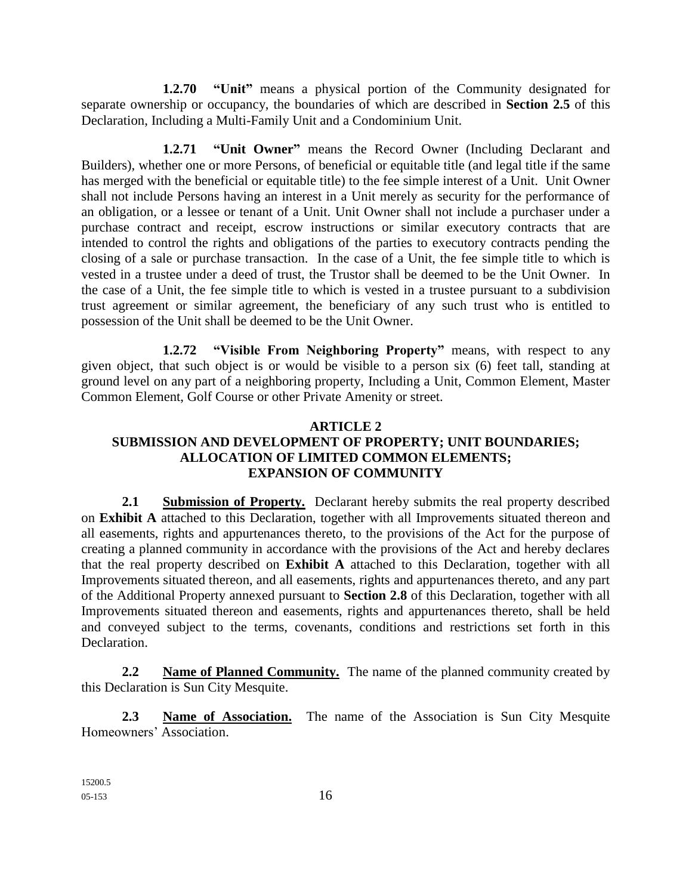**1.2.70 "Unit"** means a physical portion of the Community designated for separate ownership or occupancy, the boundaries of which are described in **Section 2.5** of this Declaration, Including a Multi-Family Unit and a Condominium Unit.

**1.2.71 "Unit Owner"** means the Record Owner (Including Declarant and Builders), whether one or more Persons, of beneficial or equitable title (and legal title if the same has merged with the beneficial or equitable title) to the fee simple interest of a Unit. Unit Owner shall not include Persons having an interest in a Unit merely as security for the performance of an obligation, or a lessee or tenant of a Unit. Unit Owner shall not include a purchaser under a purchase contract and receipt, escrow instructions or similar executory contracts that are intended to control the rights and obligations of the parties to executory contracts pending the closing of a sale or purchase transaction. In the case of a Unit, the fee simple title to which is vested in a trustee under a deed of trust, the Trustor shall be deemed to be the Unit Owner. In the case of a Unit, the fee simple title to which is vested in a trustee pursuant to a subdivision trust agreement or similar agreement, the beneficiary of any such trust who is entitled to possession of the Unit shall be deemed to be the Unit Owner.

**1.2.72 "Visible From Neighboring Property"** means, with respect to any given object, that such object is or would be visible to a person six (6) feet tall, standing at ground level on any part of a neighboring property, Including a Unit, Common Element, Master Common Element, Golf Course or other Private Amenity or street.

## ARTICLE 2
## SUBMISSION AND DEVELOPMENT OF PROPERTY; UNIT BOUNDARIES; ALLOCATION OF LIMITED COMMON ELEMENTS; EXPANSION OF COMMUNITY

**2.1 Submission of Property.** Declarant hereby submits the real property described on **Exhibit A** attached to this Declaration, together with all Improvements situated thereon and all easements, rights and appurtenances thereto, to the provisions of the Act for the purpose of creating a planned community in accordance with the provisions of the Act and hereby declares that the real property described on **Exhibit A** attached to this Declaration, together with all Improvements situated thereon, and all easements, rights and appurtenances thereto, and any part of the Additional Property annexed pursuant to **Section 2.8** of this Declaration, together with all Improvements situated thereon and easements, rights and appurtenances thereto, shall be held and conveyed subject to the terms, covenants, conditions and restrictions set forth in this Declaration.

**2.2 Name of Planned Community.** The name of the planned community created by this Declaration is Sun City Mesquite.

**2.3 Name of Association.** The name of the Association is Sun City Mesquite Homeowners' Association.

15200.5
05-153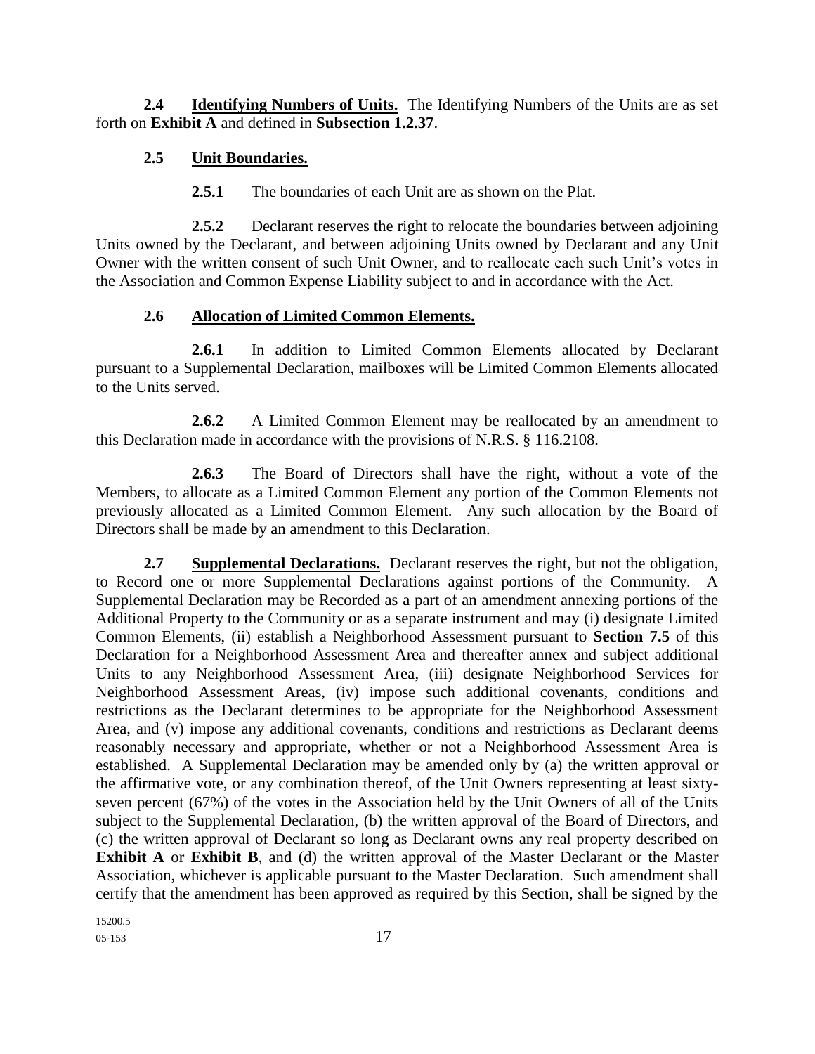**2.4 Identifying Numbers of Units.** The Identifying Numbers of the Units are as set forth on **Exhibit A** and defined in **Subsection 1.2.37**.

**2.5 Unit Boundaries.**

**2.5.1** The boundaries of each Unit are as shown on the Plat.

**2.5.2** Declarant reserves the right to relocate the boundaries between adjoining Units owned by the Declarant, and between adjoining Units owned by Declarant and any Unit Owner with the written consent of such Unit Owner, and to reallocate each such Unit's votes in the Association and Common Expense Liability subject to and in accordance with the Act.

**2.6 Allocation of Limited Common Elements.**

**2.6.1** In addition to Limited Common Elements allocated by Declarant pursuant to a Supplemental Declaration, mailboxes will be Limited Common Elements allocated to the Units served.

**2.6.2** A Limited Common Element may be reallocated by an amendment to this Declaration made in accordance with the provisions of N.R.S. § 116.2108.

**2.6.3** The Board of Directors shall have the right, without a vote of the Members, to allocate as a Limited Common Element any portion of the Common Elements not previously allocated as a Limited Common Element. Any such allocation by the Board of Directors shall be made by an amendment to this Declaration.

**2.7 Supplemental Declarations.** Declarant reserves the right, but not the obligation, to Record one or more Supplemental Declarations against portions of the Community. A Supplemental Declaration may be Recorded as a part of an amendment annexing portions of the Additional Property to the Community or as a separate instrument and may (i) designate Limited Common Elements, (ii) establish a Neighborhood Assessment pursuant to **Section 7.5** of this Declaration for a Neighborhood Assessment Area and thereafter annex and subject additional Units to any Neighborhood Assessment Area, (iii) designate Neighborhood Services for Neighborhood Assessment Areas, (iv) impose such additional covenants, conditions and restrictions as the Declarant determines to be appropriate for the Neighborhood Assessment Area, and (v) impose any additional covenants, conditions and restrictions as Declarant deems reasonably necessary and appropriate, whether or not a Neighborhood Assessment Area is established. A Supplemental Declaration may be amended only by (a) the written approval or the affirmative vote, or any combination thereof, of the Unit Owners representing at least sixty-seven percent (67%) of the votes in the Association held by the Unit Owners of all of the Units subject to the Supplemental Declaration, (b) the written approval of the Board of Directors, and (c) the written approval of Declarant so long as Declarant owns any real property described on **Exhibit A** or **Exhibit B**, and (d) the written approval of the Master Declarant or the Master Association, whichever is applicable pursuant to the Master Declaration. Such amendment shall certify that the amendment has been approved as required by this Section, shall be signed by the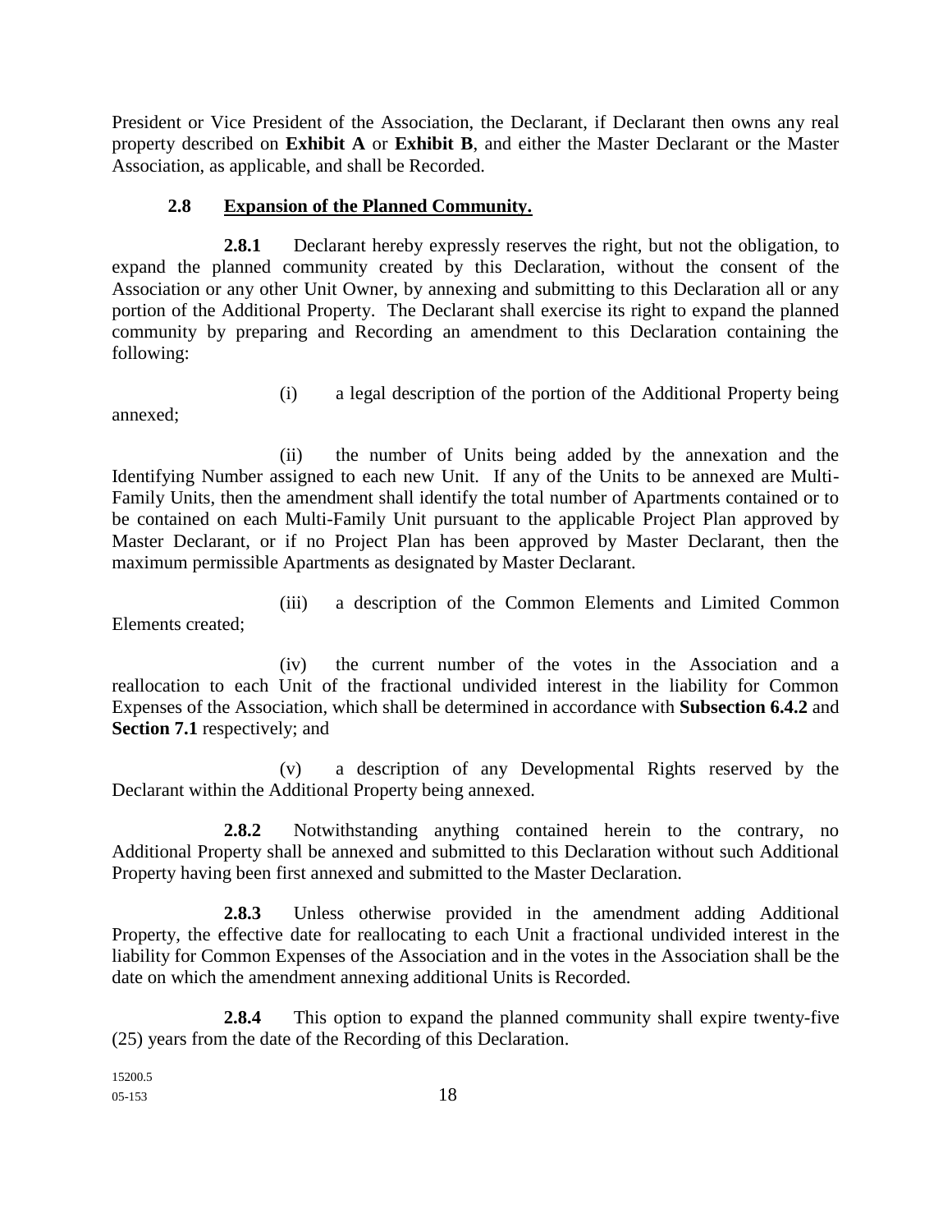President or Vice President of the Association, the Declarant, if Declarant then owns any real property described on **Exhibit A** or **Exhibit B**, and either the Master Declarant or the Master Association, as applicable, and shall be Recorded.

**2.8 Expansion of the Planned Community.**

**2.8.1** Declarant hereby expressly reserves the right, but not the obligation, to expand the planned community created by this Declaration, without the consent of the Association or any other Unit Owner, by annexing and submitting to this Declaration all or any portion of the Additional Property. The Declarant shall exercise its right to expand the planned community by preparing and Recording an amendment to this Declaration containing the following:

(i) a legal description of the portion of the Additional Property being annexed;

(ii) the number of Units being added by the annexation and the Identifying Number assigned to each new Unit. If any of the Units to be annexed are Multi-Family Units, then the amendment shall identify the total number of Apartments contained or to be contained on each Multi-Family Unit pursuant to the applicable Project Plan approved by Master Declarant, or if no Project Plan has been approved by Master Declarant, then the maximum permissible Apartments as designated by Master Declarant.

(iii) a description of the Common Elements and Limited Common Elements created;

(iv) the current number of the votes in the Association and a reallocation to each Unit of the fractional undivided interest in the liability for Common Expenses of the Association, which shall be determined in accordance with **Subsection 6.4.2** and **Section 7.1** respectively; and

(v) a description of any Developmental Rights reserved by the Declarant within the Additional Property being annexed.

**2.8.2** Notwithstanding anything contained herein to the contrary, no Additional Property shall be annexed and submitted to this Declaration without such Additional Property having been first annexed and submitted to the Master Declaration.

**2.8.3** Unless otherwise provided in the amendment adding Additional Property, the effective date for reallocating to each Unit a fractional undivided interest in the liability for Common Expenses of the Association and in the votes in the Association shall be the date on which the amendment annexing additional Units is Recorded.

**2.8.4** This option to expand the planned community shall expire twenty-five (25) years from the date of the Recording of this Declaration.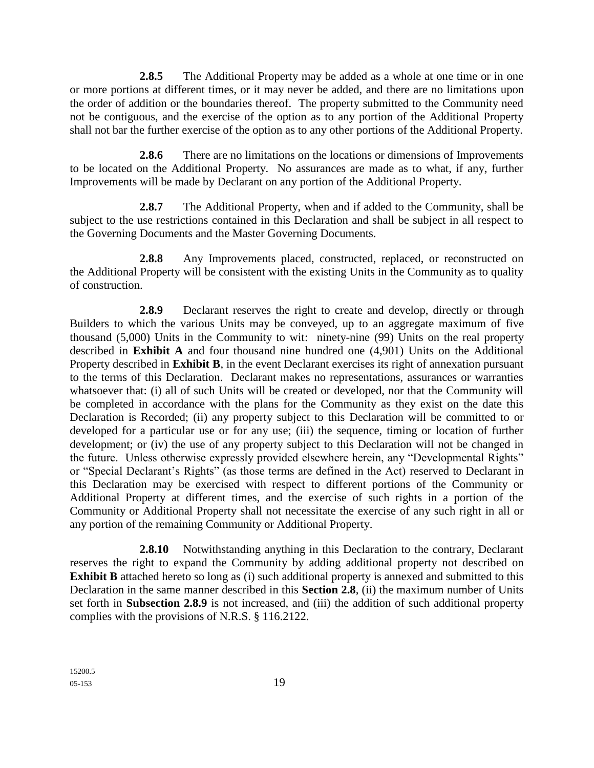**2.8.5** The Additional Property may be added as a whole at one time or in one or more portions at different times, or it may never be added, and there are no limitations upon the order of addition or the boundaries thereof. The property submitted to the Community need not be contiguous, and the exercise of the option as to any portion of the Additional Property shall not bar the further exercise of the option as to any other portions of the Additional Property.

**2.8.6** There are no limitations on the locations or dimensions of Improvements to be located on the Additional Property. No assurances are made as to what, if any, further Improvements will be made by Declarant on any portion of the Additional Property.

**2.8.7** The Additional Property, when and if added to the Community, shall be subject to the use restrictions contained in this Declaration and shall be subject in all respect to the Governing Documents and the Master Governing Documents.

**2.8.8** Any Improvements placed, constructed, replaced, or reconstructed on the Additional Property will be consistent with the existing Units in the Community as to quality of construction.

**2.8.9** Declarant reserves the right to create and develop, directly or through Builders to which the various Units may be conveyed, up to an aggregate maximum of five thousand (5,000) Units in the Community to wit: ninety-nine (99) Units on the real property described in **Exhibit A** and four thousand nine hundred one (4,901) Units on the Additional Property described in **Exhibit B**, in the event Declarant exercises its right of annexation pursuant to the terms of this Declaration. Declarant makes no representations, assurances or warranties whatsoever that: (i) all of such Units will be created or developed, nor that the Community will be completed in accordance with the plans for the Community as they exist on the date this Declaration is Recorded; (ii) any property subject to this Declaration will be committed to or developed for a particular use or for any use; (iii) the sequence, timing or location of further development; or (iv) the use of any property subject to this Declaration will not be changed in the future. Unless otherwise expressly provided elsewhere herein, any "Developmental Rights" or "Special Declarant's Rights" (as those terms are defined in the Act) reserved to Declarant in this Declaration may be exercised with respect to different portions of the Community or Additional Property at different times, and the exercise of such rights in a portion of the Community or Additional Property shall not necessitate the exercise of any such right in all or any portion of the remaining Community or Additional Property.

**2.8.10** Notwithstanding anything in this Declaration to the contrary, Declarant reserves the right to expand the Community by adding additional property not described on **Exhibit B** attached hereto so long as (i) such additional property is annexed and submitted to this Declaration in the same manner described in this **Section 2.8**, (ii) the maximum number of Units set forth in **Subsection 2.8.9** is not increased, and (iii) the addition of such additional property complies with the provisions of N.R.S. § 116.2122.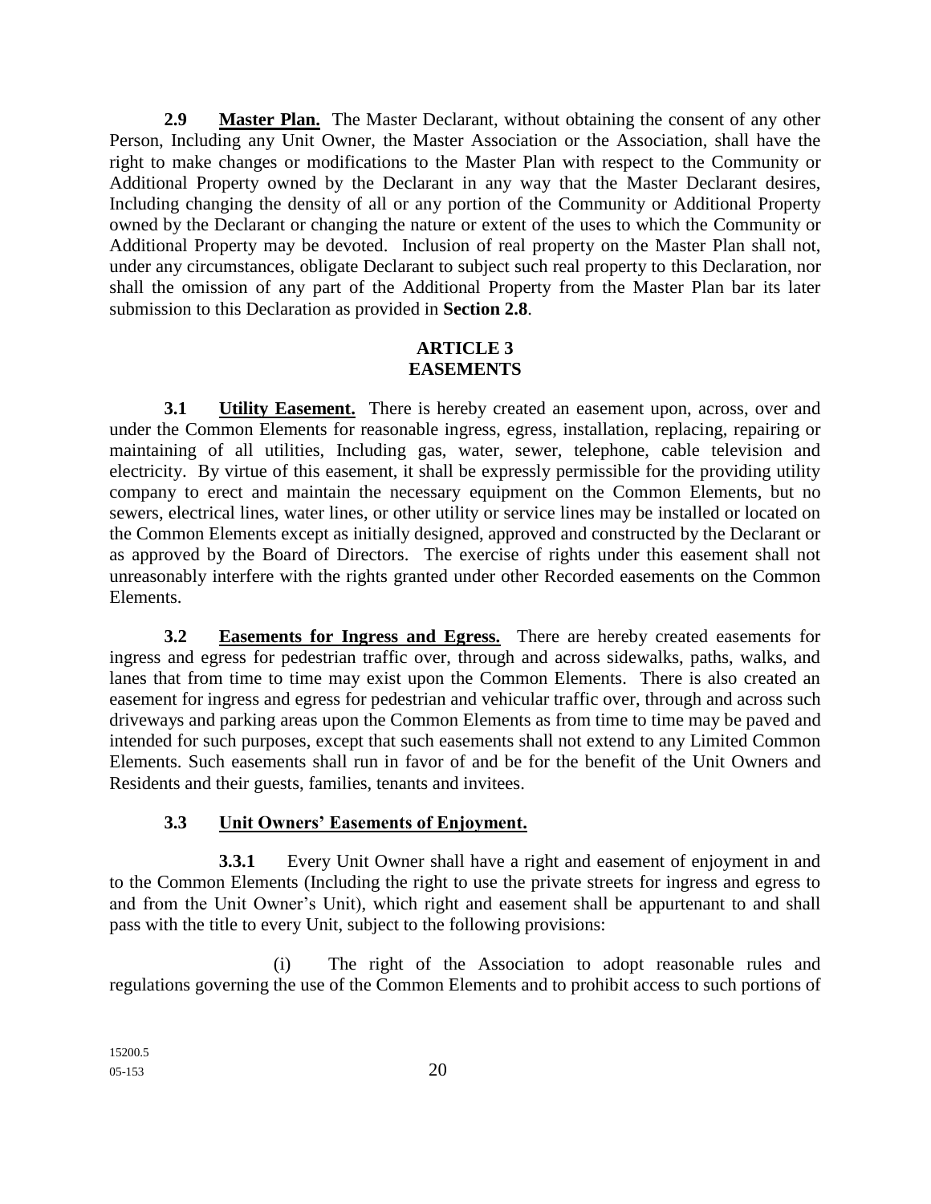**2.9 Master Plan.** The Master Declarant, without obtaining the consent of any other Person, Including any Unit Owner, the Master Association or the Association, shall have the right to make changes or modifications to the Master Plan with respect to the Community or Additional Property owned by the Declarant in any way that the Master Declarant desires, Including changing the density of all or any portion of the Community or Additional Property owned by the Declarant or changing the nature or extent of the uses to which the Community or Additional Property may be devoted. Inclusion of real property on the Master Plan shall not, under any circumstances, obligate Declarant to subject such real property to this Declaration, nor shall the omission of any part of the Additional Property from the Master Plan bar its later submission to this Declaration as provided in **Section 2.8**.

## ARTICLE 3
## EASEMENTS

**3.1 Utility Easement.** There is hereby created an easement upon, across, over and under the Common Elements for reasonable ingress, egress, installation, replacing, repairing or maintaining of all utilities, Including gas, water, sewer, telephone, cable television and electricity. By virtue of this easement, it shall be expressly permissible for the providing utility company to erect and maintain the necessary equipment on the Common Elements, but no sewers, electrical lines, water lines, or other utility or service lines may be installed or located on the Common Elements except as initially designed, approved and constructed by the Declarant or as approved by the Board of Directors. The exercise of rights under this easement shall not unreasonably interfere with the rights granted under other Recorded easements on the Common Elements.

**3.2 Easements for Ingress and Egress.** There are hereby created easements for ingress and egress for pedestrian traffic over, through and across sidewalks, paths, walks, and lanes that from time to time may exist upon the Common Elements. There is also created an easement for ingress and egress for pedestrian and vehicular traffic over, through and across such driveways and parking areas upon the Common Elements as from time to time may be paved and intended for such purposes, except that such easements shall not extend to any Limited Common Elements. Such easements shall run in favor of and be for the benefit of the Unit Owners and Residents and their guests, families, tenants and invitees.

**3.3 Unit Owners' Easements of Enjoyment.**

**3.3.1** Every Unit Owner shall have a right and easement of enjoyment in and to the Common Elements (Including the right to use the private streets for ingress and egress to and from the Unit Owner's Unit), which right and easement shall be appurtenant to and shall pass with the title to every Unit, subject to the following provisions:

(i) The right of the Association to adopt reasonable rules and regulations governing the use of the Common Elements and to prohibit access to such portions of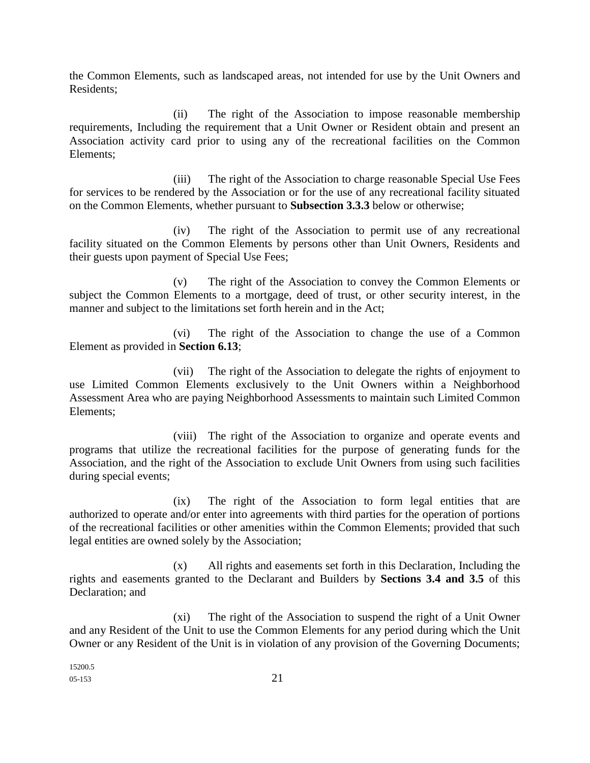the Common Elements, such as landscaped areas, not intended for use by the Unit Owners and Residents;

(ii) The right of the Association to impose reasonable membership requirements, Including the requirement that a Unit Owner or Resident obtain and present an Association activity card prior to using any of the recreational facilities on the Common Elements;

(iii) The right of the Association to charge reasonable Special Use Fees for services to be rendered by the Association or for the use of any recreational facility situated on the Common Elements, whether pursuant to **Subsection 3.3.3** below or otherwise;

(iv) The right of the Association to permit use of any recreational facility situated on the Common Elements by persons other than Unit Owners, Residents and their guests upon payment of Special Use Fees;

(v) The right of the Association to convey the Common Elements or subject the Common Elements to a mortgage, deed of trust, or other security interest, in the manner and subject to the limitations set forth herein and in the Act;

(vi) The right of the Association to change the use of a Common Element as provided in **Section 6.13**;

(vii) The right of the Association to delegate the rights of enjoyment to use Limited Common Elements exclusively to the Unit Owners within a Neighborhood Assessment Area who are paying Neighborhood Assessments to maintain such Limited Common Elements;

(viii) The right of the Association to organize and operate events and programs that utilize the recreational facilities for the purpose of generating funds for the Association, and the right of the Association to exclude Unit Owners from using such facilities during special events;

(ix) The right of the Association to form legal entities that are authorized to operate and/or enter into agreements with third parties for the operation of portions of the recreational facilities or other amenities within the Common Elements; provided that such legal entities are owned solely by the Association;

(x) All rights and easements set forth in this Declaration, Including the rights and easements granted to the Declarant and Builders by **Sections 3.4 and 3.5** of this Declaration; and

(xi) The right of the Association to suspend the right of a Unit Owner and any Resident of the Unit to use the Common Elements for any period during which the Unit Owner or any Resident of the Unit is in violation of any provision of the Governing Documents;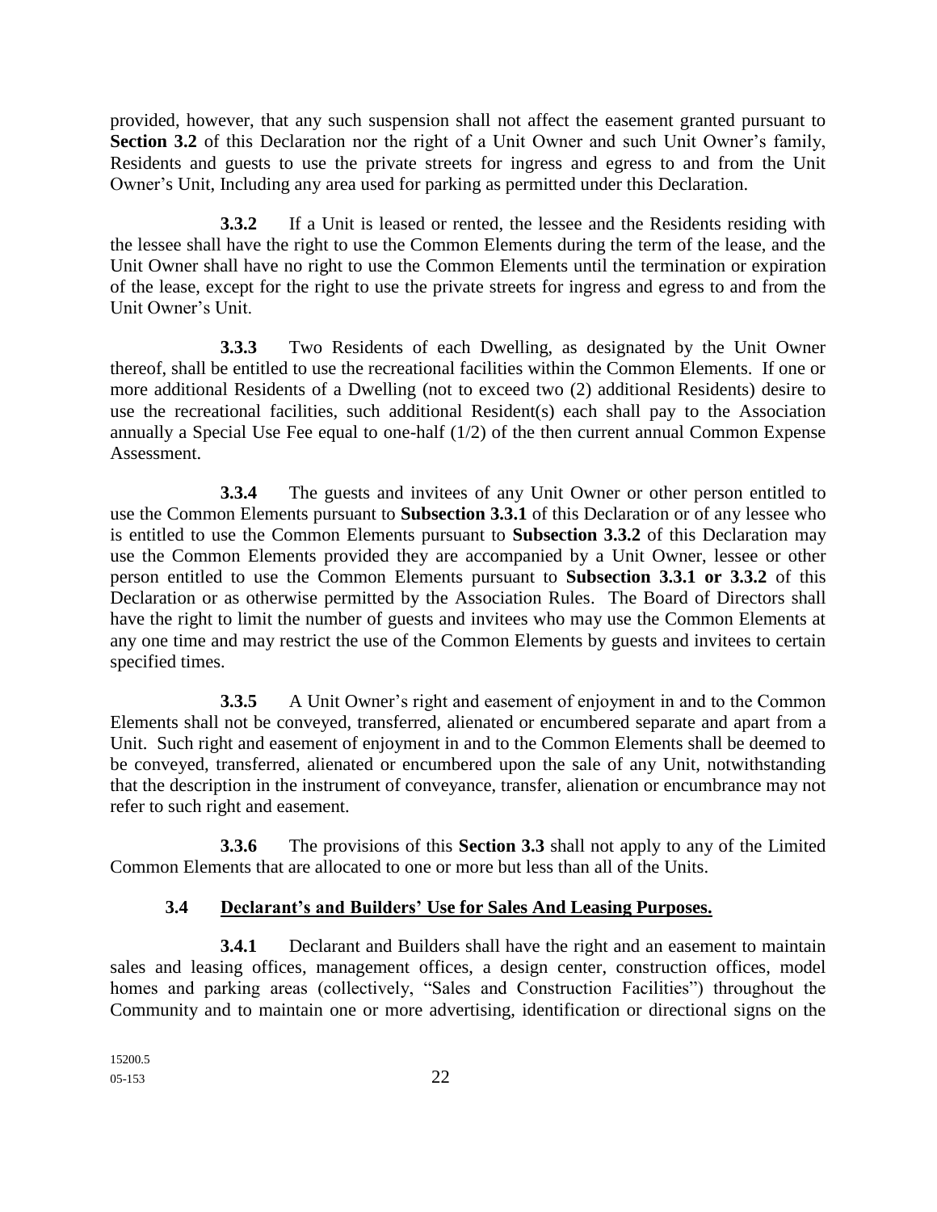provided, however, that any such suspension shall not affect the easement granted pursuant to **Section 3.2** of this Declaration nor the right of a Unit Owner and such Unit Owner's family, Residents and guests to use the private streets for ingress and egress to and from the Unit Owner's Unit, Including any area used for parking as permitted under this Declaration.

**3.3.2** If a Unit is leased or rented, the lessee and the Residents residing with the lessee shall have the right to use the Common Elements during the term of the lease, and the Unit Owner shall have no right to use the Common Elements until the termination or expiration of the lease, except for the right to use the private streets for ingress and egress to and from the Unit Owner's Unit.

**3.3.3** Two Residents of each Dwelling, as designated by the Unit Owner thereof, shall be entitled to use the recreational facilities within the Common Elements. If one or more additional Residents of a Dwelling (not to exceed two (2) additional Residents) desire to use the recreational facilities, such additional Resident(s) each shall pay to the Association annually a Special Use Fee equal to one-half (1/2) of the then current annual Common Expense Assessment.

**3.3.4** The guests and invitees of any Unit Owner or other person entitled to use the Common Elements pursuant to **Subsection 3.3.1** of this Declaration or of any lessee who is entitled to use the Common Elements pursuant to **Subsection 3.3.2** of this Declaration may use the Common Elements provided they are accompanied by a Unit Owner, lessee or other person entitled to use the Common Elements pursuant to **Subsection 3.3.1 or 3.3.2** of this Declaration or as otherwise permitted by the Association Rules. The Board of Directors shall have the right to limit the number of guests and invitees who may use the Common Elements at any one time and may restrict the use of the Common Elements by guests and invitees to certain specified times.

**3.3.5** A Unit Owner's right and easement of enjoyment in and to the Common Elements shall not be conveyed, transferred, alienated or encumbered separate and apart from a Unit. Such right and easement of enjoyment in and to the Common Elements shall be deemed to be conveyed, transferred, alienated or encumbered upon the sale of any Unit, notwithstanding that the description in the instrument of conveyance, transfer, alienation or encumbrance may not refer to such right and easement.

**3.3.6** The provisions of this **Section 3.3** shall not apply to any of the Limited Common Elements that are allocated to one or more but less than all of the Units.

### 3.4 Declarant's and Builders' Use for Sales And Leasing Purposes.

**3.4.1** Declarant and Builders shall have the right and an easement to maintain sales and leasing offices, management offices, a design center, construction offices, model homes and parking areas (collectively, "Sales and Construction Facilities") throughout the Community and to maintain one or more advertising, identification or directional signs on the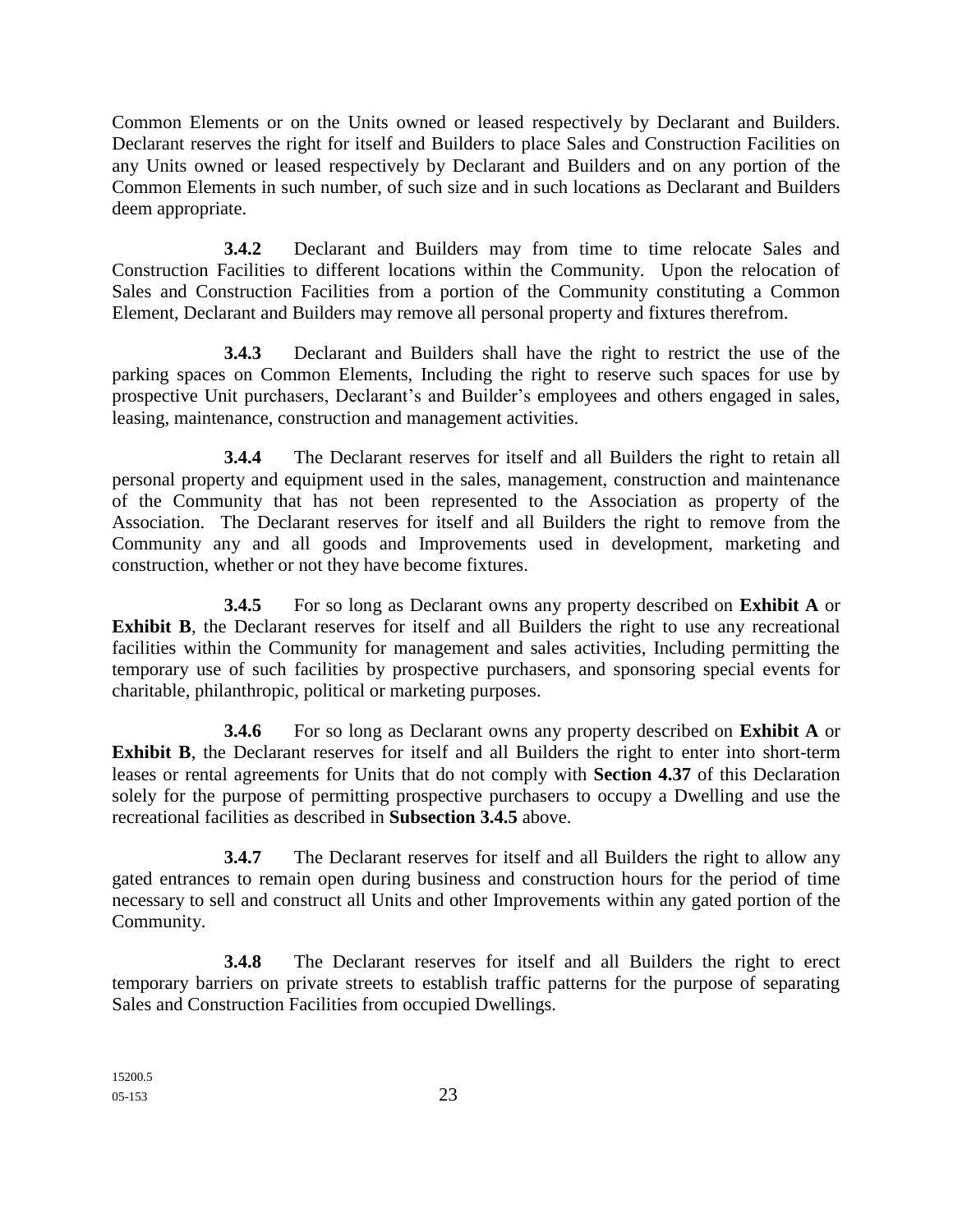Common Elements or on the Units owned or leased respectively by Declarant and Builders. Declarant reserves the right for itself and Builders to place Sales and Construction Facilities on any Units owned or leased respectively by Declarant and Builders and on any portion of the Common Elements in such number, of such size and in such locations as Declarant and Builders deem appropriate.

**3.4.2** Declarant and Builders may from time to time relocate Sales and Construction Facilities to different locations within the Community. Upon the relocation of Sales and Construction Facilities from a portion of the Community constituting a Common Element, Declarant and Builders may remove all personal property and fixtures therefrom.

**3.4.3** Declarant and Builders shall have the right to restrict the use of the parking spaces on Common Elements, Including the right to reserve such spaces for use by prospective Unit purchasers, Declarant's and Builder's employees and others engaged in sales, leasing, maintenance, construction and management activities.

**3.4.4** The Declarant reserves for itself and all Builders the right to retain all personal property and equipment used in the sales, management, construction and maintenance of the Community that has not been represented to the Association as property of the Association. The Declarant reserves for itself and all Builders the right to remove from the Community any and all goods and Improvements used in development, marketing and construction, whether or not they have become fixtures.

**3.4.5** For so long as Declarant owns any property described on **Exhibit A** or **Exhibit B**, the Declarant reserves for itself and all Builders the right to use any recreational facilities within the Community for management and sales activities, Including permitting the temporary use of such facilities by prospective purchasers, and sponsoring special events for charitable, philanthropic, political or marketing purposes.

**3.4.6** For so long as Declarant owns any property described on **Exhibit A** or **Exhibit B**, the Declarant reserves for itself and all Builders the right to enter into short-term leases or rental agreements for Units that do not comply with **Section 4.37** of this Declaration solely for the purpose of permitting prospective purchasers to occupy a Dwelling and use the recreational facilities as described in **Subsection 3.4.5** above.

**3.4.7** The Declarant reserves for itself and all Builders the right to allow any gated entrances to remain open during business and construction hours for the period of time necessary to sell and construct all Units and other Improvements within any gated portion of the Community.

**3.4.8** The Declarant reserves for itself and all Builders the right to erect temporary barriers on private streets to establish traffic patterns for the purpose of separating Sales and Construction Facilities from occupied Dwellings.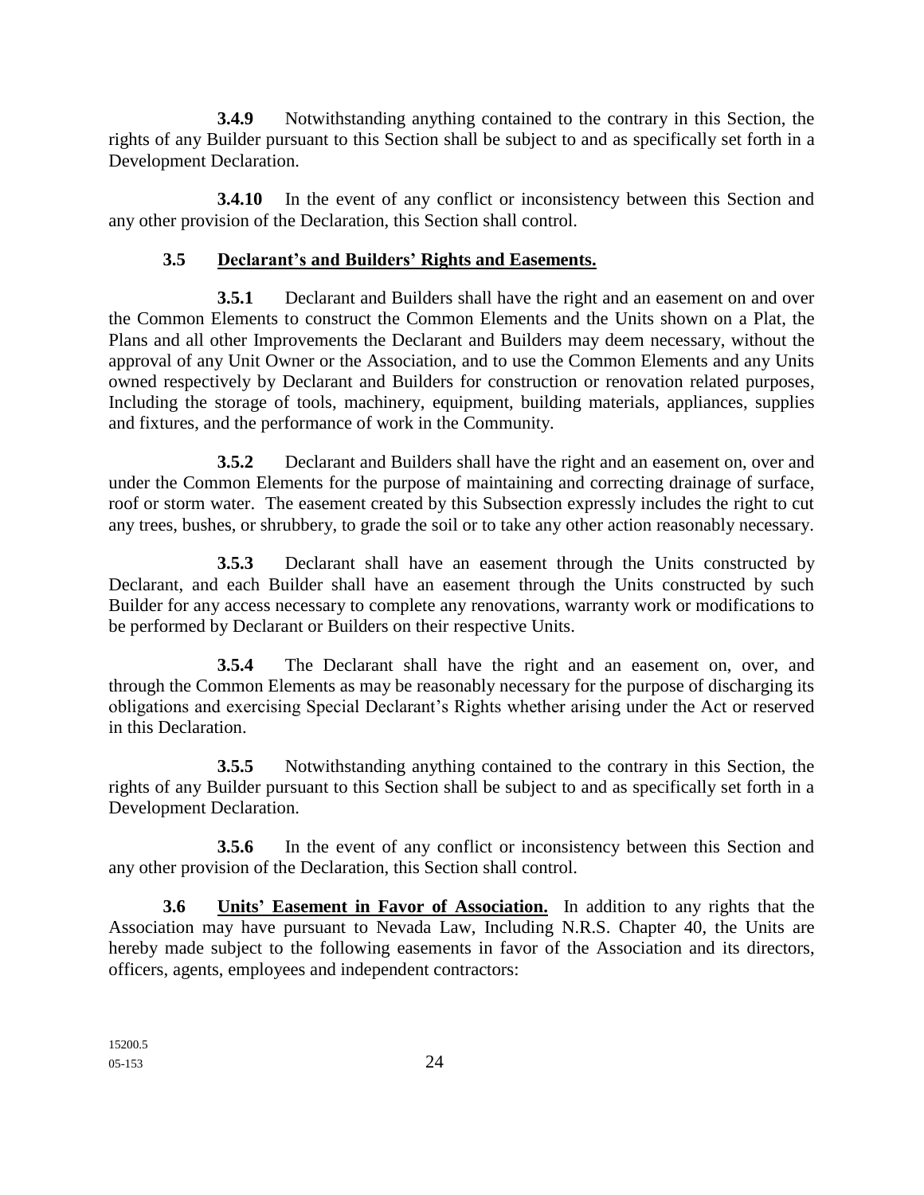**3.4.9** Notwithstanding anything contained to the contrary in this Section, the rights of any Builder pursuant to this Section shall be subject to and as specifically set forth in a Development Declaration.

**3.4.10** In the event of any conflict or inconsistency between this Section and any other provision of the Declaration, this Section shall control.

### 3.5 Declarant's and Builders' Rights and Easements.

**3.5.1** Declarant and Builders shall have the right and an easement on and over the Common Elements to construct the Common Elements and the Units shown on a Plat, the Plans and all other Improvements the Declarant and Builders may deem necessary, without the approval of any Unit Owner or the Association, and to use the Common Elements and any Units owned respectively by Declarant and Builders for construction or renovation related purposes, Including the storage of tools, machinery, equipment, building materials, appliances, supplies and fixtures, and the performance of work in the Community.

**3.5.2** Declarant and Builders shall have the right and an easement on, over and under the Common Elements for the purpose of maintaining and correcting drainage of surface, roof or storm water. The easement created by this Subsection expressly includes the right to cut any trees, bushes, or shrubbery, to grade the soil or to take any other action reasonably necessary.

**3.5.3** Declarant shall have an easement through the Units constructed by Declarant, and each Builder shall have an easement through the Units constructed by such Builder for any access necessary to complete any renovations, warranty work or modifications to be performed by Declarant or Builders on their respective Units.

**3.5.4** The Declarant shall have the right and an easement on, over, and through the Common Elements as may be reasonably necessary for the purpose of discharging its obligations and exercising Special Declarant's Rights whether arising under the Act or reserved in this Declaration.

**3.5.5** Notwithstanding anything contained to the contrary in this Section, the rights of any Builder pursuant to this Section shall be subject to and as specifically set forth in a Development Declaration.

**3.5.6** In the event of any conflict or inconsistency between this Section and any other provision of the Declaration, this Section shall control.

**3.6 Units' Easement in Favor of Association.** In addition to any rights that the Association may have pursuant to Nevada Law, Including N.R.S. Chapter 40, the Units are hereby made subject to the following easements in favor of the Association and its directors, officers, agents, employees and independent contractors: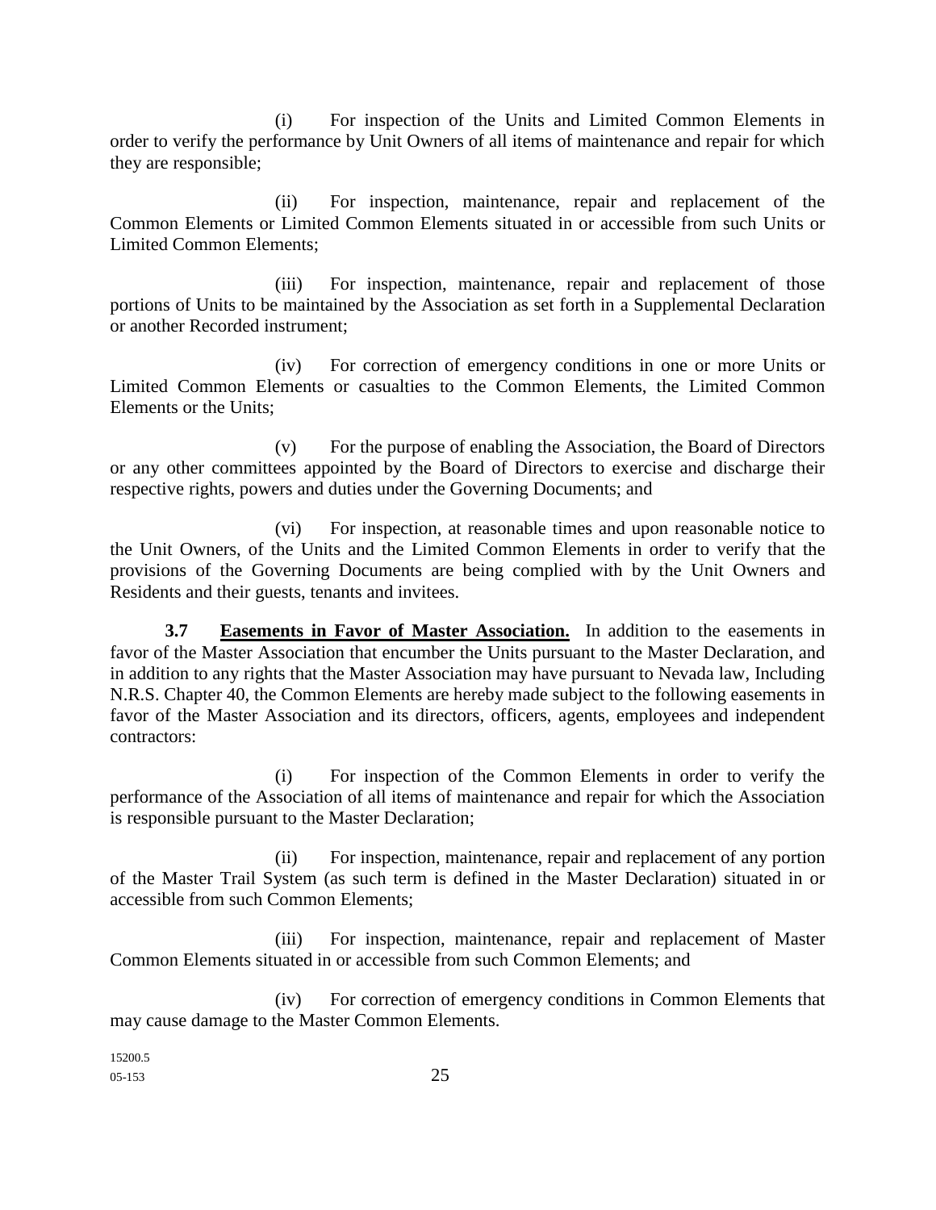(i) For inspection of the Units and Limited Common Elements in order to verify the performance by Unit Owners of all items of maintenance and repair for which they are responsible;

(ii) For inspection, maintenance, repair and replacement of the Common Elements or Limited Common Elements situated in or accessible from such Units or Limited Common Elements;

(iii) For inspection, maintenance, repair and replacement of those portions of Units to be maintained by the Association as set forth in a Supplemental Declaration or another Recorded instrument;

(iv) For correction of emergency conditions in one or more Units or Limited Common Elements or casualties to the Common Elements, the Limited Common Elements or the Units;

(v) For the purpose of enabling the Association, the Board of Directors or any other committees appointed by the Board of Directors to exercise and discharge their respective rights, powers and duties under the Governing Documents; and

(vi) For inspection, at reasonable times and upon reasonable notice to the Unit Owners, of the Units and the Limited Common Elements in order to verify that the provisions of the Governing Documents are being complied with by the Unit Owners and Residents and their guests, tenants and invitees.

**3.7 Easements in Favor of Master Association.** In addition to the easements in favor of the Master Association that encumber the Units pursuant to the Master Declaration, and in addition to any rights that the Master Association may have pursuant to Nevada law, Including N.R.S. Chapter 40, the Common Elements are hereby made subject to the following easements in favor of the Master Association and its directors, officers, agents, employees and independent contractors:

(i) For inspection of the Common Elements in order to verify the performance of the Association of all items of maintenance and repair for which the Association is responsible pursuant to the Master Declaration;

(ii) For inspection, maintenance, repair and replacement of any portion of the Master Trail System (as such term is defined in the Master Declaration) situated in or accessible from such Common Elements;

(iii) For inspection, maintenance, repair and replacement of Master Common Elements situated in or accessible from such Common Elements; and

(iv) For correction of emergency conditions in Common Elements that may cause damage to the Master Common Elements.

15200.5
05-153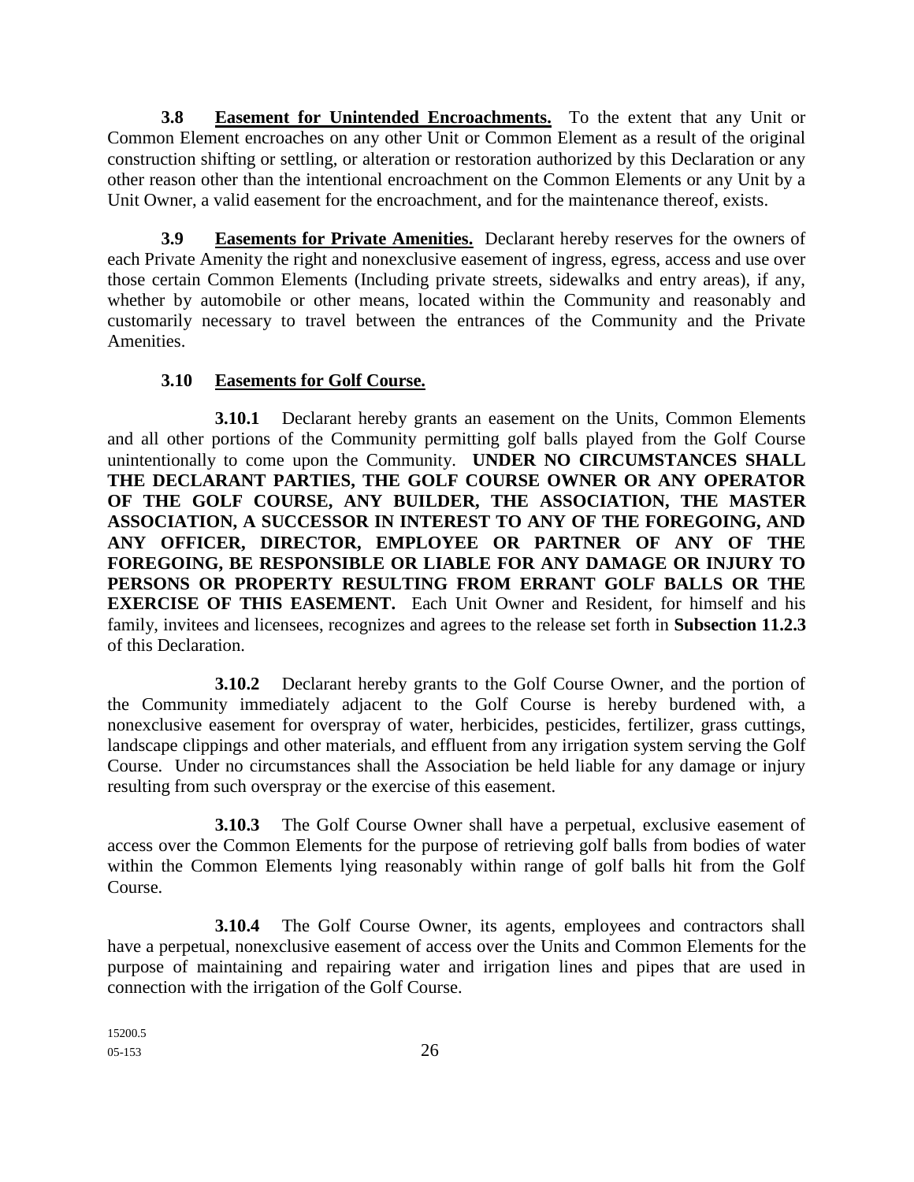**3.8 Easement for Unintended Encroachments.** To the extent that any Unit or Common Element encroaches on any other Unit or Common Element as a result of the original construction shifting or settling, or alteration or restoration authorized by this Declaration or any other reason other than the intentional encroachment on the Common Elements or any Unit by a Unit Owner, a valid easement for the encroachment, and for the maintenance thereof, exists.

**3.9 Easements for Private Amenities.** Declarant hereby reserves for the owners of each Private Amenity the right and nonexclusive easement of ingress, egress, access and use over those certain Common Elements (Including private streets, sidewalks and entry areas), if any, whether by automobile or other means, located within the Community and reasonably and customarily necessary to travel between the entrances of the Community and the Private Amenities.

**3.10 Easements for Golf Course.**

**3.10.1** Declarant hereby grants an easement on the Units, Common Elements and all other portions of the Community permitting golf balls played from the Golf Course unintentionally to come upon the Community. **UNDER NO CIRCUMSTANCES SHALL THE DECLARANT PARTIES, THE GOLF COURSE OWNER OR ANY OPERATOR OF THE GOLF COURSE, ANY BUILDER, THE ASSOCIATION, THE MASTER ASSOCIATION, A SUCCESSOR IN INTEREST TO ANY OF THE FOREGOING, AND ANY OFFICER, DIRECTOR, EMPLOYEE OR PARTNER OF ANY OF THE FOREGOING, BE RESPONSIBLE OR LIABLE FOR ANY DAMAGE OR INJURY TO PERSONS OR PROPERTY RESULTING FROM ERRANT GOLF BALLS OR THE EXERCISE OF THIS EASEMENT.** Each Unit Owner and Resident, for himself and his family, invitees and licensees, recognizes and agrees to the release set forth in **Subsection 11.2.3** of this Declaration.

**3.10.2** Declarant hereby grants to the Golf Course Owner, and the portion of the Community immediately adjacent to the Golf Course is hereby burdened with, a nonexclusive easement for overspray of water, herbicides, pesticides, fertilizer, grass cuttings, landscape clippings and other materials, and effluent from any irrigation system serving the Golf Course. Under no circumstances shall the Association be held liable for any damage or injury resulting from such overspray or the exercise of this easement.

**3.10.3** The Golf Course Owner shall have a perpetual, exclusive easement of access over the Common Elements for the purpose of retrieving golf balls from bodies of water within the Common Elements lying reasonably within range of golf balls hit from the Golf Course.

**3.10.4** The Golf Course Owner, its agents, employees and contractors shall have a perpetual, nonexclusive easement of access over the Units and Common Elements for the purpose of maintaining and repairing water and irrigation lines and pipes that are used in connection with the irrigation of the Golf Course.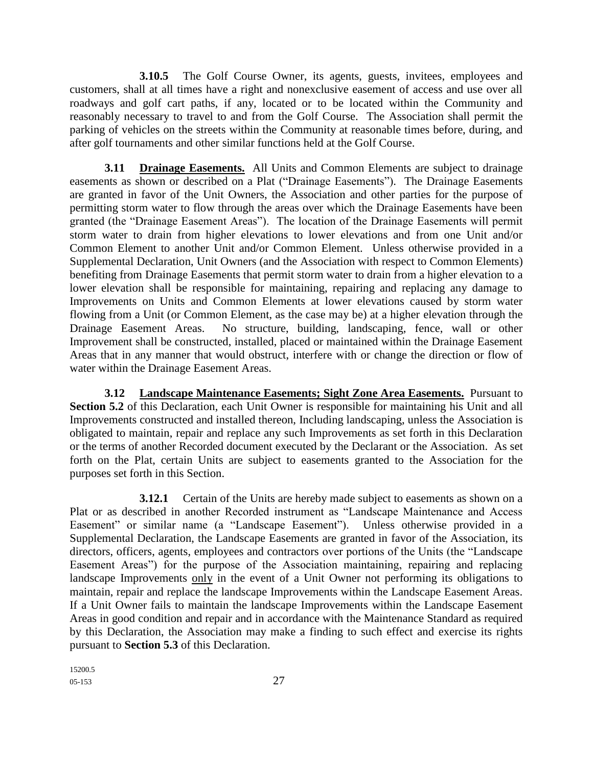**3.10.5** The Golf Course Owner, its agents, guests, invitees, employees and customers, shall at all times have a right and nonexclusive easement of access and use over all roadways and golf cart paths, if any, located or to be located within the Community and reasonably necessary to travel to and from the Golf Course. The Association shall permit the parking of vehicles on the streets within the Community at reasonable times before, during, and after golf tournaments and other similar functions held at the Golf Course.

**3.11 Drainage Easements.** All Units and Common Elements are subject to drainage easements as shown or described on a Plat ("Drainage Easements"). The Drainage Easements are granted in favor of the Unit Owners, the Association and other parties for the purpose of permitting storm water to flow through the areas over which the Drainage Easements have been granted (the "Drainage Easement Areas"). The location of the Drainage Easements will permit storm water to drain from higher elevations to lower elevations and from one Unit and/or Common Element to another Unit and/or Common Element. Unless otherwise provided in a Supplemental Declaration, Unit Owners (and the Association with respect to Common Elements) benefiting from Drainage Easements that permit storm water to drain from a higher elevation to a lower elevation shall be responsible for maintaining, repairing and replacing any damage to Improvements on Units and Common Elements at lower elevations caused by storm water flowing from a Unit (or Common Element, as the case may be) at a higher elevation through the Drainage Easement Areas. No structure, building, landscaping, fence, wall or other Improvement shall be constructed, installed, placed or maintained within the Drainage Easement Areas that in any manner that would obstruct, interfere with or change the direction or flow of water within the Drainage Easement Areas.

**3.12 Landscape Maintenance Easements; Sight Zone Area Easements.** Pursuant to **Section 5.2** of this Declaration, each Unit Owner is responsible for maintaining his Unit and all Improvements constructed and installed thereon, Including landscaping, unless the Association is obligated to maintain, repair and replace any such Improvements as set forth in this Declaration or the terms of another Recorded document executed by the Declarant or the Association. As set forth on the Plat, certain Units are subject to easements granted to the Association for the purposes set forth in this Section.

**3.12.1** Certain of the Units are hereby made subject to easements as shown on a Plat or as described in another Recorded instrument as "Landscape Maintenance and Access Easement" or similar name (a "Landscape Easement"). Unless otherwise provided in a Supplemental Declaration, the Landscape Easements are granted in favor of the Association, its directors, officers, agents, employees and contractors over portions of the Units (the "Landscape Easement Areas") for the purpose of the Association maintaining, repairing and replacing landscape Improvements only in the event of a Unit Owner not performing its obligations to maintain, repair and replace the landscape Improvements within the Landscape Easement Areas. If a Unit Owner fails to maintain the landscape Improvements within the Landscape Easement Areas in good condition and repair and in accordance with the Maintenance Standard as required by this Declaration, the Association may make a finding to such effect and exercise its rights pursuant to **Section 5.3** of this Declaration.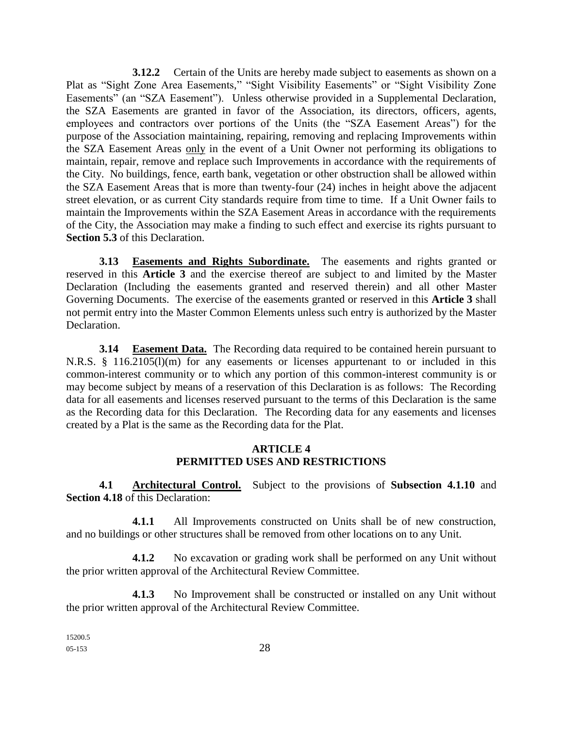**3.12.2** Certain of the Units are hereby made subject to easements as shown on a Plat as "Sight Zone Area Easements," "Sight Visibility Easements" or "Sight Visibility Zone Easements" (an "SZA Easement"). Unless otherwise provided in a Supplemental Declaration, the SZA Easements are granted in favor of the Association, its directors, officers, agents, employees and contractors over portions of the Units (the "SZA Easement Areas") for the purpose of the Association maintaining, repairing, removing and replacing Improvements within the SZA Easement Areas <u>only</u> in the event of a Unit Owner not performing its obligations to maintain, repair, remove and replace such Improvements in accordance with the requirements of the City. No buildings, fence, earth bank, vegetation or other obstruction shall be allowed within the SZA Easement Areas that is more than twenty-four (24) inches in height above the adjacent street elevation, or as current City standards require from time to time. If a Unit Owner fails to maintain the Improvements within the SZA Easement Areas in accordance with the requirements of the City, the Association may make a finding to such effect and exercise its rights pursuant to **Section 5.3** of this Declaration.

**3.13 <u>Easements and Rights Subordinate.</u>** The easements and rights granted or reserved in this **Article 3** and the exercise thereof are subject to and limited by the Master Declaration (Including the easements granted and reserved therein) and all other Master Governing Documents. The exercise of the easements granted or reserved in this **Article 3** shall not permit entry into the Master Common Elements unless such entry is authorized by the Master Declaration.

**3.14 <u>Easement Data.</u>** The Recording data required to be contained herein pursuant to N.R.S. § 116.2105(l)(m) for any easements or licenses appurtenant to or included in this common-interest community or to which any portion of this common-interest community is or may become subject by means of a reservation of this Declaration is as follows: The Recording data for all easements and licenses reserved pursuant to the terms of this Declaration is the same as the Recording data for this Declaration. The Recording data for any easements and licenses created by a Plat is the same as the Recording data for the Plat.

## ARTICLE 4
## PERMITTED USES AND RESTRICTIONS

**4.1 <u>Architectural Control.</u>** Subject to the provisions of **Subsection 4.1.10** and **Section 4.18** of this Declaration:

**4.1.1** All Improvements constructed on Units shall be of new construction, and no buildings or other structures shall be removed from other locations on to any Unit.

**4.1.2** No excavation or grading work shall be performed on any Unit without the prior written approval of the Architectural Review Committee.

**4.1.3** No Improvement shall be constructed or installed on any Unit without the prior written approval of the Architectural Review Committee.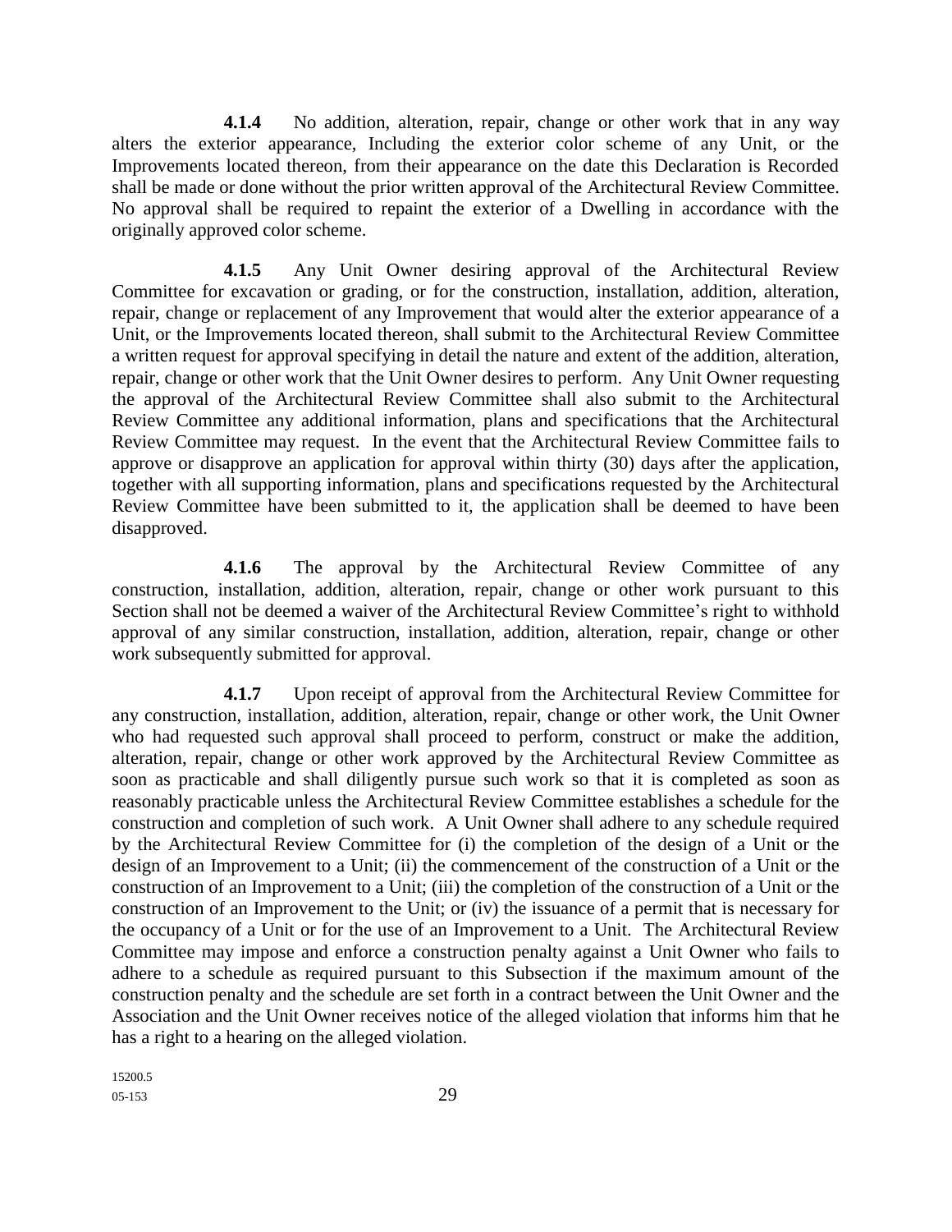**4.1.4** No addition, alteration, repair, change or other work that in any way alters the exterior appearance, Including the exterior color scheme of any Unit, or the Improvements located thereon, from their appearance on the date this Declaration is Recorded shall be made or done without the prior written approval of the Architectural Review Committee. No approval shall be required to repaint the exterior of a Dwelling in accordance with the originally approved color scheme.

**4.1.5** Any Unit Owner desiring approval of the Architectural Review Committee for excavation or grading, or for the construction, installation, addition, alteration, repair, change or replacement of any Improvement that would alter the exterior appearance of a Unit, or the Improvements located thereon, shall submit to the Architectural Review Committee a written request for approval specifying in detail the nature and extent of the addition, alteration, repair, change or other work that the Unit Owner desires to perform. Any Unit Owner requesting the approval of the Architectural Review Committee shall also submit to the Architectural Review Committee any additional information, plans and specifications that the Architectural Review Committee may request. In the event that the Architectural Review Committee fails to approve or disapprove an application for approval within thirty (30) days after the application, together with all supporting information, plans and specifications requested by the Architectural Review Committee have been submitted to it, the application shall be deemed to have been disapproved.

**4.1.6** The approval by the Architectural Review Committee of any construction, installation, addition, alteration, repair, change or other work pursuant to this Section shall not be deemed a waiver of the Architectural Review Committee's right to withhold approval of any similar construction, installation, addition, alteration, repair, change or other work subsequently submitted for approval.

**4.1.7** Upon receipt of approval from the Architectural Review Committee for any construction, installation, addition, alteration, repair, change or other work, the Unit Owner who had requested such approval shall proceed to perform, construct or make the addition, alteration, repair, change or other work approved by the Architectural Review Committee as soon as practicable and shall diligently pursue such work so that it is completed as soon as reasonably practicable unless the Architectural Review Committee establishes a schedule for the construction and completion of such work. A Unit Owner shall adhere to any schedule required by the Architectural Review Committee for (i) the completion of the design of a Unit or the design of an Improvement to a Unit; (ii) the commencement of the construction of a Unit or the construction of an Improvement to a Unit; (iii) the completion of the construction of a Unit or the construction of an Improvement to the Unit; or (iv) the issuance of a permit that is necessary for the occupancy of a Unit or for the use of an Improvement to a Unit. The Architectural Review Committee may impose and enforce a construction penalty against a Unit Owner who fails to adhere to a schedule as required pursuant to this Subsection if the maximum amount of the construction penalty and the schedule are set forth in a contract between the Unit Owner and the Association and the Unit Owner receives notice of the alleged violation that informs him that he has a right to a hearing on the alleged violation.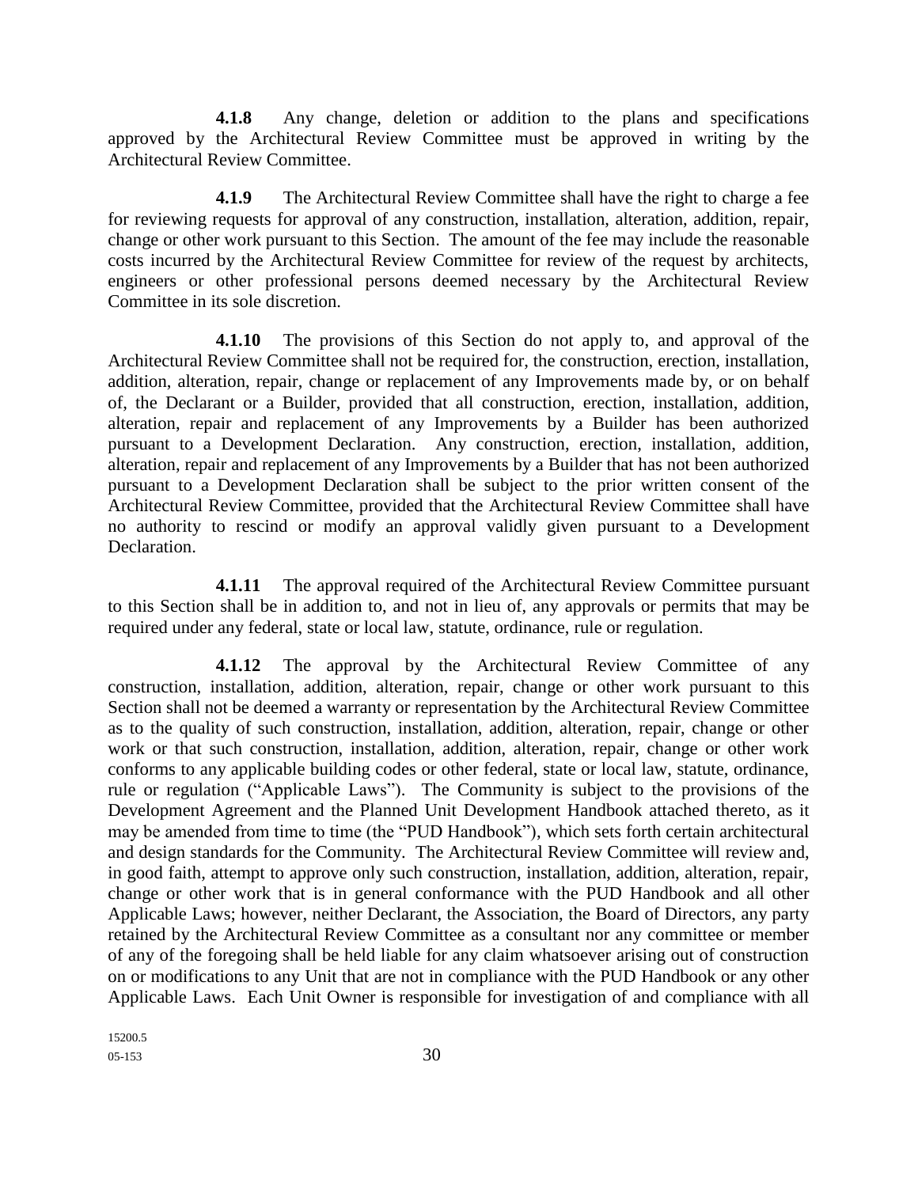**4.1.8** Any change, deletion or addition to the plans and specifications approved by the Architectural Review Committee must be approved in writing by the Architectural Review Committee.

**4.1.9** The Architectural Review Committee shall have the right to charge a fee for reviewing requests for approval of any construction, installation, alteration, addition, repair, change or other work pursuant to this Section. The amount of the fee may include the reasonable costs incurred by the Architectural Review Committee for review of the request by architects, engineers or other professional persons deemed necessary by the Architectural Review Committee in its sole discretion.

**4.1.10** The provisions of this Section do not apply to, and approval of the Architectural Review Committee shall not be required for, the construction, erection, installation, addition, alteration, repair, change or replacement of any Improvements made by, or on behalf of, the Declarant or a Builder, provided that all construction, erection, installation, addition, alteration, repair and replacement of any Improvements by a Builder has been authorized pursuant to a Development Declaration. Any construction, erection, installation, addition, alteration, repair and replacement of any Improvements by a Builder that has not been authorized pursuant to a Development Declaration shall be subject to the prior written consent of the Architectural Review Committee, provided that the Architectural Review Committee shall have no authority to rescind or modify an approval validly given pursuant to a Development Declaration.

**4.1.11** The approval required of the Architectural Review Committee pursuant to this Section shall be in addition to, and not in lieu of, any approvals or permits that may be required under any federal, state or local law, statute, ordinance, rule or regulation.

**4.1.12** The approval by the Architectural Review Committee of any construction, installation, addition, alteration, repair, change or other work pursuant to this Section shall not be deemed a warranty or representation by the Architectural Review Committee as to the quality of such construction, installation, addition, alteration, repair, change or other work or that such construction, installation, addition, alteration, repair, change or other work conforms to any applicable building codes or other federal, state or local law, statute, ordinance, rule or regulation ("Applicable Laws"). The Community is subject to the provisions of the Development Agreement and the Planned Unit Development Handbook attached thereto, as it may be amended from time to time (the "PUD Handbook"), which sets forth certain architectural and design standards for the Community. The Architectural Review Committee will review and, in good faith, attempt to approve only such construction, installation, addition, alteration, repair, change or other work that is in general conformance with the PUD Handbook and all other Applicable Laws; however, neither Declarant, the Association, the Board of Directors, any party retained by the Architectural Review Committee as a consultant nor any committee or member of any of the foregoing shall be held liable for any claim whatsoever arising out of construction on or modifications to any Unit that are not in compliance with the PUD Handbook or any other Applicable Laws. Each Unit Owner is responsible for investigation of and compliance with all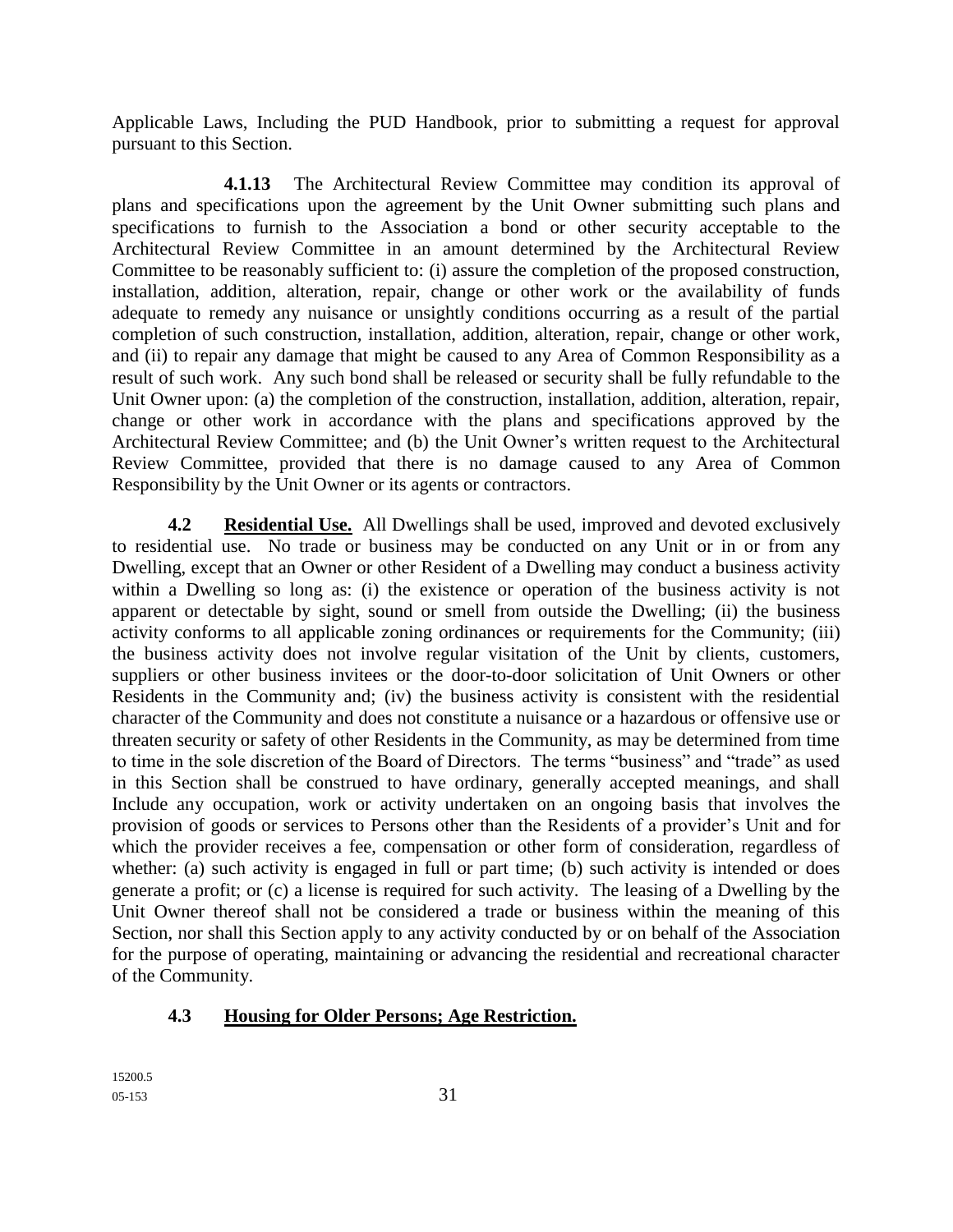Applicable Laws, Including the PUD Handbook, prior to submitting a request for approval pursuant to this Section.

**4.1.13** The Architectural Review Committee may condition its approval of plans and specifications upon the agreement by the Unit Owner submitting such plans and specifications to furnish to the Association a bond or other security acceptable to the Architectural Review Committee in an amount determined by the Architectural Review Committee to be reasonably sufficient to: (i) assure the completion of the proposed construction, installation, addition, alteration, repair, change or other work or the availability of funds adequate to remedy any nuisance or unsightly conditions occurring as a result of the partial completion of such construction, installation, addition, alteration, repair, change or other work, and (ii) to repair any damage that might be caused to any Area of Common Responsibility as a result of such work. Any such bond shall be released or security shall be fully refundable to the Unit Owner upon: (a) the completion of the construction, installation, addition, alteration, repair, change or other work in accordance with the plans and specifications approved by the Architectural Review Committee; and (b) the Unit Owner's written request to the Architectural Review Committee, provided that there is no damage caused to any Area of Common Responsibility by the Unit Owner or its agents or contractors.

**4.2** **Residential Use.** All Dwellings shall be used, improved and devoted exclusively to residential use. No trade or business may be conducted on any Unit or in or from any Dwelling, except that an Owner or other Resident of a Dwelling may conduct a business activity within a Dwelling so long as: (i) the existence or operation of the business activity is not apparent or detectable by sight, sound or smell from outside the Dwelling; (ii) the business activity conforms to all applicable zoning ordinances or requirements for the Community; (iii) the business activity does not involve regular visitation of the Unit by clients, customers, suppliers or other business invitees or the door-to-door solicitation of Unit Owners or other Residents in the Community and; (iv) the business activity is consistent with the residential character of the Community and does not constitute a nuisance or a hazardous or offensive use or threaten security or safety of other Residents in the Community, as may be determined from time to time in the sole discretion of the Board of Directors. The terms "business" and "trade" as used in this Section shall be construed to have ordinary, generally accepted meanings, and shall Include any occupation, work or activity undertaken on an ongoing basis that involves the provision of goods or services to Persons other than the Residents of a provider's Unit and for which the provider receives a fee, compensation or other form of consideration, regardless of whether: (a) such activity is engaged in full or part time; (b) such activity is intended or does generate a profit; or (c) a license is required for such activity. The leasing of a Dwelling by the Unit Owner thereof shall not be considered a trade or business within the meaning of this Section, nor shall this Section apply to any activity conducted by or on behalf of the Association for the purpose of operating, maintaining or advancing the residential and recreational character of the Community.

**4.3** **Housing for Older Persons; Age Restriction.**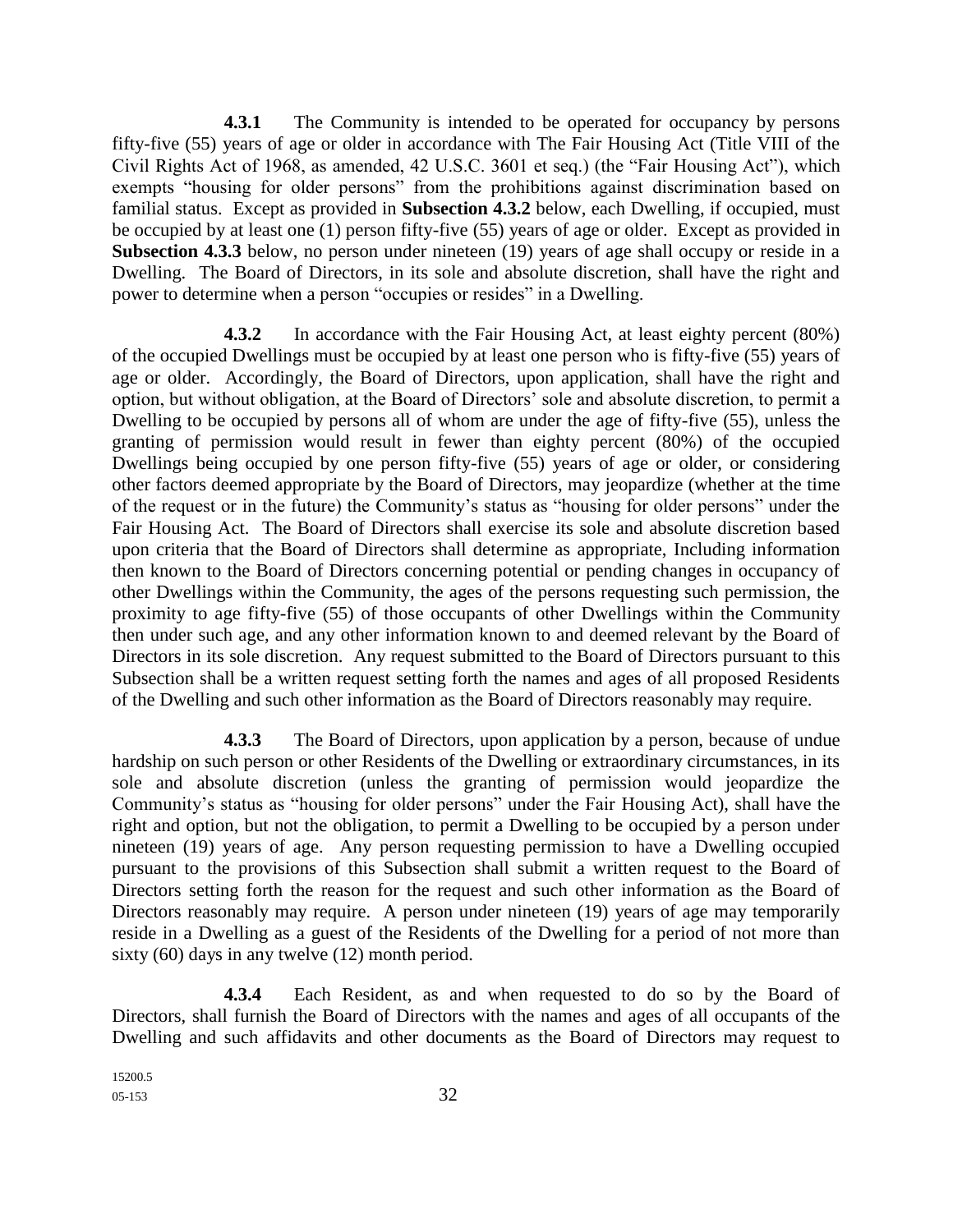**4.3.1** The Community is intended to be operated for occupancy by persons fifty-five (55) years of age or older in accordance with The Fair Housing Act (Title VIII of the Civil Rights Act of 1968, as amended, 42 U.S.C. 3601 et seq.) (the "Fair Housing Act"), which exempts "housing for older persons" from the prohibitions against discrimination based on familial status. Except as provided in **Subsection 4.3.2** below, each Dwelling, if occupied, must be occupied by at least one (1) person fifty-five (55) years of age or older. Except as provided in **Subsection 4.3.3** below, no person under nineteen (19) years of age shall occupy or reside in a Dwelling. The Board of Directors, in its sole and absolute discretion, shall have the right and power to determine when a person "occupies or resides" in a Dwelling.

**4.3.2** In accordance with the Fair Housing Act, at least eighty percent (80%) of the occupied Dwellings must be occupied by at least one person who is fifty-five (55) years of age or older. Accordingly, the Board of Directors, upon application, shall have the right and option, but without obligation, at the Board of Directors' sole and absolute discretion, to permit a Dwelling to be occupied by persons all of whom are under the age of fifty-five (55), unless the granting of permission would result in fewer than eighty percent (80%) of the occupied Dwellings being occupied by one person fifty-five (55) years of age or older, or considering other factors deemed appropriate by the Board of Directors, may jeopardize (whether at the time of the request or in the future) the Community's status as "housing for older persons" under the Fair Housing Act. The Board of Directors shall exercise its sole and absolute discretion based upon criteria that the Board of Directors shall determine as appropriate, Including information then known to the Board of Directors concerning potential or pending changes in occupancy of other Dwellings within the Community, the ages of the persons requesting such permission, the proximity to age fifty-five (55) of those occupants of other Dwellings within the Community then under such age, and any other information known to and deemed relevant by the Board of Directors in its sole discretion. Any request submitted to the Board of Directors pursuant to this Subsection shall be a written request setting forth the names and ages of all proposed Residents of the Dwelling and such other information as the Board of Directors reasonably may require.

**4.3.3** The Board of Directors, upon application by a person, because of undue hardship on such person or other Residents of the Dwelling or extraordinary circumstances, in its sole and absolute discretion (unless the granting of permission would jeopardize the Community's status as "housing for older persons" under the Fair Housing Act), shall have the right and option, but not the obligation, to permit a Dwelling to be occupied by a person under nineteen (19) years of age. Any person requesting permission to have a Dwelling occupied pursuant to the provisions of this Subsection shall submit a written request to the Board of Directors setting forth the reason for the request and such other information as the Board of Directors reasonably may require. A person under nineteen (19) years of age may temporarily reside in a Dwelling as a guest of the Residents of the Dwelling for a period of not more than sixty (60) days in any twelve (12) month period.

**4.3.4** Each Resident, as and when requested to do so by the Board of Directors, shall furnish the Board of Directors with the names and ages of all occupants of the Dwelling and such affidavits and other documents as the Board of Directors may request to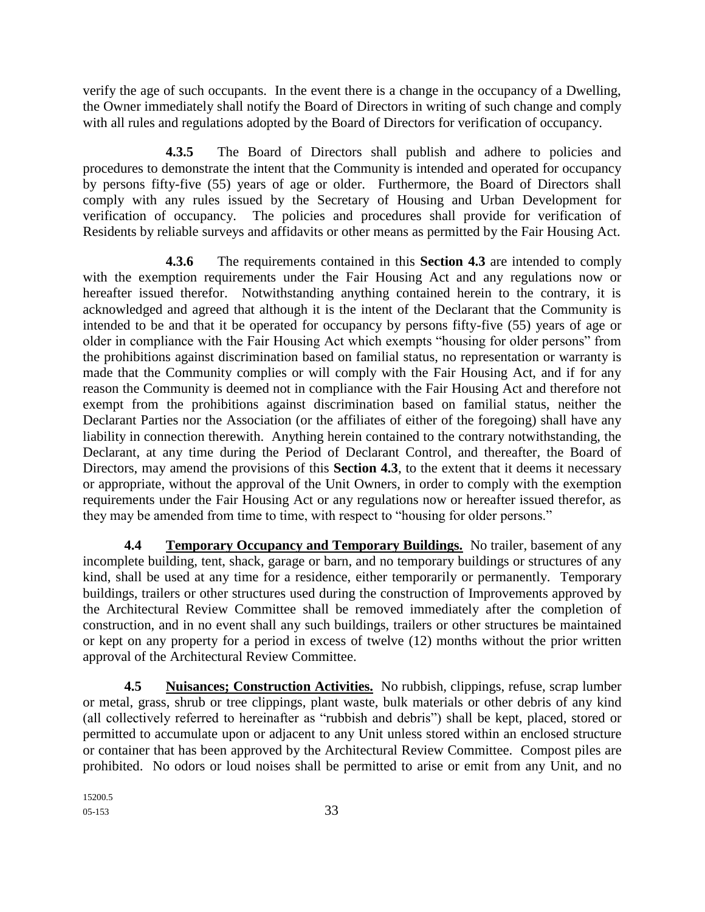verify the age of such occupants. In the event there is a change in the occupancy of a Dwelling, the Owner immediately shall notify the Board of Directors in writing of such change and comply with all rules and regulations adopted by the Board of Directors for verification of occupancy.

**4.3.5** The Board of Directors shall publish and adhere to policies and procedures to demonstrate the intent that the Community is intended and operated for occupancy by persons fifty-five (55) years of age or older. Furthermore, the Board of Directors shall comply with any rules issued by the Secretary of Housing and Urban Development for verification of occupancy. The policies and procedures shall provide for verification of Residents by reliable surveys and affidavits or other means as permitted by the Fair Housing Act.

**4.3.6** The requirements contained in this **Section 4.3** are intended to comply with the exemption requirements under the Fair Housing Act and any regulations now or hereafter issued therefor. Notwithstanding anything contained herein to the contrary, it is acknowledged and agreed that although it is the intent of the Declarant that the Community is intended to be and that it be operated for occupancy by persons fifty-five (55) years of age or older in compliance with the Fair Housing Act which exempts "housing for older persons" from the prohibitions against discrimination based on familial status, no representation or warranty is made that the Community complies or will comply with the Fair Housing Act, and if for any reason the Community is deemed not in compliance with the Fair Housing Act and therefore not exempt from the prohibitions against discrimination based on familial status, neither the Declarant Parties nor the Association (or the affiliates of either of the foregoing) shall have any liability in connection therewith. Anything herein contained to the contrary notwithstanding, the Declarant, at any time during the Period of Declarant Control, and thereafter, the Board of Directors, may amend the provisions of this **Section 4.3**, to the extent that it deems it necessary or appropriate, without the approval of the Unit Owners, in order to comply with the exemption requirements under the Fair Housing Act or any regulations now or hereafter issued therefor, as they may be amended from time to time, with respect to "housing for older persons."

**4.4 Temporary Occupancy and Temporary Buildings.** No trailer, basement of any incomplete building, tent, shack, garage or barn, and no temporary buildings or structures of any kind, shall be used at any time for a residence, either temporarily or permanently. Temporary buildings, trailers or other structures used during the construction of Improvements approved by the Architectural Review Committee shall be removed immediately after the completion of construction, and in no event shall any such buildings, trailers or other structures be maintained or kept on any property for a period in excess of twelve (12) months without the prior written approval of the Architectural Review Committee.

**4.5 Nuisances; Construction Activities.** No rubbish, clippings, refuse, scrap lumber or metal, grass, shrub or tree clippings, plant waste, bulk materials or other debris of any kind (all collectively referred to hereinafter as "rubbish and debris") shall be kept, placed, stored or permitted to accumulate upon or adjacent to any Unit unless stored within an enclosed structure or container that has been approved by the Architectural Review Committee. Compost piles are prohibited. No odors or loud noises shall be permitted to arise or emit from any Unit, and no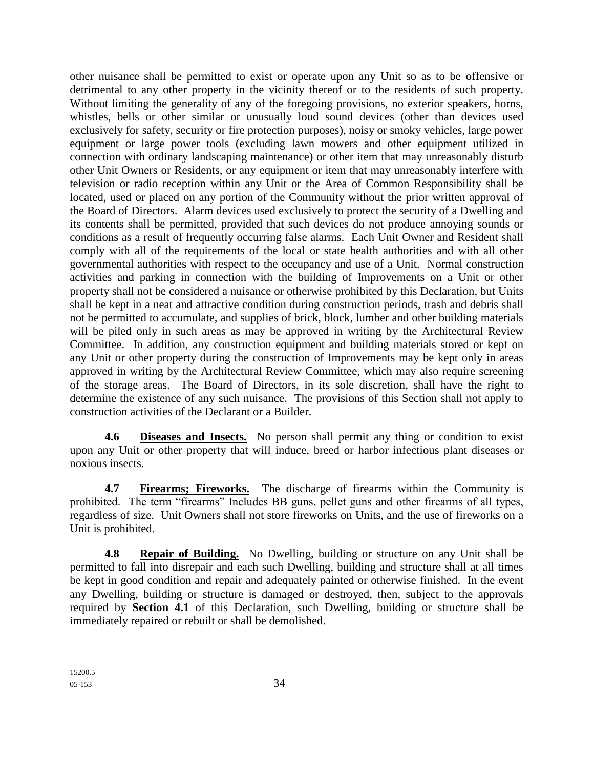other nuisance shall be permitted to exist or operate upon any Unit so as to be offensive or detrimental to any other property in the vicinity thereof or to the residents of such property. Without limiting the generality of any of the foregoing provisions, no exterior speakers, horns, whistles, bells or other similar or unusually loud sound devices (other than devices used exclusively for safety, security or fire protection purposes), noisy or smoky vehicles, large power equipment or large power tools (excluding lawn mowers and other equipment utilized in connection with ordinary landscaping maintenance) or other item that may unreasonably disturb other Unit Owners or Residents, or any equipment or item that may unreasonably interfere with television or radio reception within any Unit or the Area of Common Responsibility shall be located, used or placed on any portion of the Community without the prior written approval of the Board of Directors. Alarm devices used exclusively to protect the security of a Dwelling and its contents shall be permitted, provided that such devices do not produce annoying sounds or conditions as a result of frequently occurring false alarms. Each Unit Owner and Resident shall comply with all of the requirements of the local or state health authorities and with all other governmental authorities with respect to the occupancy and use of a Unit. Normal construction activities and parking in connection with the building of Improvements on a Unit or other property shall not be considered a nuisance or otherwise prohibited by this Declaration, but Units shall be kept in a neat and attractive condition during construction periods, trash and debris shall not be permitted to accumulate, and supplies of brick, block, lumber and other building materials will be piled only in such areas as may be approved in writing by the Architectural Review Committee. In addition, any construction equipment and building materials stored or kept on any Unit or other property during the construction of Improvements may be kept only in areas approved in writing by the Architectural Review Committee, which may also require screening of the storage areas. The Board of Directors, in its sole discretion, shall have the right to determine the existence of any such nuisance. The provisions of this Section shall not apply to construction activities of the Declarant or a Builder.

**4.6 Diseases and Insects.** No person shall permit any thing or condition to exist upon any Unit or other property that will induce, breed or harbor infectious plant diseases or noxious insects.

**4.7 Firearms; Fireworks.** The discharge of firearms within the Community is prohibited. The term "firearms" Includes BB guns, pellet guns and other firearms of all types, regardless of size. Unit Owners shall not store fireworks on Units, and the use of fireworks on a Unit is prohibited.

**4.8 Repair of Building.** No Dwelling, building or structure on any Unit shall be permitted to fall into disrepair and each such Dwelling, building and structure shall at all times be kept in good condition and repair and adequately painted or otherwise finished. In the event any Dwelling, building or structure is damaged or destroyed, then, subject to the approvals required by **Section 4.1** of this Declaration, such Dwelling, building or structure shall be immediately repaired or rebuilt or shall be demolished.

15200.5
05-153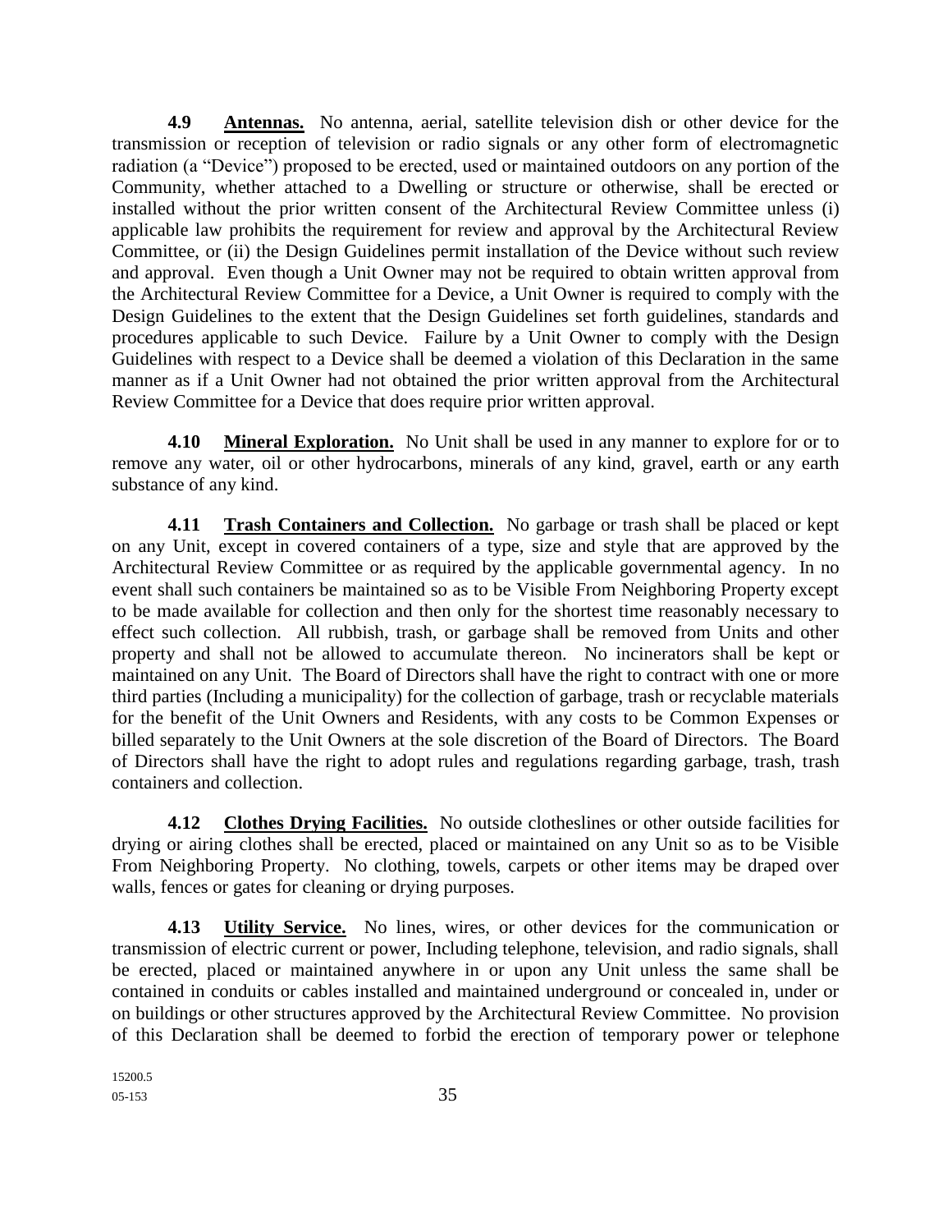**4.9 Antennas.** No antenna, aerial, satellite television dish or other device for the transmission or reception of television or radio signals or any other form of electromagnetic radiation (a "Device") proposed to be erected, used or maintained outdoors on any portion of the Community, whether attached to a Dwelling or structure or otherwise, shall be erected or installed without the prior written consent of the Architectural Review Committee unless (i) applicable law prohibits the requirement for review and approval by the Architectural Review Committee, or (ii) the Design Guidelines permit installation of the Device without such review and approval. Even though a Unit Owner may not be required to obtain written approval from the Architectural Review Committee for a Device, a Unit Owner is required to comply with the Design Guidelines to the extent that the Design Guidelines set forth guidelines, standards and procedures applicable to such Device. Failure by a Unit Owner to comply with the Design Guidelines with respect to a Device shall be deemed a violation of this Declaration in the same manner as if a Unit Owner had not obtained the prior written approval from the Architectural Review Committee for a Device that does require prior written approval.

**4.10 Mineral Exploration.** No Unit shall be used in any manner to explore for or to remove any water, oil or other hydrocarbons, minerals of any kind, gravel, earth or any earth substance of any kind.

**4.11 Trash Containers and Collection.** No garbage or trash shall be placed or kept on any Unit, except in covered containers of a type, size and style that are approved by the Architectural Review Committee or as required by the applicable governmental agency. In no event shall such containers be maintained so as to be Visible From Neighboring Property except to be made available for collection and then only for the shortest time reasonably necessary to effect such collection. All rubbish, trash, or garbage shall be removed from Units and other property and shall not be allowed to accumulate thereon. No incinerators shall be kept or maintained on any Unit. The Board of Directors shall have the right to contract with one or more third parties (Including a municipality) for the collection of garbage, trash or recyclable materials for the benefit of the Unit Owners and Residents, with any costs to be Common Expenses or billed separately to the Unit Owners at the sole discretion of the Board of Directors. The Board of Directors shall have the right to adopt rules and regulations regarding garbage, trash, trash containers and collection.

**4.12 Clothes Drying Facilities.** No outside clotheslines or other outside facilities for drying or airing clothes shall be erected, placed or maintained on any Unit so as to be Visible From Neighboring Property. No clothing, towels, carpets or other items may be draped over walls, fences or gates for cleaning or drying purposes.

**4.13 Utility Service.** No lines, wires, or other devices for the communication or transmission of electric current or power, Including telephone, television, and radio signals, shall be erected, placed or maintained anywhere in or upon any Unit unless the same shall be contained in conduits or cables installed and maintained underground or concealed in, under or on buildings or other structures approved by the Architectural Review Committee. No provision of this Declaration shall be deemed to forbid the erection of temporary power or telephone

15200.5
05-153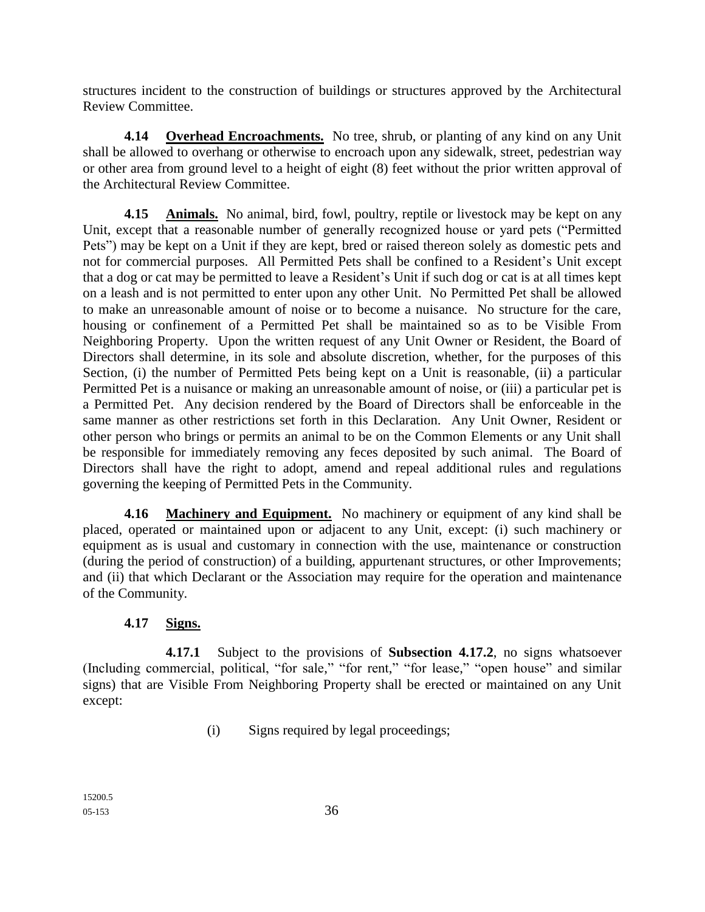structures incident to the construction of buildings or structures approved by the Architectural Review Committee.

**4.14 Overhead Encroachments.** No tree, shrub, or planting of any kind on any Unit shall be allowed to overhang or otherwise to encroach upon any sidewalk, street, pedestrian way or other area from ground level to a height of eight (8) feet without the prior written approval of the Architectural Review Committee.

**4.15 Animals.** No animal, bird, fowl, poultry, reptile or livestock may be kept on any Unit, except that a reasonable number of generally recognized house or yard pets ("Permitted Pets") may be kept on a Unit if they are kept, bred or raised thereon solely as domestic pets and not for commercial purposes. All Permitted Pets shall be confined to a Resident's Unit except that a dog or cat may be permitted to leave a Resident's Unit if such dog or cat is at all times kept on a leash and is not permitted to enter upon any other Unit. No Permitted Pet shall be allowed to make an unreasonable amount of noise or to become a nuisance. No structure for the care, housing or confinement of a Permitted Pet shall be maintained so as to be Visible From Neighboring Property. Upon the written request of any Unit Owner or Resident, the Board of Directors shall determine, in its sole and absolute discretion, whether, for the purposes of this Section, (i) the number of Permitted Pets being kept on a Unit is reasonable, (ii) a particular Permitted Pet is a nuisance or making an unreasonable amount of noise, or (iii) a particular pet is a Permitted Pet. Any decision rendered by the Board of Directors shall be enforceable in the same manner as other restrictions set forth in this Declaration. Any Unit Owner, Resident or other person who brings or permits an animal to be on the Common Elements or any Unit shall be responsible for immediately removing any feces deposited by such animal. The Board of Directors shall have the right to adopt, amend and repeal additional rules and regulations governing the keeping of Permitted Pets in the Community.

**4.16 Machinery and Equipment.** No machinery or equipment of any kind shall be placed, operated or maintained upon or adjacent to any Unit, except: (i) such machinery or equipment as is usual and customary in connection with the use, maintenance or construction (during the period of construction) of a building, appurtenant structures, or other Improvements; and (ii) that which Declarant or the Association may require for the operation and maintenance of the Community.

**4.17 Signs.**

**4.17.1** Subject to the provisions of **Subsection 4.17.2**, no signs whatsoever (Including commercial, political, "for sale," "for rent," "for lease," "open house" and similar signs) that are Visible From Neighboring Property shall be erected or maintained on any Unit except:

(i) Signs required by legal proceedings;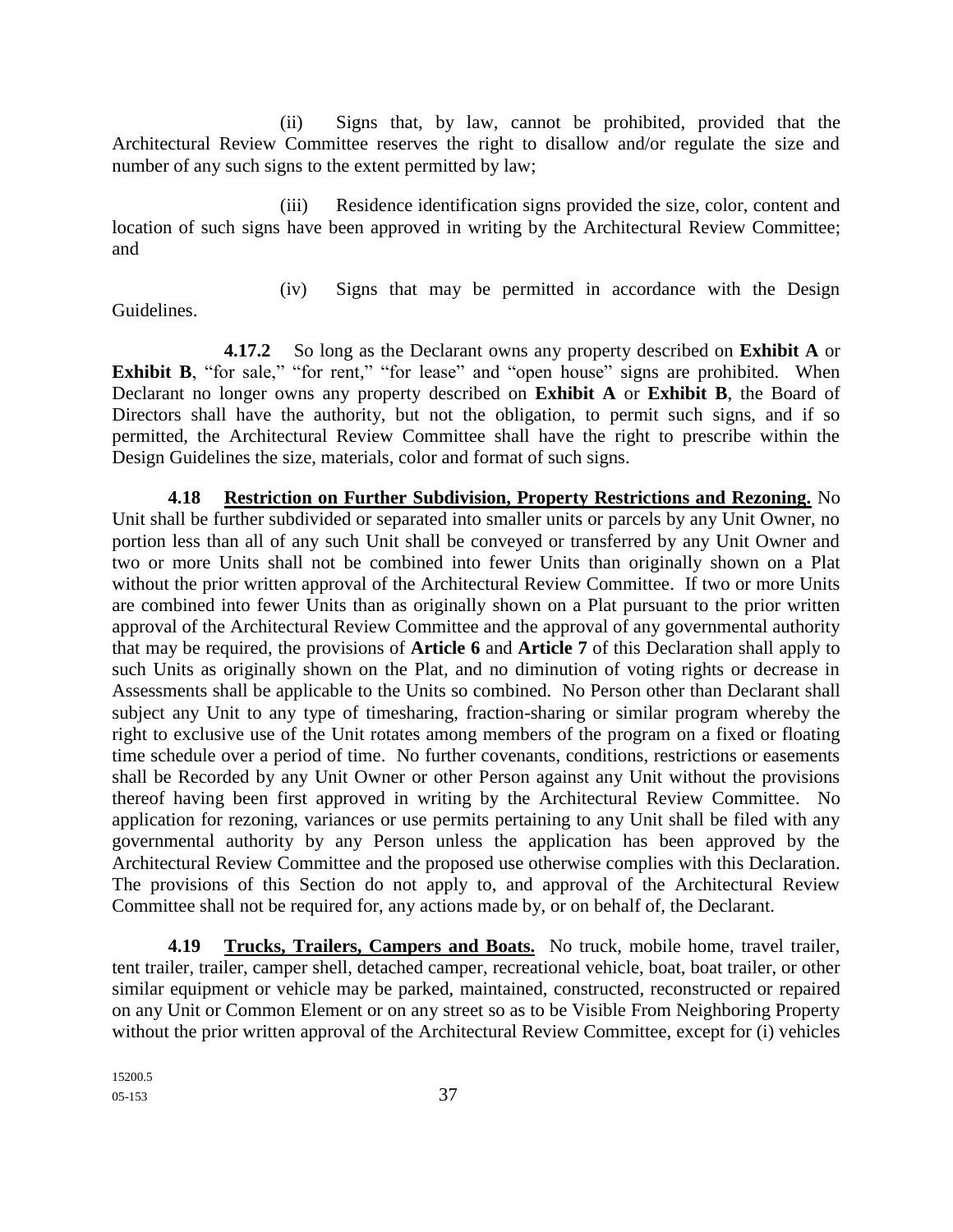(ii) Signs that, by law, cannot be prohibited, provided that the Architectural Review Committee reserves the right to disallow and/or regulate the size and number of any such signs to the extent permitted by law;

(iii) Residence identification signs provided the size, color, content and location of such signs have been approved in writing by the Architectural Review Committee; and

(iv) Signs that may be permitted in accordance with the Design Guidelines.

**4.17.2** So long as the Declarant owns any property described on **Exhibit A** or **Exhibit B**, "for sale," "for rent," "for lease" and "open house" signs are prohibited. When Declarant no longer owns any property described on **Exhibit A** or **Exhibit B**, the Board of Directors shall have the authority, but not the obligation, to permit such signs, and if so permitted, the Architectural Review Committee shall have the right to prescribe within the Design Guidelines the size, materials, color and format of such signs.

**4.18 Restriction on Further Subdivision, Property Restrictions and Rezoning.** No Unit shall be further subdivided or separated into smaller units or parcels by any Unit Owner, no portion less than all of any such Unit shall be conveyed or transferred by any Unit Owner and two or more Units shall not be combined into fewer Units than originally shown on a Plat without the prior written approval of the Architectural Review Committee. If two or more Units are combined into fewer Units than as originally shown on a Plat pursuant to the prior written approval of the Architectural Review Committee and the approval of any governmental authority that may be required, the provisions of **Article 6** and **Article 7** of this Declaration shall apply to such Units as originally shown on the Plat, and no diminution of voting rights or decrease in Assessments shall be applicable to the Units so combined. No Person other than Declarant shall subject any Unit to any type of timesharing, fraction-sharing or similar program whereby the right to exclusive use of the Unit rotates among members of the program on a fixed or floating time schedule over a period of time. No further covenants, conditions, restrictions or easements shall be Recorded by any Unit Owner or other Person against any Unit without the provisions thereof having been first approved in writing by the Architectural Review Committee. No application for rezoning, variances or use permits pertaining to any Unit shall be filed with any governmental authority by any Person unless the application has been approved by the Architectural Review Committee and the proposed use otherwise complies with this Declaration. The provisions of this Section do not apply to, and approval of the Architectural Review Committee shall not be required for, any actions made by, or on behalf of, the Declarant.

**4.19 Trucks, Trailers, Campers and Boats.** No truck, mobile home, travel trailer, tent trailer, trailer, camper shell, detached camper, recreational vehicle, boat, boat trailer, or other similar equipment or vehicle may be parked, maintained, constructed, reconstructed or repaired on any Unit or Common Element or on any street so as to be Visible From Neighboring Property without the prior written approval of the Architectural Review Committee, except for (i) vehicles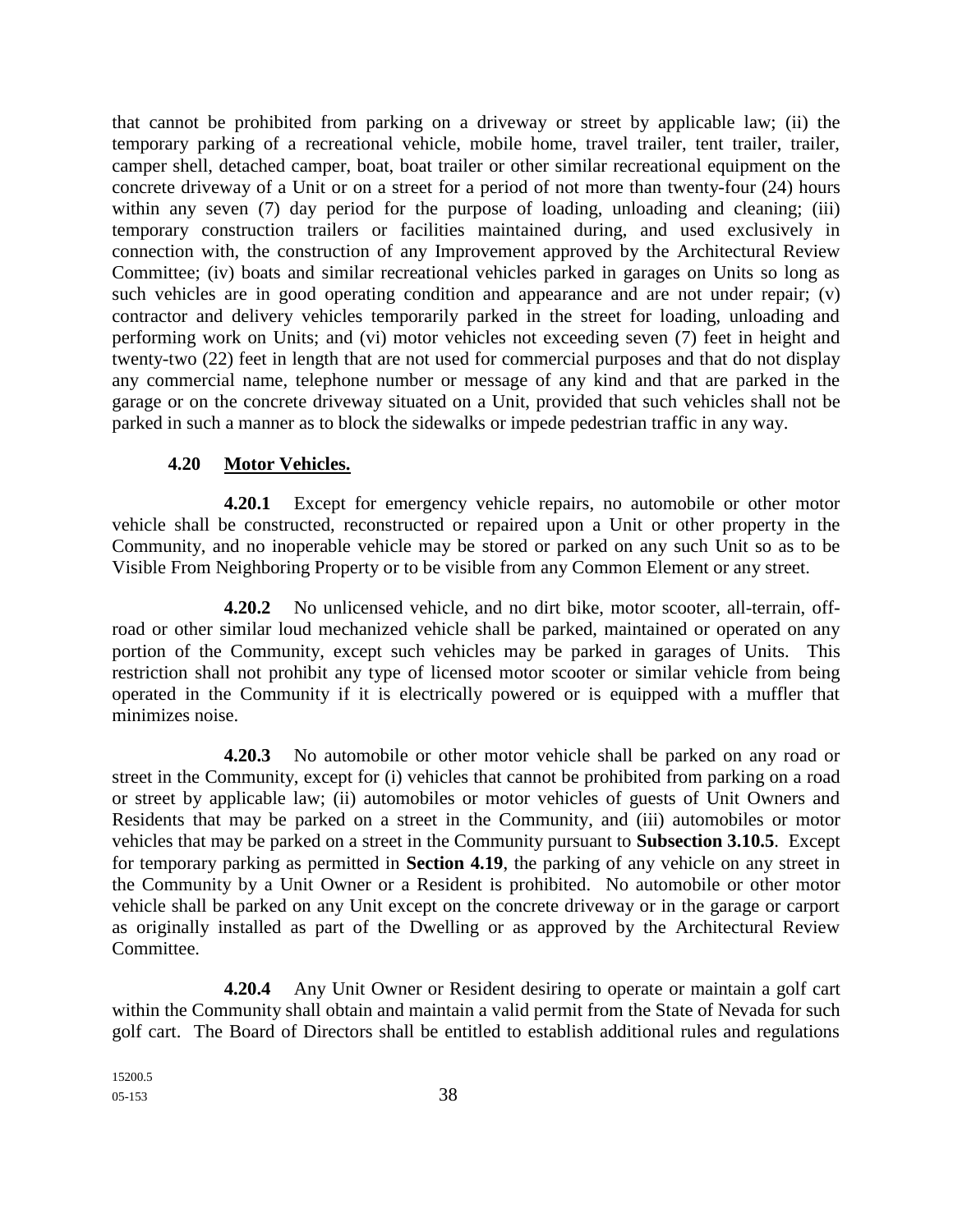that cannot be prohibited from parking on a driveway or street by applicable law; (ii) the temporary parking of a recreational vehicle, mobile home, travel trailer, tent trailer, trailer, camper shell, detached camper, boat, boat trailer or other similar recreational equipment on the concrete driveway of a Unit or on a street for a period of not more than twenty-four (24) hours within any seven (7) day period for the purpose of loading, unloading and cleaning; (iii) temporary construction trailers or facilities maintained during, and used exclusively in connection with, the construction of any Improvement approved by the Architectural Review Committee; (iv) boats and similar recreational vehicles parked in garages on Units so long as such vehicles are in good operating condition and appearance and are not under repair; (v) contractor and delivery vehicles temporarily parked in the street for loading, unloading and performing work on Units; and (vi) motor vehicles not exceeding seven (7) feet in height and twenty-two (22) feet in length that are not used for commercial purposes and that do not display any commercial name, telephone number or message of any kind and that are parked in the garage or on the concrete driveway situated on a Unit, provided that such vehicles shall not be parked in such a manner as to block the sidewalks or impede pedestrian traffic in any way.

**4.20 Motor Vehicles.**

**4.20.1** Except for emergency vehicle repairs, no automobile or other motor vehicle shall be constructed, reconstructed or repaired upon a Unit or other property in the Community, and no inoperable vehicle may be stored or parked on any such Unit so as to be Visible From Neighboring Property or to be visible from any Common Element or any street.

**4.20.2** No unlicensed vehicle, and no dirt bike, motor scooter, all-terrain, off-road or other similar loud mechanized vehicle shall be parked, maintained or operated on any portion of the Community, except such vehicles may be parked in garages of Units. This restriction shall not prohibit any type of licensed motor scooter or similar vehicle from being operated in the Community if it is electrically powered or is equipped with a muffler that minimizes noise.

**4.20.3** No automobile or other motor vehicle shall be parked on any road or street in the Community, except for (i) vehicles that cannot be prohibited from parking on a road or street by applicable law; (ii) automobiles or motor vehicles of guests of Unit Owners and Residents that may be parked on a street in the Community, and (iii) automobiles or motor vehicles that may be parked on a street in the Community pursuant to **Subsection 3.10.5**. Except for temporary parking as permitted in **Section 4.19**, the parking of any vehicle on any street in the Community by a Unit Owner or a Resident is prohibited. No automobile or other motor vehicle shall be parked on any Unit except on the concrete driveway or in the garage or carport as originally installed as part of the Dwelling or as approved by the Architectural Review Committee.

**4.20.4** Any Unit Owner or Resident desiring to operate or maintain a golf cart within the Community shall obtain and maintain a valid permit from the State of Nevada for such golf cart. The Board of Directors shall be entitled to establish additional rules and regulations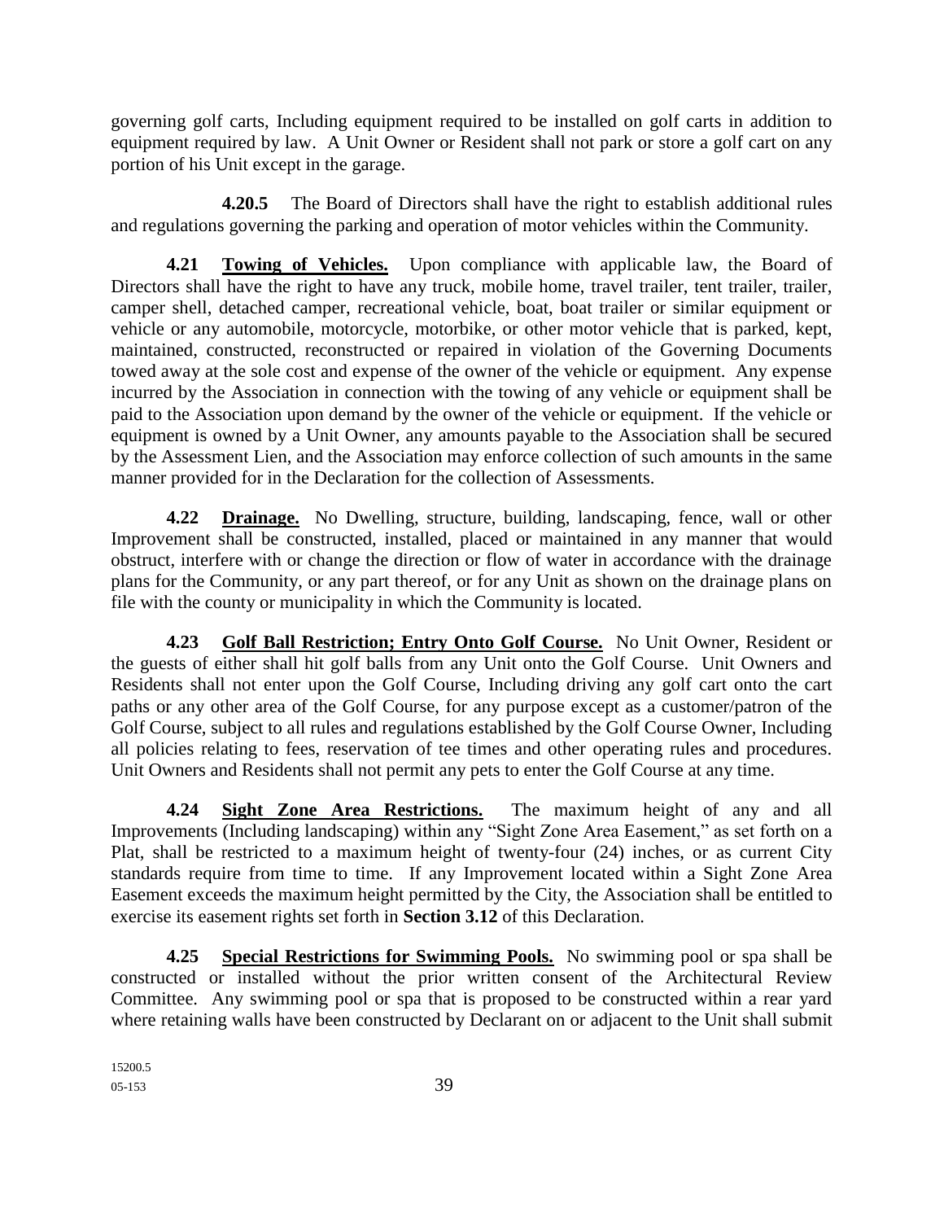governing golf carts, Including equipment required to be installed on golf carts in addition to equipment required by law. A Unit Owner or Resident shall not park or store a golf cart on any portion of his Unit except in the garage.

**4.20.5** The Board of Directors shall have the right to establish additional rules and regulations governing the parking and operation of motor vehicles within the Community.

**4.21 Towing of Vehicles.** Upon compliance with applicable law, the Board of Directors shall have the right to have any truck, mobile home, travel trailer, tent trailer, trailer, camper shell, detached camper, recreational vehicle, boat, boat trailer or similar equipment or vehicle or any automobile, motorcycle, motorbike, or other motor vehicle that is parked, kept, maintained, constructed, reconstructed or repaired in violation of the Governing Documents towed away at the sole cost and expense of the owner of the vehicle or equipment. Any expense incurred by the Association in connection with the towing of any vehicle or equipment shall be paid to the Association upon demand by the owner of the vehicle or equipment. If the vehicle or equipment is owned by a Unit Owner, any amounts payable to the Association shall be secured by the Assessment Lien, and the Association may enforce collection of such amounts in the same manner provided for in the Declaration for the collection of Assessments.

**4.22 Drainage.** No Dwelling, structure, building, landscaping, fence, wall or other Improvement shall be constructed, installed, placed or maintained in any manner that would obstruct, interfere with or change the direction or flow of water in accordance with the drainage plans for the Community, or any part thereof, or for any Unit as shown on the drainage plans on file with the county or municipality in which the Community is located.

**4.23 Golf Ball Restriction; Entry Onto Golf Course.** No Unit Owner, Resident or the guests of either shall hit golf balls from any Unit onto the Golf Course. Unit Owners and Residents shall not enter upon the Golf Course, Including driving any golf cart onto the cart paths or any other area of the Golf Course, for any purpose except as a customer/patron of the Golf Course, subject to all rules and regulations established by the Golf Course Owner, Including all policies relating to fees, reservation of tee times and other operating rules and procedures. Unit Owners and Residents shall not permit any pets to enter the Golf Course at any time.

**4.24 Sight Zone Area Restrictions.** The maximum height of any and all Improvements (Including landscaping) within any "Sight Zone Area Easement," as set forth on a Plat, shall be restricted to a maximum height of twenty-four (24) inches, or as current City standards require from time to time. If any Improvement located within a Sight Zone Area Easement exceeds the maximum height permitted by the City, the Association shall be entitled to exercise its easement rights set forth in **Section 3.12** of this Declaration.

**4.25 Special Restrictions for Swimming Pools.** No swimming pool or spa shall be constructed or installed without the prior written consent of the Architectural Review Committee. Any swimming pool or spa that is proposed to be constructed within a rear yard where retaining walls have been constructed by Declarant on or adjacent to the Unit shall submit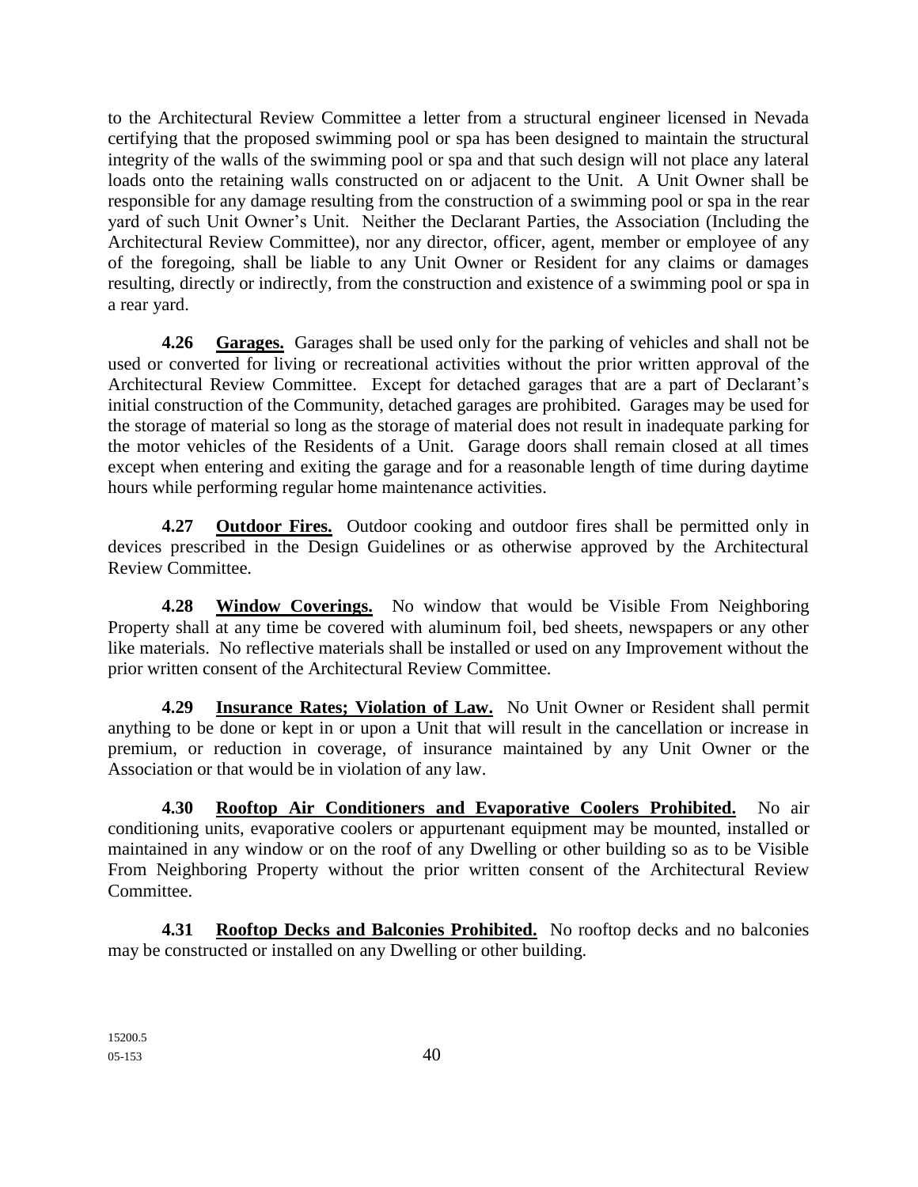to the Architectural Review Committee a letter from a structural engineer licensed in Nevada certifying that the proposed swimming pool or spa has been designed to maintain the structural integrity of the walls of the swimming pool or spa and that such design will not place any lateral loads onto the retaining walls constructed on or adjacent to the Unit. A Unit Owner shall be responsible for any damage resulting from the construction of a swimming pool or spa in the rear yard of such Unit Owner's Unit. Neither the Declarant Parties, the Association (Including the Architectural Review Committee), nor any director, officer, agent, member or employee of any of the foregoing, shall be liable to any Unit Owner or Resident for any claims or damages resulting, directly or indirectly, from the construction and existence of a swimming pool or spa in a rear yard.

**4.26 Garages.** Garages shall be used only for the parking of vehicles and shall not be used or converted for living or recreational activities without the prior written approval of the Architectural Review Committee. Except for detached garages that are a part of Declarant's initial construction of the Community, detached garages are prohibited. Garages may be used for the storage of material so long as the storage of material does not result in inadequate parking for the motor vehicles of the Residents of a Unit. Garage doors shall remain closed at all times except when entering and exiting the garage and for a reasonable length of time during daytime hours while performing regular home maintenance activities.

**4.27 Outdoor Fires.** Outdoor cooking and outdoor fires shall be permitted only in devices prescribed in the Design Guidelines or as otherwise approved by the Architectural Review Committee.

**4.28 Window Coverings.** No window that would be Visible From Neighboring Property shall at any time be covered with aluminum foil, bed sheets, newspapers or any other like materials. No reflective materials shall be installed or used on any Improvement without the prior written consent of the Architectural Review Committee.

**4.29 Insurance Rates; Violation of Law.** No Unit Owner or Resident shall permit anything to be done or kept in or upon a Unit that will result in the cancellation or increase in premium, or reduction in coverage, of insurance maintained by any Unit Owner or the Association or that would be in violation of any law.

**4.30 Rooftop Air Conditioners and Evaporative Coolers Prohibited.** No air conditioning units, evaporative coolers or appurtenant equipment may be mounted, installed or maintained in any window or on the roof of any Dwelling or other building so as to be Visible From Neighboring Property without the prior written consent of the Architectural Review Committee.

**4.31 Rooftop Decks and Balconies Prohibited.** No rooftop decks and no balconies may be constructed or installed on any Dwelling or other building.

15200.5
05-153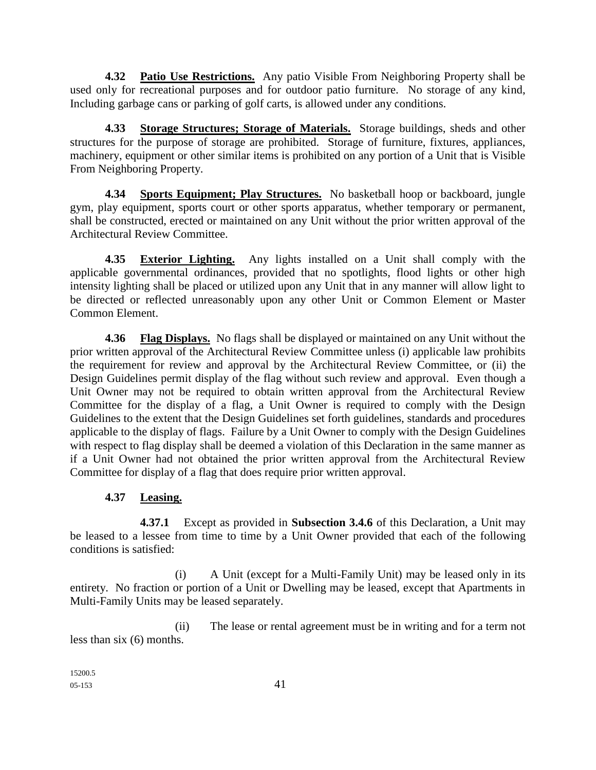**4.32 Patio Use Restrictions.** Any patio Visible From Neighboring Property shall be used only for recreational purposes and for outdoor patio furniture. No storage of any kind, Including garbage cans or parking of golf carts, is allowed under any conditions.

**4.33 Storage Structures; Storage of Materials.** Storage buildings, sheds and other structures for the purpose of storage are prohibited. Storage of furniture, fixtures, appliances, machinery, equipment or other similar items is prohibited on any portion of a Unit that is Visible From Neighboring Property.

**4.34 Sports Equipment; Play Structures.** No basketball hoop or backboard, jungle gym, play equipment, sports court or other sports apparatus, whether temporary or permanent, shall be constructed, erected or maintained on any Unit without the prior written approval of the Architectural Review Committee.

**4.35 Exterior Lighting.** Any lights installed on a Unit shall comply with the applicable governmental ordinances, provided that no spotlights, flood lights or other high intensity lighting shall be placed or utilized upon any Unit that in any manner will allow light to be directed or reflected unreasonably upon any other Unit or Common Element or Master Common Element.

**4.36 Flag Displays.** No flags shall be displayed or maintained on any Unit without the prior written approval of the Architectural Review Committee unless (i) applicable law prohibits the requirement for review and approval by the Architectural Review Committee, or (ii) the Design Guidelines permit display of the flag without such review and approval. Even though a Unit Owner may not be required to obtain written approval from the Architectural Review Committee for the display of a flag, a Unit Owner is required to comply with the Design Guidelines to the extent that the Design Guidelines set forth guidelines, standards and procedures applicable to the display of flags. Failure by a Unit Owner to comply with the Design Guidelines with respect to flag display shall be deemed a violation of this Declaration in the same manner as if a Unit Owner had not obtained the prior written approval from the Architectural Review Committee for display of a flag that does require prior written approval.

**4.37 Leasing.**

**4.37.1** Except as provided in **Subsection 3.4.6** of this Declaration, a Unit may be leased to a lessee from time to time by a Unit Owner provided that each of the following conditions is satisfied:

(i) A Unit (except for a Multi-Family Unit) may be leased only in its entirety. No fraction or portion of a Unit or Dwelling may be leased, except that Apartments in Multi-Family Units may be leased separately.

(ii) The lease or rental agreement must be in writing and for a term not less than six (6) months.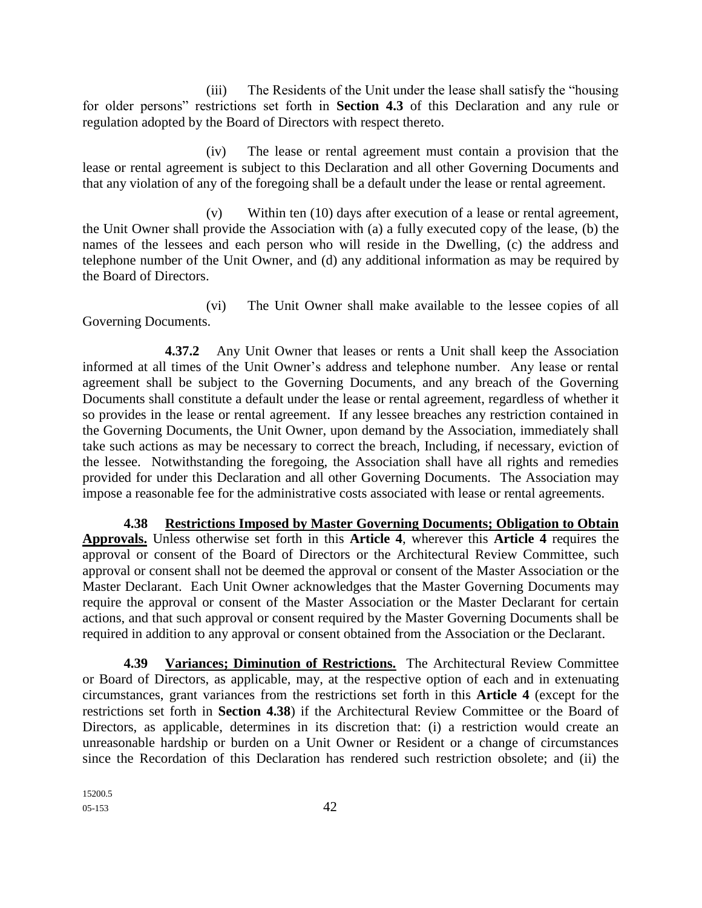(iii) The Residents of the Unit under the lease shall satisfy the "housing for older persons" restrictions set forth in **Section 4.3** of this Declaration and any rule or regulation adopted by the Board of Directors with respect thereto.

(iv) The lease or rental agreement must contain a provision that the lease or rental agreement is subject to this Declaration and all other Governing Documents and that any violation of any of the foregoing shall be a default under the lease or rental agreement.

(v) Within ten (10) days after execution of a lease or rental agreement, the Unit Owner shall provide the Association with (a) a fully executed copy of the lease, (b) the names of the lessees and each person who will reside in the Dwelling, (c) the address and telephone number of the Unit Owner, and (d) any additional information as may be required by the Board of Directors.

(vi) The Unit Owner shall make available to the lessee copies of all Governing Documents.

**4.37.2** Any Unit Owner that leases or rents a Unit shall keep the Association informed at all times of the Unit Owner's address and telephone number. Any lease or rental agreement shall be subject to the Governing Documents, and any breach of the Governing Documents shall constitute a default under the lease or rental agreement, regardless of whether it so provides in the lease or rental agreement. If any lessee breaches any restriction contained in the Governing Documents, the Unit Owner, upon demand by the Association, immediately shall take such actions as may be necessary to correct the breach, Including, if necessary, eviction of the lessee. Notwithstanding the foregoing, the Association shall have all rights and remedies provided for under this Declaration and all other Governing Documents. The Association may impose a reasonable fee for the administrative costs associated with lease or rental agreements.

**4.38** **<u>Restrictions Imposed by Master Governing Documents; Obligation to Obtain Approvals.</u>** Unless otherwise set forth in this **Article 4**, wherever this **Article 4** requires the approval or consent of the Board of Directors or the Architectural Review Committee, such approval or consent shall not be deemed the approval or consent of the Master Association or the Master Declarant. Each Unit Owner acknowledges that the Master Governing Documents may require the approval or consent of the Master Association or the Master Declarant for certain actions, and that such approval or consent required by the Master Governing Documents shall be required in addition to any approval or consent obtained from the Association or the Declarant.

**4.39** **<u>Variances; Diminution of Restrictions.</u>** The Architectural Review Committee or Board of Directors, as applicable, may, at the respective option of each and in extenuating circumstances, grant variances from the restrictions set forth in this **Article 4** (except for the restrictions set forth in **Section 4.38**) if the Architectural Review Committee or the Board of Directors, as applicable, determines in its discretion that: (i) a restriction would create an unreasonable hardship or burden on a Unit Owner or Resident or a change of circumstances since the Recordation of this Declaration has rendered such restriction obsolete; and (ii) the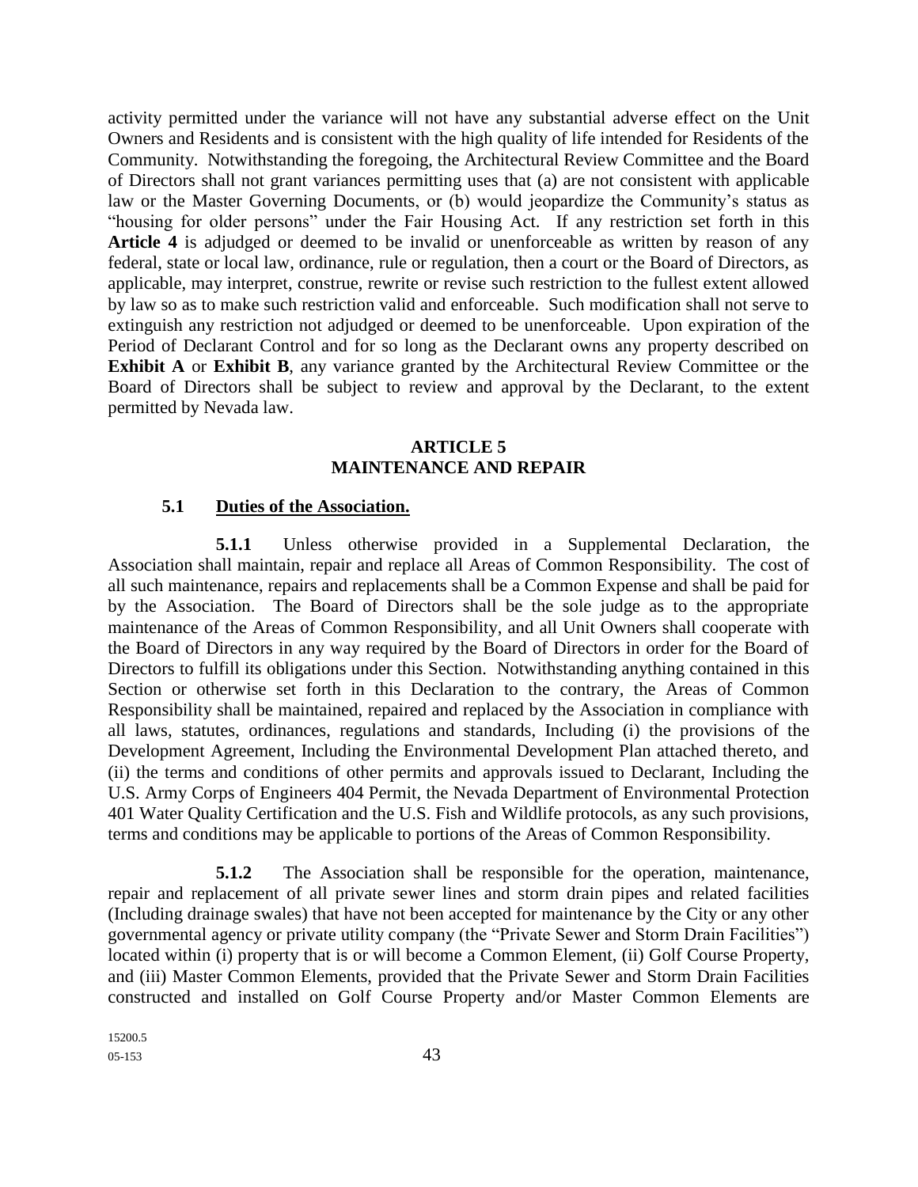activity permitted under the variance will not have any substantial adverse effect on the Unit Owners and Residents and is consistent with the high quality of life intended for Residents of the Community. Notwithstanding the foregoing, the Architectural Review Committee and the Board of Directors shall not grant variances permitting uses that (a) are not consistent with applicable law or the Master Governing Documents, or (b) would jeopardize the Community's status as "housing for older persons" under the Fair Housing Act. If any restriction set forth in this **Article 4** is adjudged or deemed to be invalid or unenforceable as written by reason of any federal, state or local law, ordinance, rule or regulation, then a court or the Board of Directors, as applicable, may interpret, construe, rewrite or revise such restriction to the fullest extent allowed by law so as to make such restriction valid and enforceable. Such modification shall not serve to extinguish any restriction not adjudged or deemed to be unenforceable. Upon expiration of the Period of Declarant Control and for so long as the Declarant owns any property described on **Exhibit A** or **Exhibit B**, any variance granted by the Architectural Review Committee or the Board of Directors shall be subject to review and approval by the Declarant, to the extent permitted by Nevada law.

## ARTICLE 5
## MAINTENANCE AND REPAIR

**5.1 Duties of the Association.**

**5.1.1** Unless otherwise provided in a Supplemental Declaration, the Association shall maintain, repair and replace all Areas of Common Responsibility. The cost of all such maintenance, repairs and replacements shall be a Common Expense and shall be paid for by the Association. The Board of Directors shall be the sole judge as to the appropriate maintenance of the Areas of Common Responsibility, and all Unit Owners shall cooperate with the Board of Directors in any way required by the Board of Directors in order for the Board of Directors to fulfill its obligations under this Section. Notwithstanding anything contained in this Section or otherwise set forth in this Declaration to the contrary, the Areas of Common Responsibility shall be maintained, repaired and replaced by the Association in compliance with all laws, statutes, ordinances, regulations and standards, Including (i) the provisions of the Development Agreement, Including the Environmental Development Plan attached thereto, and (ii) the terms and conditions of other permits and approvals issued to Declarant, Including the U.S. Army Corps of Engineers 404 Permit, the Nevada Department of Environmental Protection 401 Water Quality Certification and the U.S. Fish and Wildlife protocols, as any such provisions, terms and conditions may be applicable to portions of the Areas of Common Responsibility.

**5.1.2** The Association shall be responsible for the operation, maintenance, repair and replacement of all private sewer lines and storm drain pipes and related facilities (Including drainage swales) that have not been accepted for maintenance by the City or any other governmental agency or private utility company (the "Private Sewer and Storm Drain Facilities") located within (i) property that is or will become a Common Element, (ii) Golf Course Property, and (iii) Master Common Elements, provided that the Private Sewer and Storm Drain Facilities constructed and installed on Golf Course Property and/or Master Common Elements are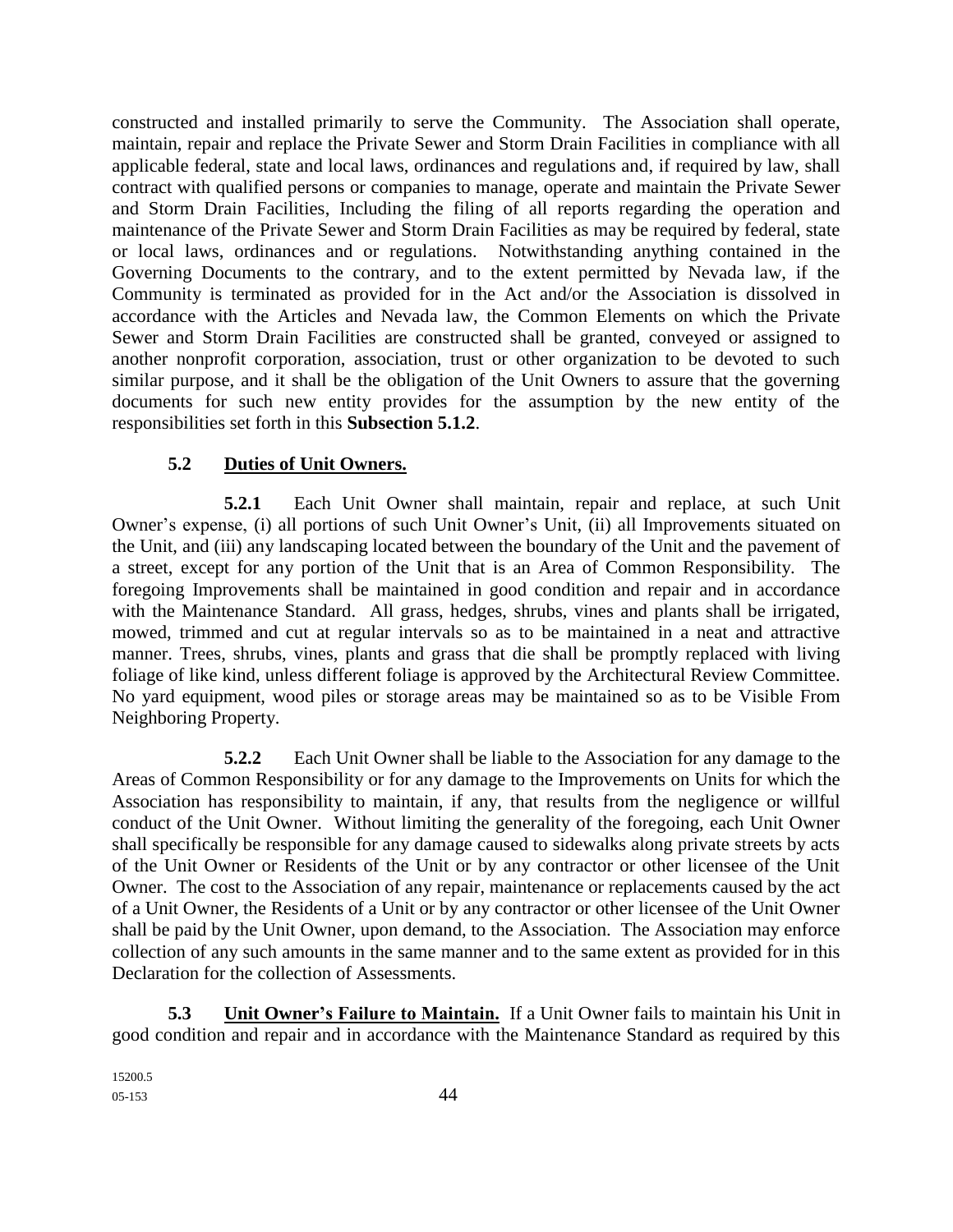constructed and installed primarily to serve the Community. The Association shall operate, maintain, repair and replace the Private Sewer and Storm Drain Facilities in compliance with all applicable federal, state and local laws, ordinances and regulations and, if required by law, shall contract with qualified persons or companies to manage, operate and maintain the Private Sewer and Storm Drain Facilities, Including the filing of all reports regarding the operation and maintenance of the Private Sewer and Storm Drain Facilities as may be required by federal, state or local laws, ordinances and or regulations. Notwithstanding anything contained in the Governing Documents to the contrary, and to the extent permitted by Nevada law, if the Community is terminated as provided for in the Act and/or the Association is dissolved in accordance with the Articles and Nevada law, the Common Elements on which the Private Sewer and Storm Drain Facilities are constructed shall be granted, conveyed or assigned to another nonprofit corporation, association, trust or other organization to be devoted to such similar purpose, and it shall be the obligation of the Unit Owners to assure that the governing documents for such new entity provides for the assumption by the new entity of the responsibilities set forth in this **Subsection 5.1.2**.

**5.2 Duties of Unit Owners.**

**5.2.1** Each Unit Owner shall maintain, repair and replace, at such Unit Owner's expense, (i) all portions of such Unit Owner's Unit, (ii) all Improvements situated on the Unit, and (iii) any landscaping located between the boundary of the Unit and the pavement of a street, except for any portion of the Unit that is an Area of Common Responsibility. The foregoing Improvements shall be maintained in good condition and repair and in accordance with the Maintenance Standard. All grass, hedges, shrubs, vines and plants shall be irrigated, mowed, trimmed and cut at regular intervals so as to be maintained in a neat and attractive manner. Trees, shrubs, vines, plants and grass that die shall be promptly replaced with living foliage of like kind, unless different foliage is approved by the Architectural Review Committee. No yard equipment, wood piles or storage areas may be maintained so as to be Visible From Neighboring Property.

**5.2.2** Each Unit Owner shall be liable to the Association for any damage to the Areas of Common Responsibility or for any damage to the Improvements on Units for which the Association has responsibility to maintain, if any, that results from the negligence or willful conduct of the Unit Owner. Without limiting the generality of the foregoing, each Unit Owner shall specifically be responsible for any damage caused to sidewalks along private streets by acts of the Unit Owner or Residents of the Unit or by any contractor or other licensee of the Unit Owner. The cost to the Association of any repair, maintenance or replacements caused by the act of a Unit Owner, the Residents of a Unit or by any contractor or other licensee of the Unit Owner shall be paid by the Unit Owner, upon demand, to the Association. The Association may enforce collection of any such amounts in the same manner and to the same extent as provided for in this Declaration for the collection of Assessments.

**5.3 Unit Owner's Failure to Maintain.** If a Unit Owner fails to maintain his Unit in good condition and repair and in accordance with the Maintenance Standard as required by this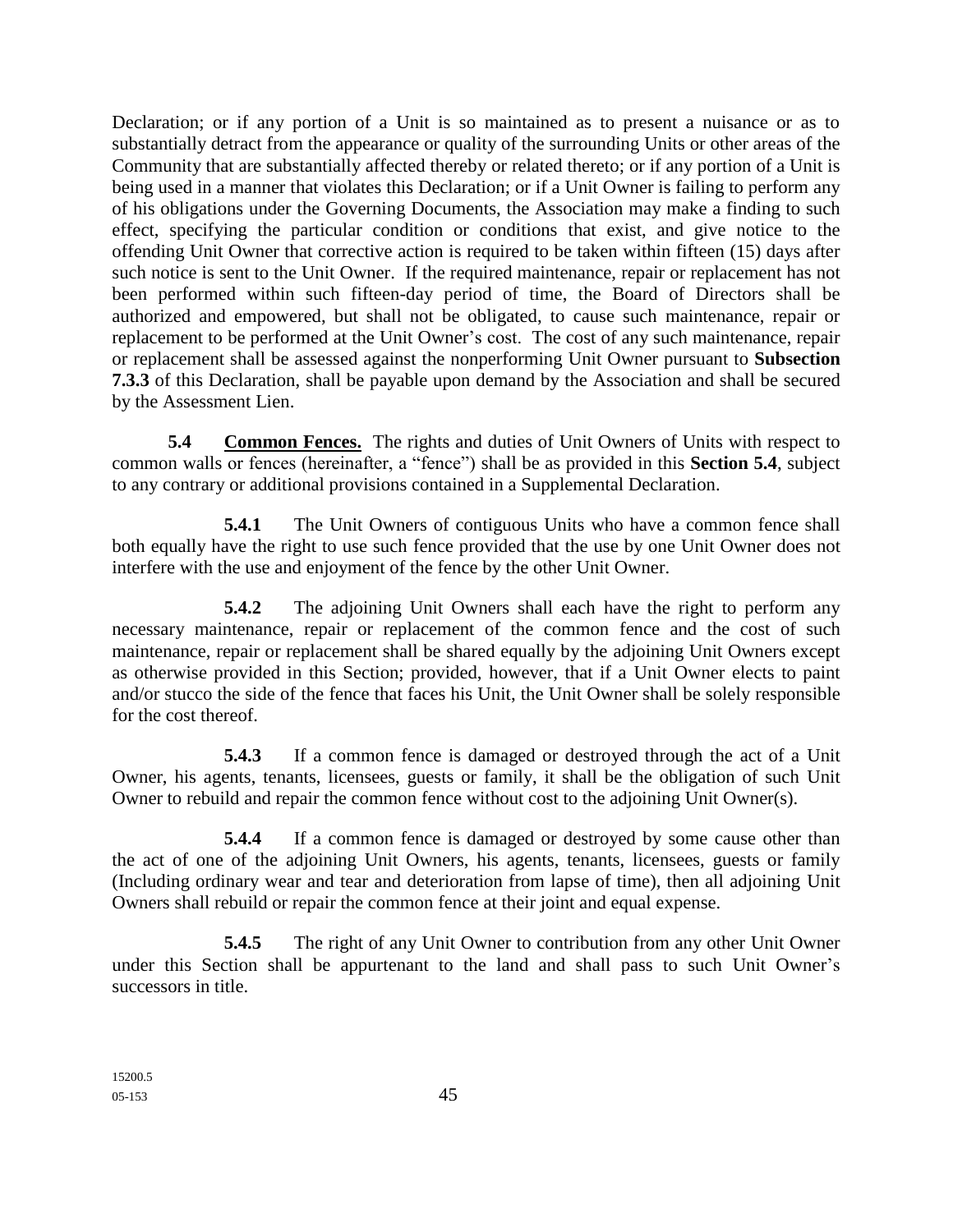Declaration; or if any portion of a Unit is so maintained as to present a nuisance or as to substantially detract from the appearance or quality of the surrounding Units or other areas of the Community that are substantially affected thereby or related thereto; or if any portion of a Unit is being used in a manner that violates this Declaration; or if a Unit Owner is failing to perform any of his obligations under the Governing Documents, the Association may make a finding to such effect, specifying the particular condition or conditions that exist, and give notice to the offending Unit Owner that corrective action is required to be taken within fifteen (15) days after such notice is sent to the Unit Owner. If the required maintenance, repair or replacement has not been performed within such fifteen-day period of time, the Board of Directors shall be authorized and empowered, but shall not be obligated, to cause such maintenance, repair or replacement to be performed at the Unit Owner's cost. The cost of any such maintenance, repair or replacement shall be assessed against the nonperforming Unit Owner pursuant to **Subsection 7.3.3** of this Declaration, shall be payable upon demand by the Association and shall be secured by the Assessment Lien.

**5.4** **Common Fences.** The rights and duties of Unit Owners of Units with respect to common walls or fences (hereinafter, a "fence") shall be as provided in this **Section 5.4**, subject to any contrary or additional provisions contained in a Supplemental Declaration.

**5.4.1** The Unit Owners of contiguous Units who have a common fence shall both equally have the right to use such fence provided that the use by one Unit Owner does not interfere with the use and enjoyment of the fence by the other Unit Owner.

**5.4.2** The adjoining Unit Owners shall each have the right to perform any necessary maintenance, repair or replacement of the common fence and the cost of such maintenance, repair or replacement shall be shared equally by the adjoining Unit Owners except as otherwise provided in this Section; provided, however, that if a Unit Owner elects to paint and/or stucco the side of the fence that faces his Unit, the Unit Owner shall be solely responsible for the cost thereof.

**5.4.3** If a common fence is damaged or destroyed through the act of a Unit Owner, his agents, tenants, licensees, guests or family, it shall be the obligation of such Unit Owner to rebuild and repair the common fence without cost to the adjoining Unit Owner(s).

**5.4.4** If a common fence is damaged or destroyed by some cause other than the act of one of the adjoining Unit Owners, his agents, tenants, licensees, guests or family (Including ordinary wear and tear and deterioration from lapse of time), then all adjoining Unit Owners shall rebuild or repair the common fence at their joint and equal expense.

**5.4.5** The right of any Unit Owner to contribution from any other Unit Owner under this Section shall be appurtenant to the land and shall pass to such Unit Owner's successors in title.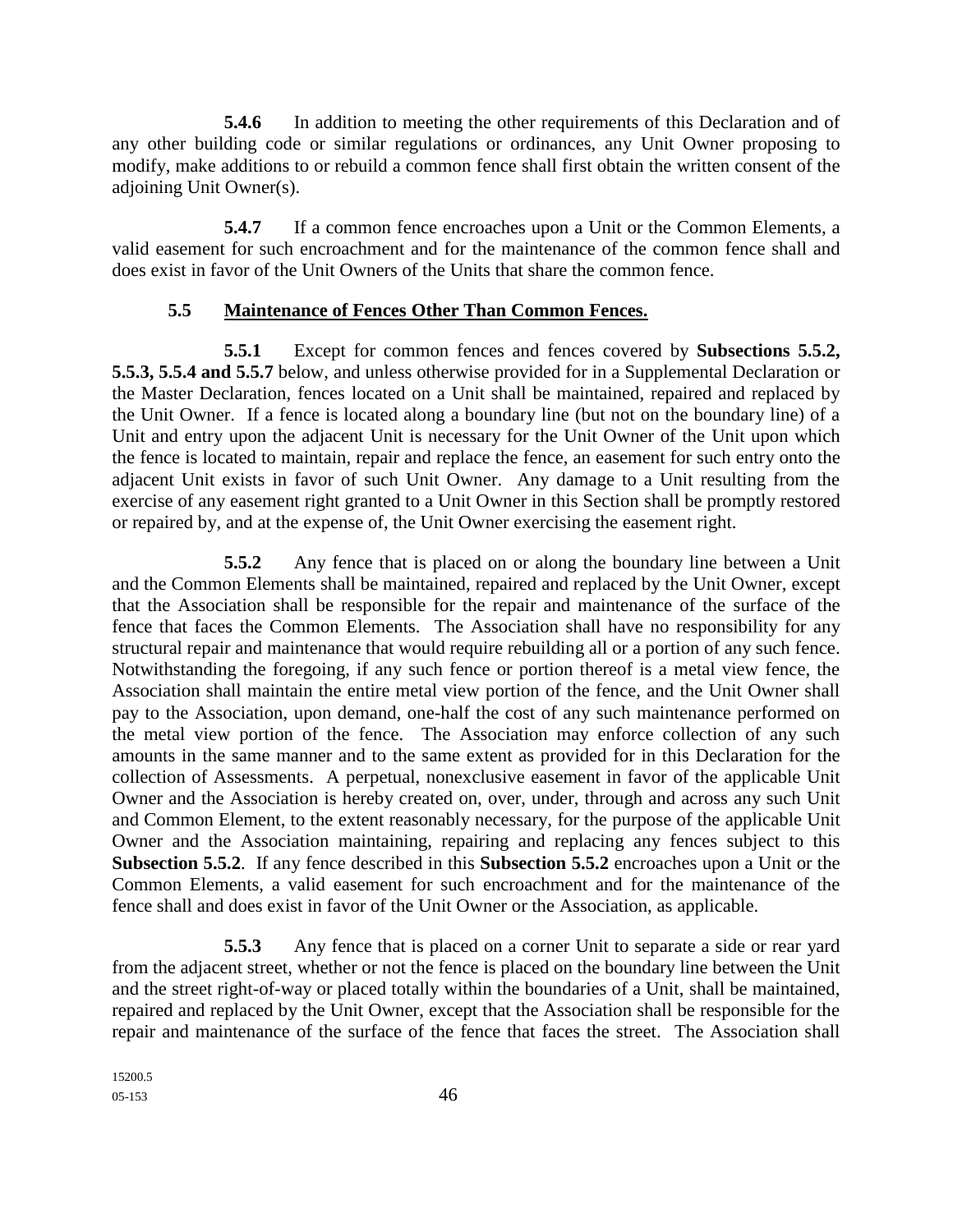**5.4.6** In addition to meeting the other requirements of this Declaration and of any other building code or similar regulations or ordinances, any Unit Owner proposing to modify, make additions to or rebuild a common fence shall first obtain the written consent of the adjoining Unit Owner(s).

**5.4.7** If a common fence encroaches upon a Unit or the Common Elements, a valid easement for such encroachment and for the maintenance of the common fence shall and does exist in favor of the Unit Owners of the Units that share the common fence.

## 5.5 Maintenance of Fences Other Than Common Fences.

**5.5.1** Except for common fences and fences covered by **Subsections 5.5.2, 5.5.3, 5.5.4 and 5.5.7** below, and unless otherwise provided for in a Supplemental Declaration or the Master Declaration, fences located on a Unit shall be maintained, repaired and replaced by the Unit Owner. If a fence is located along a boundary line (but not on the boundary line) of a Unit and entry upon the adjacent Unit is necessary for the Unit Owner of the Unit upon which the fence is located to maintain, repair and replace the fence, an easement for such entry onto the adjacent Unit exists in favor of such Unit Owner. Any damage to a Unit resulting from the exercise of any easement right granted to a Unit Owner in this Section shall be promptly restored or repaired by, and at the expense of, the Unit Owner exercising the easement right.

**5.5.2** Any fence that is placed on or along the boundary line between a Unit and the Common Elements shall be maintained, repaired and replaced by the Unit Owner, except that the Association shall be responsible for the repair and maintenance of the surface of the fence that faces the Common Elements. The Association shall have no responsibility for any structural repair and maintenance that would require rebuilding all or a portion of any such fence. Notwithstanding the foregoing, if any such fence or portion thereof is a metal view fence, the Association shall maintain the entire metal view portion of the fence, and the Unit Owner shall pay to the Association, upon demand, one-half the cost of any such maintenance performed on the metal view portion of the fence. The Association may enforce collection of any such amounts in the same manner and to the same extent as provided for in this Declaration for the collection of Assessments. A perpetual, nonexclusive easement in favor of the applicable Unit Owner and the Association is hereby created on, over, under, through and across any such Unit and Common Element, to the extent reasonably necessary, for the purpose of the applicable Unit Owner and the Association maintaining, repairing and replacing any fences subject to this **Subsection 5.5.2**. If any fence described in this **Subsection 5.5.2** encroaches upon a Unit or the Common Elements, a valid easement for such encroachment and for the maintenance of the fence shall and does exist in favor of the Unit Owner or the Association, as applicable.

**5.5.3** Any fence that is placed on a corner Unit to separate a side or rear yard from the adjacent street, whether or not the fence is placed on the boundary line between the Unit and the street right-of-way or placed totally within the boundaries of a Unit, shall be maintained, repaired and replaced by the Unit Owner, except that the Association shall be responsible for the repair and maintenance of the surface of the fence that faces the street. The Association shall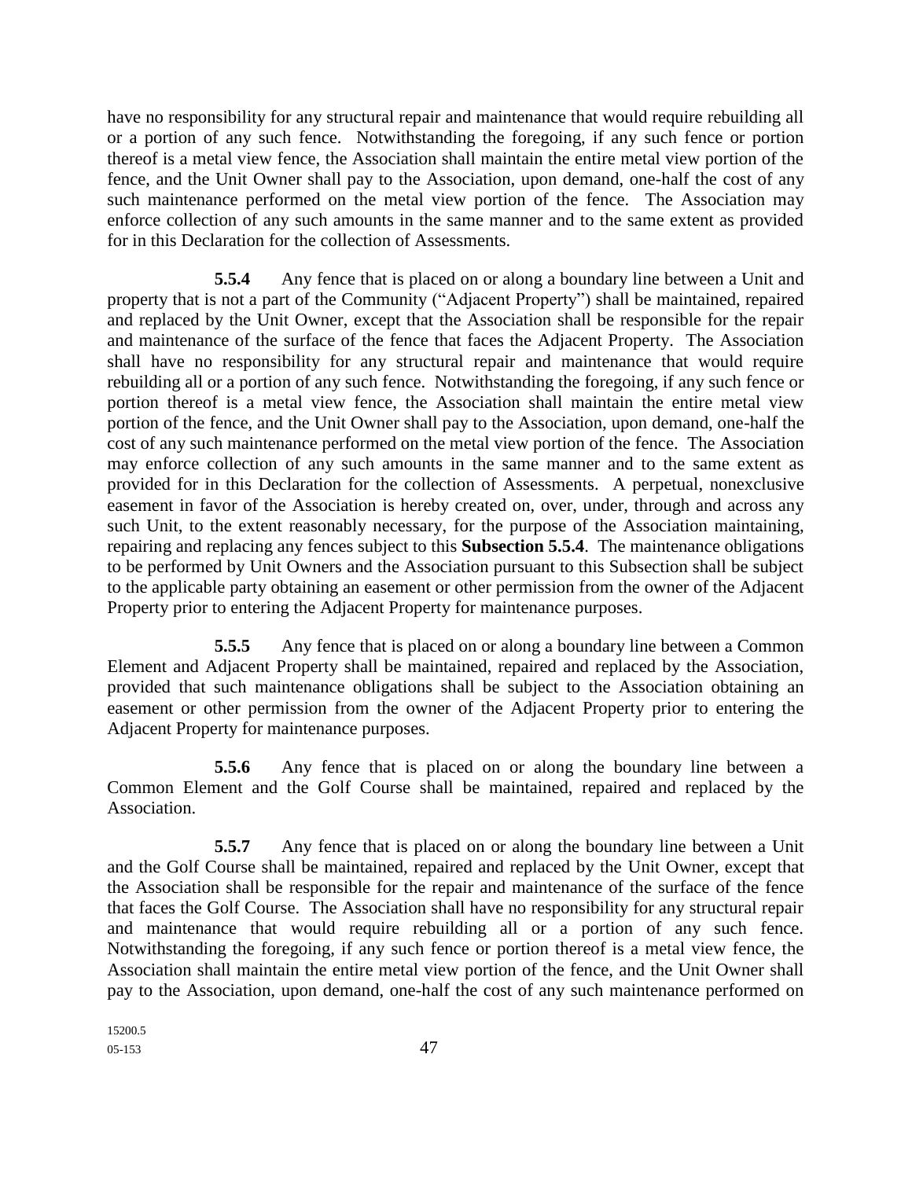have no responsibility for any structural repair and maintenance that would require rebuilding all or a portion of any such fence. Notwithstanding the foregoing, if any such fence or portion thereof is a metal view fence, the Association shall maintain the entire metal view portion of the fence, and the Unit Owner shall pay to the Association, upon demand, one-half the cost of any such maintenance performed on the metal view portion of the fence. The Association may enforce collection of any such amounts in the same manner and to the same extent as provided for in this Declaration for the collection of Assessments.

**5.5.4** Any fence that is placed on or along a boundary line between a Unit and property that is not a part of the Community ("Adjacent Property") shall be maintained, repaired and replaced by the Unit Owner, except that the Association shall be responsible for the repair and maintenance of the surface of the fence that faces the Adjacent Property. The Association shall have no responsibility for any structural repair and maintenance that would require rebuilding all or a portion of any such fence. Notwithstanding the foregoing, if any such fence or portion thereof is a metal view fence, the Association shall maintain the entire metal view portion of the fence, and the Unit Owner shall pay to the Association, upon demand, one-half the cost of any such maintenance performed on the metal view portion of the fence. The Association may enforce collection of any such amounts in the same manner and to the same extent as provided for in this Declaration for the collection of Assessments. A perpetual, nonexclusive easement in favor of the Association is hereby created on, over, under, through and across any such Unit, to the extent reasonably necessary, for the purpose of the Association maintaining, repairing and replacing any fences subject to this **Subsection 5.5.4**. The maintenance obligations to be performed by Unit Owners and the Association pursuant to this Subsection shall be subject to the applicable party obtaining an easement or other permission from the owner of the Adjacent Property prior to entering the Adjacent Property for maintenance purposes.

**5.5.5** Any fence that is placed on or along a boundary line between a Common Element and Adjacent Property shall be maintained, repaired and replaced by the Association, provided that such maintenance obligations shall be subject to the Association obtaining an easement or other permission from the owner of the Adjacent Property prior to entering the Adjacent Property for maintenance purposes.

**5.5.6** Any fence that is placed on or along the boundary line between a Common Element and the Golf Course shall be maintained, repaired and replaced by the Association.

**5.5.7** Any fence that is placed on or along the boundary line between a Unit and the Golf Course shall be maintained, repaired and replaced by the Unit Owner, except that the Association shall be responsible for the repair and maintenance of the surface of the fence that faces the Golf Course. The Association shall have no responsibility for any structural repair and maintenance that would require rebuilding all or a portion of any such fence. Notwithstanding the foregoing, if any such fence or portion thereof is a metal view fence, the Association shall maintain the entire metal view portion of the fence, and the Unit Owner shall pay to the Association, upon demand, one-half the cost of any such maintenance performed on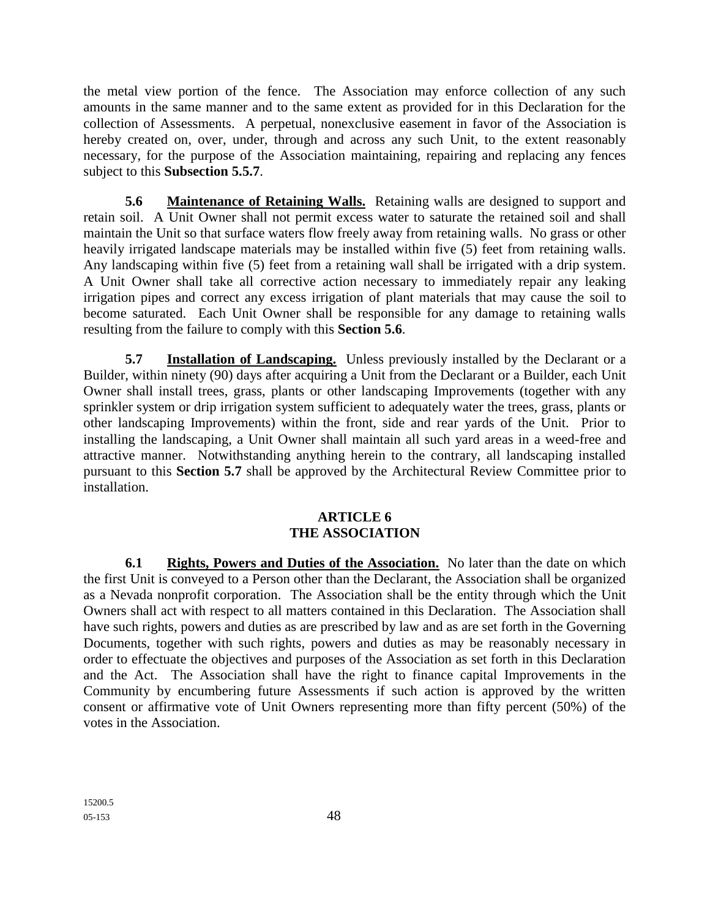the metal view portion of the fence. The Association may enforce collection of any such amounts in the same manner and to the same extent as provided for in this Declaration for the collection of Assessments. A perpetual, nonexclusive easement in favor of the Association is hereby created on, over, under, through and across any such Unit, to the extent reasonably necessary, for the purpose of the Association maintaining, repairing and replacing any fences subject to this **Subsection 5.5.7**.

**5.6 <u>Maintenance of Retaining Walls.</u>** Retaining walls are designed to support and retain soil. A Unit Owner shall not permit excess water to saturate the retained soil and shall maintain the Unit so that surface waters flow freely away from retaining walls. No grass or other heavily irrigated landscape materials may be installed within five (5) feet from retaining walls. Any landscaping within five (5) feet from a retaining wall shall be irrigated with a drip system. A Unit Owner shall take all corrective action necessary to immediately repair any leaking irrigation pipes and correct any excess irrigation of plant materials that may cause the soil to become saturated. Each Unit Owner shall be responsible for any damage to retaining walls resulting from the failure to comply with this **Section 5.6**.

**5.7 <u>Installation of Landscaping.</u>** Unless previously installed by the Declarant or a Builder, within ninety (90) days after acquiring a Unit from the Declarant or a Builder, each Unit Owner shall install trees, grass, plants or other landscaping Improvements (together with any sprinkler system or drip irrigation system sufficient to adequately water the trees, grass, plants or other landscaping Improvements) within the front, side and rear yards of the Unit. Prior to installing the landscaping, a Unit Owner shall maintain all such yard areas in a weed-free and attractive manner. Notwithstanding anything herein to the contrary, all landscaping installed pursuant to this **Section 5.7** shall be approved by the Architectural Review Committee prior to installation.

## ARTICLE 6
## THE ASSOCIATION

**6.1 <u>Rights, Powers and Duties of the Association.</u>** No later than the date on which the first Unit is conveyed to a Person other than the Declarant, the Association shall be organized as a Nevada nonprofit corporation. The Association shall be the entity through which the Unit Owners shall act with respect to all matters contained in this Declaration. The Association shall have such rights, powers and duties as are prescribed by law and as are set forth in the Governing Documents, together with such rights, powers and duties as may be reasonably necessary in order to effectuate the objectives and purposes of the Association as set forth in this Declaration and the Act. The Association shall have the right to finance capital Improvements in the Community by encumbering future Assessments if such action is approved by the written consent or affirmative vote of Unit Owners representing more than fifty percent (50%) of the votes in the Association.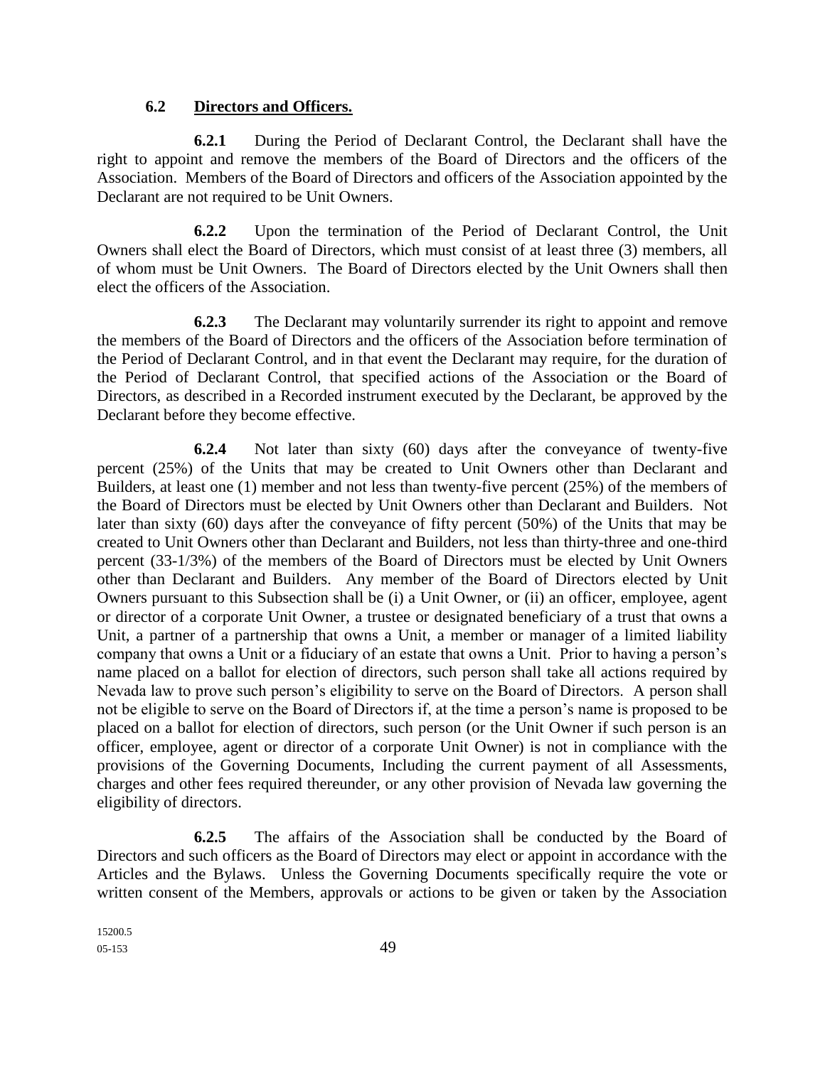### 6.2 **Directors and Officers.**

**6.2.1** During the Period of Declarant Control, the Declarant shall have the right to appoint and remove the members of the Board of Directors and the officers of the Association. Members of the Board of Directors and officers of the Association appointed by the Declarant are not required to be Unit Owners.

**6.2.2** Upon the termination of the Period of Declarant Control, the Unit Owners shall elect the Board of Directors, which must consist of at least three (3) members, all of whom must be Unit Owners. The Board of Directors elected by the Unit Owners shall then elect the officers of the Association.

**6.2.3** The Declarant may voluntarily surrender its right to appoint and remove the members of the Board of Directors and the officers of the Association before termination of the Period of Declarant Control, and in that event the Declarant may require, for the duration of the Period of Declarant Control, that specified actions of the Association or the Board of Directors, as described in a Recorded instrument executed by the Declarant, be approved by the Declarant before they become effective.

**6.2.4** Not later than sixty (60) days after the conveyance of twenty-five percent (25%) of the Units that may be created to Unit Owners other than Declarant and Builders, at least one (1) member and not less than twenty-five percent (25%) of the members of the Board of Directors must be elected by Unit Owners other than Declarant and Builders. Not later than sixty (60) days after the conveyance of fifty percent (50%) of the Units that may be created to Unit Owners other than Declarant and Builders, not less than thirty-three and one-third percent (33-1/3%) of the members of the Board of Directors must be elected by Unit Owners other than Declarant and Builders. Any member of the Board of Directors elected by Unit Owners pursuant to this Subsection shall be (i) a Unit Owner, or (ii) an officer, employee, agent or director of a corporate Unit Owner, a trustee or designated beneficiary of a trust that owns a Unit, a partner of a partnership that owns a Unit, a member or manager of a limited liability company that owns a Unit or a fiduciary of an estate that owns a Unit. Prior to having a person's name placed on a ballot for election of directors, such person shall take all actions required by Nevada law to prove such person's eligibility to serve on the Board of Directors. A person shall not be eligible to serve on the Board of Directors if, at the time a person's name is proposed to be placed on a ballot for election of directors, such person (or the Unit Owner if such person is an officer, employee, agent or director of a corporate Unit Owner) is not in compliance with the provisions of the Governing Documents, Including the current payment of all Assessments, charges and other fees required thereunder, or any other provision of Nevada law governing the eligibility of directors.

**6.2.5** The affairs of the Association shall be conducted by the Board of Directors and such officers as the Board of Directors may elect or appoint in accordance with the Articles and the Bylaws. Unless the Governing Documents specifically require the vote or written consent of the Members, approvals or actions to be given or taken by the Association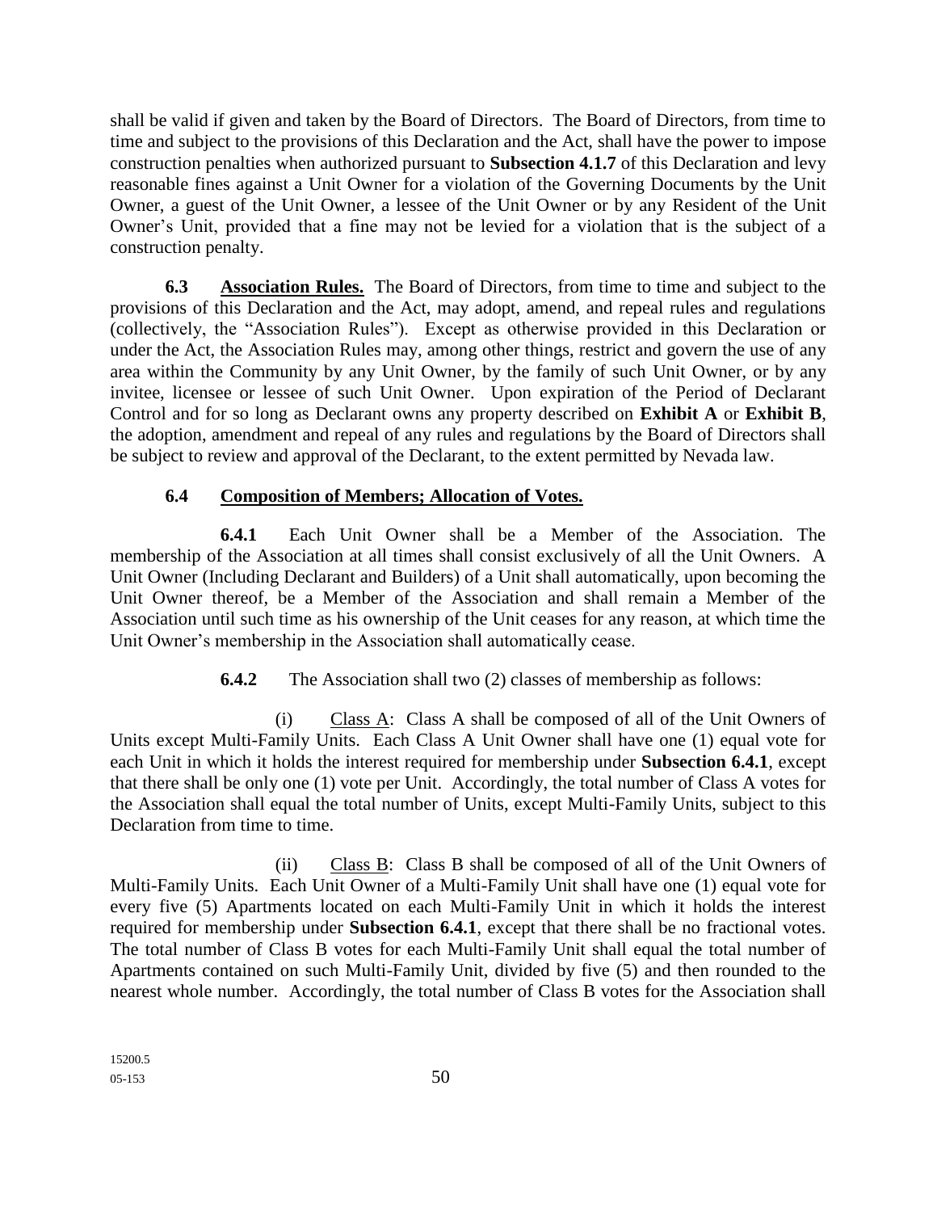shall be valid if given and taken by the Board of Directors. The Board of Directors, from time to time and subject to the provisions of this Declaration and the Act, shall have the power to impose construction penalties when authorized pursuant to **Subsection 4.1.7** of this Declaration and levy reasonable fines against a Unit Owner for a violation of the Governing Documents by the Unit Owner, a guest of the Unit Owner, a lessee of the Unit Owner or by any Resident of the Unit Owner's Unit, provided that a fine may not be levied for a violation that is the subject of a construction penalty.

**6.3 Association Rules.** The Board of Directors, from time to time and subject to the provisions of this Declaration and the Act, may adopt, amend, and repeal rules and regulations (collectively, the "Association Rules"). Except as otherwise provided in this Declaration or under the Act, the Association Rules may, among other things, restrict and govern the use of any area within the Community by any Unit Owner, by the family of such Unit Owner, or by any invitee, licensee or lessee of such Unit Owner. Upon expiration of the Period of Declarant Control and for so long as Declarant owns any property described on **Exhibit A** or **Exhibit B**, the adoption, amendment and repeal of any rules and regulations by the Board of Directors shall be subject to review and approval of the Declarant, to the extent permitted by Nevada law.

**6.4 Composition of Members; Allocation of Votes.**

**6.4.1** Each Unit Owner shall be a Member of the Association. The membership of the Association at all times shall consist exclusively of all the Unit Owners. A Unit Owner (Including Declarant and Builders) of a Unit shall automatically, upon becoming the Unit Owner thereof, be a Member of the Association and shall remain a Member of the Association until such time as his ownership of the Unit ceases for any reason, at which time the Unit Owner's membership in the Association shall automatically cease.

**6.4.2** The Association shall two (2) classes of membership as follows:

(i) Class A: Class A shall be composed of all of the Unit Owners of Units except Multi-Family Units. Each Class A Unit Owner shall have one (1) equal vote for each Unit in which it holds the interest required for membership under **Subsection 6.4.1**, except that there shall be only one (1) vote per Unit. Accordingly, the total number of Class A votes for the Association shall equal the total number of Units, except Multi-Family Units, subject to this Declaration from time to time.

(ii) Class B: Class B shall be composed of all of the Unit Owners of Multi-Family Units. Each Unit Owner of a Multi-Family Unit shall have one (1) equal vote for every five (5) Apartments located on each Multi-Family Unit in which it holds the interest required for membership under **Subsection 6.4.1**, except that there shall be no fractional votes. The total number of Class B votes for each Multi-Family Unit shall equal the total number of Apartments contained on such Multi-Family Unit, divided by five (5) and then rounded to the nearest whole number. Accordingly, the total number of Class B votes for the Association shall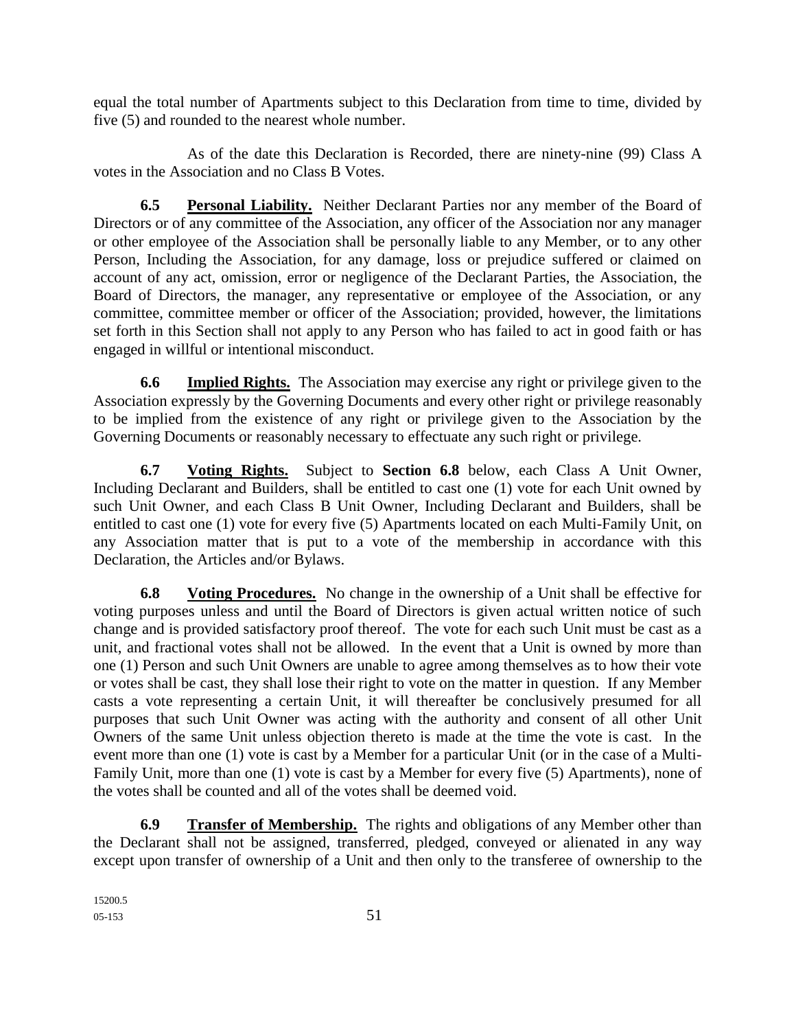equal the total number of Apartments subject to this Declaration from time to time, divided by five (5) and rounded to the nearest whole number.

As of the date this Declaration is Recorded, there are ninety-nine (99) Class A votes in the Association and no Class B Votes.

**6.5 Personal Liability.** Neither Declarant Parties nor any member of the Board of Directors or of any committee of the Association, any officer of the Association nor any manager or other employee of the Association shall be personally liable to any Member, or to any other Person, Including the Association, for any damage, loss or prejudice suffered or claimed on account of any act, omission, error or negligence of the Declarant Parties, the Association, the Board of Directors, the manager, any representative or employee of the Association, or any committee, committee member or officer of the Association; provided, however, the limitations set forth in this Section shall not apply to any Person who has failed to act in good faith or has engaged in willful or intentional misconduct.

**6.6 Implied Rights.** The Association may exercise any right or privilege given to the Association expressly by the Governing Documents and every other right or privilege reasonably to be implied from the existence of any right or privilege given to the Association by the Governing Documents or reasonably necessary to effectuate any such right or privilege.

**6.7 Voting Rights.** Subject to **Section 6.8** below, each Class A Unit Owner, Including Declarant and Builders, shall be entitled to cast one (1) vote for each Unit owned by such Unit Owner, and each Class B Unit Owner, Including Declarant and Builders, shall be entitled to cast one (1) vote for every five (5) Apartments located on each Multi-Family Unit, on any Association matter that is put to a vote of the membership in accordance with this Declaration, the Articles and/or Bylaws.

**6.8 Voting Procedures.** No change in the ownership of a Unit shall be effective for voting purposes unless and until the Board of Directors is given actual written notice of such change and is provided satisfactory proof thereof. The vote for each such Unit must be cast as a unit, and fractional votes shall not be allowed. In the event that a Unit is owned by more than one (1) Person and such Unit Owners are unable to agree among themselves as to how their vote or votes shall be cast, they shall lose their right to vote on the matter in question. If any Member casts a vote representing a certain Unit, it will thereafter be conclusively presumed for all purposes that such Unit Owner was acting with the authority and consent of all other Unit Owners of the same Unit unless objection thereto is made at the time the vote is cast. In the event more than one (1) vote is cast by a Member for a particular Unit (or in the case of a Multi-Family Unit, more than one (1) vote is cast by a Member for every five (5) Apartments), none of the votes shall be counted and all of the votes shall be deemed void.

**6.9 Transfer of Membership.** The rights and obligations of any Member other than the Declarant shall not be assigned, transferred, pledged, conveyed or alienated in any way except upon transfer of ownership of a Unit and then only to the transferee of ownership to the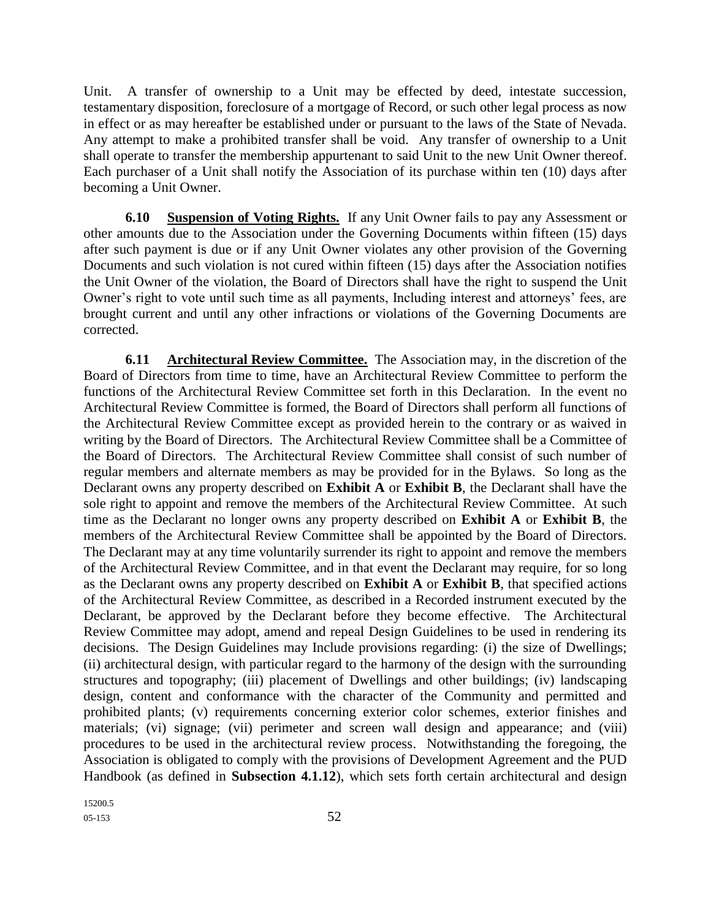Unit. A transfer of ownership to a Unit may be effected by deed, intestate succession, testamentary disposition, foreclosure of a mortgage of Record, or such other legal process as now in effect or as may hereafter be established under or pursuant to the laws of the State of Nevada. Any attempt to make a prohibited transfer shall be void. Any transfer of ownership to a Unit shall operate to transfer the membership appurtenant to said Unit to the new Unit Owner thereof. Each purchaser of a Unit shall notify the Association of its purchase within ten (10) days after becoming a Unit Owner.

**6.10 Suspension of Voting Rights.** If any Unit Owner fails to pay any Assessment or other amounts due to the Association under the Governing Documents within fifteen (15) days after such payment is due or if any Unit Owner violates any other provision of the Governing Documents and such violation is not cured within fifteen (15) days after the Association notifies the Unit Owner of the violation, the Board of Directors shall have the right to suspend the Unit Owner's right to vote until such time as all payments, Including interest and attorneys' fees, are brought current and until any other infractions or violations of the Governing Documents are corrected.

**6.11 Architectural Review Committee.** The Association may, in the discretion of the Board of Directors from time to time, have an Architectural Review Committee to perform the functions of the Architectural Review Committee set forth in this Declaration. In the event no Architectural Review Committee is formed, the Board of Directors shall perform all functions of the Architectural Review Committee except as provided herein to the contrary or as waived in writing by the Board of Directors. The Architectural Review Committee shall be a Committee of the Board of Directors. The Architectural Review Committee shall consist of such number of regular members and alternate members as may be provided for in the Bylaws. So long as the Declarant owns any property described on **Exhibit A** or **Exhibit B**, the Declarant shall have the sole right to appoint and remove the members of the Architectural Review Committee. At such time as the Declarant no longer owns any property described on **Exhibit A** or **Exhibit B**, the members of the Architectural Review Committee shall be appointed by the Board of Directors. The Declarant may at any time voluntarily surrender its right to appoint and remove the members of the Architectural Review Committee, and in that event the Declarant may require, for so long as the Declarant owns any property described on **Exhibit A** or **Exhibit B**, that specified actions of the Architectural Review Committee, as described in a Recorded instrument executed by the Declarant, be approved by the Declarant before they become effective. The Architectural Review Committee may adopt, amend and repeal Design Guidelines to be used in rendering its decisions. The Design Guidelines may Include provisions regarding: (i) the size of Dwellings; (ii) architectural design, with particular regard to the harmony of the design with the surrounding structures and topography; (iii) placement of Dwellings and other buildings; (iv) landscaping design, content and conformance with the character of the Community and permitted and prohibited plants; (v) requirements concerning exterior color schemes, exterior finishes and materials; (vi) signage; (vii) perimeter and screen wall design and appearance; and (viii) procedures to be used in the architectural review process. Notwithstanding the foregoing, the Association is obligated to comply with the provisions of Development Agreement and the PUD Handbook (as defined in **Subsection 4.1.12**), which sets forth certain architectural and design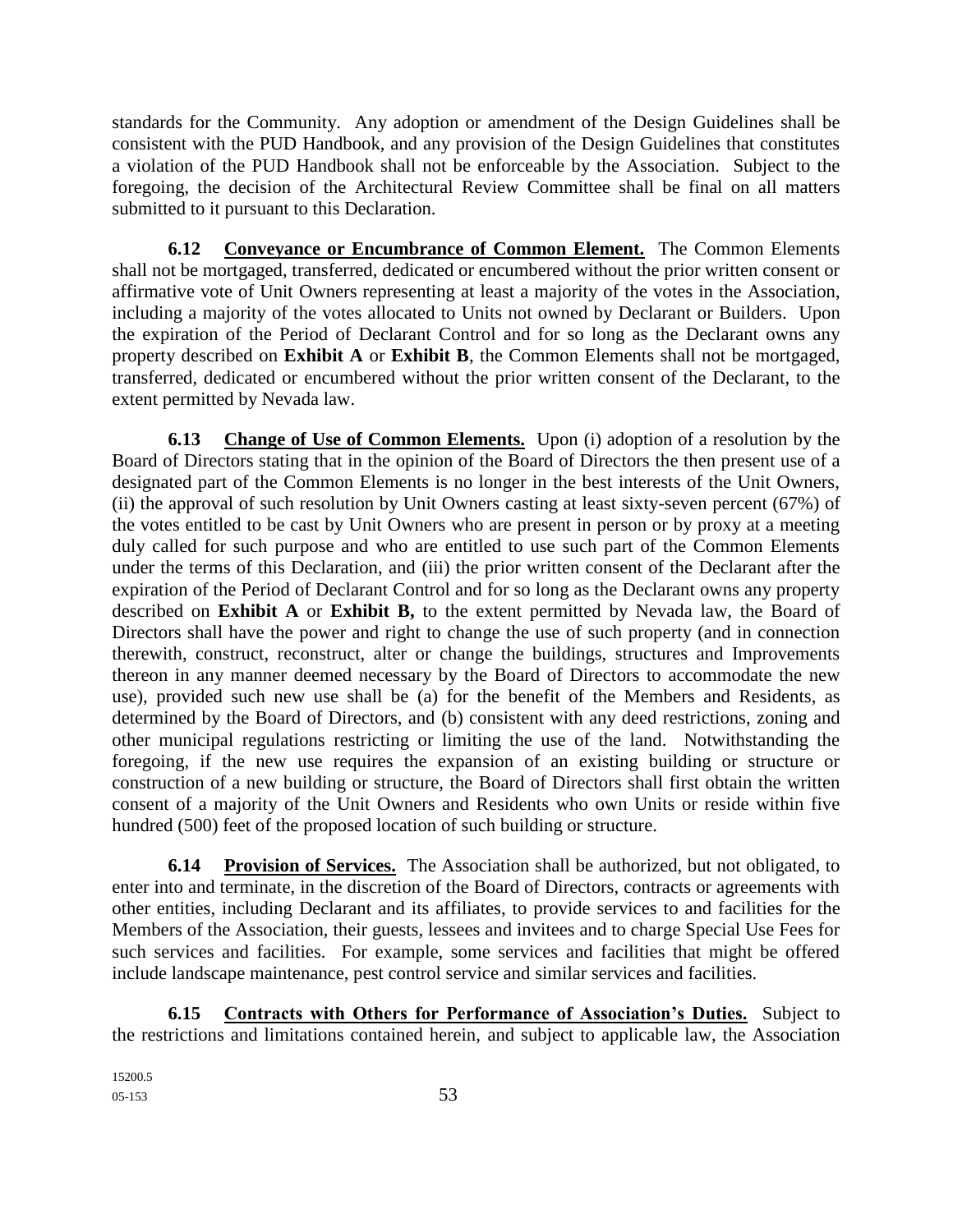standards for the Community. Any adoption or amendment of the Design Guidelines shall be consistent with the PUD Handbook, and any provision of the Design Guidelines that constitutes a violation of the PUD Handbook shall not be enforceable by the Association. Subject to the foregoing, the decision of the Architectural Review Committee shall be final on all matters submitted to it pursuant to this Declaration.

**6.12 Conveyance or Encumbrance of Common Element.** The Common Elements shall not be mortgaged, transferred, dedicated or encumbered without the prior written consent or affirmative vote of Unit Owners representing at least a majority of the votes in the Association, including a majority of the votes allocated to Units not owned by Declarant or Builders. Upon the expiration of the Period of Declarant Control and for so long as the Declarant owns any property described on **Exhibit A** or **Exhibit B**, the Common Elements shall not be mortgaged, transferred, dedicated or encumbered without the prior written consent of the Declarant, to the extent permitted by Nevada law.

**6.13 Change of Use of Common Elements.** Upon (i) adoption of a resolution by the Board of Directors stating that in the opinion of the Board of Directors the then present use of a designated part of the Common Elements is no longer in the best interests of the Unit Owners, (ii) the approval of such resolution by Unit Owners casting at least sixty-seven percent (67%) of the votes entitled to be cast by Unit Owners who are present in person or by proxy at a meeting duly called for such purpose and who are entitled to use such part of the Common Elements under the terms of this Declaration, and (iii) the prior written consent of the Declarant after the expiration of the Period of Declarant Control and for so long as the Declarant owns any property described on **Exhibit A** or **Exhibit B,** to the extent permitted by Nevada law, the Board of Directors shall have the power and right to change the use of such property (and in connection therewith, construct, reconstruct, alter or change the buildings, structures and Improvements thereon in any manner deemed necessary by the Board of Directors to accommodate the new use), provided such new use shall be (a) for the benefit of the Members and Residents, as determined by the Board of Directors, and (b) consistent with any deed restrictions, zoning and other municipal regulations restricting or limiting the use of the land. Notwithstanding the foregoing, if the new use requires the expansion of an existing building or structure or construction of a new building or structure, the Board of Directors shall first obtain the written consent of a majority of the Unit Owners and Residents who own Units or reside within five hundred (500) feet of the proposed location of such building or structure.

**6.14 Provision of Services.** The Association shall be authorized, but not obligated, to enter into and terminate, in the discretion of the Board of Directors, contracts or agreements with other entities, including Declarant and its affiliates, to provide services to and facilities for the Members of the Association, their guests, lessees and invitees and to charge Special Use Fees for such services and facilities. For example, some services and facilities that might be offered include landscape maintenance, pest control service and similar services and facilities.

**6.15 Contracts with Others for Performance of Association's Duties.** Subject to the restrictions and limitations contained herein, and subject to applicable law, the Association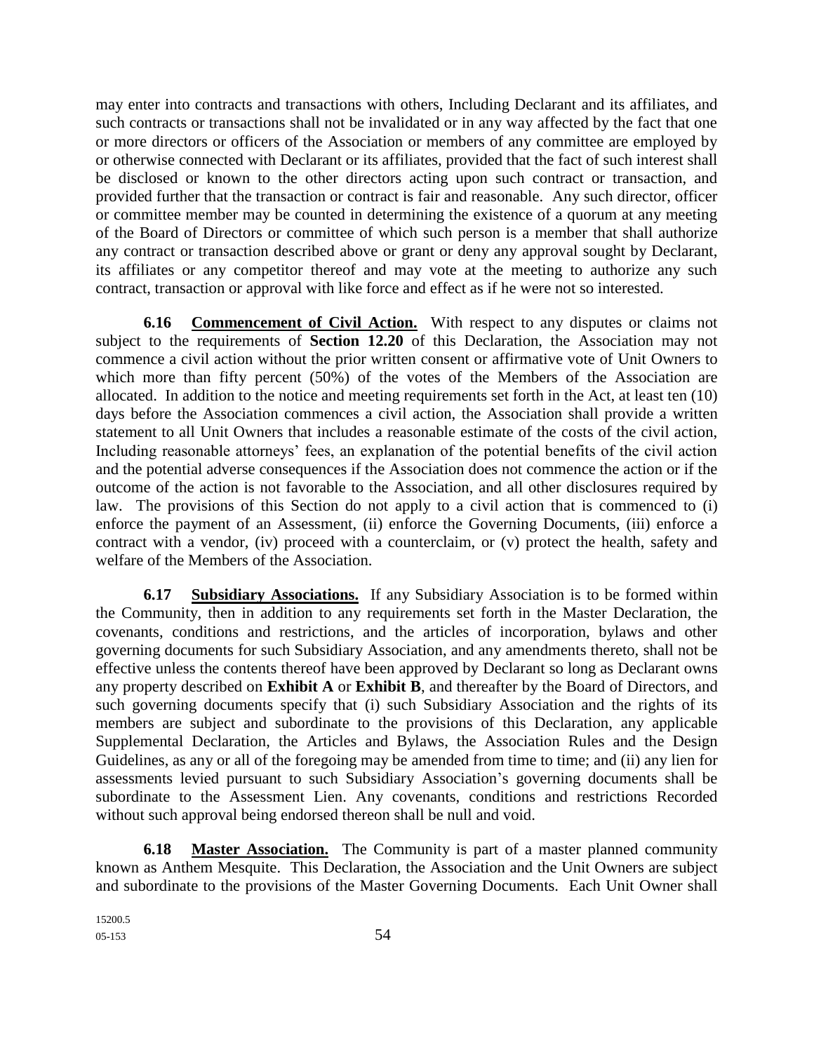may enter into contracts and transactions with others, Including Declarant and its affiliates, and such contracts or transactions shall not be invalidated or in any way affected by the fact that one or more directors or officers of the Association or members of any committee are employed by or otherwise connected with Declarant or its affiliates, provided that the fact of such interest shall be disclosed or known to the other directors acting upon such contract or transaction, and provided further that the transaction or contract is fair and reasonable. Any such director, officer or committee member may be counted in determining the existence of a quorum at any meeting of the Board of Directors or committee of which such person is a member that shall authorize any contract or transaction described above or grant or deny any approval sought by Declarant, its affiliates or any competitor thereof and may vote at the meeting to authorize any such contract, transaction or approval with like force and effect as if he were not so interested.

**6.16 Commencement of Civil Action.** With respect to any disputes or claims not subject to the requirements of **Section 12.20** of this Declaration, the Association may not commence a civil action without the prior written consent or affirmative vote of Unit Owners to which more than fifty percent (50%) of the votes of the Members of the Association are allocated. In addition to the notice and meeting requirements set forth in the Act, at least ten (10) days before the Association commences a civil action, the Association shall provide a written statement to all Unit Owners that includes a reasonable estimate of the costs of the civil action, Including reasonable attorneys' fees, an explanation of the potential benefits of the civil action and the potential adverse consequences if the Association does not commence the action or if the outcome of the action is not favorable to the Association, and all other disclosures required by law. The provisions of this Section do not apply to a civil action that is commenced to (i) enforce the payment of an Assessment, (ii) enforce the Governing Documents, (iii) enforce a contract with a vendor, (iv) proceed with a counterclaim, or (v) protect the health, safety and welfare of the Members of the Association.

**6.17 Subsidiary Associations.** If any Subsidiary Association is to be formed within the Community, then in addition to any requirements set forth in the Master Declaration, the covenants, conditions and restrictions, and the articles of incorporation, bylaws and other governing documents for such Subsidiary Association, and any amendments thereto, shall not be effective unless the contents thereof have been approved by Declarant so long as Declarant owns any property described on **Exhibit A** or **Exhibit B**, and thereafter by the Board of Directors, and such governing documents specify that (i) such Subsidiary Association and the rights of its members are subject and subordinate to the provisions of this Declaration, any applicable Supplemental Declaration, the Articles and Bylaws, the Association Rules and the Design Guidelines, as any or all of the foregoing may be amended from time to time; and (ii) any lien for assessments levied pursuant to such Subsidiary Association's governing documents shall be subordinate to the Assessment Lien. Any covenants, conditions and restrictions Recorded without such approval being endorsed thereon shall be null and void.

**6.18 Master Association.** The Community is part of a master planned community known as Anthem Mesquite. This Declaration, the Association and the Unit Owners are subject and subordinate to the provisions of the Master Governing Documents. Each Unit Owner shall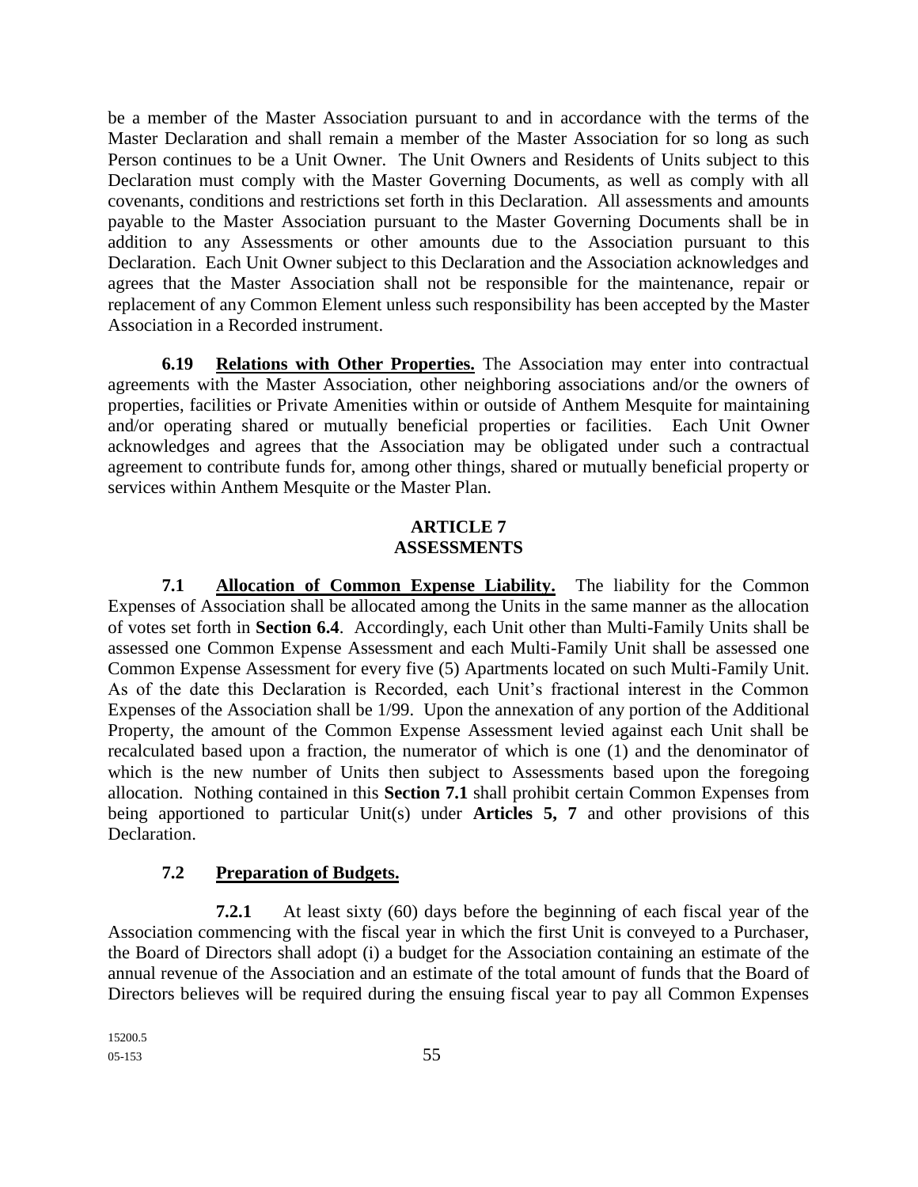be a member of the Master Association pursuant to and in accordance with the terms of the Master Declaration and shall remain a member of the Master Association for so long as such Person continues to be a Unit Owner. The Unit Owners and Residents of Units subject to this Declaration must comply with the Master Governing Documents, as well as comply with all covenants, conditions and restrictions set forth in this Declaration. All assessments and amounts payable to the Master Association pursuant to the Master Governing Documents shall be in addition to any Assessments or other amounts due to the Association pursuant to this Declaration. Each Unit Owner subject to this Declaration and the Association acknowledges and agrees that the Master Association shall not be responsible for the maintenance, repair or replacement of any Common Element unless such responsibility has been accepted by the Master Association in a Recorded instrument.

**6.19 Relations with Other Properties.** The Association may enter into contractual agreements with the Master Association, other neighboring associations and/or the owners of properties, facilities or Private Amenities within or outside of Anthem Mesquite for maintaining and/or operating shared or mutually beneficial properties or facilities. Each Unit Owner acknowledges and agrees that the Association may be obligated under such a contractual agreement to contribute funds for, among other things, shared or mutually beneficial property or services within Anthem Mesquite or the Master Plan.

## ARTICLE 7
## ASSESSMENTS

**7.1 Allocation of Common Expense Liability.** The liability for the Common Expenses of Association shall be allocated among the Units in the same manner as the allocation of votes set forth in **Section 6.4**. Accordingly, each Unit other than Multi-Family Units shall be assessed one Common Expense Assessment and each Multi-Family Unit shall be assessed one Common Expense Assessment for every five (5) Apartments located on such Multi-Family Unit. As of the date this Declaration is Recorded, each Unit's fractional interest in the Common Expenses of the Association shall be 1/99. Upon the annexation of any portion of the Additional Property, the amount of the Common Expense Assessment levied against each Unit shall be recalculated based upon a fraction, the numerator of which is one (1) and the denominator of which is the new number of Units then subject to Assessments based upon the foregoing allocation. Nothing contained in this **Section 7.1** shall prohibit certain Common Expenses from being apportioned to particular Unit(s) under **Articles 5, 7** and other provisions of this Declaration.

**7.2 Preparation of Budgets.**

**7.2.1** At least sixty (60) days before the beginning of each fiscal year of the Association commencing with the fiscal year in which the first Unit is conveyed to a Purchaser, the Board of Directors shall adopt (i) a budget for the Association containing an estimate of the annual revenue of the Association and an estimate of the total amount of funds that the Board of Directors believes will be required during the ensuing fiscal year to pay all Common Expenses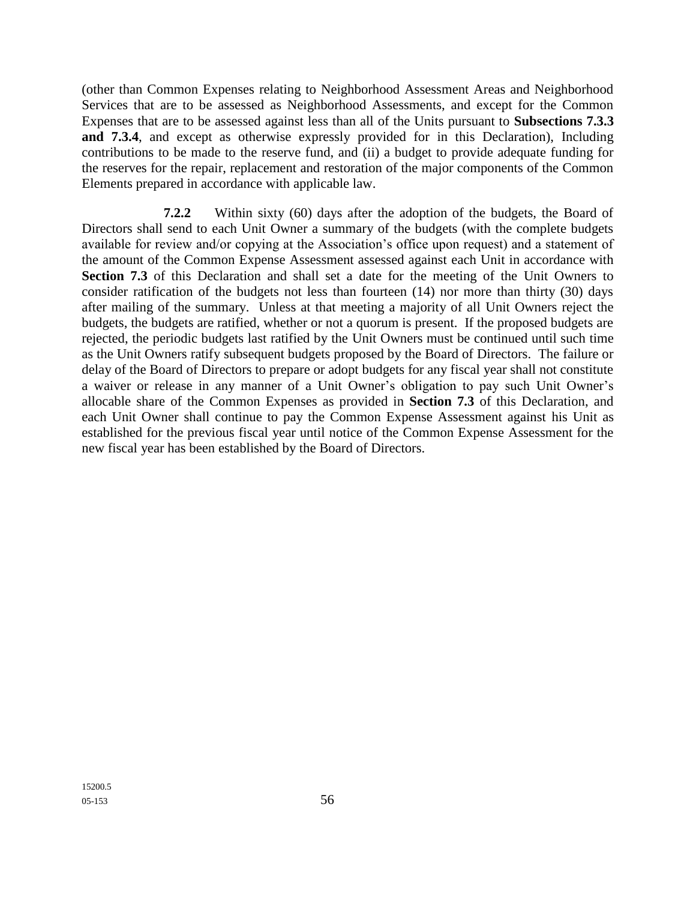(other than Common Expenses relating to Neighborhood Assessment Areas and Neighborhood Services that are to be assessed as Neighborhood Assessments, and except for the Common Expenses that are to be assessed against less than all of the Units pursuant to **Subsections 7.3.3 and 7.3.4**, and except as otherwise expressly provided for in this Declaration), Including contributions to be made to the reserve fund, and (ii) a budget to provide adequate funding for the reserves for the repair, replacement and restoration of the major components of the Common Elements prepared in accordance with applicable law.

**7.2.2** Within sixty (60) days after the adoption of the budgets, the Board of Directors shall send to each Unit Owner a summary of the budgets (with the complete budgets available for review and/or copying at the Association's office upon request) and a statement of the amount of the Common Expense Assessment assessed against each Unit in accordance with **Section 7.3** of this Declaration and shall set a date for the meeting of the Unit Owners to consider ratification of the budgets not less than fourteen (14) nor more than thirty (30) days after mailing of the summary. Unless at that meeting a majority of all Unit Owners reject the budgets, the budgets are ratified, whether or not a quorum is present. If the proposed budgets are rejected, the periodic budgets last ratified by the Unit Owners must be continued until such time as the Unit Owners ratify subsequent budgets proposed by the Board of Directors. The failure or delay of the Board of Directors to prepare or adopt budgets for any fiscal year shall not constitute a waiver or release in any manner of a Unit Owner's obligation to pay such Unit Owner's allocable share of the Common Expenses as provided in **Section 7.3** of this Declaration, and each Unit Owner shall continue to pay the Common Expense Assessment against his Unit as established for the previous fiscal year until notice of the Common Expense Assessment for the new fiscal year has been established by the Board of Directors.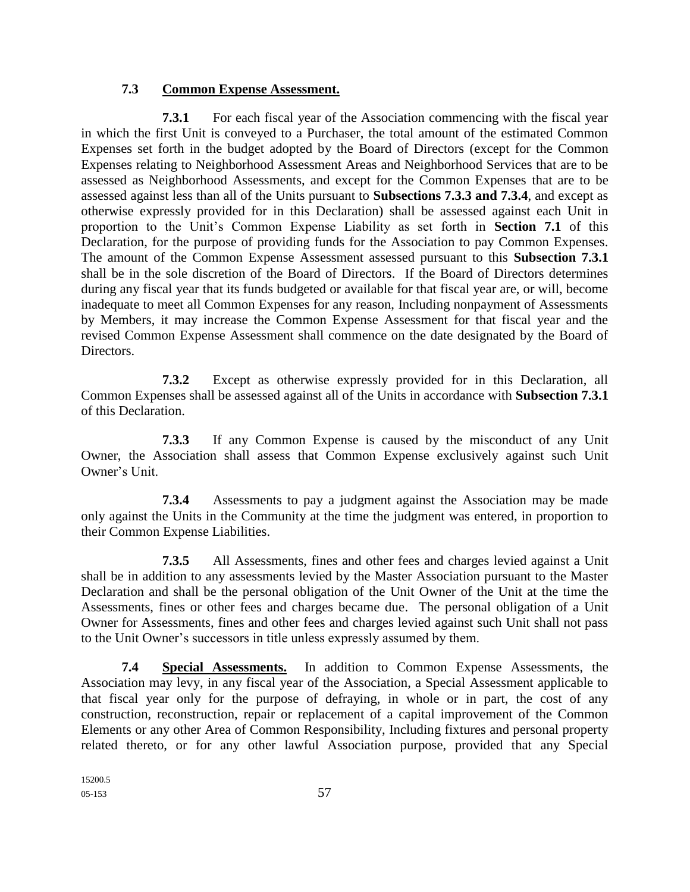### 7.3 **Common Expense Assessment.**

**7.3.1** For each fiscal year of the Association commencing with the fiscal year in which the first Unit is conveyed to a Purchaser, the total amount of the estimated Common Expenses set forth in the budget adopted by the Board of Directors (except for the Common Expenses relating to Neighborhood Assessment Areas and Neighborhood Services that are to be assessed as Neighborhood Assessments, and except for the Common Expenses that are to be assessed against less than all of the Units pursuant to **Subsections 7.3.3 and 7.3.4**, and except as otherwise expressly provided for in this Declaration) shall be assessed against each Unit in proportion to the Unit's Common Expense Liability as set forth in **Section 7.1** of this Declaration, for the purpose of providing funds for the Association to pay Common Expenses. The amount of the Common Expense Assessment assessed pursuant to this **Subsection 7.3.1** shall be in the sole discretion of the Board of Directors. If the Board of Directors determines during any fiscal year that its funds budgeted or available for that fiscal year are, or will, become inadequate to meet all Common Expenses for any reason, Including nonpayment of Assessments by Members, it may increase the Common Expense Assessment for that fiscal year and the revised Common Expense Assessment shall commence on the date designated by the Board of Directors.

**7.3.2** Except as otherwise expressly provided for in this Declaration, all Common Expenses shall be assessed against all of the Units in accordance with **Subsection 7.3.1** of this Declaration.

**7.3.3** If any Common Expense is caused by the misconduct of any Unit Owner, the Association shall assess that Common Expense exclusively against such Unit Owner's Unit.

**7.3.4** Assessments to pay a judgment against the Association may be made only against the Units in the Community at the time the judgment was entered, in proportion to their Common Expense Liabilities.

**7.3.5** All Assessments, fines and other fees and charges levied against a Unit shall be in addition to any assessments levied by the Master Association pursuant to the Master Declaration and shall be the personal obligation of the Unit Owner of the Unit at the time the Assessments, fines or other fees and charges became due. The personal obligation of a Unit Owner for Assessments, fines and other fees and charges levied against such Unit shall not pass to the Unit Owner's successors in title unless expressly assumed by them.

**7.4** **Special Assessments.** In addition to Common Expense Assessments, the Association may levy, in any fiscal year of the Association, a Special Assessment applicable to that fiscal year only for the purpose of defraying, in whole or in part, the cost of any construction, reconstruction, repair or replacement of a capital improvement of the Common Elements or any other Area of Common Responsibility, Including fixtures and personal property related thereto, or for any other lawful Association purpose, provided that any Special

15200.5
05-153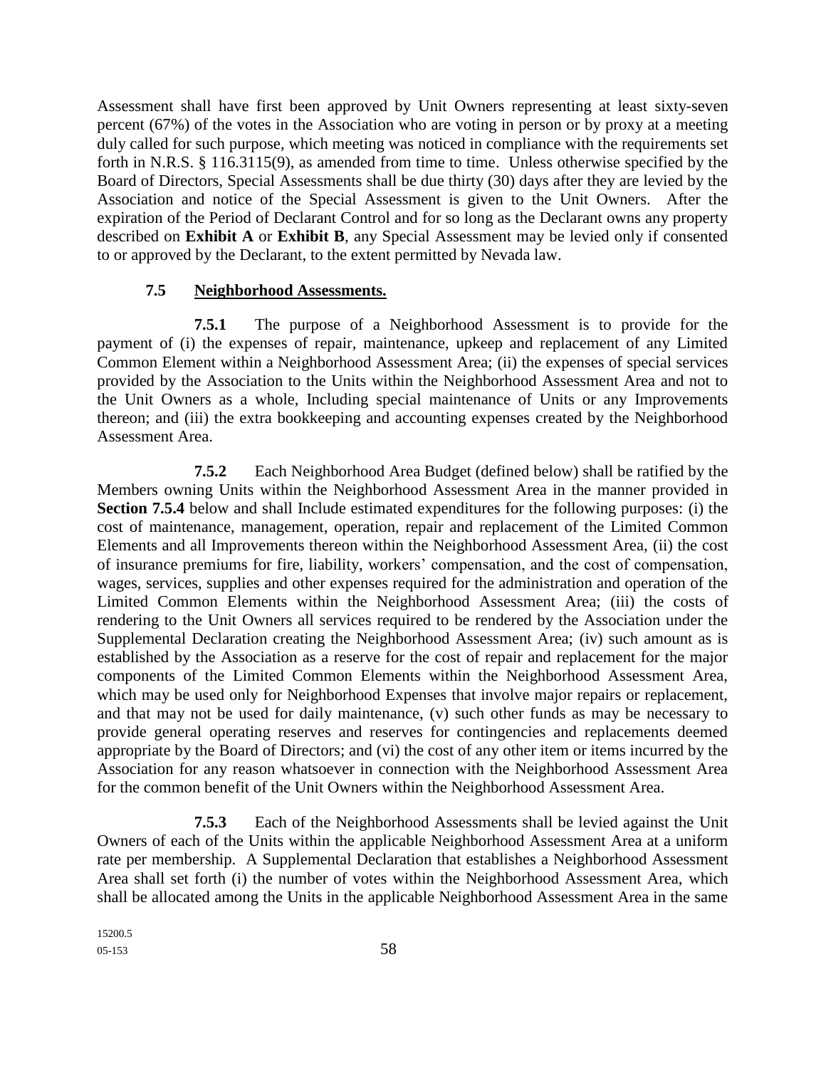Assessment shall have first been approved by Unit Owners representing at least sixty-seven percent (67%) of the votes in the Association who are voting in person or by proxy at a meeting duly called for such purpose, which meeting was noticed in compliance with the requirements set forth in N.R.S. § 116.3115(9), as amended from time to time. Unless otherwise specified by the Board of Directors, Special Assessments shall be due thirty (30) days after they are levied by the Association and notice of the Special Assessment is given to the Unit Owners. After the expiration of the Period of Declarant Control and for so long as the Declarant owns any property described on **Exhibit A** or **Exhibit B**, any Special Assessment may be levied only if consented to or approved by the Declarant, to the extent permitted by Nevada law.

### 7.5 Neighborhood Assessments.

**7.5.1** The purpose of a Neighborhood Assessment is to provide for the payment of (i) the expenses of repair, maintenance, upkeep and replacement of any Limited Common Element within a Neighborhood Assessment Area; (ii) the expenses of special services provided by the Association to the Units within the Neighborhood Assessment Area and not to the Unit Owners as a whole, Including special maintenance of Units or any Improvements thereon; and (iii) the extra bookkeeping and accounting expenses created by the Neighborhood Assessment Area.

**7.5.2** Each Neighborhood Area Budget (defined below) shall be ratified by the Members owning Units within the Neighborhood Assessment Area in the manner provided in **Section 7.5.4** below and shall Include estimated expenditures for the following purposes: (i) the cost of maintenance, management, operation, repair and replacement of the Limited Common Elements and all Improvements thereon within the Neighborhood Assessment Area, (ii) the cost of insurance premiums for fire, liability, workers' compensation, and the cost of compensation, wages, services, supplies and other expenses required for the administration and operation of the Limited Common Elements within the Neighborhood Assessment Area; (iii) the costs of rendering to the Unit Owners all services required to be rendered by the Association under the Supplemental Declaration creating the Neighborhood Assessment Area; (iv) such amount as is established by the Association as a reserve for the cost of repair and replacement for the major components of the Limited Common Elements within the Neighborhood Assessment Area, which may be used only for Neighborhood Expenses that involve major repairs or replacement, and that may not be used for daily maintenance, (v) such other funds as may be necessary to provide general operating reserves and reserves for contingencies and replacements deemed appropriate by the Board of Directors; and (vi) the cost of any other item or items incurred by the Association for any reason whatsoever in connection with the Neighborhood Assessment Area for the common benefit of the Unit Owners within the Neighborhood Assessment Area.

**7.5.3** Each of the Neighborhood Assessments shall be levied against the Unit Owners of each of the Units within the applicable Neighborhood Assessment Area at a uniform rate per membership. A Supplemental Declaration that establishes a Neighborhood Assessment Area shall set forth (i) the number of votes within the Neighborhood Assessment Area, which shall be allocated among the Units in the applicable Neighborhood Assessment Area in the same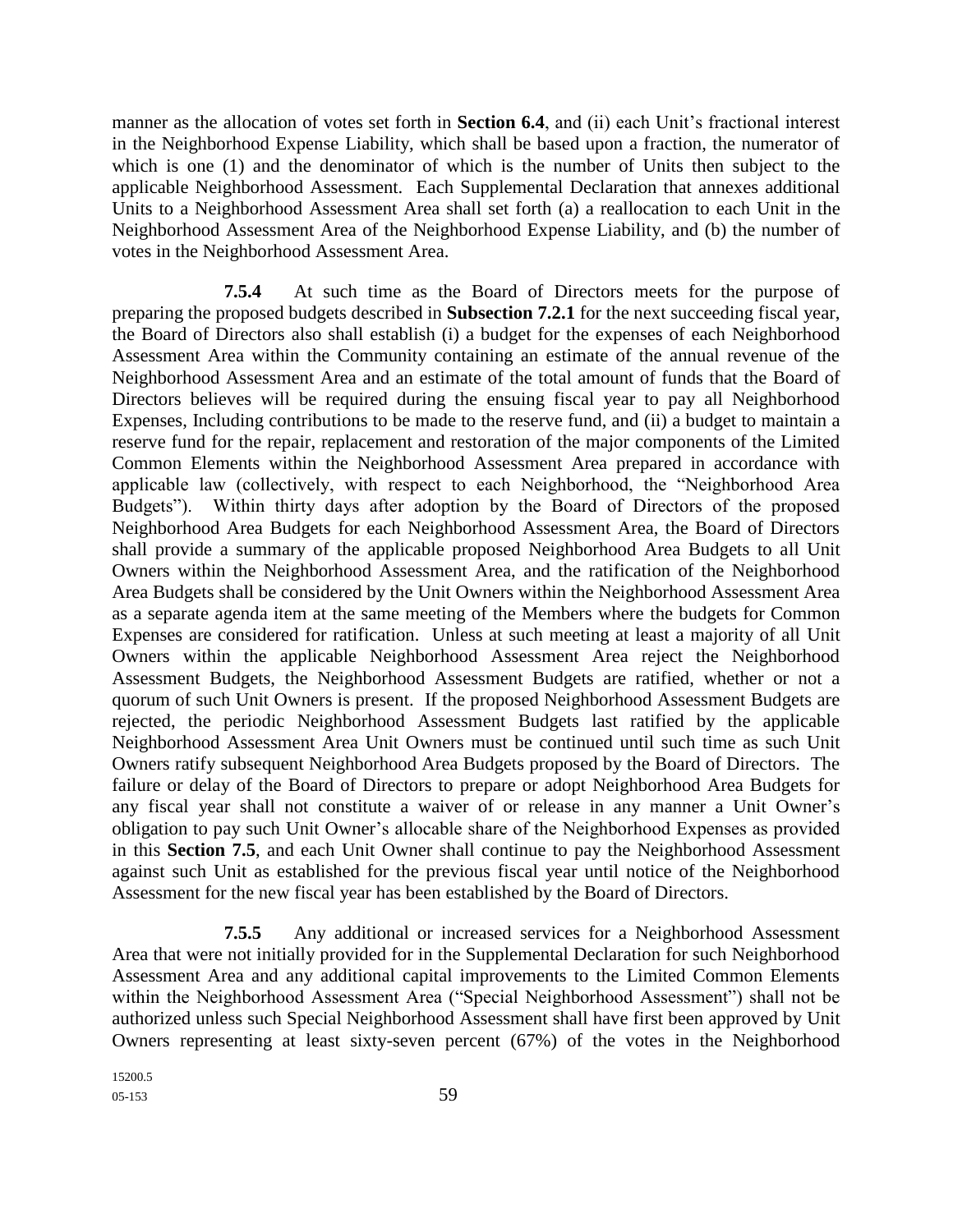manner as the allocation of votes set forth in **Section 6.4**, and (ii) each Unit's fractional interest in the Neighborhood Expense Liability, which shall be based upon a fraction, the numerator of which is one (1) and the denominator of which is the number of Units then subject to the applicable Neighborhood Assessment. Each Supplemental Declaration that annexes additional Units to a Neighborhood Assessment Area shall set forth (a) a reallocation to each Unit in the Neighborhood Assessment Area of the Neighborhood Expense Liability, and (b) the number of votes in the Neighborhood Assessment Area.

**7.5.4** At such time as the Board of Directors meets for the purpose of preparing the proposed budgets described in **Subsection 7.2.1** for the next succeeding fiscal year, the Board of Directors also shall establish (i) a budget for the expenses of each Neighborhood Assessment Area within the Community containing an estimate of the annual revenue of the Neighborhood Assessment Area and an estimate of the total amount of funds that the Board of Directors believes will be required during the ensuing fiscal year to pay all Neighborhood Expenses, Including contributions to be made to the reserve fund, and (ii) a budget to maintain a reserve fund for the repair, replacement and restoration of the major components of the Limited Common Elements within the Neighborhood Assessment Area prepared in accordance with applicable law (collectively, with respect to each Neighborhood, the "Neighborhood Area Budgets"). Within thirty days after adoption by the Board of Directors of the proposed Neighborhood Area Budgets for each Neighborhood Assessment Area, the Board of Directors shall provide a summary of the applicable proposed Neighborhood Area Budgets to all Unit Owners within the Neighborhood Assessment Area, and the ratification of the Neighborhood Area Budgets shall be considered by the Unit Owners within the Neighborhood Assessment Area as a separate agenda item at the same meeting of the Members where the budgets for Common Expenses are considered for ratification. Unless at such meeting at least a majority of all Unit Owners within the applicable Neighborhood Assessment Area reject the Neighborhood Assessment Budgets, the Neighborhood Assessment Budgets are ratified, whether or not a quorum of such Unit Owners is present. If the proposed Neighborhood Assessment Budgets are rejected, the periodic Neighborhood Assessment Budgets last ratified by the applicable Neighborhood Assessment Area Unit Owners must be continued until such time as such Unit Owners ratify subsequent Neighborhood Area Budgets proposed by the Board of Directors. The failure or delay of the Board of Directors to prepare or adopt Neighborhood Area Budgets for any fiscal year shall not constitute a waiver of or release in any manner a Unit Owner's obligation to pay such Unit Owner's allocable share of the Neighborhood Expenses as provided in this **Section 7.5**, and each Unit Owner shall continue to pay the Neighborhood Assessment against such Unit as established for the previous fiscal year until notice of the Neighborhood Assessment for the new fiscal year has been established by the Board of Directors.

**7.5.5** Any additional or increased services for a Neighborhood Assessment Area that were not initially provided for in the Supplemental Declaration for such Neighborhood Assessment Area and any additional capital improvements to the Limited Common Elements within the Neighborhood Assessment Area ("Special Neighborhood Assessment") shall not be authorized unless such Special Neighborhood Assessment shall have first been approved by Unit Owners representing at least sixty-seven percent (67%) of the votes in the Neighborhood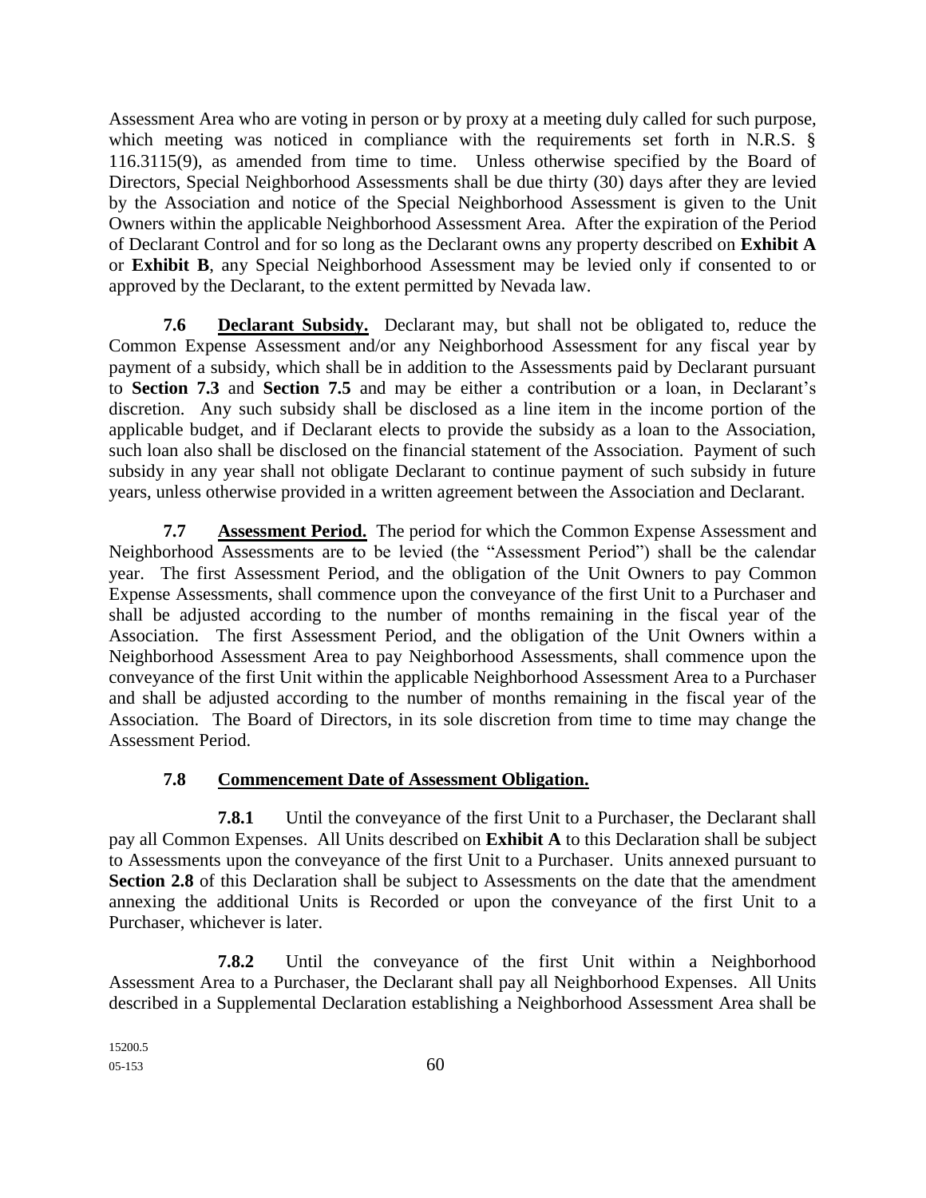Assessment Area who are voting in person or by proxy at a meeting duly called for such purpose, which meeting was noticed in compliance with the requirements set forth in N.R.S. § 116.3115(9), as amended from time to time. Unless otherwise specified by the Board of Directors, Special Neighborhood Assessments shall be due thirty (30) days after they are levied by the Association and notice of the Special Neighborhood Assessment is given to the Unit Owners within the applicable Neighborhood Assessment Area. After the expiration of the Period of Declarant Control and for so long as the Declarant owns any property described on **Exhibit A** or **Exhibit B**, any Special Neighborhood Assessment may be levied only if consented to or approved by the Declarant, to the extent permitted by Nevada law.

**7.6 Declarant Subsidy.** Declarant may, but shall not be obligated to, reduce the Common Expense Assessment and/or any Neighborhood Assessment for any fiscal year by payment of a subsidy, which shall be in addition to the Assessments paid by Declarant pursuant to **Section 7.3** and **Section 7.5** and may be either a contribution or a loan, in Declarant's discretion. Any such subsidy shall be disclosed as a line item in the income portion of the applicable budget, and if Declarant elects to provide the subsidy as a loan to the Association, such loan also shall be disclosed on the financial statement of the Association. Payment of such subsidy in any year shall not obligate Declarant to continue payment of such subsidy in future years, unless otherwise provided in a written agreement between the Association and Declarant.

**7.7 Assessment Period.** The period for which the Common Expense Assessment and Neighborhood Assessments are to be levied (the "Assessment Period") shall be the calendar year. The first Assessment Period, and the obligation of the Unit Owners to pay Common Expense Assessments, shall commence upon the conveyance of the first Unit to a Purchaser and shall be adjusted according to the number of months remaining in the fiscal year of the Association. The first Assessment Period, and the obligation of the Unit Owners within a Neighborhood Assessment Area to pay Neighborhood Assessments, shall commence upon the conveyance of the first Unit within the applicable Neighborhood Assessment Area to a Purchaser and shall be adjusted according to the number of months remaining in the fiscal year of the Association. The Board of Directors, in its sole discretion from time to time may change the Assessment Period.

**7.8 Commencement Date of Assessment Obligation.**

**7.8.1** Until the conveyance of the first Unit to a Purchaser, the Declarant shall pay all Common Expenses. All Units described on **Exhibit A** to this Declaration shall be subject to Assessments upon the conveyance of the first Unit to a Purchaser. Units annexed pursuant to **Section 2.8** of this Declaration shall be subject to Assessments on the date that the amendment annexing the additional Units is Recorded or upon the conveyance of the first Unit to a Purchaser, whichever is later.

**7.8.2** Until the conveyance of the first Unit within a Neighborhood Assessment Area to a Purchaser, the Declarant shall pay all Neighborhood Expenses. All Units described in a Supplemental Declaration establishing a Neighborhood Assessment Area shall be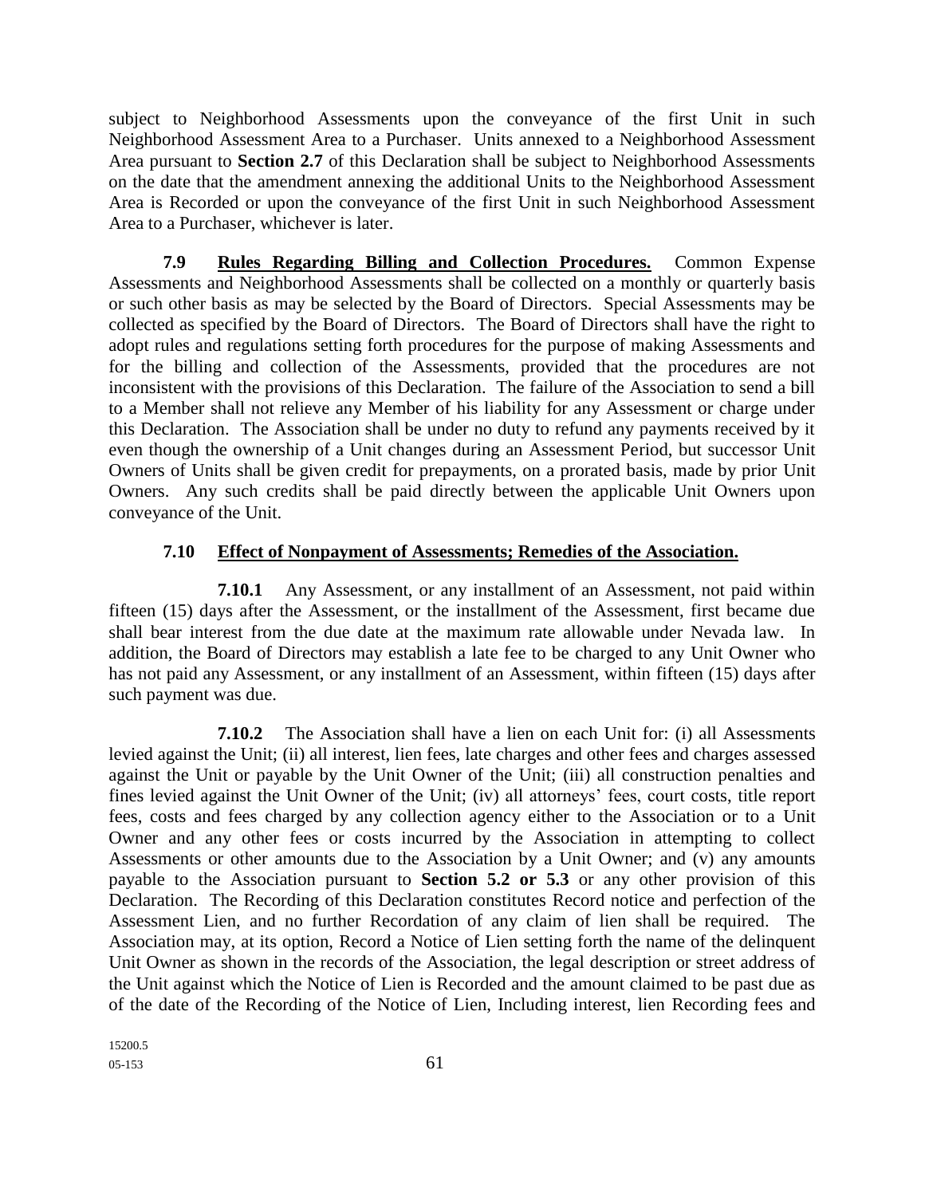subject to Neighborhood Assessments upon the conveyance of the first Unit in such Neighborhood Assessment Area to a Purchaser. Units annexed to a Neighborhood Assessment Area pursuant to **Section 2.7** of this Declaration shall be subject to Neighborhood Assessments on the date that the amendment annexing the additional Units to the Neighborhood Assessment Area is Recorded or upon the conveyance of the first Unit in such Neighborhood Assessment Area to a Purchaser, whichever is later.

**7.9 Rules Regarding Billing and Collection Procedures.** Common Expense Assessments and Neighborhood Assessments shall be collected on a monthly or quarterly basis or such other basis as may be selected by the Board of Directors. Special Assessments may be collected as specified by the Board of Directors. The Board of Directors shall have the right to adopt rules and regulations setting forth procedures for the purpose of making Assessments and for the billing and collection of the Assessments, provided that the procedures are not inconsistent with the provisions of this Declaration. The failure of the Association to send a bill to a Member shall not relieve any Member of his liability for any Assessment or charge under this Declaration. The Association shall be under no duty to refund any payments received by it even though the ownership of a Unit changes during an Assessment Period, but successor Unit Owners of Units shall be given credit for prepayments, on a prorated basis, made by prior Unit Owners. Any such credits shall be paid directly between the applicable Unit Owners upon conveyance of the Unit.

**7.10 Effect of Nonpayment of Assessments; Remedies of the Association.**

**7.10.1** Any Assessment, or any installment of an Assessment, not paid within fifteen (15) days after the Assessment, or the installment of the Assessment, first became due shall bear interest from the due date at the maximum rate allowable under Nevada law. In addition, the Board of Directors may establish a late fee to be charged to any Unit Owner who has not paid any Assessment, or any installment of an Assessment, within fifteen (15) days after such payment was due.

**7.10.2** The Association shall have a lien on each Unit for: (i) all Assessments levied against the Unit; (ii) all interest, lien fees, late charges and other fees and charges assessed against the Unit or payable by the Unit Owner of the Unit; (iii) all construction penalties and fines levied against the Unit Owner of the Unit; (iv) all attorneys' fees, court costs, title report fees, costs and fees charged by any collection agency either to the Association or to a Unit Owner and any other fees or costs incurred by the Association in attempting to collect Assessments or other amounts due to the Association by a Unit Owner; and (v) any amounts payable to the Association pursuant to **Section 5.2 or 5.3** or any other provision of this Declaration. The Recording of this Declaration constitutes Record notice and perfection of the Assessment Lien, and no further Recordation of any claim of lien shall be required. The Association may, at its option, Record a Notice of Lien setting forth the name of the delinquent Unit Owner as shown in the records of the Association, the legal description or street address of the Unit against which the Notice of Lien is Recorded and the amount claimed to be past due as of the date of the Recording of the Notice of Lien, Including interest, lien Recording fees and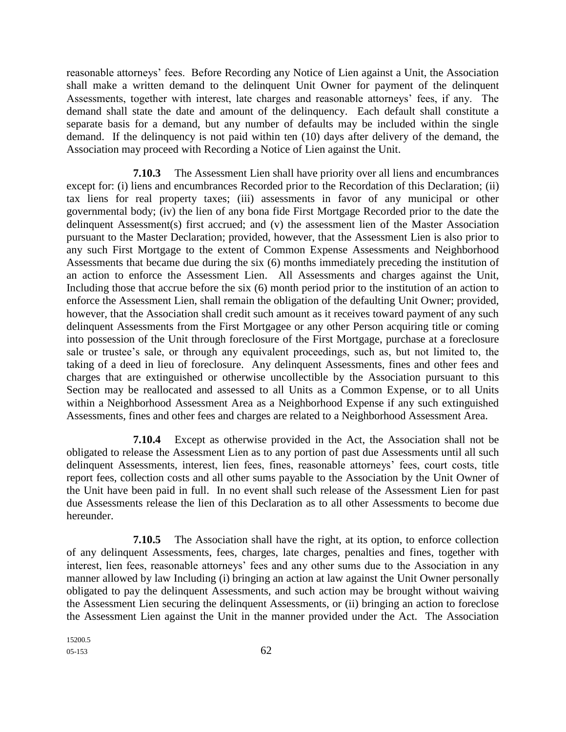reasonable attorneys' fees. Before Recording any Notice of Lien against a Unit, the Association shall make a written demand to the delinquent Unit Owner for payment of the delinquent Assessments, together with interest, late charges and reasonable attorneys' fees, if any. The demand shall state the date and amount of the delinquency. Each default shall constitute a separate basis for a demand, but any number of defaults may be included within the single demand. If the delinquency is not paid within ten (10) days after delivery of the demand, the Association may proceed with Recording a Notice of Lien against the Unit.

**7.10.3** The Assessment Lien shall have priority over all liens and encumbrances except for: (i) liens and encumbrances Recorded prior to the Recordation of this Declaration; (ii) tax liens for real property taxes; (iii) assessments in favor of any municipal or other governmental body; (iv) the lien of any bona fide First Mortgage Recorded prior to the date the delinquent Assessment(s) first accrued; and (v) the assessment lien of the Master Association pursuant to the Master Declaration; provided, however, that the Assessment Lien is also prior to any such First Mortgage to the extent of Common Expense Assessments and Neighborhood Assessments that became due during the six (6) months immediately preceding the institution of an action to enforce the Assessment Lien. All Assessments and charges against the Unit, Including those that accrue before the six (6) month period prior to the institution of an action to enforce the Assessment Lien, shall remain the obligation of the defaulting Unit Owner; provided, however, that the Association shall credit such amount as it receives toward payment of any such delinquent Assessments from the First Mortgagee or any other Person acquiring title or coming into possession of the Unit through foreclosure of the First Mortgage, purchase at a foreclosure sale or trustee's sale, or through any equivalent proceedings, such as, but not limited to, the taking of a deed in lieu of foreclosure. Any delinquent Assessments, fines and other fees and charges that are extinguished or otherwise uncollectible by the Association pursuant to this Section may be reallocated and assessed to all Units as a Common Expense, or to all Units within a Neighborhood Assessment Area as a Neighborhood Expense if any such extinguished Assessments, fines and other fees and charges are related to a Neighborhood Assessment Area.

**7.10.4** Except as otherwise provided in the Act, the Association shall not be obligated to release the Assessment Lien as to any portion of past due Assessments until all such delinquent Assessments, interest, lien fees, fines, reasonable attorneys' fees, court costs, title report fees, collection costs and all other sums payable to the Association by the Unit Owner of the Unit have been paid in full. In no event shall such release of the Assessment Lien for past due Assessments release the lien of this Declaration as to all other Assessments to become due hereunder.

**7.10.5** The Association shall have the right, at its option, to enforce collection of any delinquent Assessments, fees, charges, late charges, penalties and fines, together with interest, lien fees, reasonable attorneys' fees and any other sums due to the Association in any manner allowed by law Including (i) bringing an action at law against the Unit Owner personally obligated to pay the delinquent Assessments, and such action may be brought without waiving the Assessment Lien securing the delinquent Assessments, or (ii) bringing an action to foreclose the Assessment Lien against the Unit in the manner provided under the Act. The Association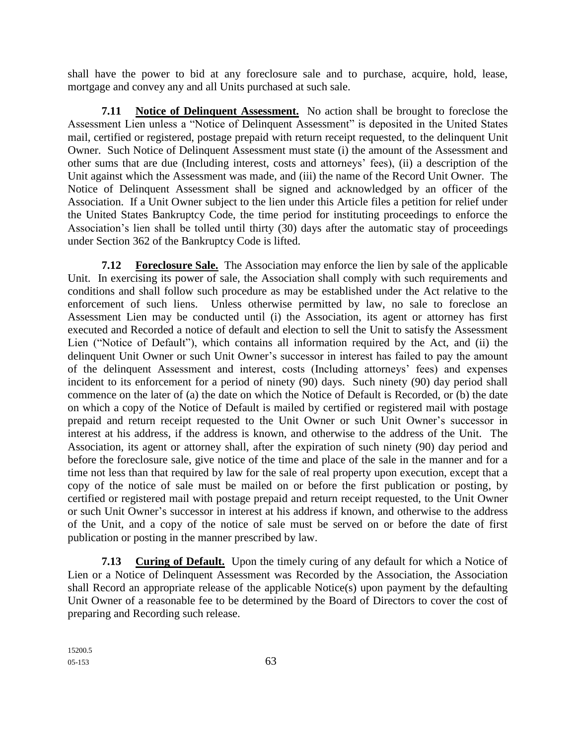shall have the power to bid at any foreclosure sale and to purchase, acquire, hold, lease, mortgage and convey any and all Units purchased at such sale.

**7.11 Notice of Delinquent Assessment.** No action shall be brought to foreclose the Assessment Lien unless a "Notice of Delinquent Assessment" is deposited in the United States mail, certified or registered, postage prepaid with return receipt requested, to the delinquent Unit Owner. Such Notice of Delinquent Assessment must state (i) the amount of the Assessment and other sums that are due (Including interest, costs and attorneys' fees), (ii) a description of the Unit against which the Assessment was made, and (iii) the name of the Record Unit Owner. The Notice of Delinquent Assessment shall be signed and acknowledged by an officer of the Association. If a Unit Owner subject to the lien under this Article files a petition for relief under the United States Bankruptcy Code, the time period for instituting proceedings to enforce the Association's lien shall be tolled until thirty (30) days after the automatic stay of proceedings under Section 362 of the Bankruptcy Code is lifted.

**7.12 Foreclosure Sale.** The Association may enforce the lien by sale of the applicable Unit. In exercising its power of sale, the Association shall comply with such requirements and conditions and shall follow such procedure as may be established under the Act relative to the enforcement of such liens. Unless otherwise permitted by law, no sale to foreclose an Assessment Lien may be conducted until (i) the Association, its agent or attorney has first executed and Recorded a notice of default and election to sell the Unit to satisfy the Assessment Lien ("Notice of Default"), which contains all information required by the Act, and (ii) the delinquent Unit Owner or such Unit Owner's successor in interest has failed to pay the amount of the delinquent Assessment and interest, costs (Including attorneys' fees) and expenses incident to its enforcement for a period of ninety (90) days. Such ninety (90) day period shall commence on the later of (a) the date on which the Notice of Default is Recorded, or (b) the date on which a copy of the Notice of Default is mailed by certified or registered mail with postage prepaid and return receipt requested to the Unit Owner or such Unit Owner's successor in interest at his address, if the address is known, and otherwise to the address of the Unit. The Association, its agent or attorney shall, after the expiration of such ninety (90) day period and before the foreclosure sale, give notice of the time and place of the sale in the manner and for a time not less than that required by law for the sale of real property upon execution, except that a copy of the notice of sale must be mailed on or before the first publication or posting, by certified or registered mail with postage prepaid and return receipt requested, to the Unit Owner or such Unit Owner's successor in interest at his address if known, and otherwise to the address of the Unit, and a copy of the notice of sale must be served on or before the date of first publication or posting in the manner prescribed by law.

**7.13 Curing of Default.** Upon the timely curing of any default for which a Notice of Lien or a Notice of Delinquent Assessment was Recorded by the Association, the Association shall Record an appropriate release of the applicable Notice(s) upon payment by the defaulting Unit Owner of a reasonable fee to be determined by the Board of Directors to cover the cost of preparing and Recording such release.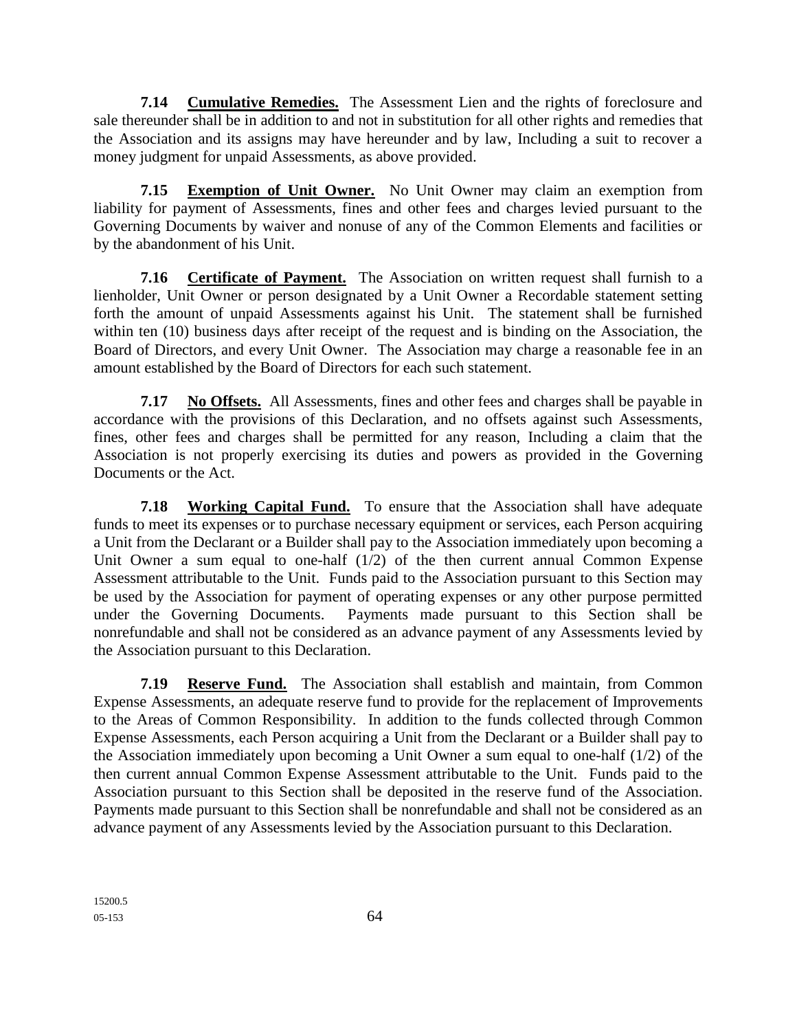**7.14 Cumulative Remedies.** The Assessment Lien and the rights of foreclosure and sale thereunder shall be in addition to and not in substitution for all other rights and remedies that the Association and its assigns may have hereunder and by law, Including a suit to recover a money judgment for unpaid Assessments, as above provided.

**7.15 Exemption of Unit Owner.** No Unit Owner may claim an exemption from liability for payment of Assessments, fines and other fees and charges levied pursuant to the Governing Documents by waiver and nonuse of any of the Common Elements and facilities or by the abandonment of his Unit.

**7.16 Certificate of Payment.** The Association on written request shall furnish to a lienholder, Unit Owner or person designated by a Unit Owner a Recordable statement setting forth the amount of unpaid Assessments against his Unit. The statement shall be furnished within ten (10) business days after receipt of the request and is binding on the Association, the Board of Directors, and every Unit Owner. The Association may charge a reasonable fee in an amount established by the Board of Directors for each such statement.

**7.17 No Offsets.** All Assessments, fines and other fees and charges shall be payable in accordance with the provisions of this Declaration, and no offsets against such Assessments, fines, other fees and charges shall be permitted for any reason, Including a claim that the Association is not properly exercising its duties and powers as provided in the Governing Documents or the Act.

**7.18 Working Capital Fund.** To ensure that the Association shall have adequate funds to meet its expenses or to purchase necessary equipment or services, each Person acquiring a Unit from the Declarant or a Builder shall pay to the Association immediately upon becoming a Unit Owner a sum equal to one-half (1/2) of the then current annual Common Expense Assessment attributable to the Unit. Funds paid to the Association pursuant to this Section may be used by the Association for payment of operating expenses or any other purpose permitted under the Governing Documents. Payments made pursuant to this Section shall be nonrefundable and shall not be considered as an advance payment of any Assessments levied by the Association pursuant to this Declaration.

**7.19 Reserve Fund.** The Association shall establish and maintain, from Common Expense Assessments, an adequate reserve fund to provide for the replacement of Improvements to the Areas of Common Responsibility. In addition to the funds collected through Common Expense Assessments, each Person acquiring a Unit from the Declarant or a Builder shall pay to the Association immediately upon becoming a Unit Owner a sum equal to one-half (1/2) of the then current annual Common Expense Assessment attributable to the Unit. Funds paid to the Association pursuant to this Section shall be deposited in the reserve fund of the Association. Payments made pursuant to this Section shall be nonrefundable and shall not be considered as an advance payment of any Assessments levied by the Association pursuant to this Declaration.

15200.5
05-153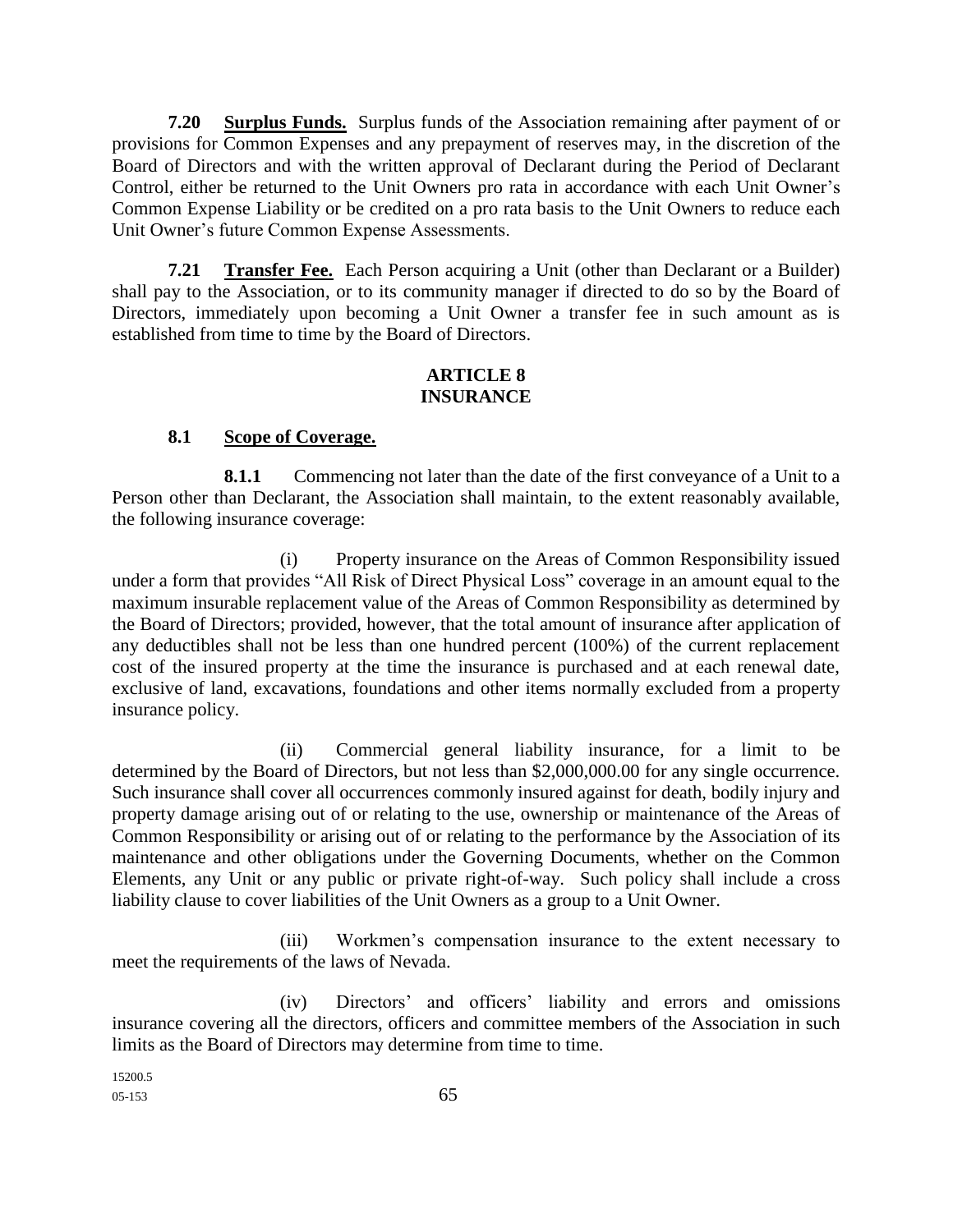**7.20 Surplus Funds.** Surplus funds of the Association remaining after payment of or provisions for Common Expenses and any prepayment of reserves may, in the discretion of the Board of Directors and with the written approval of Declarant during the Period of Declarant Control, either be returned to the Unit Owners pro rata in accordance with each Unit Owner's Common Expense Liability or be credited on a pro rata basis to the Unit Owners to reduce each Unit Owner's future Common Expense Assessments.

**7.21 Transfer Fee.** Each Person acquiring a Unit (other than Declarant or a Builder) shall pay to the Association, or to its community manager if directed to do so by the Board of Directors, immediately upon becoming a Unit Owner a transfer fee in such amount as is established from time to time by the Board of Directors.

## ARTICLE 8
## INSURANCE

### 8.1 Scope of Coverage.

**8.1.1** Commencing not later than the date of the first conveyance of a Unit to a Person other than Declarant, the Association shall maintain, to the extent reasonably available, the following insurance coverage:

(i) Property insurance on the Areas of Common Responsibility issued under a form that provides "All Risk of Direct Physical Loss" coverage in an amount equal to the maximum insurable replacement value of the Areas of Common Responsibility as determined by the Board of Directors; provided, however, that the total amount of insurance after application of any deductibles shall not be less than one hundred percent (100%) of the current replacement cost of the insured property at the time the insurance is purchased and at each renewal date, exclusive of land, excavations, foundations and other items normally excluded from a property insurance policy.

(ii) Commercial general liability insurance, for a limit to be determined by the Board of Directors, but not less than $2,000,000.00 for any single occurrence. Such insurance shall cover all occurrences commonly insured against for death, bodily injury and property damage arising out of or relating to the use, ownership or maintenance of the Areas of Common Responsibility or arising out of or relating to the performance by the Association of its maintenance and other obligations under the Governing Documents, whether on the Common Elements, any Unit or any public or private right-of-way. Such policy shall include a cross liability clause to cover liabilities of the Unit Owners as a group to a Unit Owner.

(iii) Workmen's compensation insurance to the extent necessary to meet the requirements of the laws of Nevada.

(iv) Directors' and officers' liability and errors and omissions insurance covering all the directors, officers and committee members of the Association in such limits as the Board of Directors may determine from time to time.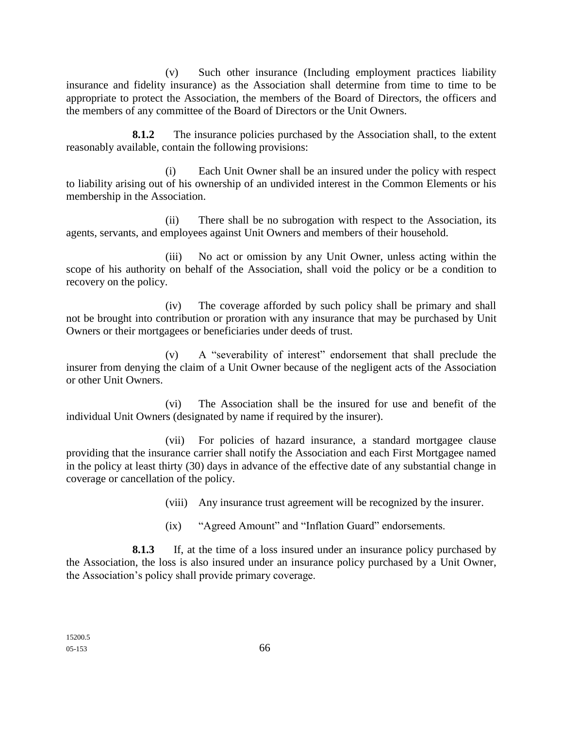(v) Such other insurance (Including employment practices liability insurance and fidelity insurance) as the Association shall determine from time to time to be appropriate to protect the Association, the members of the Board of Directors, the officers and the members of any committee of the Board of Directors or the Unit Owners.

**8.1.2** The insurance policies purchased by the Association shall, to the extent reasonably available, contain the following provisions:

(i) Each Unit Owner shall be an insured under the policy with respect to liability arising out of his ownership of an undivided interest in the Common Elements or his membership in the Association.

(ii) There shall be no subrogation with respect to the Association, its agents, servants, and employees against Unit Owners and members of their household.

(iii) No act or omission by any Unit Owner, unless acting within the scope of his authority on behalf of the Association, shall void the policy or be a condition to recovery on the policy.

(iv) The coverage afforded by such policy shall be primary and shall not be brought into contribution or proration with any insurance that may be purchased by Unit Owners or their mortgagees or beneficiaries under deeds of trust.

(v) A "severability of interest" endorsement that shall preclude the insurer from denying the claim of a Unit Owner because of the negligent acts of the Association or other Unit Owners.

(vi) The Association shall be the insured for use and benefit of the individual Unit Owners (designated by name if required by the insurer).

(vii) For policies of hazard insurance, a standard mortgagee clause providing that the insurance carrier shall notify the Association and each First Mortgagee named in the policy at least thirty (30) days in advance of the effective date of any substantial change in coverage or cancellation of the policy.

(viii) Any insurance trust agreement will be recognized by the insurer.

(ix) "Agreed Amount" and "Inflation Guard" endorsements.

**8.1.3** If, at the time of a loss insured under an insurance policy purchased by the Association, the loss is also insured under an insurance policy purchased by a Unit Owner, the Association's policy shall provide primary coverage.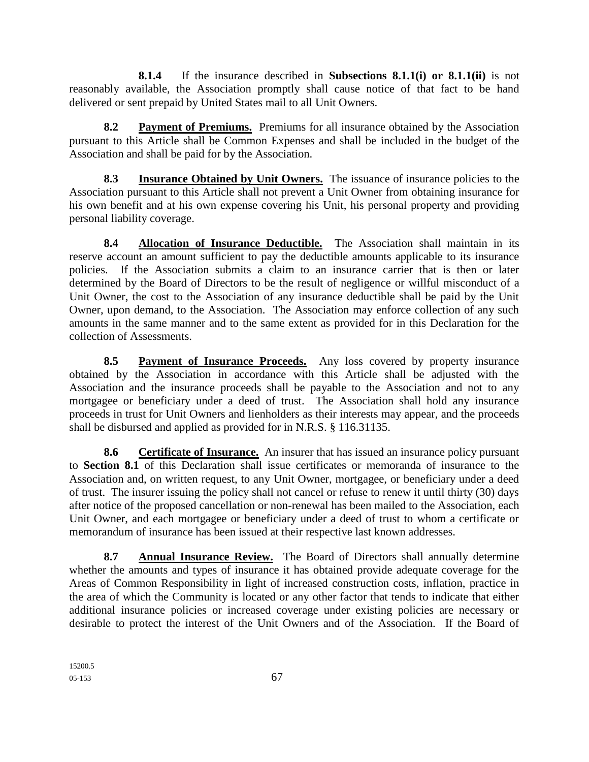**8.1.4** If the insurance described in **Subsections 8.1.1(i) or 8.1.1(ii)** is not reasonably available, the Association promptly shall cause notice of that fact to be hand delivered or sent prepaid by United States mail to all Unit Owners.

**8.2** **<u>Payment of Premiums.</u>** Premiums for all insurance obtained by the Association pursuant to this Article shall be Common Expenses and shall be included in the budget of the Association and shall be paid for by the Association.

**8.3** **<u>Insurance Obtained by Unit Owners.</u>** The issuance of insurance policies to the Association pursuant to this Article shall not prevent a Unit Owner from obtaining insurance for his own benefit and at his own expense covering his Unit, his personal property and providing personal liability coverage.

**8.4** **<u>Allocation of Insurance Deductible.</u>** The Association shall maintain in its reserve account an amount sufficient to pay the deductible amounts applicable to its insurance policies. If the Association submits a claim to an insurance carrier that is then or later determined by the Board of Directors to be the result of negligence or willful misconduct of a Unit Owner, the cost to the Association of any insurance deductible shall be paid by the Unit Owner, upon demand, to the Association. The Association may enforce collection of any such amounts in the same manner and to the same extent as provided for in this Declaration for the collection of Assessments.

**8.5** **<u>Payment of Insurance Proceeds.</u>** Any loss covered by property insurance obtained by the Association in accordance with this Article shall be adjusted with the Association and the insurance proceeds shall be payable to the Association and not to any mortgagee or beneficiary under a deed of trust. The Association shall hold any insurance proceeds in trust for Unit Owners and lienholders as their interests may appear, and the proceeds shall be disbursed and applied as provided for in N.R.S. § 116.31135.

**8.6** **<u>Certificate of Insurance.</u>** An insurer that has issued an insurance policy pursuant to **Section 8.1** of this Declaration shall issue certificates or memoranda of insurance to the Association and, on written request, to any Unit Owner, mortgagee, or beneficiary under a deed of trust. The insurer issuing the policy shall not cancel or refuse to renew it until thirty (30) days after notice of the proposed cancellation or non-renewal has been mailed to the Association, each Unit Owner, and each mortgagee or beneficiary under a deed of trust to whom a certificate or memorandum of insurance has been issued at their respective last known addresses.

**8.7** **<u>Annual Insurance Review.</u>** The Board of Directors shall annually determine whether the amounts and types of insurance it has obtained provide adequate coverage for the Areas of Common Responsibility in light of increased construction costs, inflation, practice in the area of which the Community is located or any other factor that tends to indicate that either additional insurance policies or increased coverage under existing policies are necessary or desirable to protect the interest of the Unit Owners and of the Association. If the Board of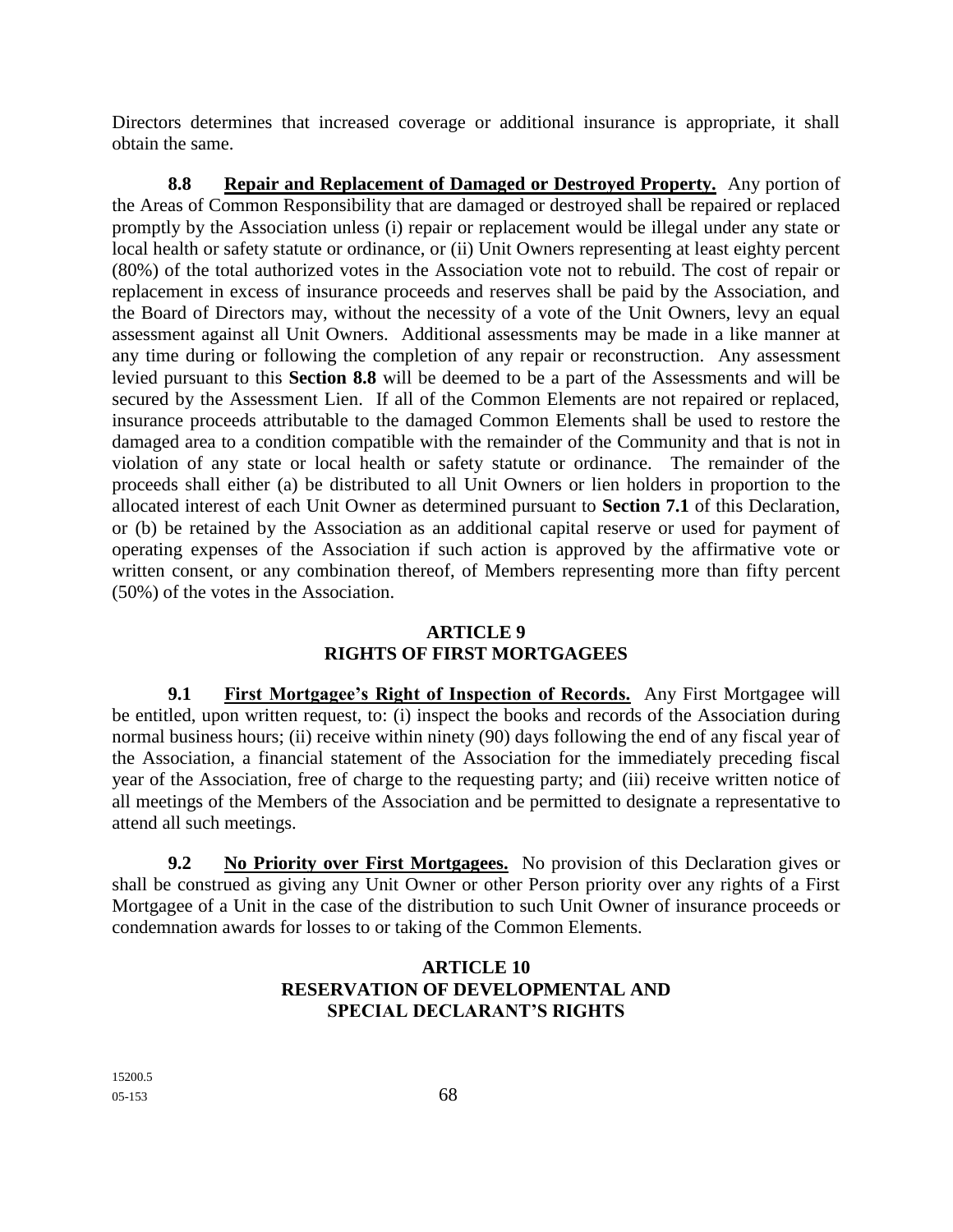Directors determines that increased coverage or additional insurance is appropriate, it shall obtain the same.

**8.8 Repair and Replacement of Damaged or Destroyed Property.** Any portion of the Areas of Common Responsibility that are damaged or destroyed shall be repaired or replaced promptly by the Association unless (i) repair or replacement would be illegal under any state or local health or safety statute or ordinance, or (ii) Unit Owners representing at least eighty percent (80%) of the total authorized votes in the Association vote not to rebuild. The cost of repair or replacement in excess of insurance proceeds and reserves shall be paid by the Association, and the Board of Directors may, without the necessity of a vote of the Unit Owners, levy an equal assessment against all Unit Owners. Additional assessments may be made in a like manner at any time during or following the completion of any repair or reconstruction. Any assessment levied pursuant to this **Section 8.8** will be deemed to be a part of the Assessments and will be secured by the Assessment Lien. If all of the Common Elements are not repaired or replaced, insurance proceeds attributable to the damaged Common Elements shall be used to restore the damaged area to a condition compatible with the remainder of the Community and that is not in violation of any state or local health or safety statute or ordinance. The remainder of the proceeds shall either (a) be distributed to all Unit Owners or lien holders in proportion to the allocated interest of each Unit Owner as determined pursuant to **Section 7.1** of this Declaration, or (b) be retained by the Association as an additional capital reserve or used for payment of operating expenses of the Association if such action is approved by the affirmative vote or written consent, or any combination thereof, of Members representing more than fifty percent (50%) of the votes in the Association.

## ARTICLE 9
## RIGHTS OF FIRST MORTGAGEES

**9.1 First Mortgagee's Right of Inspection of Records.** Any First Mortgagee will be entitled, upon written request, to: (i) inspect the books and records of the Association during normal business hours; (ii) receive within ninety (90) days following the end of any fiscal year of the Association, a financial statement of the Association for the immediately preceding fiscal year of the Association, free of charge to the requesting party; and (iii) receive written notice of all meetings of the Members of the Association and be permitted to designate a representative to attend all such meetings.

**9.2 No Priority over First Mortgagees.** No provision of this Declaration gives or shall be construed as giving any Unit Owner or other Person priority over any rights of a First Mortgagee of a Unit in the case of the distribution to such Unit Owner of insurance proceeds or condemnation awards for losses to or taking of the Common Elements.

## ARTICLE 10
## RESERVATION OF DEVELOPMENTAL AND SPECIAL DECLARANT'S RIGHTS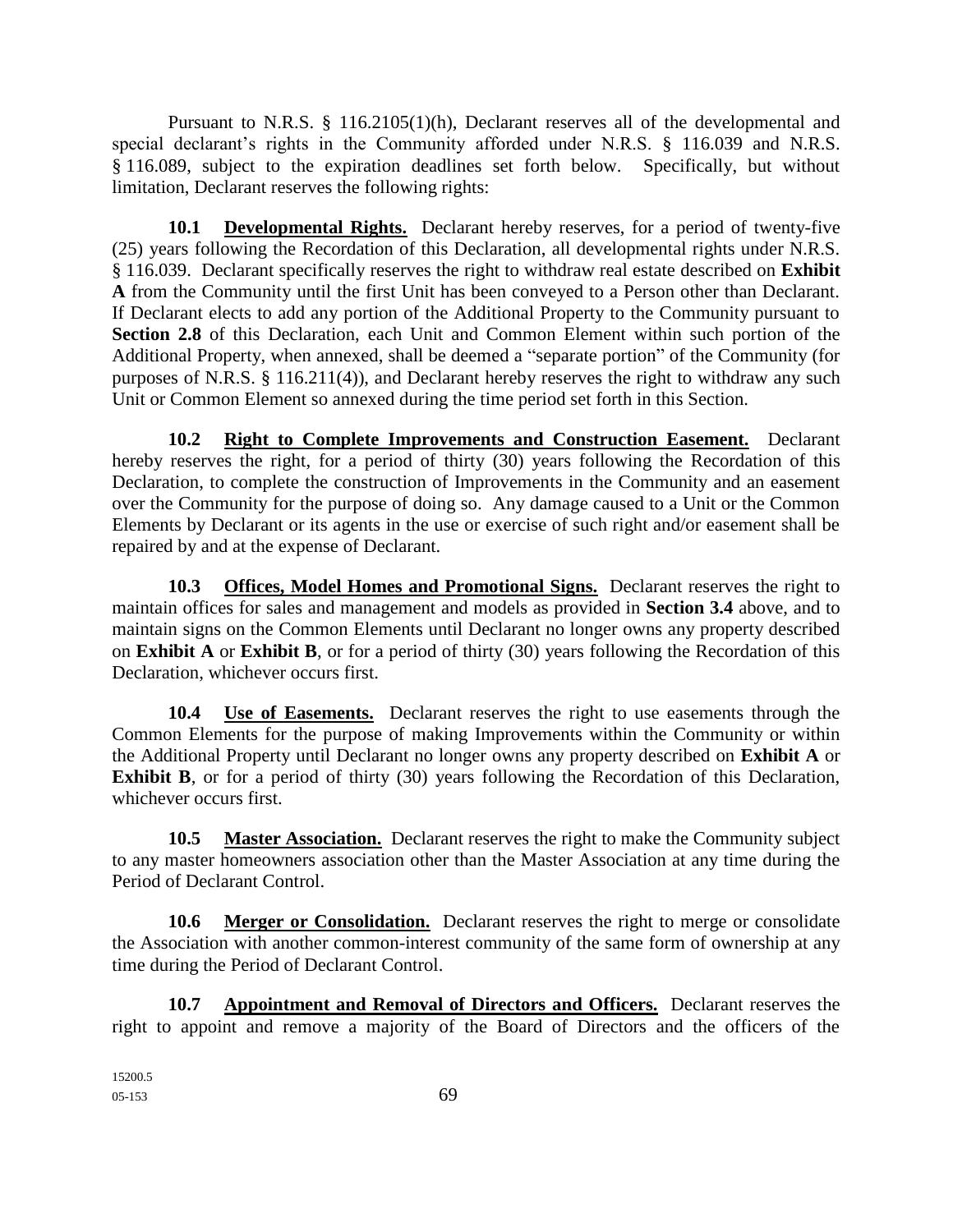Pursuant to N.R.S. § 116.2105(1)(h), Declarant reserves all of the developmental and special declarant's rights in the Community afforded under N.R.S. § 116.039 and N.R.S. § 116.089, subject to the expiration deadlines set forth below. Specifically, but without limitation, Declarant reserves the following rights:

**10.1 Developmental Rights.** Declarant hereby reserves, for a period of twenty-five (25) years following the Recordation of this Declaration, all developmental rights under N.R.S. § 116.039. Declarant specifically reserves the right to withdraw real estate described on **Exhibit A** from the Community until the first Unit has been conveyed to a Person other than Declarant. If Declarant elects to add any portion of the Additional Property to the Community pursuant to **Section 2.8** of this Declaration, each Unit and Common Element within such portion of the Additional Property, when annexed, shall be deemed a "separate portion" of the Community (for purposes of N.R.S. § 116.211(4)), and Declarant hereby reserves the right to withdraw any such Unit or Common Element so annexed during the time period set forth in this Section.

**10.2 Right to Complete Improvements and Construction Easement.** Declarant hereby reserves the right, for a period of thirty (30) years following the Recordation of this Declaration, to complete the construction of Improvements in the Community and an easement over the Community for the purpose of doing so. Any damage caused to a Unit or the Common Elements by Declarant or its agents in the use or exercise of such right and/or easement shall be repaired by and at the expense of Declarant.

**10.3 Offices, Model Homes and Promotional Signs.** Declarant reserves the right to maintain offices for sales and management and models as provided in **Section 3.4** above, and to maintain signs on the Common Elements until Declarant no longer owns any property described on **Exhibit A** or **Exhibit B**, or for a period of thirty (30) years following the Recordation of this Declaration, whichever occurs first.

**10.4 Use of Easements.** Declarant reserves the right to use easements through the Common Elements for the purpose of making Improvements within the Community or within the Additional Property until Declarant no longer owns any property described on **Exhibit A** or **Exhibit B**, or for a period of thirty (30) years following the Recordation of this Declaration, whichever occurs first.

**10.5 Master Association.** Declarant reserves the right to make the Community subject to any master homeowners association other than the Master Association at any time during the Period of Declarant Control.

**10.6 Merger or Consolidation.** Declarant reserves the right to merge or consolidate the Association with another common-interest community of the same form of ownership at any time during the Period of Declarant Control.

**10.7 Appointment and Removal of Directors and Officers.** Declarant reserves the right to appoint and remove a majority of the Board of Directors and the officers of the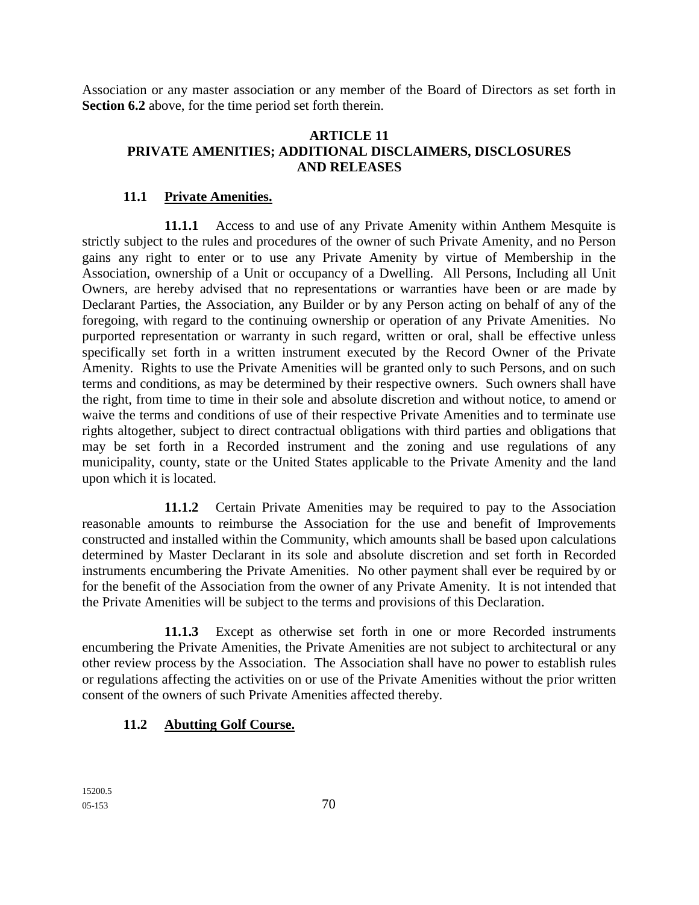Association or any master association or any member of the Board of Directors as set forth in **Section 6.2** above, for the time period set forth therein.

## ARTICLE 11
## PRIVATE AMENITIES; ADDITIONAL DISCLAIMERS, DISCLOSURES AND RELEASES

### 11.1 Private Amenities.

**11.1.1** Access to and use of any Private Amenity within Anthem Mesquite is strictly subject to the rules and procedures of the owner of such Private Amenity, and no Person gains any right to enter or to use any Private Amenity by virtue of Membership in the Association, ownership of a Unit or occupancy of a Dwelling. All Persons, Including all Unit Owners, are hereby advised that no representations or warranties have been or are made by Declarant Parties, the Association, any Builder or by any Person acting on behalf of any of the foregoing, with regard to the continuing ownership or operation of any Private Amenities. No purported representation or warranty in such regard, written or oral, shall be effective unless specifically set forth in a written instrument executed by the Record Owner of the Private Amenity. Rights to use the Private Amenities will be granted only to such Persons, and on such terms and conditions, as may be determined by their respective owners. Such owners shall have the right, from time to time in their sole and absolute discretion and without notice, to amend or waive the terms and conditions of use of their respective Private Amenities and to terminate use rights altogether, subject to direct contractual obligations with third parties and obligations that may be set forth in a Recorded instrument and the zoning and use regulations of any municipality, county, state or the United States applicable to the Private Amenity and the land upon which it is located.

**11.1.2** Certain Private Amenities may be required to pay to the Association reasonable amounts to reimburse the Association for the use and benefit of Improvements constructed and installed within the Community, which amounts shall be based upon calculations determined by Master Declarant in its sole and absolute discretion and set forth in Recorded instruments encumbering the Private Amenities. No other payment shall ever be required by or for the benefit of the Association from the owner of any Private Amenity. It is not intended that the Private Amenities will be subject to the terms and provisions of this Declaration.

**11.1.3** Except as otherwise set forth in one or more Recorded instruments encumbering the Private Amenities, the Private Amenities are not subject to architectural or any other review process by the Association. The Association shall have no power to establish rules or regulations affecting the activities on or use of the Private Amenities without the prior written consent of the owners of such Private Amenities affected thereby.

### 11.2 Abutting Golf Course.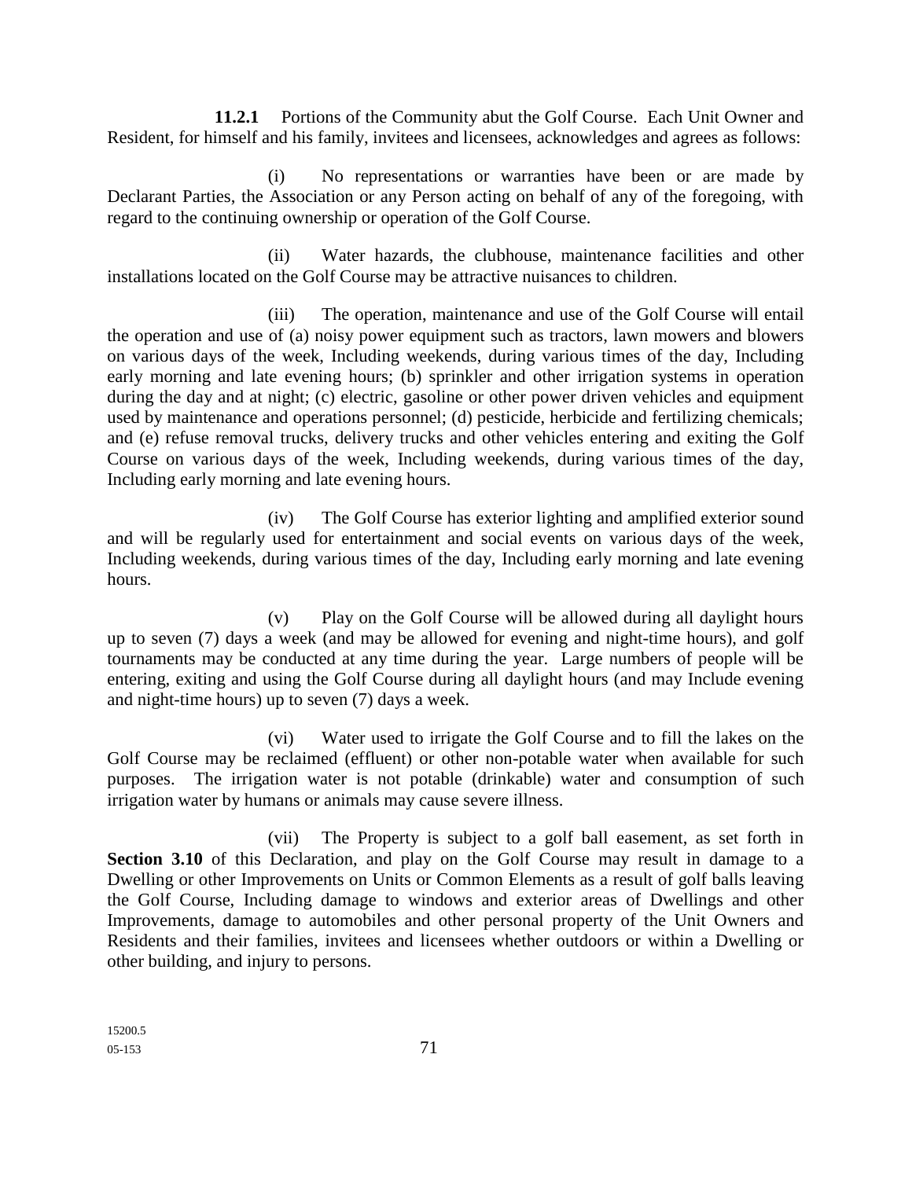**11.2.1** Portions of the Community abut the Golf Course. Each Unit Owner and Resident, for himself and his family, invitees and licensees, acknowledges and agrees as follows:

(i) No representations or warranties have been or are made by Declarant Parties, the Association or any Person acting on behalf of any of the foregoing, with regard to the continuing ownership or operation of the Golf Course.

(ii) Water hazards, the clubhouse, maintenance facilities and other installations located on the Golf Course may be attractive nuisances to children.

(iii) The operation, maintenance and use of the Golf Course will entail the operation and use of (a) noisy power equipment such as tractors, lawn mowers and blowers on various days of the week, Including weekends, during various times of the day, Including early morning and late evening hours; (b) sprinkler and other irrigation systems in operation during the day and at night; (c) electric, gasoline or other power driven vehicles and equipment used by maintenance and operations personnel; (d) pesticide, herbicide and fertilizing chemicals; and (e) refuse removal trucks, delivery trucks and other vehicles entering and exiting the Golf Course on various days of the week, Including weekends, during various times of the day, Including early morning and late evening hours.

(iv) The Golf Course has exterior lighting and amplified exterior sound and will be regularly used for entertainment and social events on various days of the week, Including weekends, during various times of the day, Including early morning and late evening hours.

(v) Play on the Golf Course will be allowed during all daylight hours up to seven (7) days a week (and may be allowed for evening and night-time hours), and golf tournaments may be conducted at any time during the year. Large numbers of people will be entering, exiting and using the Golf Course during all daylight hours (and may Include evening and night-time hours) up to seven (7) days a week.

(vi) Water used to irrigate the Golf Course and to fill the lakes on the Golf Course may be reclaimed (effluent) or other non-potable water when available for such purposes. The irrigation water is not potable (drinkable) water and consumption of such irrigation water by humans or animals may cause severe illness.

(vii) The Property is subject to a golf ball easement, as set forth in **Section 3.10** of this Declaration, and play on the Golf Course may result in damage to a Dwelling or other Improvements on Units or Common Elements as a result of golf balls leaving the Golf Course, Including damage to windows and exterior areas of Dwellings and other Improvements, damage to automobiles and other personal property of the Unit Owners and Residents and their families, invitees and licensees whether outdoors or within a Dwelling or other building, and injury to persons.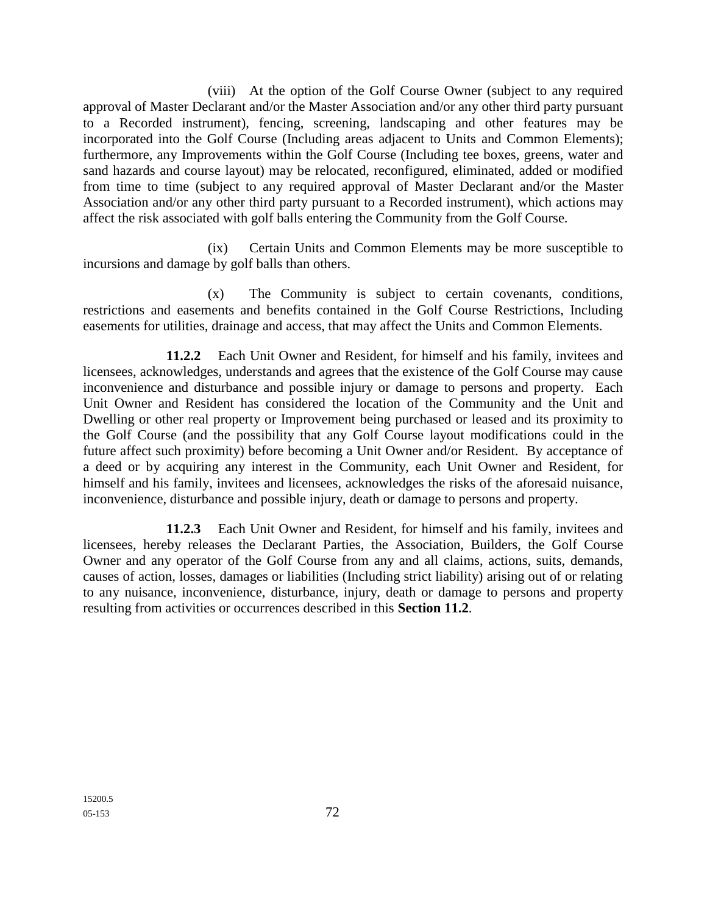(viii) At the option of the Golf Course Owner (subject to any required approval of Master Declarant and/or the Master Association and/or any other third party pursuant to a Recorded instrument), fencing, screening, landscaping and other features may be incorporated into the Golf Course (Including areas adjacent to Units and Common Elements); furthermore, any Improvements within the Golf Course (Including tee boxes, greens, water and sand hazards and course layout) may be relocated, reconfigured, eliminated, added or modified from time to time (subject to any required approval of Master Declarant and/or the Master Association and/or any other third party pursuant to a Recorded instrument), which actions may affect the risk associated with golf balls entering the Community from the Golf Course.

(ix) Certain Units and Common Elements may be more susceptible to incursions and damage by golf balls than others.

(x) The Community is subject to certain covenants, conditions, restrictions and easements and benefits contained in the Golf Course Restrictions, Including easements for utilities, drainage and access, that may affect the Units and Common Elements.

**11.2.2** Each Unit Owner and Resident, for himself and his family, invitees and licensees, acknowledges, understands and agrees that the existence of the Golf Course may cause inconvenience and disturbance and possible injury or damage to persons and property. Each Unit Owner and Resident has considered the location of the Community and the Unit and Dwelling or other real property or Improvement being purchased or leased and its proximity to the Golf Course (and the possibility that any Golf Course layout modifications could in the future affect such proximity) before becoming a Unit Owner and/or Resident. By acceptance of a deed or by acquiring any interest in the Community, each Unit Owner and Resident, for himself and his family, invitees and licensees, acknowledges the risks of the aforesaid nuisance, inconvenience, disturbance and possible injury, death or damage to persons and property.

**11.2.3** Each Unit Owner and Resident, for himself and his family, invitees and licensees, hereby releases the Declarant Parties, the Association, Builders, the Golf Course Owner and any operator of the Golf Course from any and all claims, actions, suits, demands, causes of action, losses, damages or liabilities (Including strict liability) arising out of or relating to any nuisance, inconvenience, disturbance, injury, death or damage to persons and property resulting from activities or occurrences described in this **Section 11.2**.

15200.5
05-153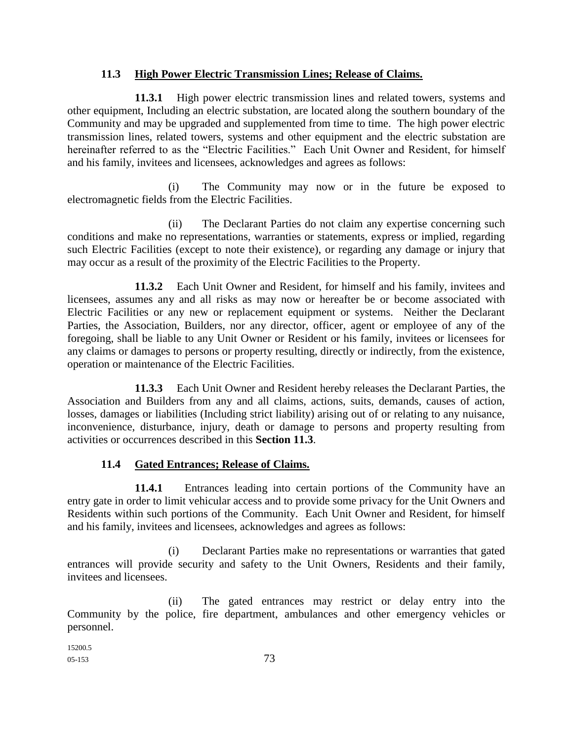### **11.3 High Power Electric Transmission Lines; Release of Claims.**

**11.3.1** High power electric transmission lines and related towers, systems and other equipment, Including an electric substation, are located along the southern boundary of the Community and may be upgraded and supplemented from time to time. The high power electric transmission lines, related towers, systems and other equipment and the electric substation are hereinafter referred to as the "Electric Facilities." Each Unit Owner and Resident, for himself and his family, invitees and licensees, acknowledges and agrees as follows:

(i) The Community may now or in the future be exposed to electromagnetic fields from the Electric Facilities.

(ii) The Declarant Parties do not claim any expertise concerning such conditions and make no representations, warranties or statements, express or implied, regarding such Electric Facilities (except to note their existence), or regarding any damage or injury that may occur as a result of the proximity of the Electric Facilities to the Property.

**11.3.2** Each Unit Owner and Resident, for himself and his family, invitees and licensees, assumes any and all risks as may now or hereafter be or become associated with Electric Facilities or any new or replacement equipment or systems. Neither the Declarant Parties, the Association, Builders, nor any director, officer, agent or employee of any of the foregoing, shall be liable to any Unit Owner or Resident or his family, invitees or licensees for any claims or damages to persons or property resulting, directly or indirectly, from the existence, operation or maintenance of the Electric Facilities.

**11.3.3** Each Unit Owner and Resident hereby releases the Declarant Parties, the Association and Builders from any and all claims, actions, suits, demands, causes of action, losses, damages or liabilities (Including strict liability) arising out of or relating to any nuisance, inconvenience, disturbance, injury, death or damage to persons and property resulting from activities or occurrences described in this **Section 11.3**.

### **11.4 Gated Entrances; Release of Claims.**

**11.4.1** Entrances leading into certain portions of the Community have an entry gate in order to limit vehicular access and to provide some privacy for the Unit Owners and Residents within such portions of the Community. Each Unit Owner and Resident, for himself and his family, invitees and licensees, acknowledges and agrees as follows:

(i) Declarant Parties make no representations or warranties that gated entrances will provide security and safety to the Unit Owners, Residents and their family, invitees and licensees.

(ii) The gated entrances may restrict or delay entry into the Community by the police, fire department, ambulances and other emergency vehicles or personnel.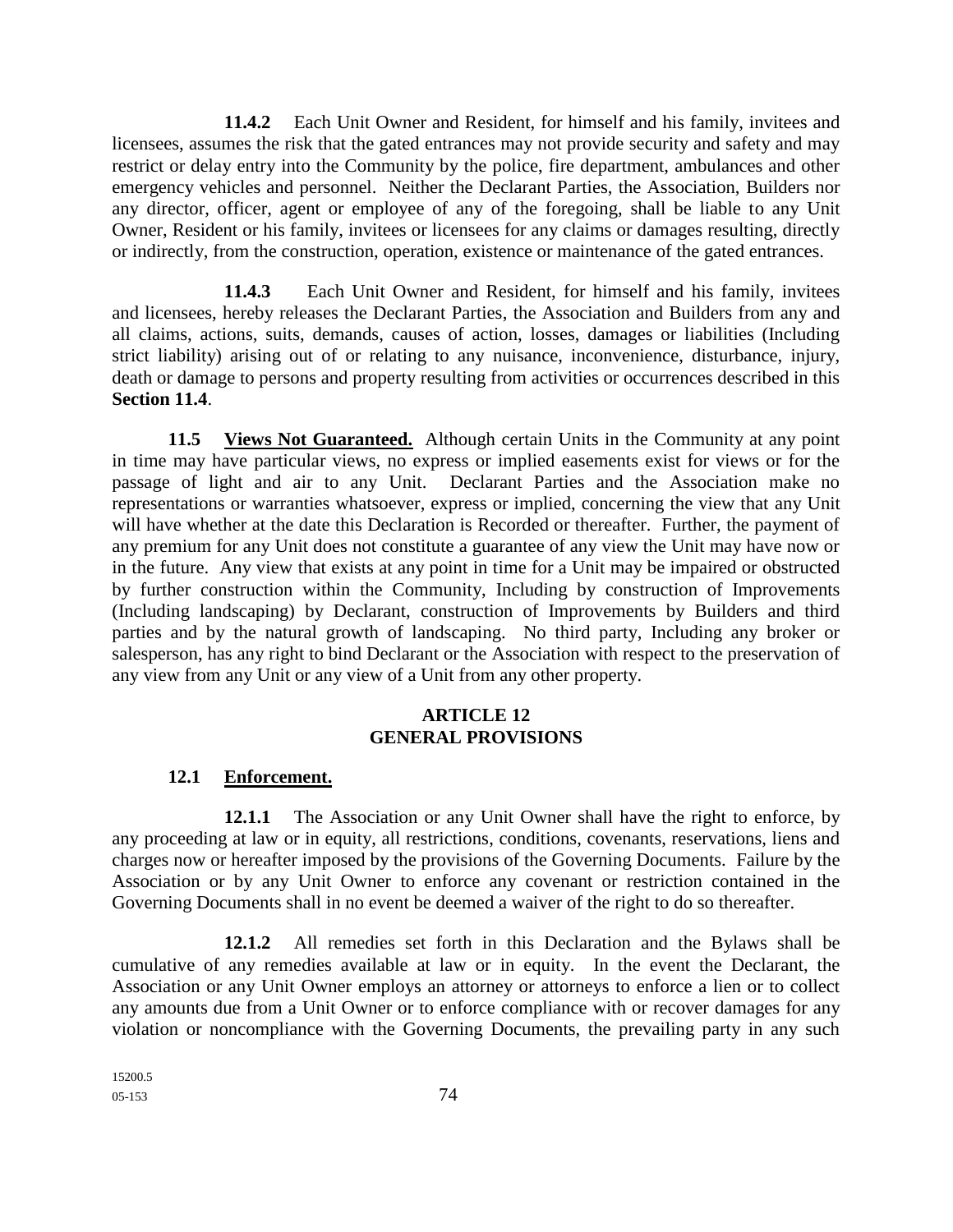**11.4.2** Each Unit Owner and Resident, for himself and his family, invitees and licensees, assumes the risk that the gated entrances may not provide security and safety and may restrict or delay entry into the Community by the police, fire department, ambulances and other emergency vehicles and personnel. Neither the Declarant Parties, the Association, Builders nor any director, officer, agent or employee of any of the foregoing, shall be liable to any Unit Owner, Resident or his family, invitees or licensees for any claims or damages resulting, directly or indirectly, from the construction, operation, existence or maintenance of the gated entrances.

**11.4.3** Each Unit Owner and Resident, for himself and his family, invitees and licensees, hereby releases the Declarant Parties, the Association and Builders from any and all claims, actions, suits, demands, causes of action, losses, damages or liabilities (Including strict liability) arising out of or relating to any nuisance, inconvenience, disturbance, injury, death or damage to persons and property resulting from activities or occurrences described in this **Section 11.4**.

**11.5 Views Not Guaranteed.** Although certain Units in the Community at any point in time may have particular views, no express or implied easements exist for views or for the passage of light and air to any Unit. Declarant Parties and the Association make no representations or warranties whatsoever, express or implied, concerning the view that any Unit will have whether at the date this Declaration is Recorded or thereafter. Further, the payment of any premium for any Unit does not constitute a guarantee of any view the Unit may have now or in the future. Any view that exists at any point in time for a Unit may be impaired or obstructed by further construction within the Community, Including by construction of Improvements (Including landscaping) by Declarant, construction of Improvements by Builders and third parties and by the natural growth of landscaping. No third party, Including any broker or salesperson, has any right to bind Declarant or the Association with respect to the preservation of any view from any Unit or any view of a Unit from any other property.

## ARTICLE 12
## GENERAL PROVISIONS

### 12.1 Enforcement.

**12.1.1** The Association or any Unit Owner shall have the right to enforce, by any proceeding at law or in equity, all restrictions, conditions, covenants, reservations, liens and charges now or hereafter imposed by the provisions of the Governing Documents. Failure by the Association or by any Unit Owner to enforce any covenant or restriction contained in the Governing Documents shall in no event be deemed a waiver of the right to do so thereafter.

**12.1.2** All remedies set forth in this Declaration and the Bylaws shall be cumulative of any remedies available at law or in equity. In the event the Declarant, the Association or any Unit Owner employs an attorney or attorneys to enforce a lien or to collect any amounts due from a Unit Owner or to enforce compliance with or recover damages for any violation or noncompliance with the Governing Documents, the prevailing party in any such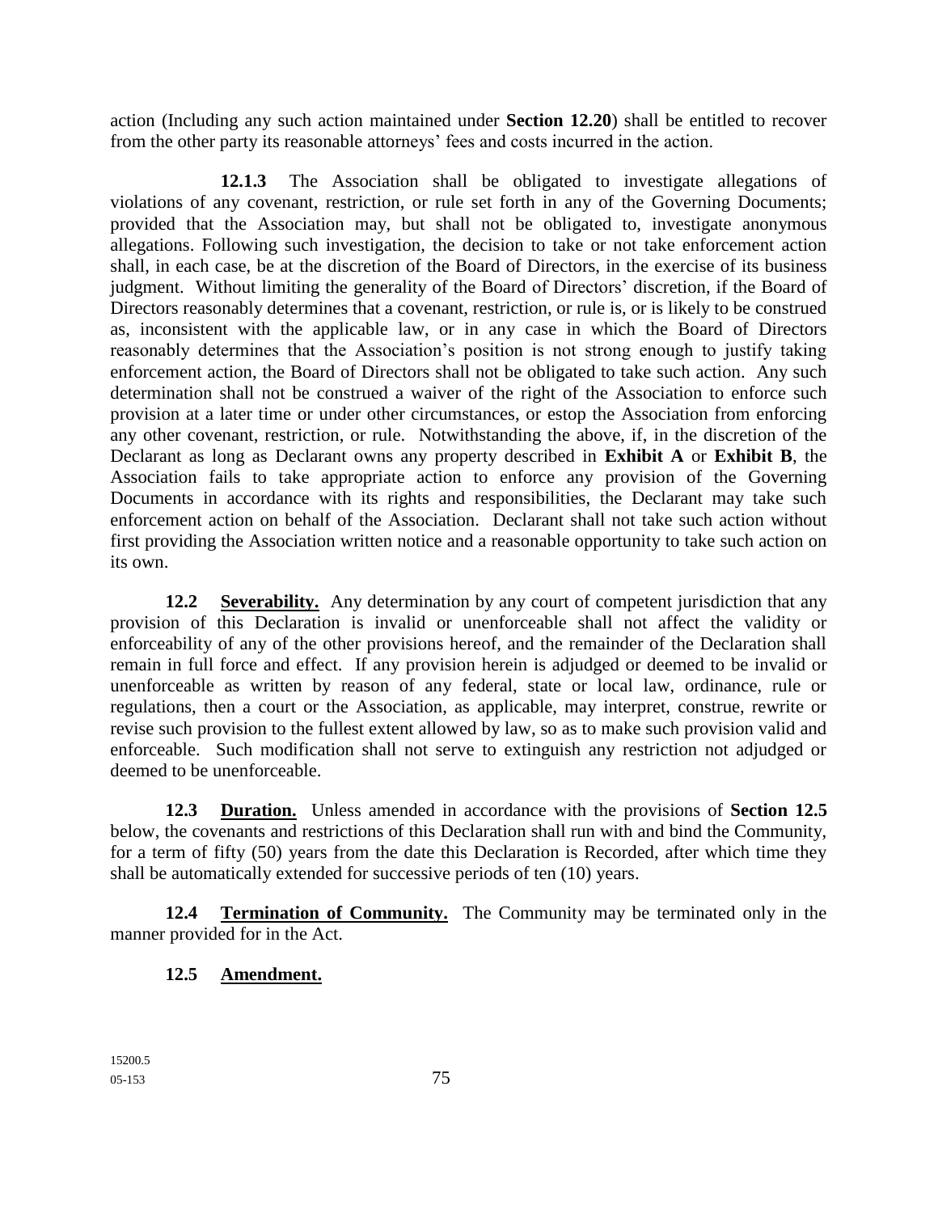action (Including any such action maintained under **Section 12.20**) shall be entitled to recover from the other party its reasonable attorneys' fees and costs incurred in the action.

**12.1.3** The Association shall be obligated to investigate allegations of violations of any covenant, restriction, or rule set forth in any of the Governing Documents; provided that the Association may, but shall not be obligated to, investigate anonymous allegations. Following such investigation, the decision to take or not take enforcement action shall, in each case, be at the discretion of the Board of Directors, in the exercise of its business judgment. Without limiting the generality of the Board of Directors' discretion, if the Board of Directors reasonably determines that a covenant, restriction, or rule is, or is likely to be construed as, inconsistent with the applicable law, or in any case in which the Board of Directors reasonably determines that the Association's position is not strong enough to justify taking enforcement action, the Board of Directors shall not be obligated to take such action. Any such determination shall not be construed a waiver of the right of the Association to enforce such provision at a later time or under other circumstances, or estop the Association from enforcing any other covenant, restriction, or rule. Notwithstanding the above, if, in the discretion of the Declarant as long as Declarant owns any property described in **Exhibit A** or **Exhibit B**, the Association fails to take appropriate action to enforce any provision of the Governing Documents in accordance with its rights and responsibilities, the Declarant may take such enforcement action on behalf of the Association. Declarant shall not take such action without first providing the Association written notice and a reasonable opportunity to take such action on its own.

**12.2** **<u>Severability.</u>** Any determination by any court of competent jurisdiction that any provision of this Declaration is invalid or unenforceable shall not affect the validity or enforceability of any of the other provisions hereof, and the remainder of the Declaration shall remain in full force and effect. If any provision herein is adjudged or deemed to be invalid or unenforceable as written by reason of any federal, state or local law, ordinance, rule or regulations, then a court or the Association, as applicable, may interpret, construe, rewrite or revise such provision to the fullest extent allowed by law, so as to make such provision valid and enforceable. Such modification shall not serve to extinguish any restriction not adjudged or deemed to be unenforceable.

**12.3** **<u>Duration.</u>** Unless amended in accordance with the provisions of **Section 12.5** below, the covenants and restrictions of this Declaration shall run with and bind the Community, for a term of fifty (50) years from the date this Declaration is Recorded, after which time they shall be automatically extended for successive periods of ten (10) years.

**12.4** **<u>Termination of Community.</u>** The Community may be terminated only in the manner provided for in the Act.

**12.5** **<u>Amendment.</u>**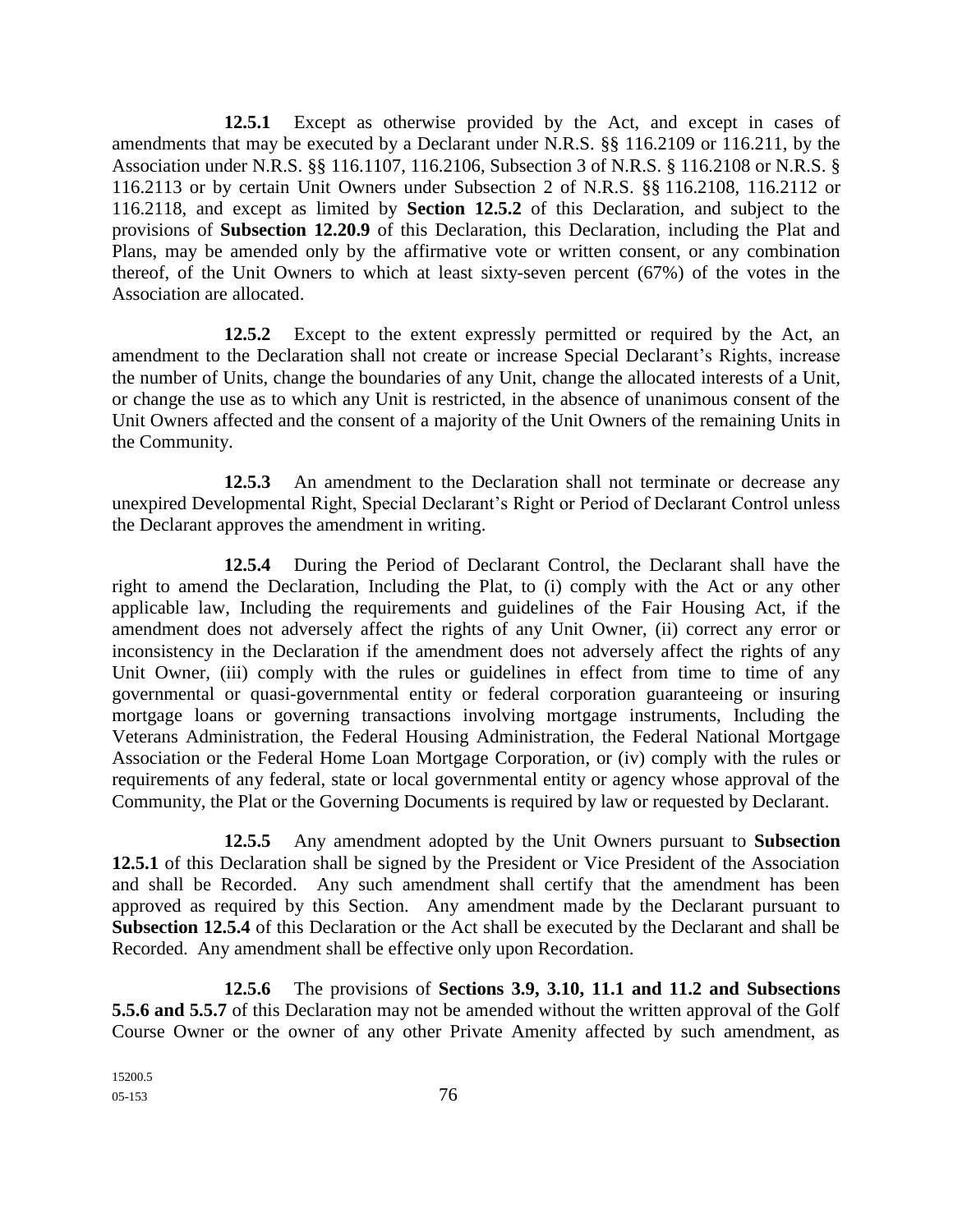**12.5.1** Except as otherwise provided by the Act, and except in cases of amendments that may be executed by a Declarant under N.R.S. §§ 116.2109 or 116.211, by the Association under N.R.S. §§ 116.1107, 116.2106, Subsection 3 of N.R.S. § 116.2108 or N.R.S. § 116.2113 or by certain Unit Owners under Subsection 2 of N.R.S. §§ 116.2108, 116.2112 or 116.2118, and except as limited by **Section 12.5.2** of this Declaration, and subject to the provisions of **Subsection 12.20.9** of this Declaration, this Declaration, including the Plat and Plans, may be amended only by the affirmative vote or written consent, or any combination thereof, of the Unit Owners to which at least sixty-seven percent (67%) of the votes in the Association are allocated.

**12.5.2** Except to the extent expressly permitted or required by the Act, an amendment to the Declaration shall not create or increase Special Declarant's Rights, increase the number of Units, change the boundaries of any Unit, change the allocated interests of a Unit, or change the use as to which any Unit is restricted, in the absence of unanimous consent of the Unit Owners affected and the consent of a majority of the Unit Owners of the remaining Units in the Community.

**12.5.3** An amendment to the Declaration shall not terminate or decrease any unexpired Developmental Right, Special Declarant's Right or Period of Declarant Control unless the Declarant approves the amendment in writing.

**12.5.4** During the Period of Declarant Control, the Declarant shall have the right to amend the Declaration, Including the Plat, to (i) comply with the Act or any other applicable law, Including the requirements and guidelines of the Fair Housing Act, if the amendment does not adversely affect the rights of any Unit Owner, (ii) correct any error or inconsistency in the Declaration if the amendment does not adversely affect the rights of any Unit Owner, (iii) comply with the rules or guidelines in effect from time to time of any governmental or quasi-governmental entity or federal corporation guaranteeing or insuring mortgage loans or governing transactions involving mortgage instruments, Including the Veterans Administration, the Federal Housing Administration, the Federal National Mortgage Association or the Federal Home Loan Mortgage Corporation, or (iv) comply with the rules or requirements of any federal, state or local governmental entity or agency whose approval of the Community, the Plat or the Governing Documents is required by law or requested by Declarant.

**12.5.5** Any amendment adopted by the Unit Owners pursuant to **Subsection 12.5.1** of this Declaration shall be signed by the President or Vice President of the Association and shall be Recorded. Any such amendment shall certify that the amendment has been approved as required by this Section. Any amendment made by the Declarant pursuant to **Subsection 12.5.4** of this Declaration or the Act shall be executed by the Declarant and shall be Recorded. Any amendment shall be effective only upon Recordation.

**12.5.6** The provisions of **Sections 3.9, 3.10, 11.1 and 11.2 and Subsections 5.5.6 and 5.5.7** of this Declaration may not be amended without the written approval of the Golf Course Owner or the owner of any other Private Amenity affected by such amendment, as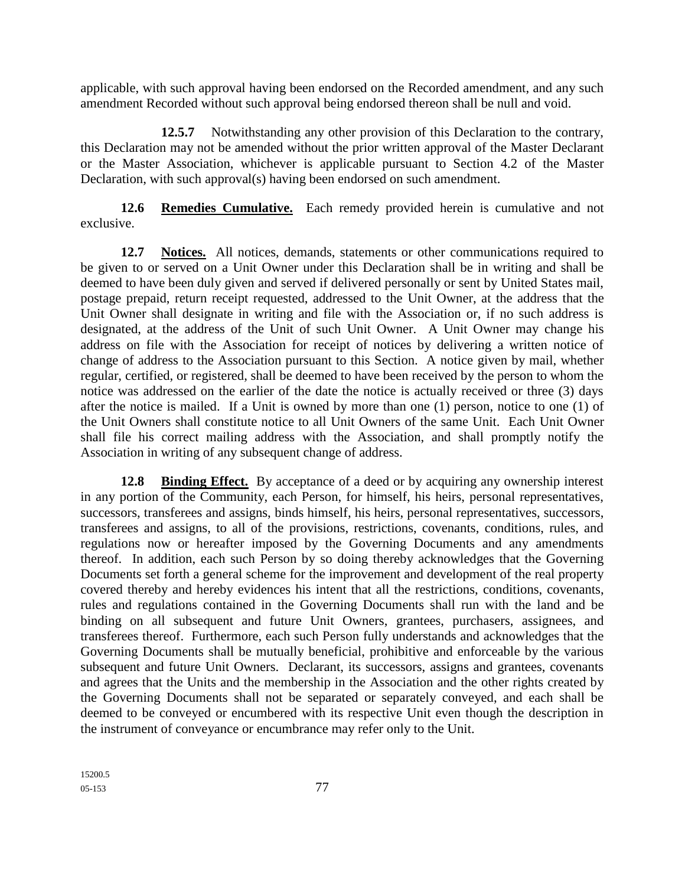applicable, with such approval having been endorsed on the Recorded amendment, and any such amendment Recorded without such approval being endorsed thereon shall be null and void.

**12.5.7** Notwithstanding any other provision of this Declaration to the contrary, this Declaration may not be amended without the prior written approval of the Master Declarant or the Master Association, whichever is applicable pursuant to Section 4.2 of the Master Declaration, with such approval(s) having been endorsed on such amendment.

**12.6 <u>Remedies Cumulative.</u>** Each remedy provided herein is cumulative and not exclusive.

**12.7 <u>Notices.</u>** All notices, demands, statements or other communications required to be given to or served on a Unit Owner under this Declaration shall be in writing and shall be deemed to have been duly given and served if delivered personally or sent by United States mail, postage prepaid, return receipt requested, addressed to the Unit Owner, at the address that the Unit Owner shall designate in writing and file with the Association or, if no such address is designated, at the address of the Unit of such Unit Owner. A Unit Owner may change his address on file with the Association for receipt of notices by delivering a written notice of change of address to the Association pursuant to this Section. A notice given by mail, whether regular, certified, or registered, shall be deemed to have been received by the person to whom the notice was addressed on the earlier of the date the notice is actually received or three (3) days after the notice is mailed. If a Unit is owned by more than one (1) person, notice to one (1) of the Unit Owners shall constitute notice to all Unit Owners of the same Unit. Each Unit Owner shall file his correct mailing address with the Association, and shall promptly notify the Association in writing of any subsequent change of address.

**12.8 <u>Binding Effect.</u>** By acceptance of a deed or by acquiring any ownership interest in any portion of the Community, each Person, for himself, his heirs, personal representatives, successors, transferees and assigns, binds himself, his heirs, personal representatives, successors, transferees and assigns, to all of the provisions, restrictions, covenants, conditions, rules, and regulations now or hereafter imposed by the Governing Documents and any amendments thereof. In addition, each such Person by so doing thereby acknowledges that the Governing Documents set forth a general scheme for the improvement and development of the real property covered thereby and hereby evidences his intent that all the restrictions, conditions, covenants, rules and regulations contained in the Governing Documents shall run with the land and be binding on all subsequent and future Unit Owners, grantees, purchasers, assignees, and transferees thereof. Furthermore, each such Person fully understands and acknowledges that the Governing Documents shall be mutually beneficial, prohibitive and enforceable by the various subsequent and future Unit Owners. Declarant, its successors, assigns and grantees, covenants and agrees that the Units and the membership in the Association and the other rights created by the Governing Documents shall not be separated or separately conveyed, and each shall be deemed to be conveyed or encumbered with its respective Unit even though the description in the instrument of conveyance or encumbrance may refer only to the Unit.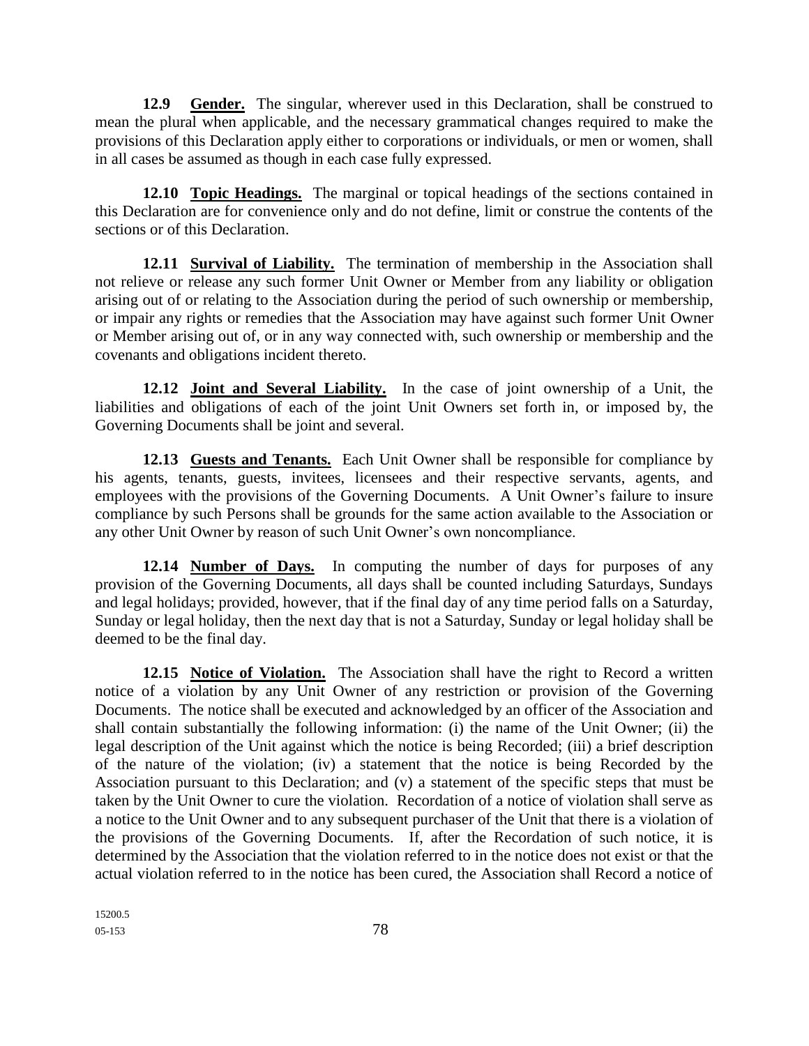**12.9 Gender.** The singular, wherever used in this Declaration, shall be construed to mean the plural when applicable, and the necessary grammatical changes required to make the provisions of this Declaration apply either to corporations or individuals, or men or women, shall in all cases be assumed as though in each case fully expressed.

**12.10 Topic Headings.** The marginal or topical headings of the sections contained in this Declaration are for convenience only and do not define, limit or construe the contents of the sections or of this Declaration.

**12.11 Survival of Liability.** The termination of membership in the Association shall not relieve or release any such former Unit Owner or Member from any liability or obligation arising out of or relating to the Association during the period of such ownership or membership, or impair any rights or remedies that the Association may have against such former Unit Owner or Member arising out of, or in any way connected with, such ownership or membership and the covenants and obligations incident thereto.

**12.12 Joint and Several Liability.** In the case of joint ownership of a Unit, the liabilities and obligations of each of the joint Unit Owners set forth in, or imposed by, the Governing Documents shall be joint and several.

**12.13 Guests and Tenants.** Each Unit Owner shall be responsible for compliance by his agents, tenants, guests, invitees, licensees and their respective servants, agents, and employees with the provisions of the Governing Documents. A Unit Owner's failure to insure compliance by such Persons shall be grounds for the same action available to the Association or any other Unit Owner by reason of such Unit Owner's own noncompliance.

**12.14 Number of Days.** In computing the number of days for purposes of any provision of the Governing Documents, all days shall be counted including Saturdays, Sundays and legal holidays; provided, however, that if the final day of any time period falls on a Saturday, Sunday or legal holiday, then the next day that is not a Saturday, Sunday or legal holiday shall be deemed to be the final day.

**12.15 Notice of Violation.** The Association shall have the right to Record a written notice of a violation by any Unit Owner of any restriction or provision of the Governing Documents. The notice shall be executed and acknowledged by an officer of the Association and shall contain substantially the following information: (i) the name of the Unit Owner; (ii) the legal description of the Unit against which the notice is being Recorded; (iii) a brief description of the nature of the violation; (iv) a statement that the notice is being Recorded by the Association pursuant to this Declaration; and (v) a statement of the specific steps that must be taken by the Unit Owner to cure the violation. Recordation of a notice of violation shall serve as a notice to the Unit Owner and to any subsequent purchaser of the Unit that there is a violation of the provisions of the Governing Documents. If, after the Recordation of such notice, it is determined by the Association that the violation referred to in the notice does not exist or that the actual violation referred to in the notice has been cured, the Association shall Record a notice of

15200.5
05-153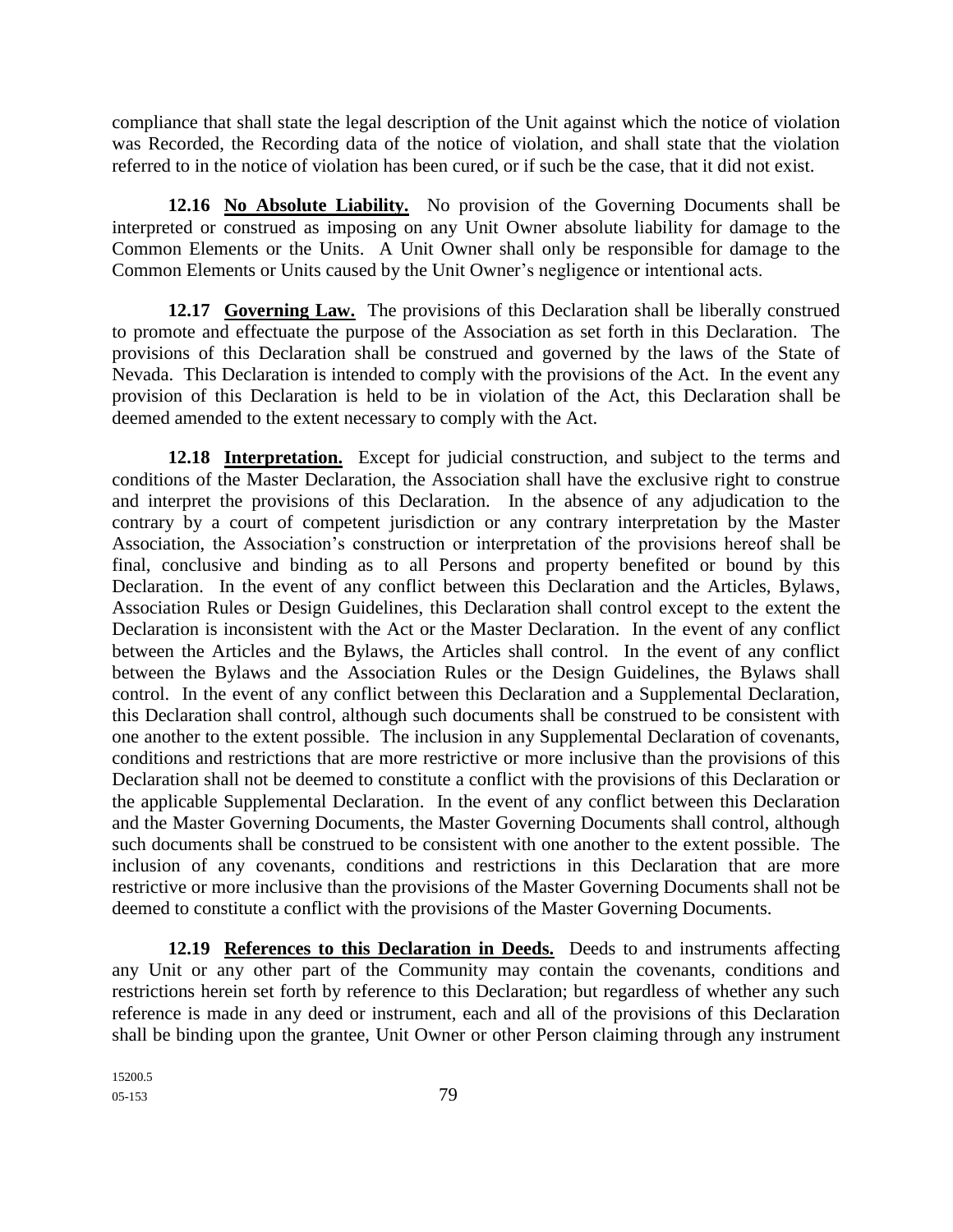compliance that shall state the legal description of the Unit against which the notice of violation was Recorded, the Recording data of the notice of violation, and shall state that the violation referred to in the notice of violation has been cured, or if such be the case, that it did not exist.

**12.16 <u>No Absolute Liability.</u>** No provision of the Governing Documents shall be interpreted or construed as imposing on any Unit Owner absolute liability for damage to the Common Elements or the Units. A Unit Owner shall only be responsible for damage to the Common Elements or Units caused by the Unit Owner's negligence or intentional acts.

**12.17 <u>Governing Law.</u>** The provisions of this Declaration shall be liberally construed to promote and effectuate the purpose of the Association as set forth in this Declaration. The provisions of this Declaration shall be construed and governed by the laws of the State of Nevada. This Declaration is intended to comply with the provisions of the Act. In the event any provision of this Declaration is held to be in violation of the Act, this Declaration shall be deemed amended to the extent necessary to comply with the Act.

**12.18 <u>Interpretation.</u>** Except for judicial construction, and subject to the terms and conditions of the Master Declaration, the Association shall have the exclusive right to construe and interpret the provisions of this Declaration. In the absence of any adjudication to the contrary by a court of competent jurisdiction or any contrary interpretation by the Master Association, the Association's construction or interpretation of the provisions hereof shall be final, conclusive and binding as to all Persons and property benefited or bound by this Declaration. In the event of any conflict between this Declaration and the Articles, Bylaws, Association Rules or Design Guidelines, this Declaration shall control except to the extent the Declaration is inconsistent with the Act or the Master Declaration. In the event of any conflict between the Articles and the Bylaws, the Articles shall control. In the event of any conflict between the Bylaws and the Association Rules or the Design Guidelines, the Bylaws shall control. In the event of any conflict between this Declaration and a Supplemental Declaration, this Declaration shall control, although such documents shall be construed to be consistent with one another to the extent possible. The inclusion in any Supplemental Declaration of covenants, conditions and restrictions that are more restrictive or more inclusive than the provisions of this Declaration shall not be deemed to constitute a conflict with the provisions of this Declaration or the applicable Supplemental Declaration. In the event of any conflict between this Declaration and the Master Governing Documents, the Master Governing Documents shall control, although such documents shall be construed to be consistent with one another to the extent possible. The inclusion of any covenants, conditions and restrictions in this Declaration that are more restrictive or more inclusive than the provisions of the Master Governing Documents shall not be deemed to constitute a conflict with the provisions of the Master Governing Documents.

**12.19 <u>References to this Declaration in Deeds.</u>** Deeds to and instruments affecting any Unit or any other part of the Community may contain the covenants, conditions and restrictions herein set forth by reference to this Declaration; but regardless of whether any such reference is made in any deed or instrument, each and all of the provisions of this Declaration shall be binding upon the grantee, Unit Owner or other Person claiming through any instrument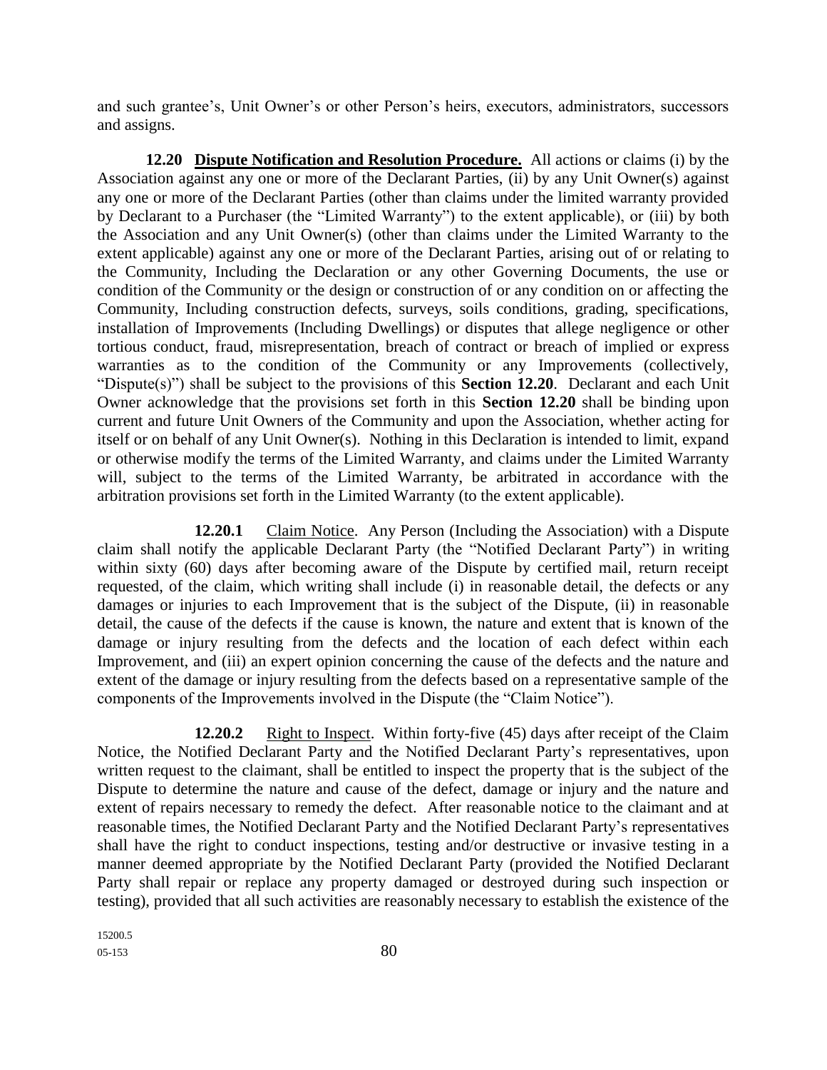and such grantee's, Unit Owner's or other Person's heirs, executors, administrators, successors and assigns.

**12.20 Dispute Notification and Resolution Procedure.** All actions or claims (i) by the Association against any one or more of the Declarant Parties, (ii) by any Unit Owner(s) against any one or more of the Declarant Parties (other than claims under the limited warranty provided by Declarant to a Purchaser (the "Limited Warranty") to the extent applicable), or (iii) by both the Association and any Unit Owner(s) (other than claims under the Limited Warranty to the extent applicable) against any one or more of the Declarant Parties, arising out of or relating to the Community, Including the Declaration or any other Governing Documents, the use or condition of the Community or the design or construction of or any condition on or affecting the Community, Including construction defects, surveys, soils conditions, grading, specifications, installation of Improvements (Including Dwellings) or disputes that allege negligence or other tortious conduct, fraud, misrepresentation, breach of contract or breach of implied or express warranties as to the condition of the Community or any Improvements (collectively, "Dispute(s)") shall be subject to the provisions of this **Section 12.20**. Declarant and each Unit Owner acknowledge that the provisions set forth in this **Section 12.20** shall be binding upon current and future Unit Owners of the Community and upon the Association, whether acting for itself or on behalf of any Unit Owner(s). Nothing in this Declaration is intended to limit, expand or otherwise modify the terms of the Limited Warranty, and claims under the Limited Warranty will, subject to the terms of the Limited Warranty, be arbitrated in accordance with the arbitration provisions set forth in the Limited Warranty (to the extent applicable).

**12.20.1** Claim Notice. Any Person (Including the Association) with a Dispute claim shall notify the applicable Declarant Party (the "Notified Declarant Party") in writing within sixty (60) days after becoming aware of the Dispute by certified mail, return receipt requested, of the claim, which writing shall include (i) in reasonable detail, the defects or any damages or injuries to each Improvement that is the subject of the Dispute, (ii) in reasonable detail, the cause of the defects if the cause is known, the nature and extent that is known of the damage or injury resulting from the defects and the location of each defect within each Improvement, and (iii) an expert opinion concerning the cause of the defects and the nature and extent of the damage or injury resulting from the defects based on a representative sample of the components of the Improvements involved in the Dispute (the "Claim Notice").

**12.20.2** Right to Inspect. Within forty-five (45) days after receipt of the Claim Notice, the Notified Declarant Party and the Notified Declarant Party's representatives, upon written request to the claimant, shall be entitled to inspect the property that is the subject of the Dispute to determine the nature and cause of the defect, damage or injury and the nature and extent of repairs necessary to remedy the defect. After reasonable notice to the claimant and at reasonable times, the Notified Declarant Party and the Notified Declarant Party's representatives shall have the right to conduct inspections, testing and/or destructive or invasive testing in a manner deemed appropriate by the Notified Declarant Party (provided the Notified Declarant Party shall repair or replace any property damaged or destroyed during such inspection or testing), provided that all such activities are reasonably necessary to establish the existence of the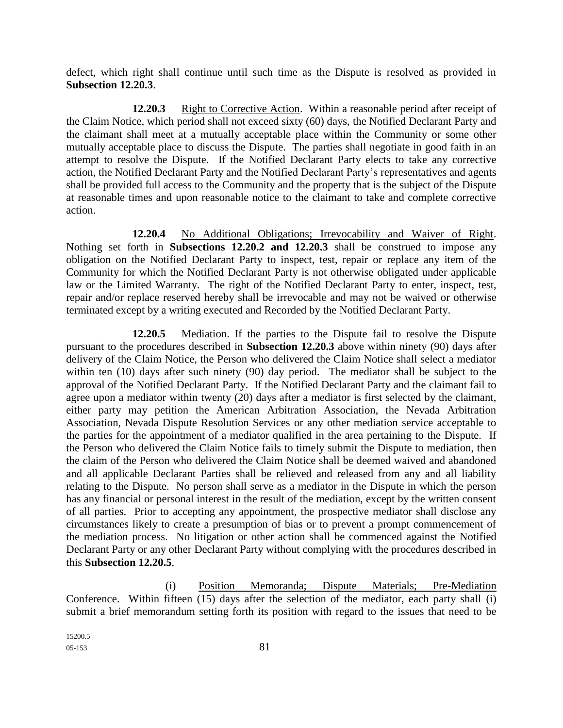defect, which right shall continue until such time as the Dispute is resolved as provided in **Subsection 12.20.3**.

**12.20.3** Right to Corrective Action. Within a reasonable period after receipt of the Claim Notice, which period shall not exceed sixty (60) days, the Notified Declarant Party and the claimant shall meet at a mutually acceptable place within the Community or some other mutually acceptable place to discuss the Dispute. The parties shall negotiate in good faith in an attempt to resolve the Dispute. If the Notified Declarant Party elects to take any corrective action, the Notified Declarant Party and the Notified Declarant Party's representatives and agents shall be provided full access to the Community and the property that is the subject of the Dispute at reasonable times and upon reasonable notice to the claimant to take and complete corrective action.

**12.20.4** No Additional Obligations; Irrevocability and Waiver of Right. Nothing set forth in **Subsections 12.20.2 and 12.20.3** shall be construed to impose any obligation on the Notified Declarant Party to inspect, test, repair or replace any item of the Community for which the Notified Declarant Party is not otherwise obligated under applicable law or the Limited Warranty. The right of the Notified Declarant Party to enter, inspect, test, repair and/or replace reserved hereby shall be irrevocable and may not be waived or otherwise terminated except by a writing executed and Recorded by the Notified Declarant Party.

**12.20.5** Mediation. If the parties to the Dispute fail to resolve the Dispute pursuant to the procedures described in **Subsection 12.20.3** above within ninety (90) days after delivery of the Claim Notice, the Person who delivered the Claim Notice shall select a mediator within ten (10) days after such ninety (90) day period. The mediator shall be subject to the approval of the Notified Declarant Party. If the Notified Declarant Party and the claimant fail to agree upon a mediator within twenty (20) days after a mediator is first selected by the claimant, either party may petition the American Arbitration Association, the Nevada Arbitration Association, Nevada Dispute Resolution Services or any other mediation service acceptable to the parties for the appointment of a mediator qualified in the area pertaining to the Dispute. If the Person who delivered the Claim Notice fails to timely submit the Dispute to mediation, then the claim of the Person who delivered the Claim Notice shall be deemed waived and abandoned and all applicable Declarant Parties shall be relieved and released from any and all liability relating to the Dispute. No person shall serve as a mediator in the Dispute in which the person has any financial or personal interest in the result of the mediation, except by the written consent of all parties. Prior to accepting any appointment, the prospective mediator shall disclose any circumstances likely to create a presumption of bias or to prevent a prompt commencement of the mediation process. No litigation or other action shall be commenced against the Notified Declarant Party or any other Declarant Party without complying with the procedures described in this **Subsection 12.20.5**.

(i) Position Memoranda; Dispute Materials; Pre-Mediation Conference. Within fifteen (15) days after the selection of the mediator, each party shall (i) submit a brief memorandum setting forth its position with regard to the issues that need to be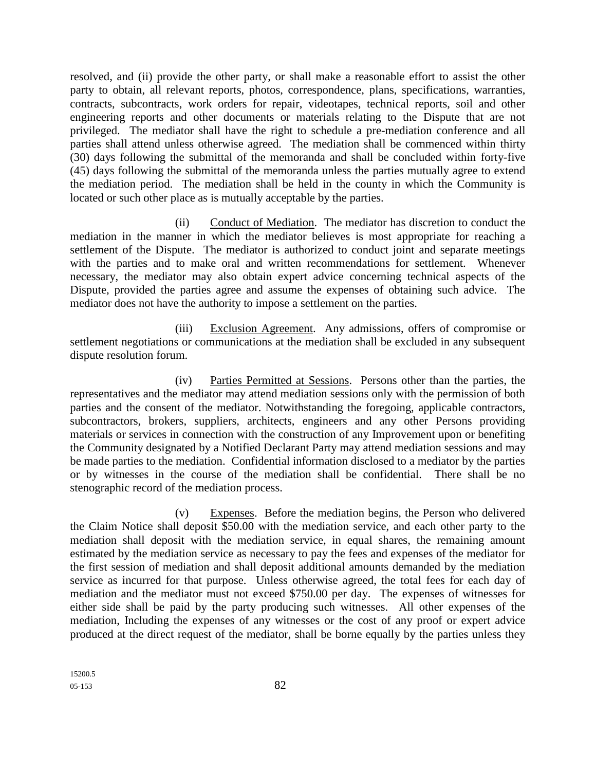resolved, and (ii) provide the other party, or shall make a reasonable effort to assist the other party to obtain, all relevant reports, photos, correspondence, plans, specifications, warranties, contracts, subcontracts, work orders for repair, videotapes, technical reports, soil and other engineering reports and other documents or materials relating to the Dispute that are not privileged. The mediator shall have the right to schedule a pre-mediation conference and all parties shall attend unless otherwise agreed. The mediation shall be commenced within thirty (30) days following the submittal of the memoranda and shall be concluded within forty-five (45) days following the submittal of the memoranda unless the parties mutually agree to extend the mediation period. The mediation shall be held in the county in which the Community is located or such other place as is mutually acceptable by the parties.

(ii) Conduct of Mediation. The mediator has discretion to conduct the mediation in the manner in which the mediator believes is most appropriate for reaching a settlement of the Dispute. The mediator is authorized to conduct joint and separate meetings with the parties and to make oral and written recommendations for settlement. Whenever necessary, the mediator may also obtain expert advice concerning technical aspects of the Dispute, provided the parties agree and assume the expenses of obtaining such advice. The mediator does not have the authority to impose a settlement on the parties.

(iii) Exclusion Agreement. Any admissions, offers of compromise or settlement negotiations or communications at the mediation shall be excluded in any subsequent dispute resolution forum.

(iv) Parties Permitted at Sessions. Persons other than the parties, the representatives and the mediator may attend mediation sessions only with the permission of both parties and the consent of the mediator. Notwithstanding the foregoing, applicable contractors, subcontractors, brokers, suppliers, architects, engineers and any other Persons providing materials or services in connection with the construction of any Improvement upon or benefiting the Community designated by a Notified Declarant Party may attend mediation sessions and may be made parties to the mediation. Confidential information disclosed to a mediator by the parties or by witnesses in the course of the mediation shall be confidential. There shall be no stenographic record of the mediation process.

(v) Expenses. Before the mediation begins, the Person who delivered the Claim Notice shall deposit $50.00 with the mediation service, and each other party to the mediation shall deposit with the mediation service, in equal shares, the remaining amount estimated by the mediation service as necessary to pay the fees and expenses of the mediator for the first session of mediation and shall deposit additional amounts demanded by the mediation service as incurred for that purpose. Unless otherwise agreed, the total fees for each day of mediation and the mediator must not exceed $750.00 per day. The expenses of witnesses for either side shall be paid by the party producing such witnesses. All other expenses of the mediation, Including the expenses of any witnesses or the cost of any proof or expert advice produced at the direct request of the mediator, shall be borne equally by the parties unless they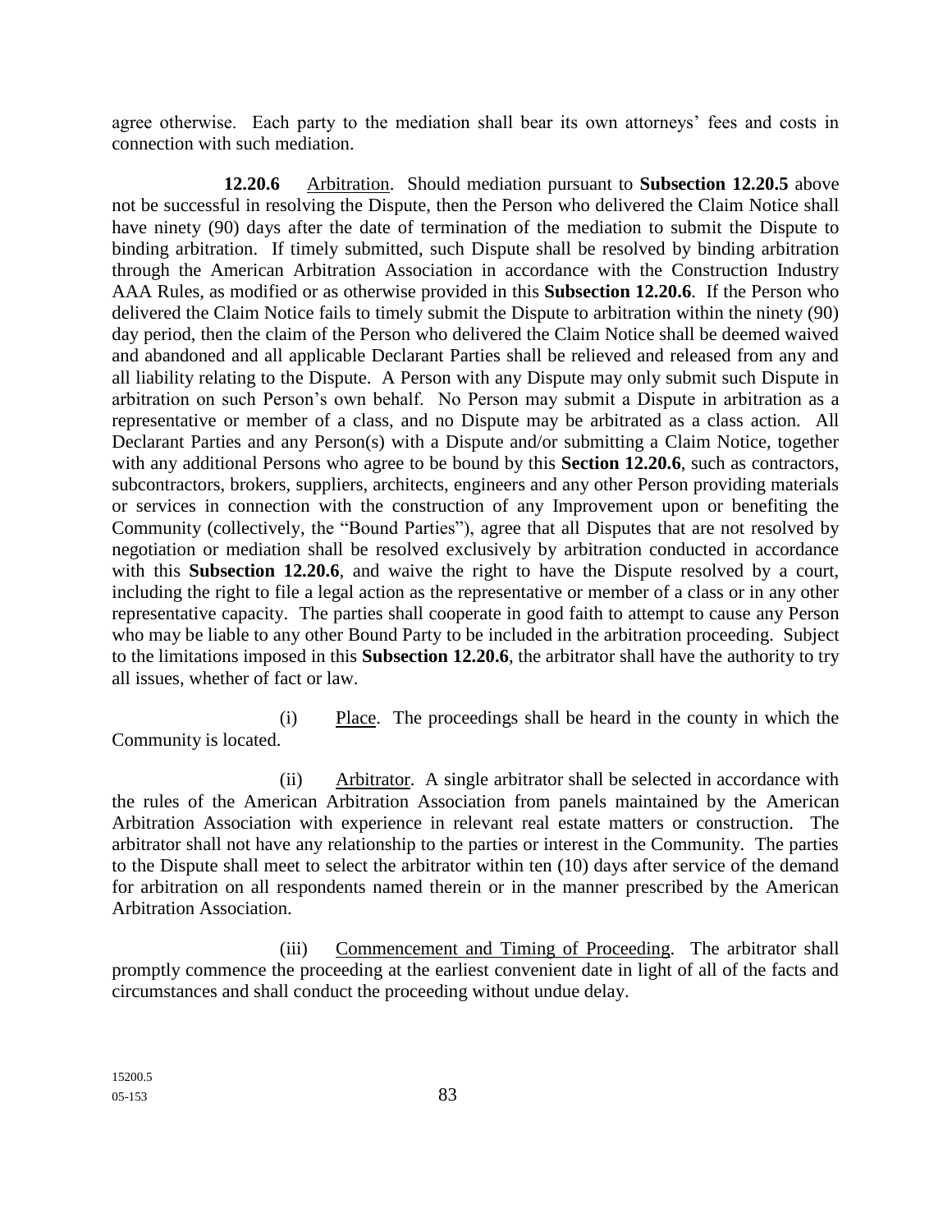agree otherwise. Each party to the mediation shall bear its own attorneys' fees and costs in connection with such mediation.

**12.20.6** Arbitration. Should mediation pursuant to **Subsection 12.20.5** above not be successful in resolving the Dispute, then the Person who delivered the Claim Notice shall have ninety (90) days after the date of termination of the mediation to submit the Dispute to binding arbitration. If timely submitted, such Dispute shall be resolved by binding arbitration through the American Arbitration Association in accordance with the Construction Industry AAA Rules, as modified or as otherwise provided in this **Subsection 12.20.6**. If the Person who delivered the Claim Notice fails to timely submit the Dispute to arbitration within the ninety (90) day period, then the claim of the Person who delivered the Claim Notice shall be deemed waived and abandoned and all applicable Declarant Parties shall be relieved and released from any and all liability relating to the Dispute. A Person with any Dispute may only submit such Dispute in arbitration on such Person's own behalf. No Person may submit a Dispute in arbitration as a representative or member of a class, and no Dispute may be arbitrated as a class action. All Declarant Parties and any Person(s) with a Dispute and/or submitting a Claim Notice, together with any additional Persons who agree to be bound by this **Section 12.20.6**, such as contractors, subcontractors, brokers, suppliers, architects, engineers and any other Person providing materials or services in connection with the construction of any Improvement upon or benefiting the Community (collectively, the "Bound Parties"), agree that all Disputes that are not resolved by negotiation or mediation shall be resolved exclusively by arbitration conducted in accordance with this **Subsection 12.20.6**, and waive the right to have the Dispute resolved by a court, including the right to file a legal action as the representative or member of a class or in any other representative capacity. The parties shall cooperate in good faith to attempt to cause any Person who may be liable to any other Bound Party to be included in the arbitration proceeding. Subject to the limitations imposed in this **Subsection 12.20.6**, the arbitrator shall have the authority to try all issues, whether of fact or law.

(i) Place. The proceedings shall be heard in the county in which the Community is located.

(ii) Arbitrator. A single arbitrator shall be selected in accordance with the rules of the American Arbitration Association from panels maintained by the American Arbitration Association with experience in relevant real estate matters or construction. The arbitrator shall not have any relationship to the parties or interest in the Community. The parties to the Dispute shall meet to select the arbitrator within ten (10) days after service of the demand for arbitration on all respondents named therein or in the manner prescribed by the American Arbitration Association.

(iii) Commencement and Timing of Proceeding. The arbitrator shall promptly commence the proceeding at the earliest convenient date in light of all of the facts and circumstances and shall conduct the proceeding without undue delay.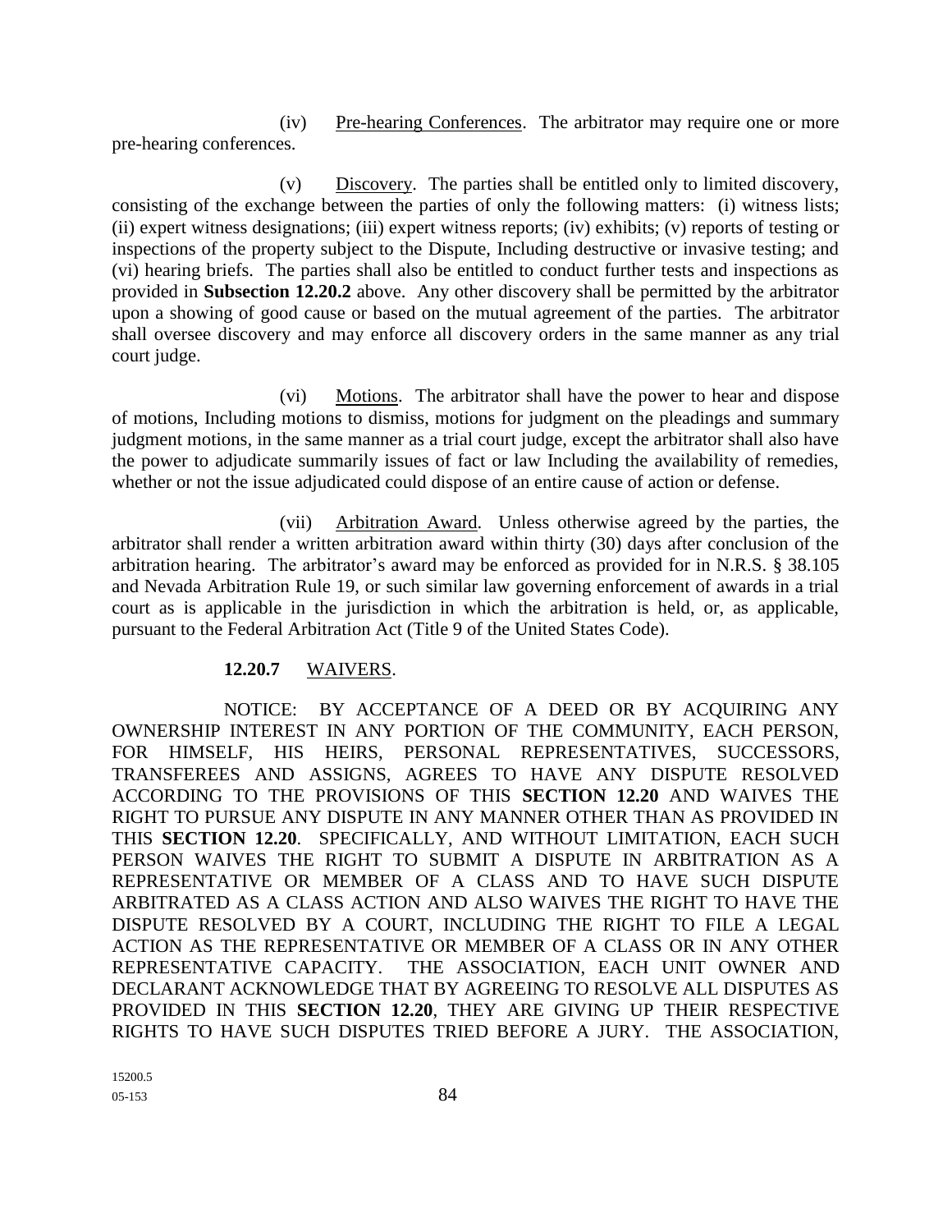(iv) Pre-hearing Conferences. The arbitrator may require one or more pre-hearing conferences.

(v) Discovery. The parties shall be entitled only to limited discovery, consisting of the exchange between the parties of only the following matters: (i) witness lists; (ii) expert witness designations; (iii) expert witness reports; (iv) exhibits; (v) reports of testing or inspections of the property subject to the Dispute, Including destructive or invasive testing; and (vi) hearing briefs. The parties shall also be entitled to conduct further tests and inspections as provided in **Subsection 12.20.2** above. Any other discovery shall be permitted by the arbitrator upon a showing of good cause or based on the mutual agreement of the parties. The arbitrator shall oversee discovery and may enforce all discovery orders in the same manner as any trial court judge.

(vi) Motions. The arbitrator shall have the power to hear and dispose of motions, Including motions to dismiss, motions for judgment on the pleadings and summary judgment motions, in the same manner as a trial court judge, except the arbitrator shall also have the power to adjudicate summarily issues of fact or law Including the availability of remedies, whether or not the issue adjudicated could dispose of an entire cause of action or defense.

(vii) Arbitration Award. Unless otherwise agreed by the parties, the arbitrator shall render a written arbitration award within thirty (30) days after conclusion of the arbitration hearing. The arbitrator's award may be enforced as provided for in N.R.S. § 38.105 and Nevada Arbitration Rule 19, or such similar law governing enforcement of awards in a trial court as is applicable in the jurisdiction in which the arbitration is held, or, as applicable, pursuant to the Federal Arbitration Act (Title 9 of the United States Code).

**12.20.7** WAIVERS.

NOTICE: BY ACCEPTANCE OF A DEED OR BY ACQUIRING ANY OWNERSHIP INTEREST IN ANY PORTION OF THE COMMUNITY, EACH PERSON, FOR HIMSELF, HIS HEIRS, PERSONAL REPRESENTATIVES, SUCCESSORS, TRANSFEREES AND ASSIGNS, AGREES TO HAVE ANY DISPUTE RESOLVED ACCORDING TO THE PROVISIONS OF THIS **SECTION 12.20** AND WAIVES THE RIGHT TO PURSUE ANY DISPUTE IN ANY MANNER OTHER THAN AS PROVIDED IN THIS **SECTION 12.20**. SPECIFICALLY, AND WITHOUT LIMITATION, EACH SUCH PERSON WAIVES THE RIGHT TO SUBMIT A DISPUTE IN ARBITRATION AS A REPRESENTATIVE OR MEMBER OF A CLASS AND TO HAVE SUCH DISPUTE ARBITRATED AS A CLASS ACTION AND ALSO WAIVES THE RIGHT TO HAVE THE DISPUTE RESOLVED BY A COURT, INCLUDING THE RIGHT TO FILE A LEGAL ACTION AS THE REPRESENTATIVE OR MEMBER OF A CLASS OR IN ANY OTHER REPRESENTATIVE CAPACITY. THE ASSOCIATION, EACH UNIT OWNER AND DECLARANT ACKNOWLEDGE THAT BY AGREEING TO RESOLVE ALL DISPUTES AS PROVIDED IN THIS **SECTION 12.20**, THEY ARE GIVING UP THEIR RESPECTIVE RIGHTS TO HAVE SUCH DISPUTES TRIED BEFORE A JURY. THE ASSOCIATION,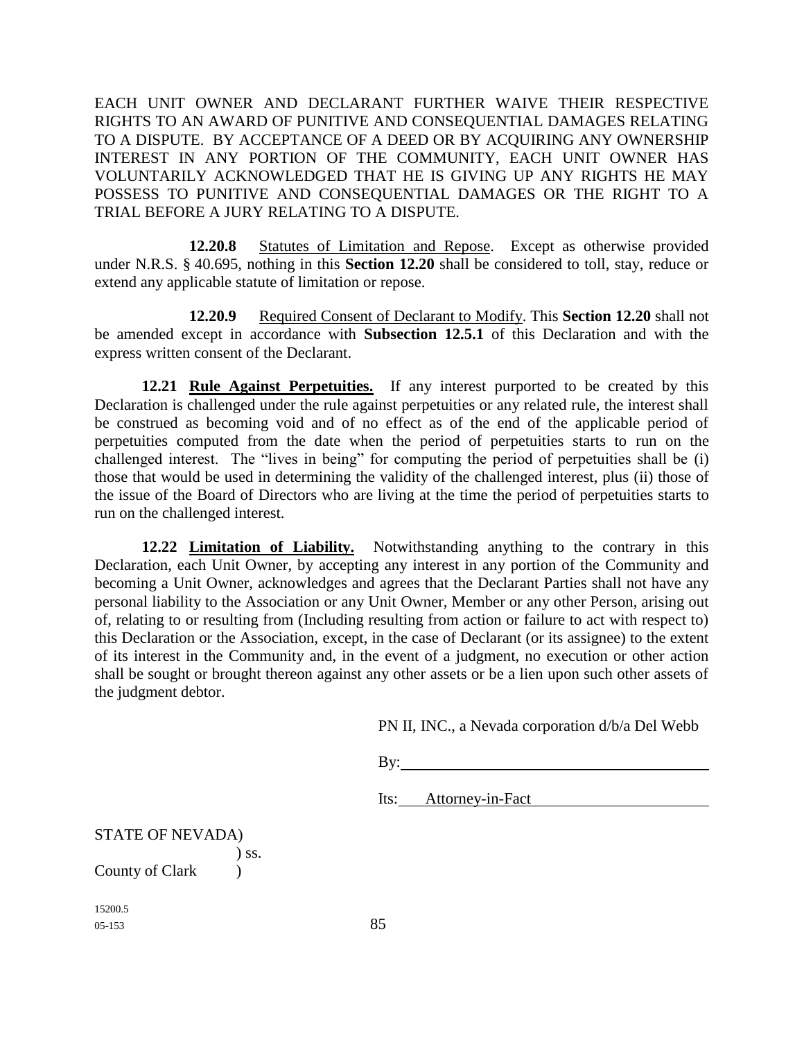EACH UNIT OWNER AND DECLARANT FURTHER WAIVE THEIR RESPECTIVE RIGHTS TO AN AWARD OF PUNITIVE AND CONSEQUENTIAL DAMAGES RELATING TO A DISPUTE. BY ACCEPTANCE OF A DEED OR BY ACQUIRING ANY OWNERSHIP INTEREST IN ANY PORTION OF THE COMMUNITY, EACH UNIT OWNER HAS VOLUNTARILY ACKNOWLEDGED THAT HE IS GIVING UP ANY RIGHTS HE MAY POSSESS TO PUNITIVE AND CONSEQUENTIAL DAMAGES OR THE RIGHT TO A TRIAL BEFORE A JURY RELATING TO A DISPUTE.

**12.20.8** Statutes of Limitation and Repose. Except as otherwise provided under N.R.S. § 40.695, nothing in this **Section 12.20** shall be considered to toll, stay, reduce or extend any applicable statute of limitation or repose.

**12.20.9** Required Consent of Declarant to Modify. This **Section 12.20** shall not be amended except in accordance with **Subsection 12.5.1** of this Declaration and with the express written consent of the Declarant.

**12.21** **Rule Against Perpetuities.** If any interest purported to be created by this Declaration is challenged under the rule against perpetuities or any related rule, the interest shall be construed as becoming void and of no effect as of the end of the applicable period of perpetuities computed from the date when the period of perpetuities starts to run on the challenged interest. The "lives in being" for computing the period of perpetuities shall be (i) those that would be used in determining the validity of the challenged interest, plus (ii) those of the issue of the Board of Directors who are living at the time the period of perpetuities starts to run on the challenged interest.

**12.22** **Limitation of Liability.** Notwithstanding anything to the contrary in this Declaration, each Unit Owner, by accepting any interest in any portion of the Community and becoming a Unit Owner, acknowledges and agrees that the Declarant Parties shall not have any personal liability to the Association or any Unit Owner, Member or any other Person, arising out of, relating to or resulting from (Including resulting from action or failure to act with respect to) this Declaration or the Association, except, in the case of Declarant (or its assignee) to the extent of its interest in the Community and, in the event of a judgment, no execution or other action shall be sought or brought thereon against any other assets or be a lien upon such other assets of the judgment debtor.

PN II, INC., a Nevada corporation d/b/a Del Webb

By: ________________________________

Its: Attorney-in-Fact

STATE OF NEVADA)
) ss.
County of Clark )

15200.5
05-153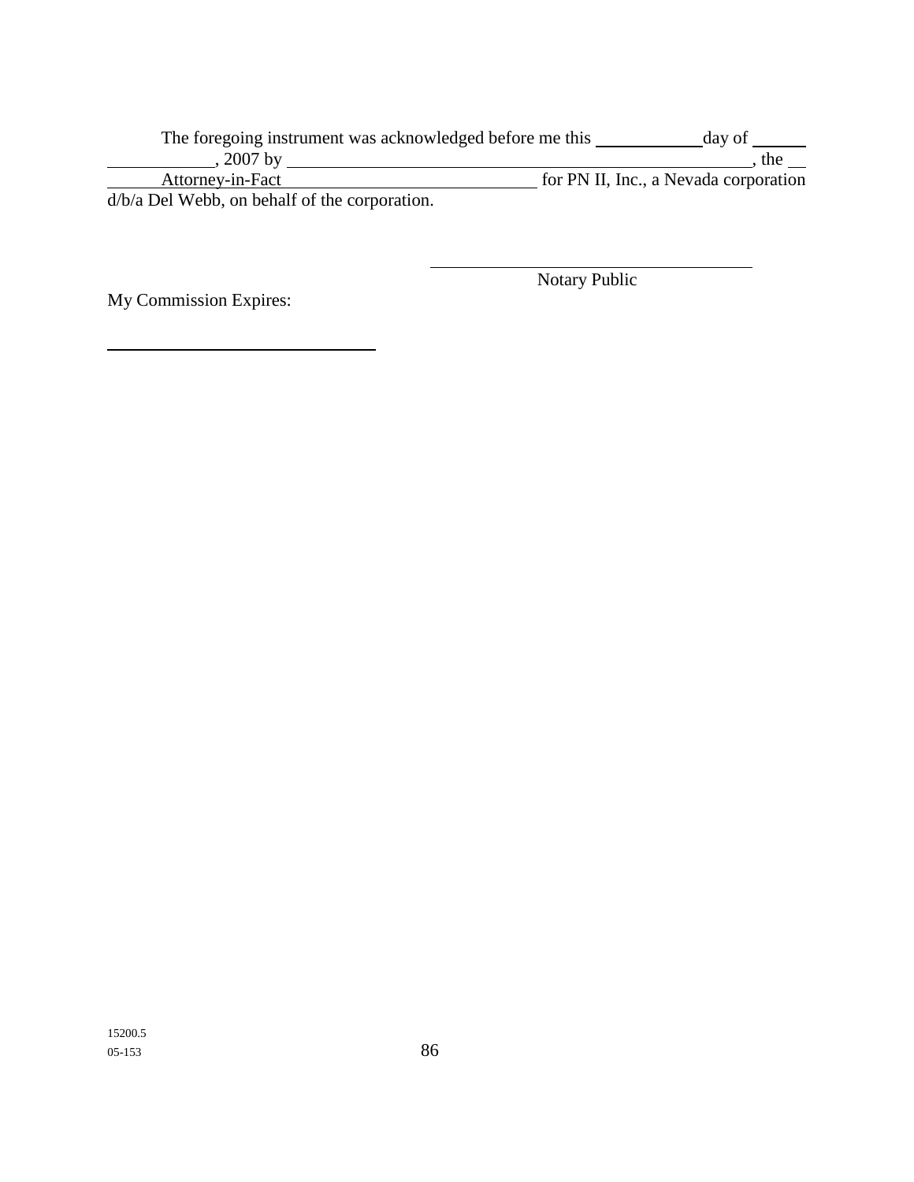The foregoing instrument was acknowledged before me this ____________ day of ____________, 2007 by ________________________________________, the Attorney-in-Fact ______________________________ for PN II, Inc., a Nevada corporation d/b/a Del Webb, on behalf of the corporation.

______________________________________
Notary Public

My Commission Expires:

______________________________

15200.5
05-153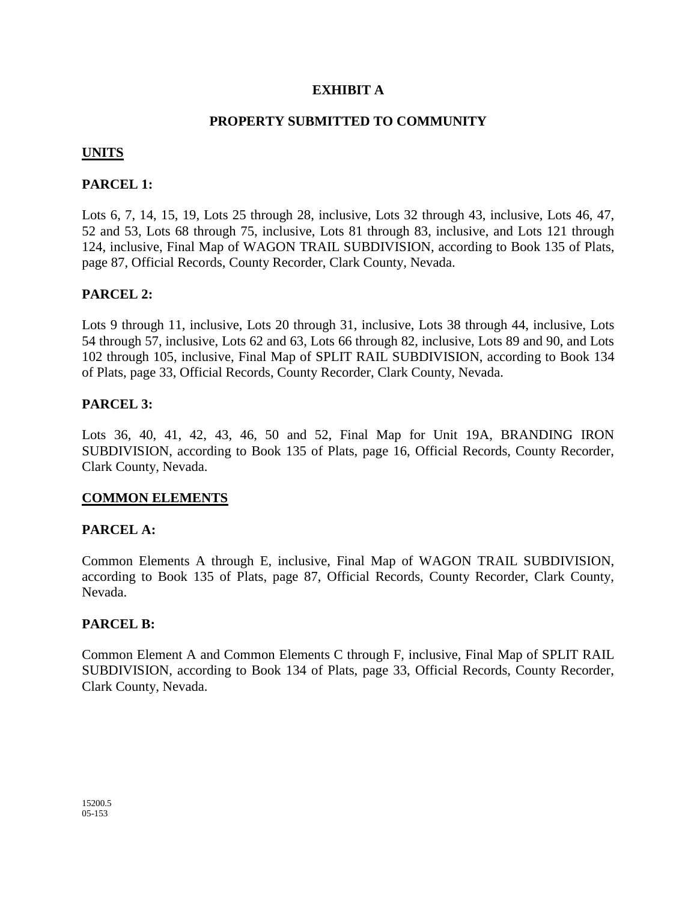# EXHIBIT A

## PROPERTY SUBMITTED TO COMMUNITY

**<u>UNITS</u>**

**PARCEL 1:**

Lots 6, 7, 14, 15, 19, Lots 25 through 28, inclusive, Lots 32 through 43, inclusive, Lots 46, 47, 52 and 53, Lots 68 through 75, inclusive, Lots 81 through 83, inclusive, and Lots 121 through 124, inclusive, Final Map of WAGON TRAIL SUBDIVISION, according to Book 135 of Plats, page 87, Official Records, County Recorder, Clark County, Nevada.

**PARCEL 2:**

Lots 9 through 11, inclusive, Lots 20 through 31, inclusive, Lots 38 through 44, inclusive, Lots 54 through 57, inclusive, Lots 62 and 63, Lots 66 through 82, inclusive, Lots 89 and 90, and Lots 102 through 105, inclusive, Final Map of SPLIT RAIL SUBDIVISION, according to Book 134 of Plats, page 33, Official Records, County Recorder, Clark County, Nevada.

**PARCEL 3:**

Lots 36, 40, 41, 42, 43, 46, 50 and 52, Final Map for Unit 19A, BRANDING IRON SUBDIVISION, according to Book 135 of Plats, page 16, Official Records, County Recorder, Clark County, Nevada.

**<u>COMMON ELEMENTS</u>**

**PARCEL A:**

Common Elements A through E, inclusive, Final Map of WAGON TRAIL SUBDIVISION, according to Book 135 of Plats, page 87, Official Records, County Recorder, Clark County, Nevada.

**PARCEL B:**

Common Element A and Common Elements C through F, inclusive, Final Map of SPLIT RAIL SUBDIVISION, according to Book 134 of Plats, page 33, Official Records, County Recorder, Clark County, Nevada.

15200.5
05-153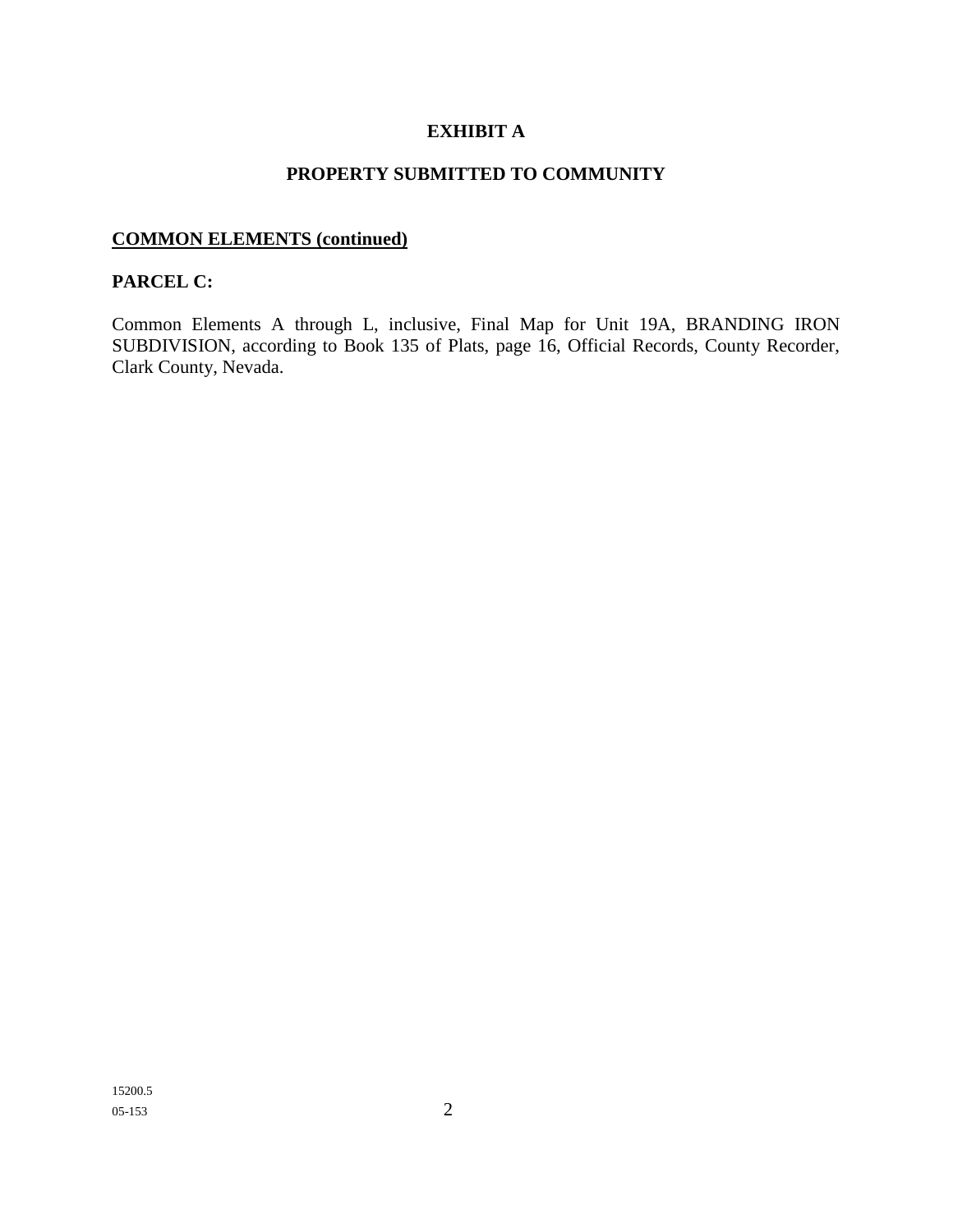# EXHIBIT A

## PROPERTY SUBMITTED TO COMMUNITY

**COMMON ELEMENTS (continued)**

**PARCEL C:**

Common Elements A through L, inclusive, Final Map for Unit 19A, BRANDING IRON SUBDIVISION, according to Book 135 of Plats, page 16, Official Records, County Recorder, Clark County, Nevada.

15200.5
05-153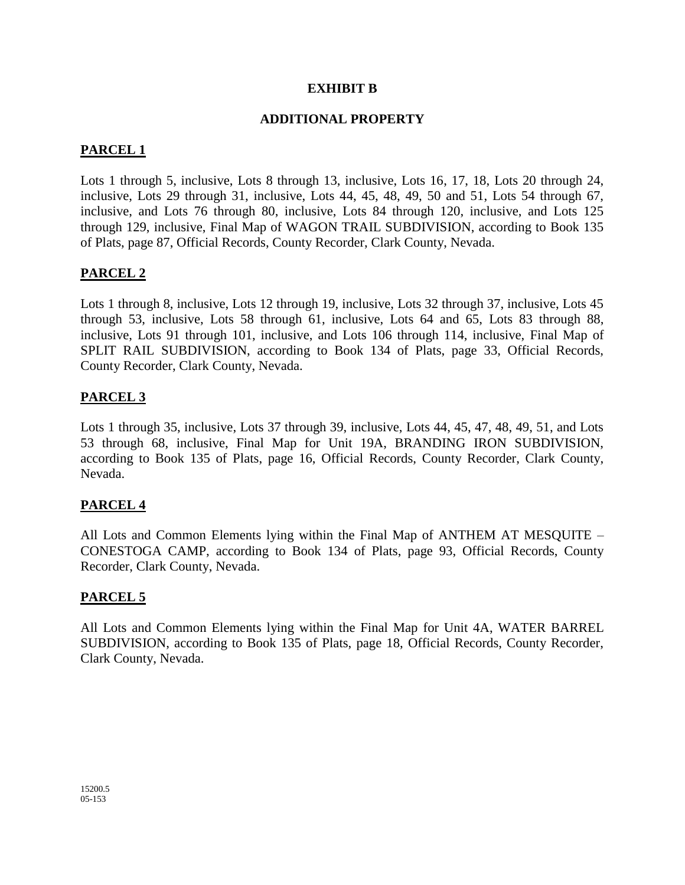# EXHIBIT B

## ADDITIONAL PROPERTY

**PARCEL 1**

Lots 1 through 5, inclusive, Lots 8 through 13, inclusive, Lots 16, 17, 18, Lots 20 through 24, inclusive, Lots 29 through 31, inclusive, Lots 44, 45, 48, 49, 50 and 51, Lots 54 through 67, inclusive, and Lots 76 through 80, inclusive, Lots 84 through 120, inclusive, and Lots 125 through 129, inclusive, Final Map of WAGON TRAIL SUBDIVISION, according to Book 135 of Plats, page 87, Official Records, County Recorder, Clark County, Nevada.

**PARCEL 2**

Lots 1 through 8, inclusive, Lots 12 through 19, inclusive, Lots 32 through 37, inclusive, Lots 45 through 53, inclusive, Lots 58 through 61, inclusive, Lots 64 and 65, Lots 83 through 88, inclusive, Lots 91 through 101, inclusive, and Lots 106 through 114, inclusive, Final Map of SPLIT RAIL SUBDIVISION, according to Book 134 of Plats, page 33, Official Records, County Recorder, Clark County, Nevada.

**PARCEL 3**

Lots 1 through 35, inclusive, Lots 37 through 39, inclusive, Lots 44, 45, 47, 48, 49, 51, and Lots 53 through 68, inclusive, Final Map for Unit 19A, BRANDING IRON SUBDIVISION, according to Book 135 of Plats, page 16, Official Records, County Recorder, Clark County, Nevada.

**PARCEL 4**

All Lots and Common Elements lying within the Final Map of ANTHEM AT MESQUITE – CONESTOGA CAMP, according to Book 134 of Plats, page 93, Official Records, County Recorder, Clark County, Nevada.

**PARCEL 5**

All Lots and Common Elements lying within the Final Map for Unit 4A, WATER BARREL SUBDIVISION, according to Book 135 of Plats, page 18, Official Records, County Recorder, Clark County, Nevada.

15200.5
05-153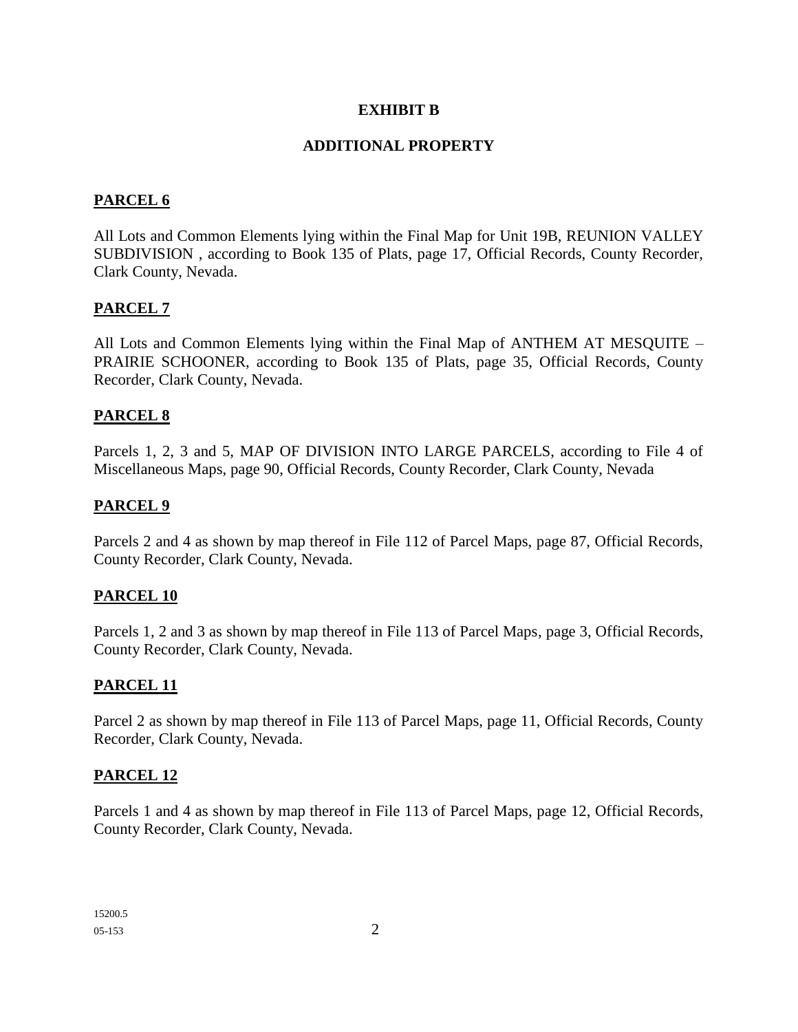# EXHIBIT B

## ADDITIONAL PROPERTY

**PARCEL 6**

All Lots and Common Elements lying within the Final Map for Unit 19B, REUNION VALLEY SUBDIVISION , according to Book 135 of Plats, page 17, Official Records, County Recorder, Clark County, Nevada.

**PARCEL 7**

All Lots and Common Elements lying within the Final Map of ANTHEM AT MESQUITE – PRAIRIE SCHOONER, according to Book 135 of Plats, page 35, Official Records, County Recorder, Clark County, Nevada.

**PARCEL 8**

Parcels 1, 2, 3 and 5, MAP OF DIVISION INTO LARGE PARCELS, according to File 4 of Miscellaneous Maps, page 90, Official Records, County Recorder, Clark County, Nevada

**PARCEL 9**

Parcels 2 and 4 as shown by map thereof in File 112 of Parcel Maps, page 87, Official Records, County Recorder, Clark County, Nevada.

**PARCEL 10**

Parcels 1, 2 and 3 as shown by map thereof in File 113 of Parcel Maps, page 3, Official Records, County Recorder, Clark County, Nevada.

**PARCEL 11**

Parcel 2 as shown by map thereof in File 113 of Parcel Maps, page 11, Official Records, County Recorder, Clark County, Nevada.

**PARCEL 12**

Parcels 1 and 4 as shown by map thereof in File 113 of Parcel Maps, page 12, Official Records, County Recorder, Clark County, Nevada.

15200.5
05-153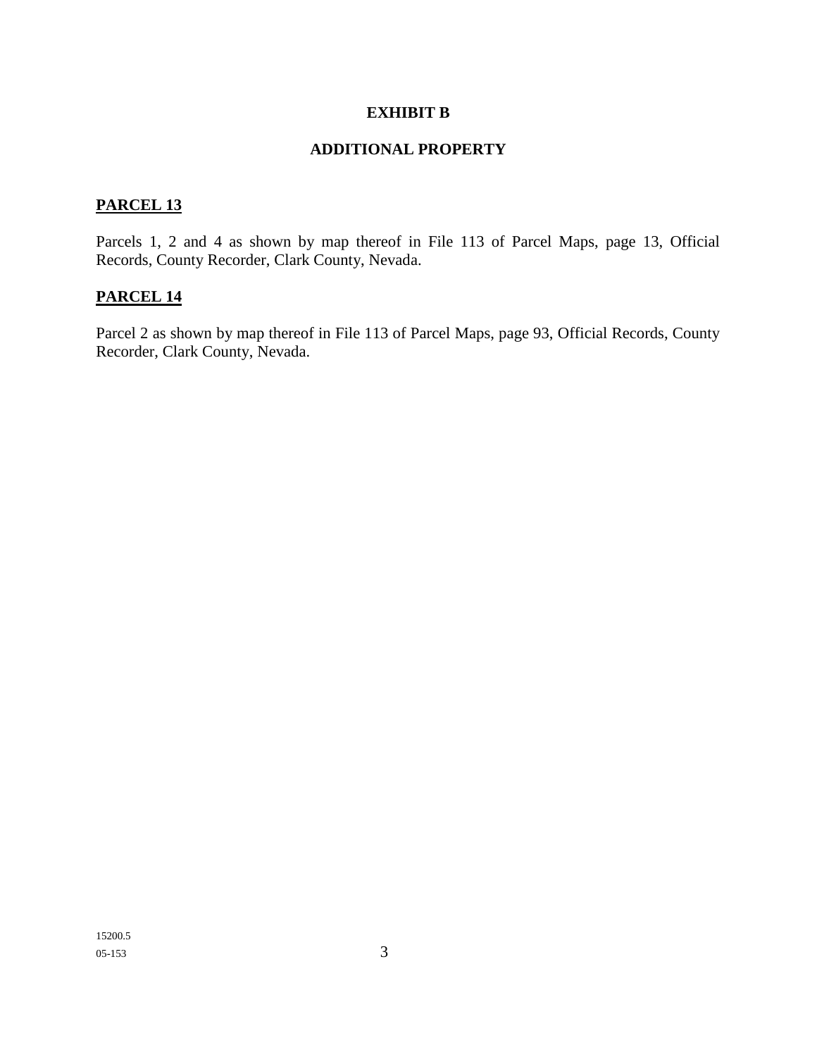**EXHIBIT B**

**ADDITIONAL PROPERTY**

**PARCEL 13**

Parcels 1, 2 and 4 as shown by map thereof in File 113 of Parcel Maps, page 13, Official Records, County Recorder, Clark County, Nevada.

**PARCEL 14**

Parcel 2 as shown by map thereof in File 113 of Parcel Maps, page 93, Official Records, County Recorder, Clark County, Nevada.

15200.5
05-153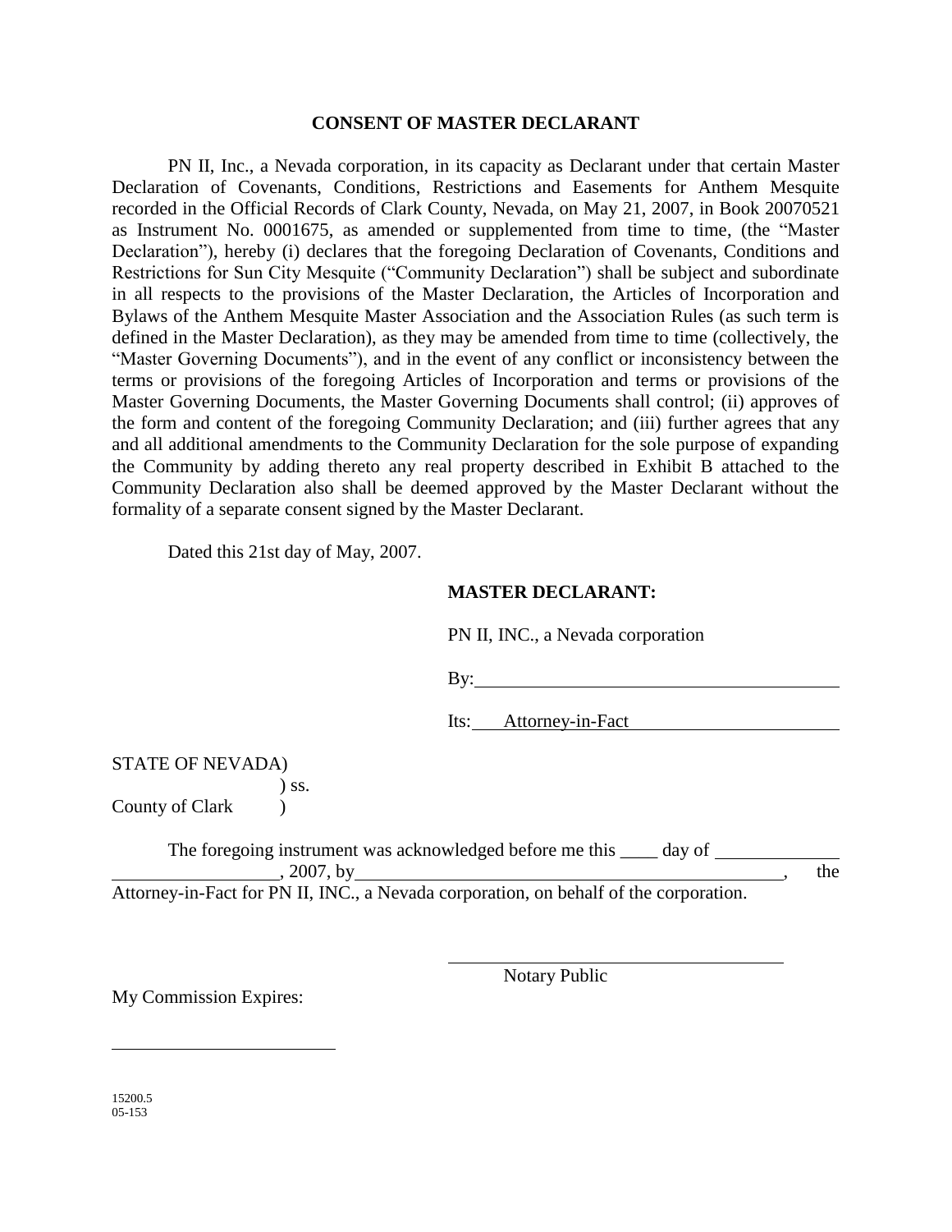**CONSENT OF MASTER DECLARANT**

PN II, Inc., a Nevada corporation, in its capacity as Declarant under that certain Master Declaration of Covenants, Conditions, Restrictions and Easements for Anthem Mesquite recorded in the Official Records of Clark County, Nevada, on May 21, 2007, in Book 20070521 as Instrument No. 0001675, as amended or supplemented from time to time, (the "Master Declaration"), hereby (i) declares that the foregoing Declaration of Covenants, Conditions and Restrictions for Sun City Mesquite ("Community Declaration") shall be subject and subordinate in all respects to the provisions of the Master Declaration, the Articles of Incorporation and Bylaws of the Anthem Mesquite Master Association and the Association Rules (as such term is defined in the Master Declaration), as they may be amended from time to time (collectively, the "Master Governing Documents"), and in the event of any conflict or inconsistency between the terms or provisions of the foregoing Articles of Incorporation and terms or provisions of the Master Governing Documents, the Master Governing Documents shall control; (ii) approves of the form and content of the foregoing Community Declaration; and (iii) further agrees that any and all additional amendments to the Community Declaration for the sole purpose of expanding the Community by adding thereto any real property described in Exhibit B attached to the Community Declaration also shall be deemed approved by the Master Declarant without the formality of a separate consent signed by the Master Declarant.

Dated this 21st day of May, 2007.

**MASTER DECLARANT:**

PN II, INC., a Nevada corporation

By: ________________________________________

Its: Attorney-in-Fact

STATE OF NEVADA )
) ss.
County of Clark )

The foregoing instrument was acknowledged before me this ____ day of ____________ ________________, 2007, by ____________________________________________, the Attorney-in-Fact for PN II, INC., a Nevada corporation, on behalf of the corporation.

____________________________________
Notary Public

My Commission Expires:

________________________

15200.5
05-153